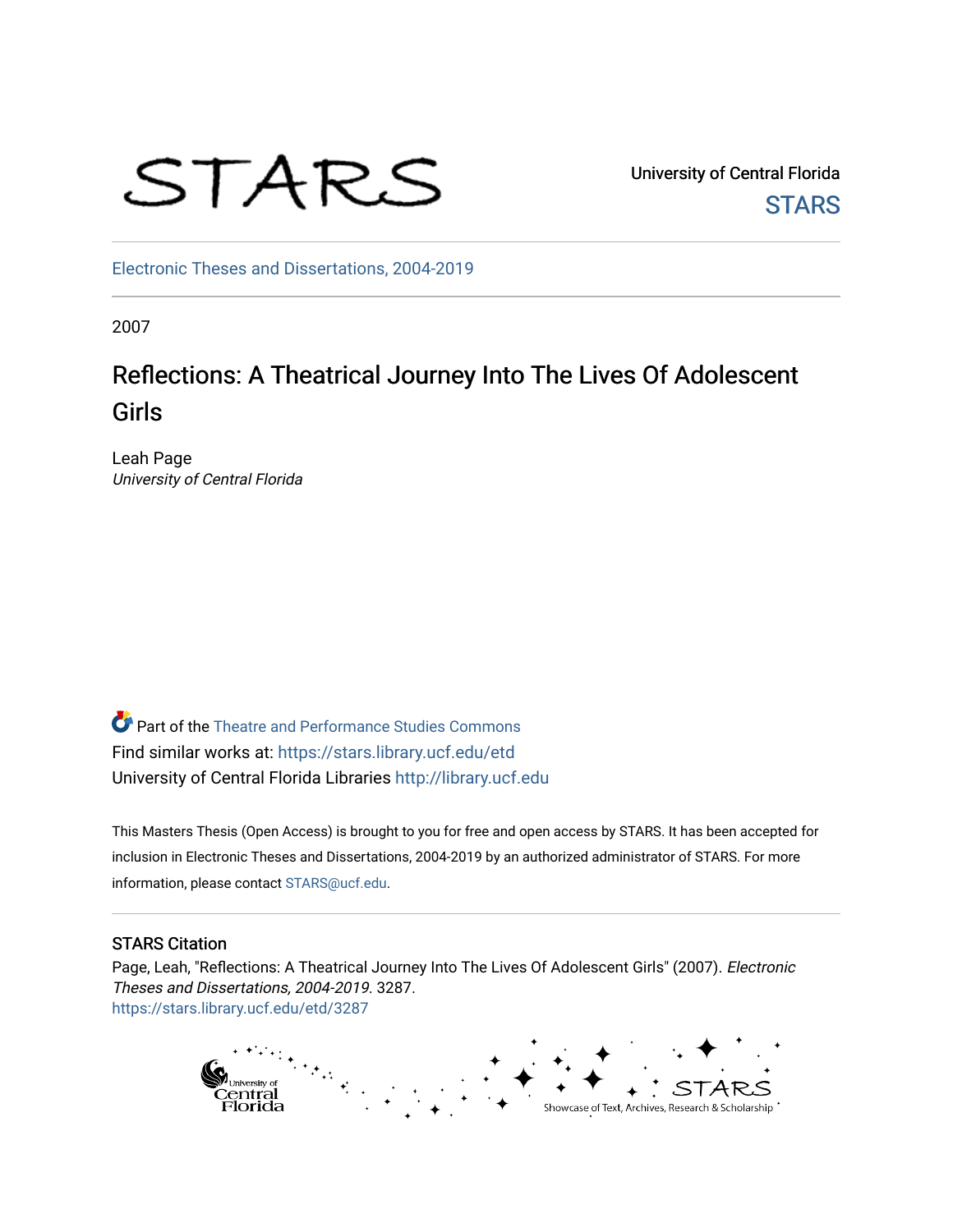University of Central Florida

STARS

Electronic Theses and Dissertations, 2004-2019

2007

# Reflections: A Theatrical Journey Into The Lives Of Adolescent Girls

Leah Page
*University of Central Florida*

Part of the Theatre and Performance Studies Commons
Find similar works at: https://stars.library.ucf.edu/etd
University of Central Florida Libraries http://library.ucf.edu

This Masters Thesis (Open Access) is brought to you for free and open access by STARS. It has been accepted for inclusion in Electronic Theses and Dissertations, 2004-2019 by an authorized administrator of STARS. For more information, please contact STARS@ucf.edu.

## STARS Citation

Page, Leah, "Reflections: A Theatrical Journey Into The Lives Of Adolescent Girls" (2007). *Electronic Theses and Dissertations, 2004-2019*. 3287.
https://stars.library.ucf.edu/etd/3287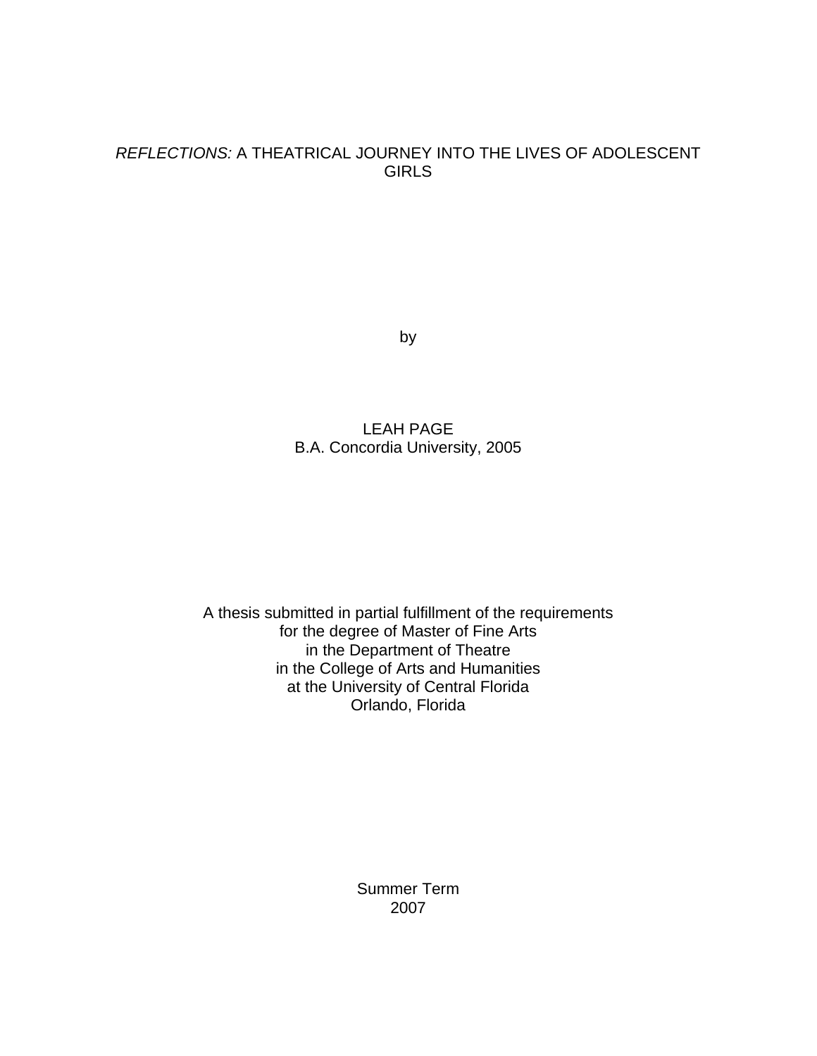*REFLECTIONS:* A THEATRICAL JOURNEY INTO THE LIVES OF ADOLESCENT GIRLS

by

LEAH PAGE
B.A. Concordia University, 2005

A thesis submitted in partial fulfillment of the requirements
for the degree of Master of Fine Arts
in the Department of Theatre
in the College of Arts and Humanities
at the University of Central Florida
Orlando, Florida

Summer Term
2007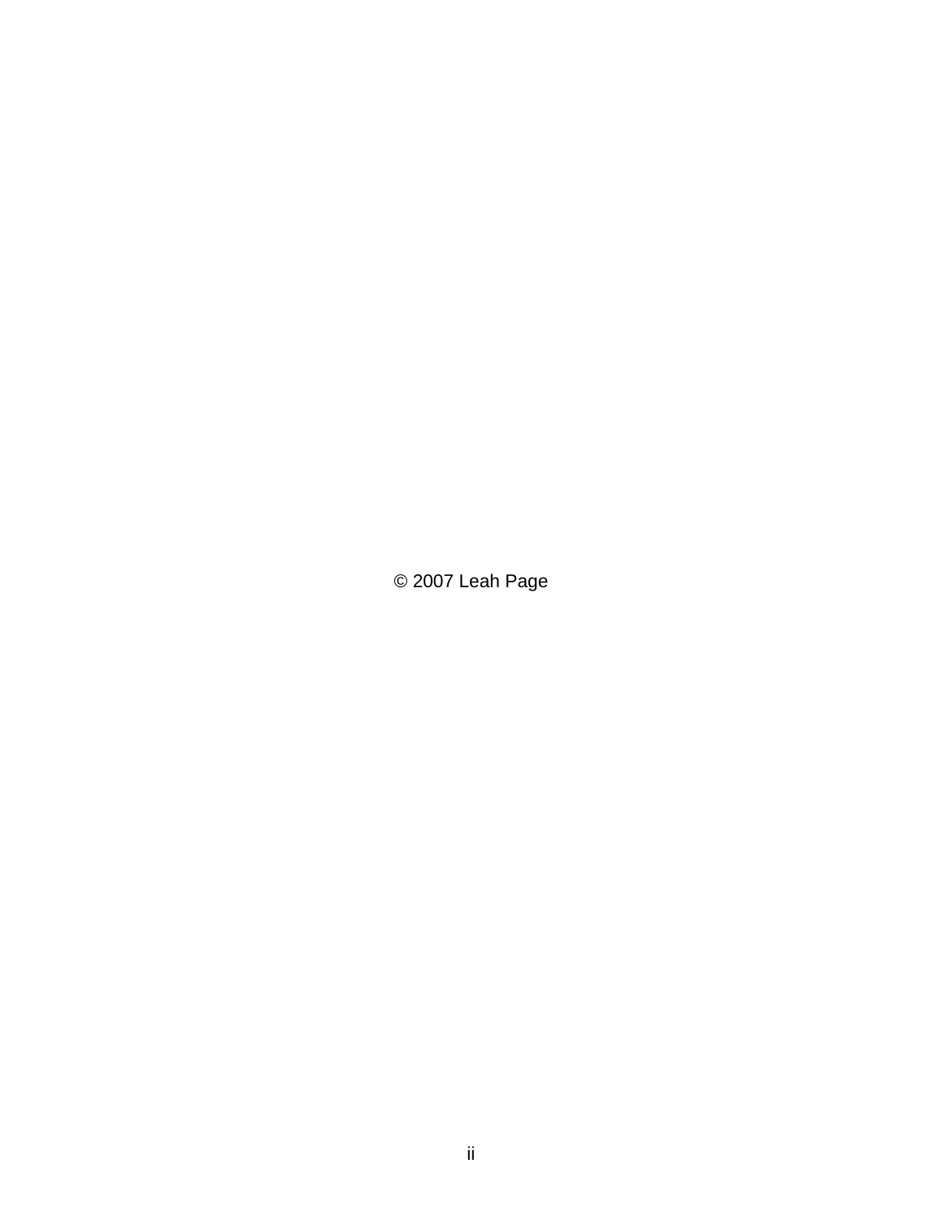© 2007 Leah Page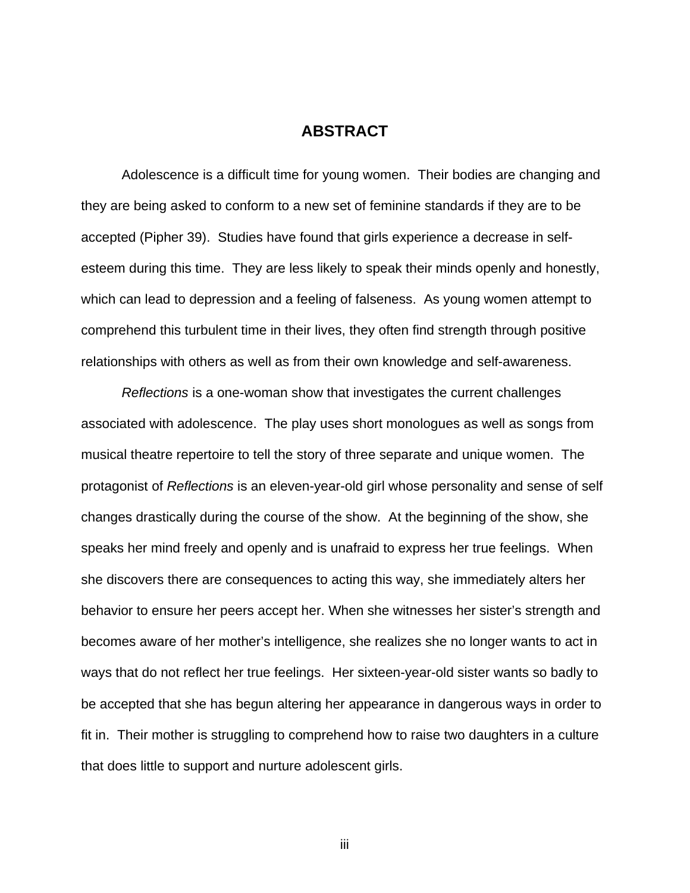# ABSTRACT

Adolescence is a difficult time for young women. Their bodies are changing and they are being asked to conform to a new set of feminine standards if they are to be accepted (Pipher 39). Studies have found that girls experience a decrease in self-esteem during this time. They are less likely to speak their minds openly and honestly, which can lead to depression and a feeling of falseness. As young women attempt to comprehend this turbulent time in their lives, they often find strength through positive relationships with others as well as from their own knowledge and self-awareness.

*Reflections* is a one-woman show that investigates the current challenges associated with adolescence. The play uses short monologues as well as songs from musical theatre repertoire to tell the story of three separate and unique women. The protagonist of *Reflections* is an eleven-year-old girl whose personality and sense of self changes drastically during the course of the show. At the beginning of the show, she speaks her mind freely and openly and is unafraid to express her true feelings. When she discovers there are consequences to acting this way, she immediately alters her behavior to ensure her peers accept her. When she witnesses her sister's strength and becomes aware of her mother's intelligence, she realizes she no longer wants to act in ways that do not reflect her true feelings. Her sixteen-year-old sister wants so badly to be accepted that she has begun altering her appearance in dangerous ways in order to fit in. Their mother is struggling to comprehend how to raise two daughters in a culture that does little to support and nurture adolescent girls.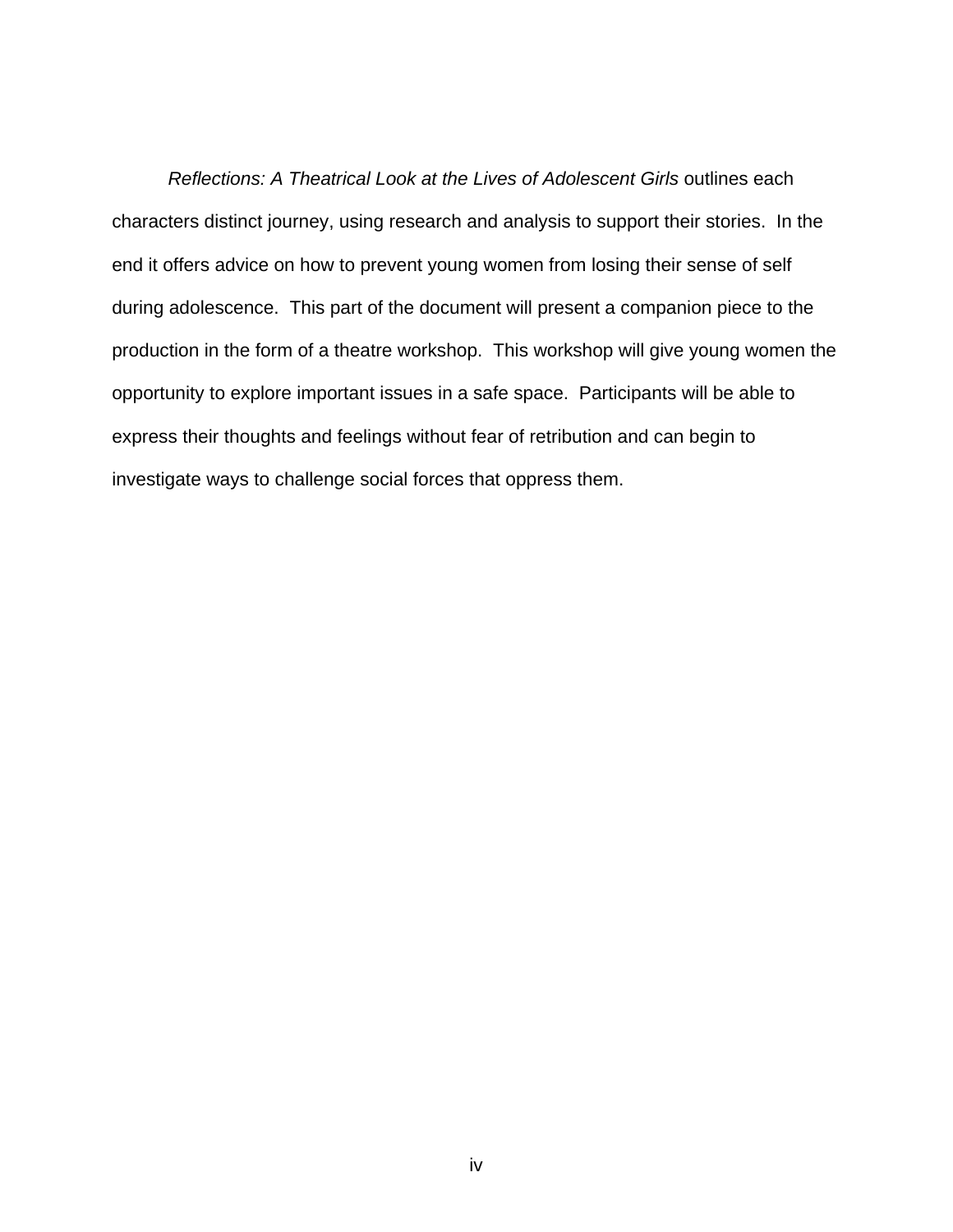*Reflections: A Theatrical Look at the Lives of Adolescent Girls* outlines each characters distinct journey, using research and analysis to support their stories. In the end it offers advice on how to prevent young women from losing their sense of self during adolescence. This part of the document will present a companion piece to the production in the form of a theatre workshop. This workshop will give young women the opportunity to explore important issues in a safe space. Participants will be able to express their thoughts and feelings without fear of retribution and can begin to investigate ways to challenge social forces that oppress them.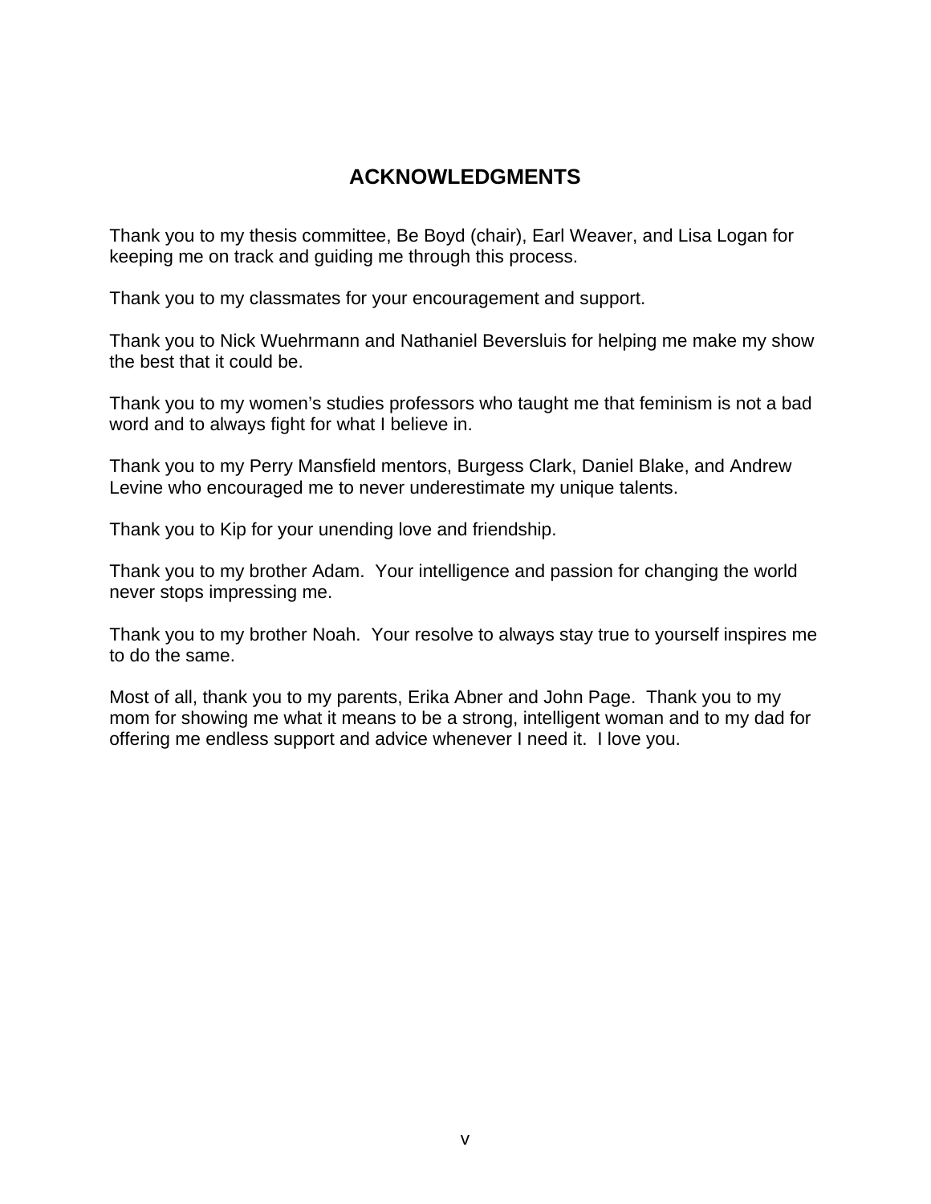## ACKNOWLEDGMENTS

Thank you to my thesis committee, Be Boyd (chair), Earl Weaver, and Lisa Logan for keeping me on track and guiding me through this process.

Thank you to my classmates for your encouragement and support.

Thank you to Nick Wuehrmann and Nathaniel Beversluis for helping me make my show the best that it could be.

Thank you to my women's studies professors who taught me that feminism is not a bad word and to always fight for what I believe in.

Thank you to my Perry Mansfield mentors, Burgess Clark, Daniel Blake, and Andrew Levine who encouraged me to never underestimate my unique talents.

Thank you to Kip for your unending love and friendship.

Thank you to my brother Adam. Your intelligence and passion for changing the world never stops impressing me.

Thank you to my brother Noah. Your resolve to always stay true to yourself inspires me to do the same.

Most of all, thank you to my parents, Erika Abner and John Page. Thank you to my mom for showing me what it means to be a strong, intelligent woman and to my dad for offering me endless support and advice whenever I need it. I love you.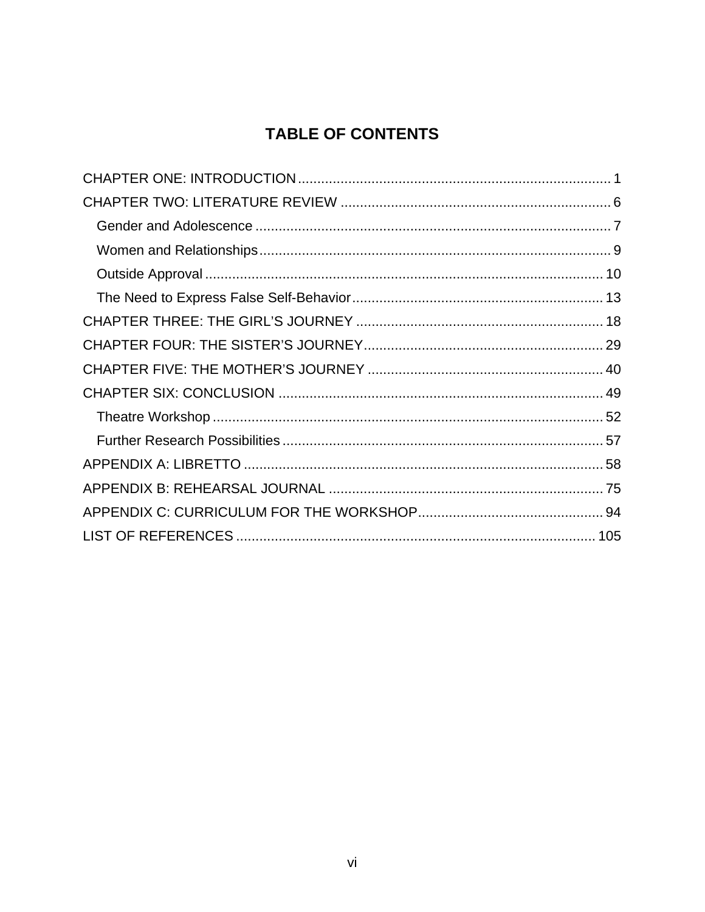# TABLE OF CONTENTS

CHAPTER ONE: INTRODUCTION ................................................................................ 1

CHAPTER TWO: LITERATURE REVIEW ..................................................................... 6

- Gender and Adolescence ........................................................................................... 7
- Women and Relationships .......................................................................................... 9
- Outside Approval ...................................................................................................... 10
- The Need to Express False Self-Behavior ................................................................ 13

CHAPTER THREE: THE GIRL'S JOURNEY ............................................................... 18

CHAPTER FOUR: THE SISTER'S JOURNEY ............................................................. 29

CHAPTER FIVE: THE MOTHER'S JOURNEY ............................................................ 40

CHAPTER SIX: CONCLUSION ................................................................................... 49

- Theatre Workshop .................................................................................................... 52
- Further Research Possibilities .................................................................................. 57

APPENDIX A: LIBRETTO ............................................................................................ 58

APPENDIX B: REHEARSAL JOURNAL ...................................................................... 75

APPENDIX C: CURRICULUM FOR THE WORKSHOP ............................................... 94

LIST OF REFERENCES ............................................................................................ 105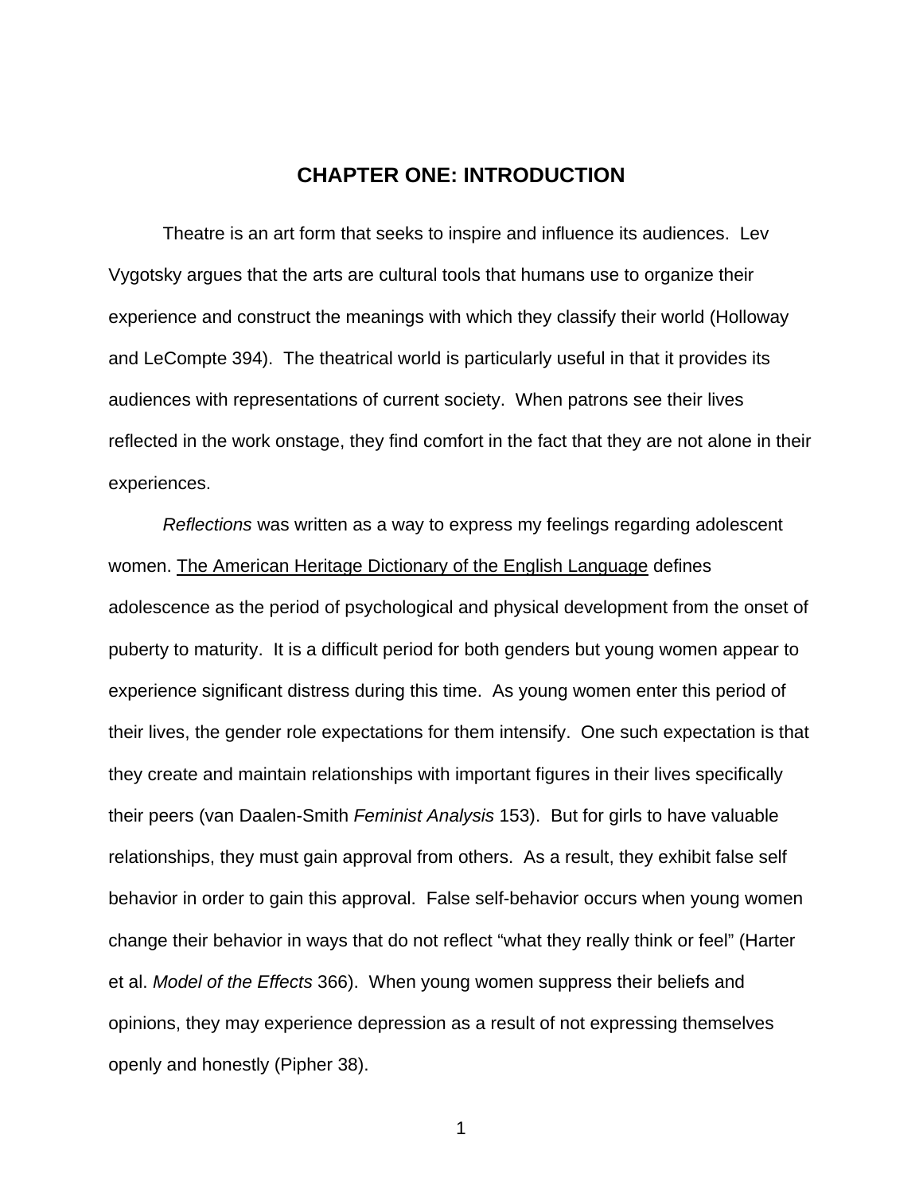# CHAPTER ONE: INTRODUCTION

Theatre is an art form that seeks to inspire and influence its audiences. Lev Vygotsky argues that the arts are cultural tools that humans use to organize their experience and construct the meanings with which they classify their world (Holloway and LeCompte 394). The theatrical world is particularly useful in that it provides its audiences with representations of current society. When patrons see their lives reflected in the work onstage, they find comfort in the fact that they are not alone in their experiences.

*Reflections* was written as a way to express my feelings regarding adolescent women. <u>The American Heritage Dictionary of the English Language</u> defines adolescence as the period of psychological and physical development from the onset of puberty to maturity. It is a difficult period for both genders but young women appear to experience significant distress during this time. As young women enter this period of their lives, the gender role expectations for them intensify. One such expectation is that they create and maintain relationships with important figures in their lives specifically their peers (van Daalen-Smith *Feminist Analysis* 153). But for girls to have valuable relationships, they must gain approval from others. As a result, they exhibit false self behavior in order to gain this approval. False self-behavior occurs when young women change their behavior in ways that do not reflect "what they really think or feel" (Harter et al. *Model of the Effects* 366). When young women suppress their beliefs and opinions, they may experience depression as a result of not expressing themselves openly and honestly (Pipher 38).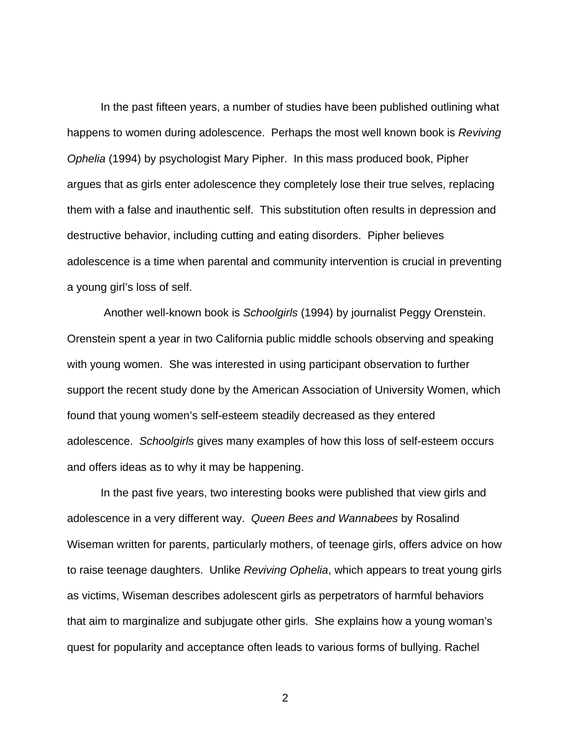In the past fifteen years, a number of studies have been published outlining what happens to women during adolescence. Perhaps the most well known book is *Reviving Ophelia* (1994) by psychologist Mary Pipher. In this mass produced book, Pipher argues that as girls enter adolescence they completely lose their true selves, replacing them with a false and inauthentic self. This substitution often results in depression and destructive behavior, including cutting and eating disorders. Pipher believes adolescence is a time when parental and community intervention is crucial in preventing a young girl's loss of self.

Another well-known book is *Schoolgirls* (1994) by journalist Peggy Orenstein. Orenstein spent a year in two California public middle schools observing and speaking with young women. She was interested in using participant observation to further support the recent study done by the American Association of University Women, which found that young women's self-esteem steadily decreased as they entered adolescence. *Schoolgirls* gives many examples of how this loss of self-esteem occurs and offers ideas as to why it may be happening.

In the past five years, two interesting books were published that view girls and adolescence in a very different way. *Queen Bees and Wannabees* by Rosalind Wiseman written for parents, particularly mothers, of teenage girls, offers advice on how to raise teenage daughters. Unlike *Reviving Ophelia*, which appears to treat young girls as victims, Wiseman describes adolescent girls as perpetrators of harmful behaviors that aim to marginalize and subjugate other girls. She explains how a young woman's quest for popularity and acceptance often leads to various forms of bullying. Rachel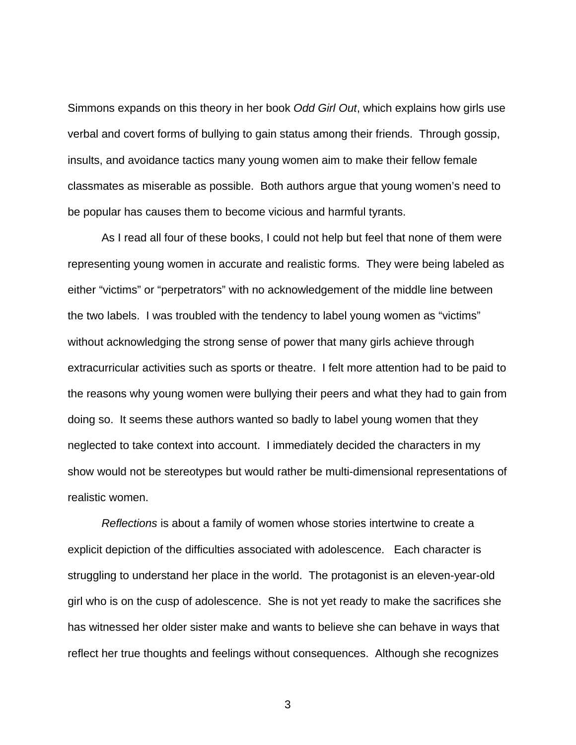Simmons expands on this theory in her book *Odd Girl Out*, which explains how girls use verbal and covert forms of bullying to gain status among their friends. Through gossip, insults, and avoidance tactics many young women aim to make their fellow female classmates as miserable as possible. Both authors argue that young women's need to be popular has causes them to become vicious and harmful tyrants.

As I read all four of these books, I could not help but feel that none of them were representing young women in accurate and realistic forms. They were being labeled as either "victims" or "perpetrators" with no acknowledgement of the middle line between the two labels. I was troubled with the tendency to label young women as "victims" without acknowledging the strong sense of power that many girls achieve through extracurricular activities such as sports or theatre. I felt more attention had to be paid to the reasons why young women were bullying their peers and what they had to gain from doing so. It seems these authors wanted so badly to label young women that they neglected to take context into account. I immediately decided the characters in my show would not be stereotypes but would rather be multi-dimensional representations of realistic women.

*Reflections* is about a family of women whose stories intertwine to create a explicit depiction of the difficulties associated with adolescence. Each character is struggling to understand her place in the world. The protagonist is an eleven-year-old girl who is on the cusp of adolescence. She is not yet ready to make the sacrifices she has witnessed her older sister make and wants to believe she can behave in ways that reflect her true thoughts and feelings without consequences. Although she recognizes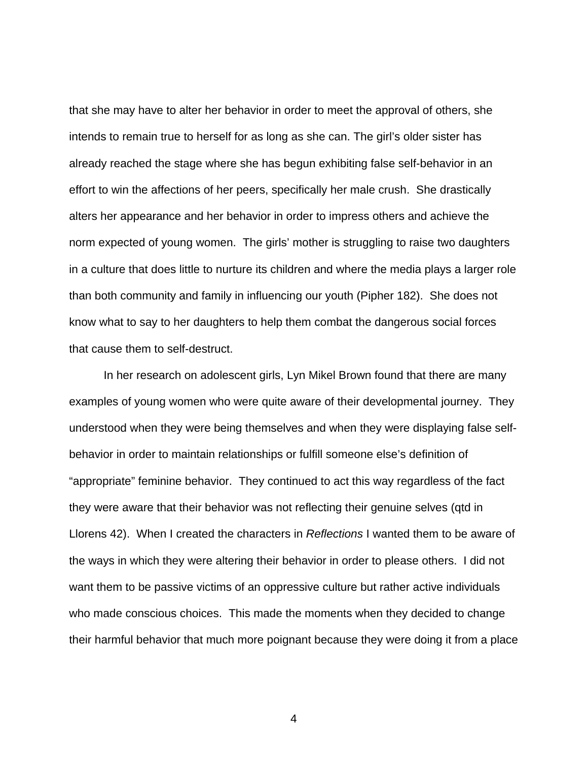that she may have to alter her behavior in order to meet the approval of others, she intends to remain true to herself for as long as she can. The girl's older sister has already reached the stage where she has begun exhibiting false self-behavior in an effort to win the affections of her peers, specifically her male crush. She drastically alters her appearance and her behavior in order to impress others and achieve the norm expected of young women. The girls' mother is struggling to raise two daughters in a culture that does little to nurture its children and where the media plays a larger role than both community and family in influencing our youth (Pipher 182). She does not know what to say to her daughters to help them combat the dangerous social forces that cause them to self-destruct.

In her research on adolescent girls, Lyn Mikel Brown found that there are many examples of young women who were quite aware of their developmental journey. They understood when they were being themselves and when they were displaying false self-behavior in order to maintain relationships or fulfill someone else's definition of "appropriate" feminine behavior. They continued to act this way regardless of the fact they were aware that their behavior was not reflecting their genuine selves (qtd in Llorens 42). When I created the characters in *Reflections* I wanted them to be aware of the ways in which they were altering their behavior in order to please others. I did not want them to be passive victims of an oppressive culture but rather active individuals who made conscious choices. This made the moments when they decided to change their harmful behavior that much more poignant because they were doing it from a place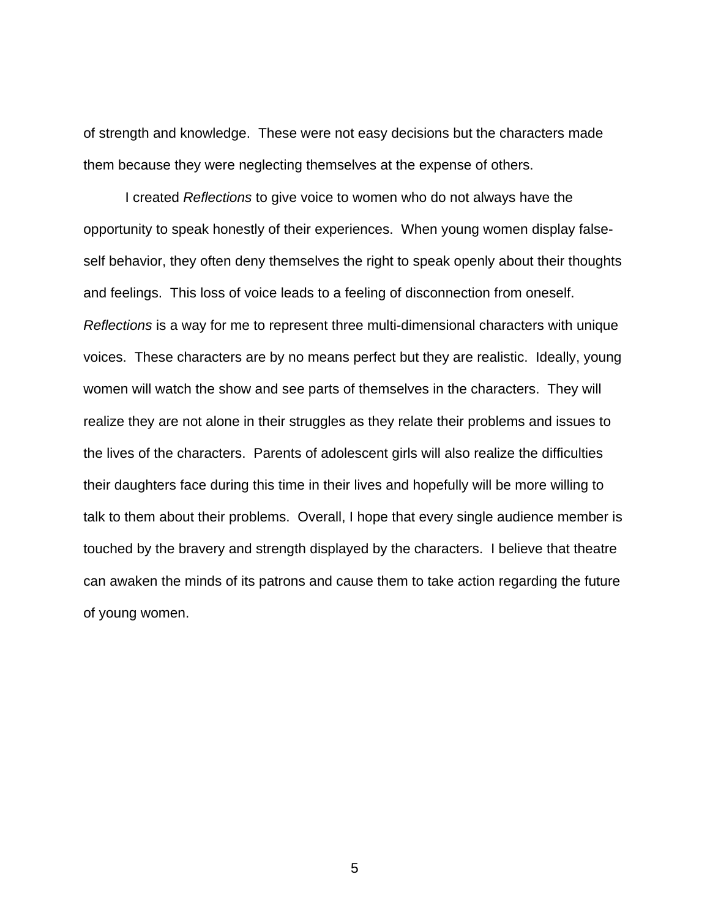of strength and knowledge. These were not easy decisions but the characters made them because they were neglecting themselves at the expense of others.

I created *Reflections* to give voice to women who do not always have the opportunity to speak honestly of their experiences. When young women display false-self behavior, they often deny themselves the right to speak openly about their thoughts and feelings. This loss of voice leads to a feeling of disconnection from oneself. *Reflections* is a way for me to represent three multi-dimensional characters with unique voices. These characters are by no means perfect but they are realistic. Ideally, young women will watch the show and see parts of themselves in the characters. They will realize they are not alone in their struggles as they relate their problems and issues to the lives of the characters. Parents of adolescent girls will also realize the difficulties their daughters face during this time in their lives and hopefully will be more willing to talk to them about their problems. Overall, I hope that every single audience member is touched by the bravery and strength displayed by the characters. I believe that theatre can awaken the minds of its patrons and cause them to take action regarding the future of young women.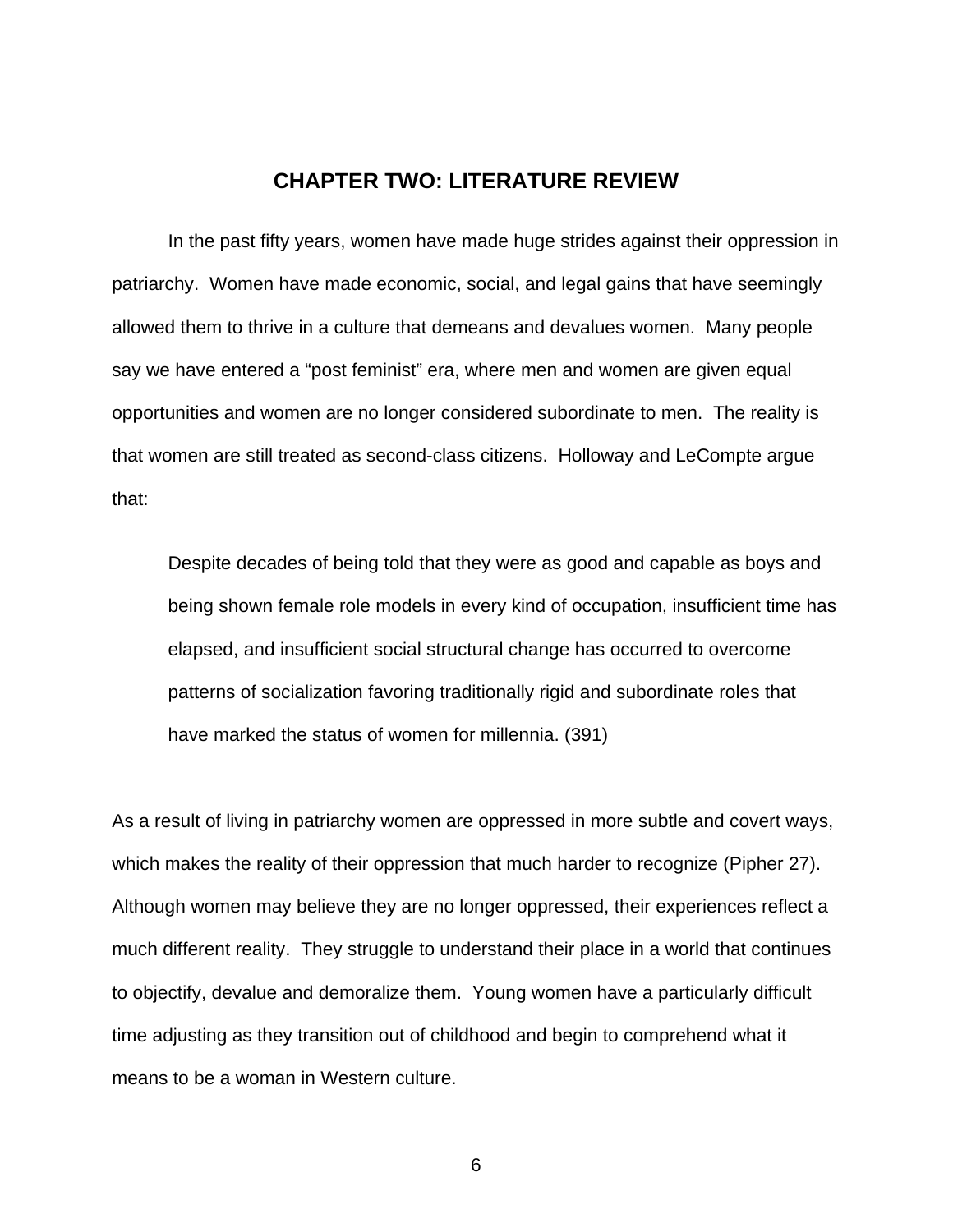# CHAPTER TWO: LITERATURE REVIEW

In the past fifty years, women have made huge strides against their oppression in patriarchy. Women have made economic, social, and legal gains that have seemingly allowed them to thrive in a culture that demeans and devalues women. Many people say we have entered a "post feminist" era, where men and women are given equal opportunities and women are no longer considered subordinate to men. The reality is that women are still treated as second-class citizens. Holloway and LeCompte argue that:

> Despite decades of being told that they were as good and capable as boys and being shown female role models in every kind of occupation, insufficient time has elapsed, and insufficient social structural change has occurred to overcome patterns of socialization favoring traditionally rigid and subordinate roles that have marked the status of women for millennia. (391)

As a result of living in patriarchy women are oppressed in more subtle and covert ways, which makes the reality of their oppression that much harder to recognize (Pipher 27). Although women may believe they are no longer oppressed, their experiences reflect a much different reality. They struggle to understand their place in a world that continues to objectify, devalue and demoralize them. Young women have a particularly difficult time adjusting as they transition out of childhood and begin to comprehend what it means to be a woman in Western culture.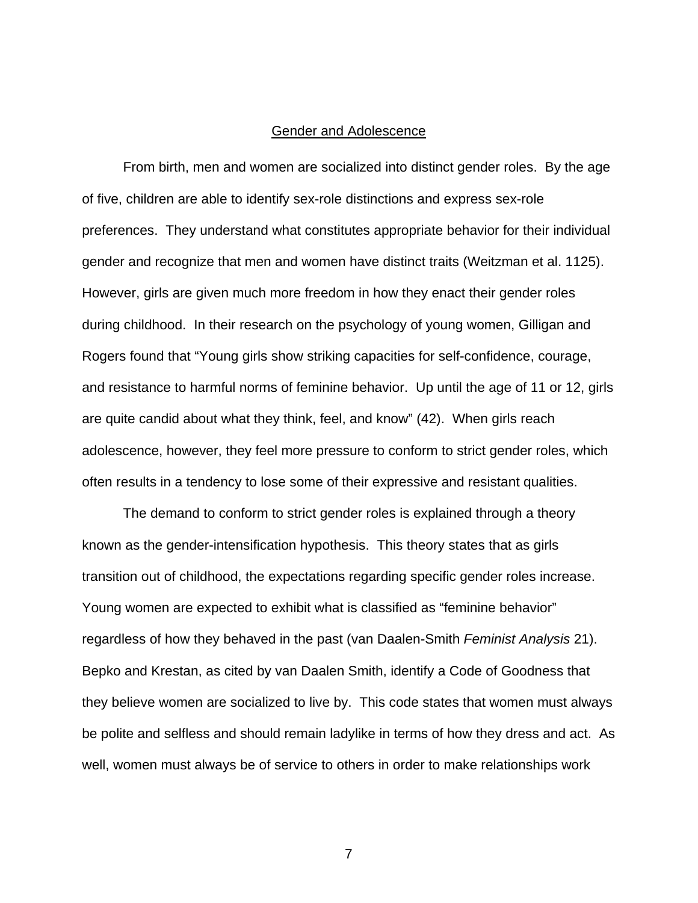## Gender and Adolescence

From birth, men and women are socialized into distinct gender roles. By the age of five, children are able to identify sex-role distinctions and express sex-role preferences. They understand what constitutes appropriate behavior for their individual gender and recognize that men and women have distinct traits (Weitzman et al. 1125). However, girls are given much more freedom in how they enact their gender roles during childhood. In their research on the psychology of young women, Gilligan and Rogers found that "Young girls show striking capacities for self-confidence, courage, and resistance to harmful norms of feminine behavior. Up until the age of 11 or 12, girls are quite candid about what they think, feel, and know" (42). When girls reach adolescence, however, they feel more pressure to conform to strict gender roles, which often results in a tendency to lose some of their expressive and resistant qualities.

The demand to conform to strict gender roles is explained through a theory known as the gender-intensification hypothesis. This theory states that as girls transition out of childhood, the expectations regarding specific gender roles increase. Young women are expected to exhibit what is classified as "feminine behavior" regardless of how they behaved in the past (van Daalen-Smith *Feminist Analysis* 21). Bepko and Krestan, as cited by van Daalen Smith, identify a Code of Goodness that they believe women are socialized to live by. This code states that women must always be polite and selfless and should remain ladylike in terms of how they dress and act. As well, women must always be of service to others in order to make relationships work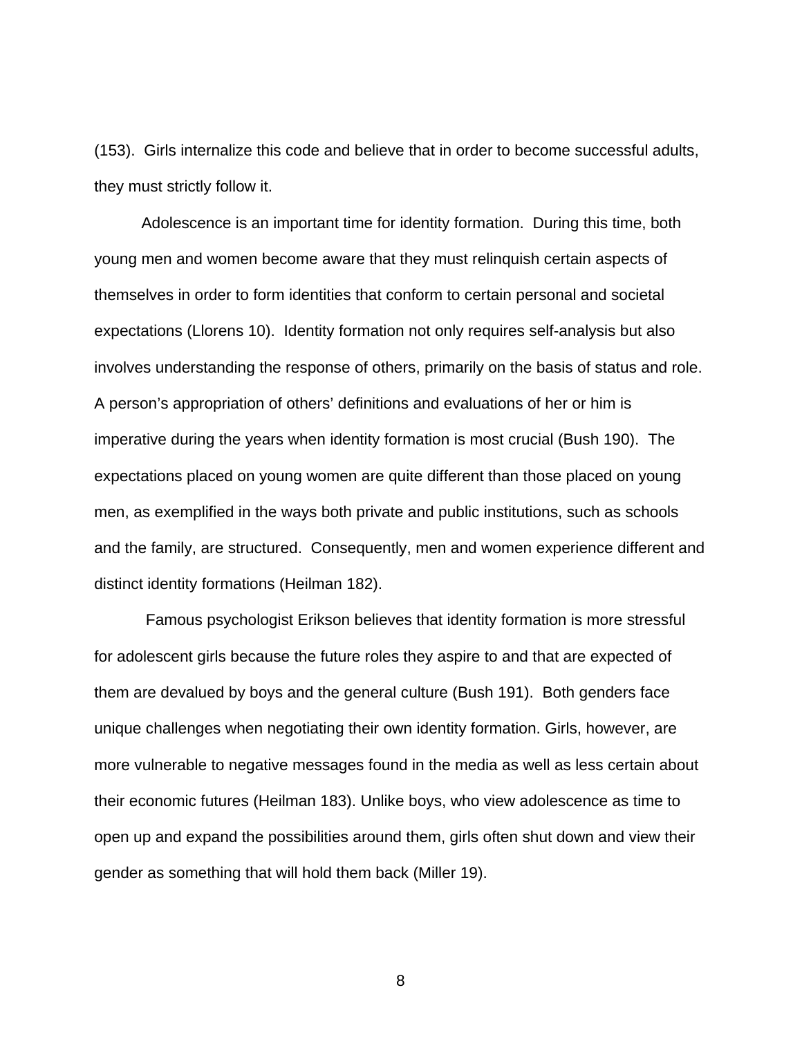(153). Girls internalize this code and believe that in order to become successful adults, they must strictly follow it.

Adolescence is an important time for identity formation. During this time, both young men and women become aware that they must relinquish certain aspects of themselves in order to form identities that conform to certain personal and societal expectations (Llorens 10). Identity formation not only requires self-analysis but also involves understanding the response of others, primarily on the basis of status and role. A person's appropriation of others' definitions and evaluations of her or him is imperative during the years when identity formation is most crucial (Bush 190). The expectations placed on young women are quite different than those placed on young men, as exemplified in the ways both private and public institutions, such as schools and the family, are structured. Consequently, men and women experience different and distinct identity formations (Heilman 182).

Famous psychologist Erikson believes that identity formation is more stressful for adolescent girls because the future roles they aspire to and that are expected of them are devalued by boys and the general culture (Bush 191). Both genders face unique challenges when negotiating their own identity formation. Girls, however, are more vulnerable to negative messages found in the media as well as less certain about their economic futures (Heilman 183). Unlike boys, who view adolescence as time to open up and expand the possibilities around them, girls often shut down and view their gender as something that will hold them back (Miller 19).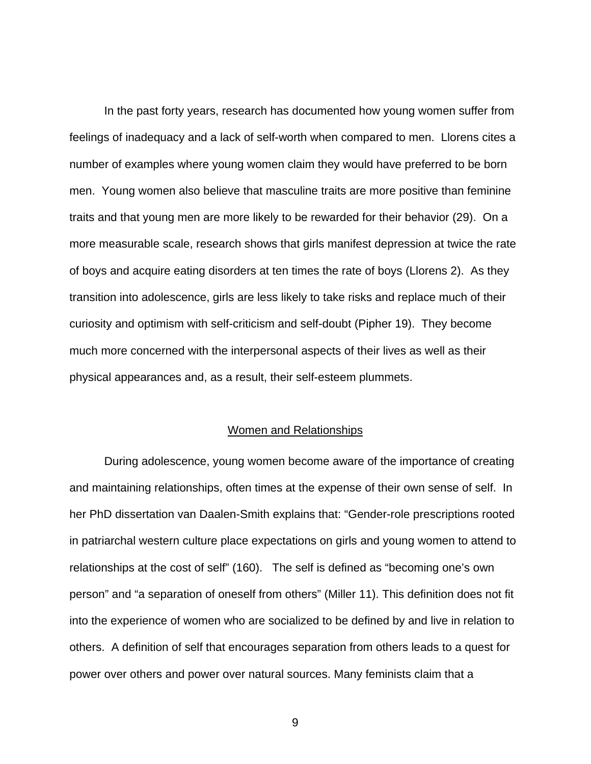In the past forty years, research has documented how young women suffer from feelings of inadequacy and a lack of self-worth when compared to men. Llorens cites a number of examples where young women claim they would have preferred to be born men. Young women also believe that masculine traits are more positive than feminine traits and that young men are more likely to be rewarded for their behavior (29). On a more measurable scale, research shows that girls manifest depression at twice the rate of boys and acquire eating disorders at ten times the rate of boys (Llorens 2). As they transition into adolescence, girls are less likely to take risks and replace much of their curiosity and optimism with self-criticism and self-doubt (Pipher 19). They become much more concerned with the interpersonal aspects of their lives as well as their physical appearances and, as a result, their self-esteem plummets.

## Women and Relationships

During adolescence, young women become aware of the importance of creating and maintaining relationships, often times at the expense of their own sense of self. In her PhD dissertation van Daalen-Smith explains that: "Gender-role prescriptions rooted in patriarchal western culture place expectations on girls and young women to attend to relationships at the cost of self" (160). The self is defined as "becoming one's own person" and "a separation of oneself from others" (Miller 11). This definition does not fit into the experience of women who are socialized to be defined by and live in relation to others. A definition of self that encourages separation from others leads to a quest for power over others and power over natural sources. Many feminists claim that a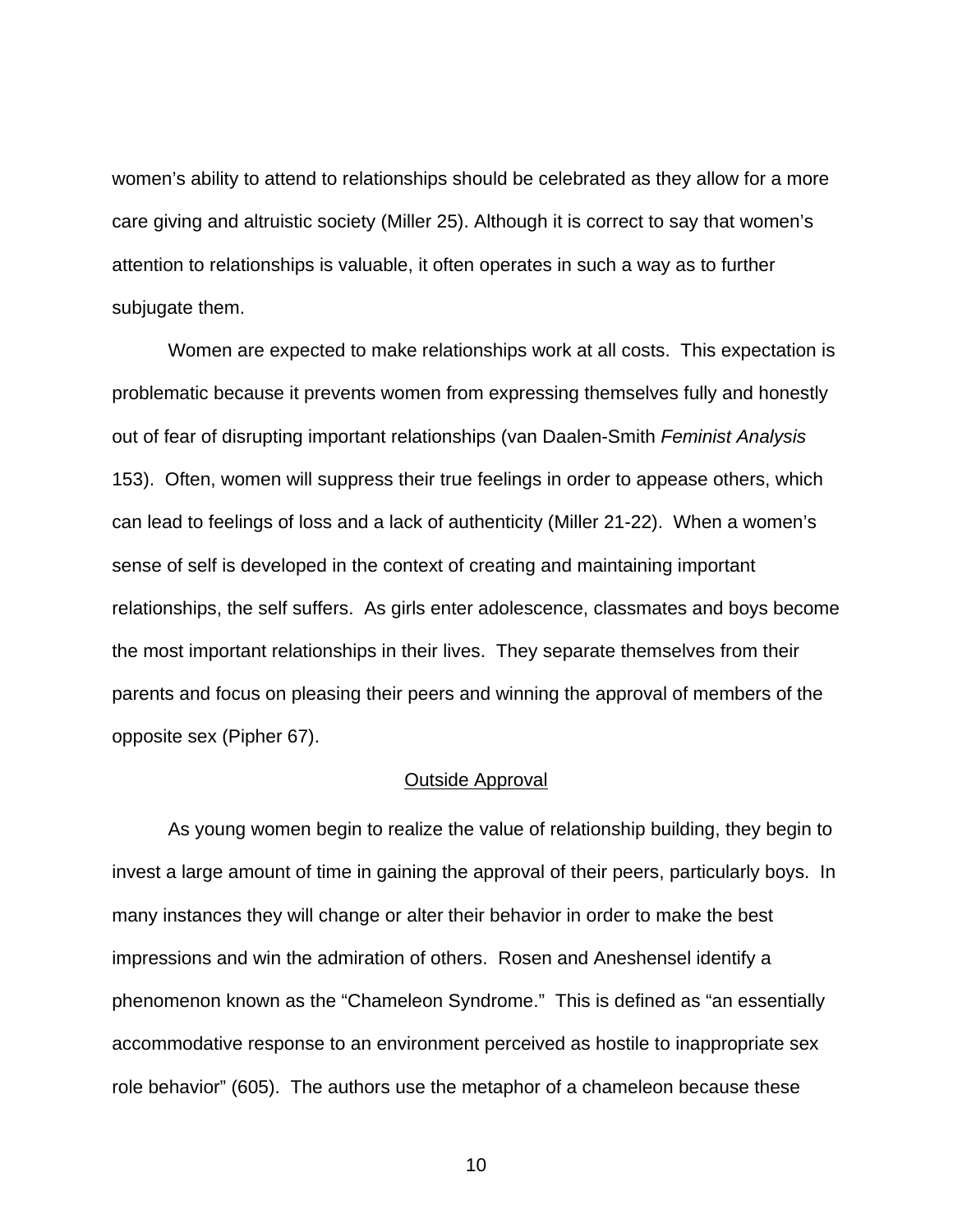women's ability to attend to relationships should be celebrated as they allow for a more care giving and altruistic society (Miller 25). Although it is correct to say that women's attention to relationships is valuable, it often operates in such a way as to further subjugate them.

Women are expected to make relationships work at all costs. This expectation is problematic because it prevents women from expressing themselves fully and honestly out of fear of disrupting important relationships (van Daalen-Smith *Feminist Analysis* 153). Often, women will suppress their true feelings in order to appease others, which can lead to feelings of loss and a lack of authenticity (Miller 21-22). When a women's sense of self is developed in the context of creating and maintaining important relationships, the self suffers. As girls enter adolescence, classmates and boys become the most important relationships in their lives. They separate themselves from their parents and focus on pleasing their peers and winning the approval of members of the opposite sex (Pipher 67).

## Outside Approval

As young women begin to realize the value of relationship building, they begin to invest a large amount of time in gaining the approval of their peers, particularly boys. In many instances they will change or alter their behavior in order to make the best impressions and win the admiration of others. Rosen and Aneshensel identify a phenomenon known as the "Chameleon Syndrome." This is defined as "an essentially accommodative response to an environment perceived as hostile to inappropriate sex role behavior" (605). The authors use the metaphor of a chameleon because these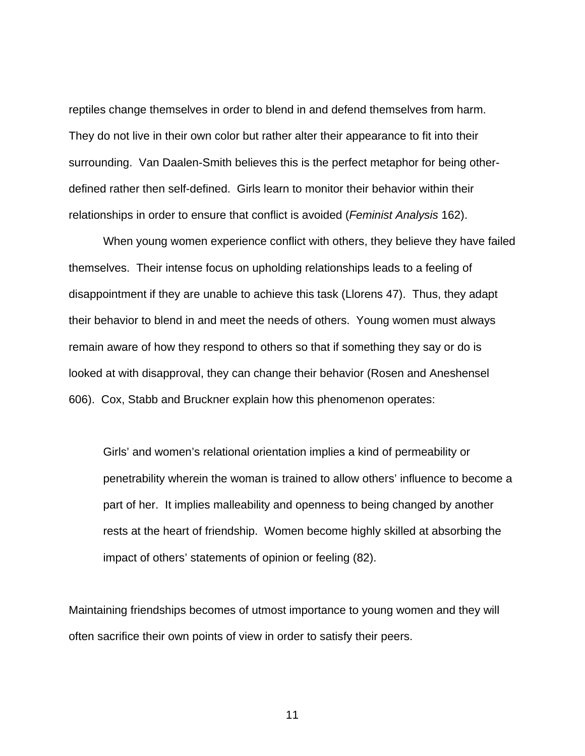reptiles change themselves in order to blend in and defend themselves from harm. They do not live in their own color but rather alter their appearance to fit into their surrounding. Van Daalen-Smith believes this is the perfect metaphor for being other-defined rather then self-defined. Girls learn to monitor their behavior within their relationships in order to ensure that conflict is avoided (*Feminist Analysis* 162).

When young women experience conflict with others, they believe they have failed themselves. Their intense focus on upholding relationships leads to a feeling of disappointment if they are unable to achieve this task (Llorens 47). Thus, they adapt their behavior to blend in and meet the needs of others. Young women must always remain aware of how they respond to others so that if something they say or do is looked at with disapproval, they can change their behavior (Rosen and Aneshensel 606). Cox, Stabb and Bruckner explain how this phenomenon operates:

> Girls' and women's relational orientation implies a kind of permeability or penetrability wherein the woman is trained to allow others' influence to become a part of her. It implies malleability and openness to being changed by another rests at the heart of friendship. Women become highly skilled at absorbing the impact of others' statements of opinion or feeling (82).

Maintaining friendships becomes of utmost importance to young women and they will often sacrifice their own points of view in order to satisfy their peers.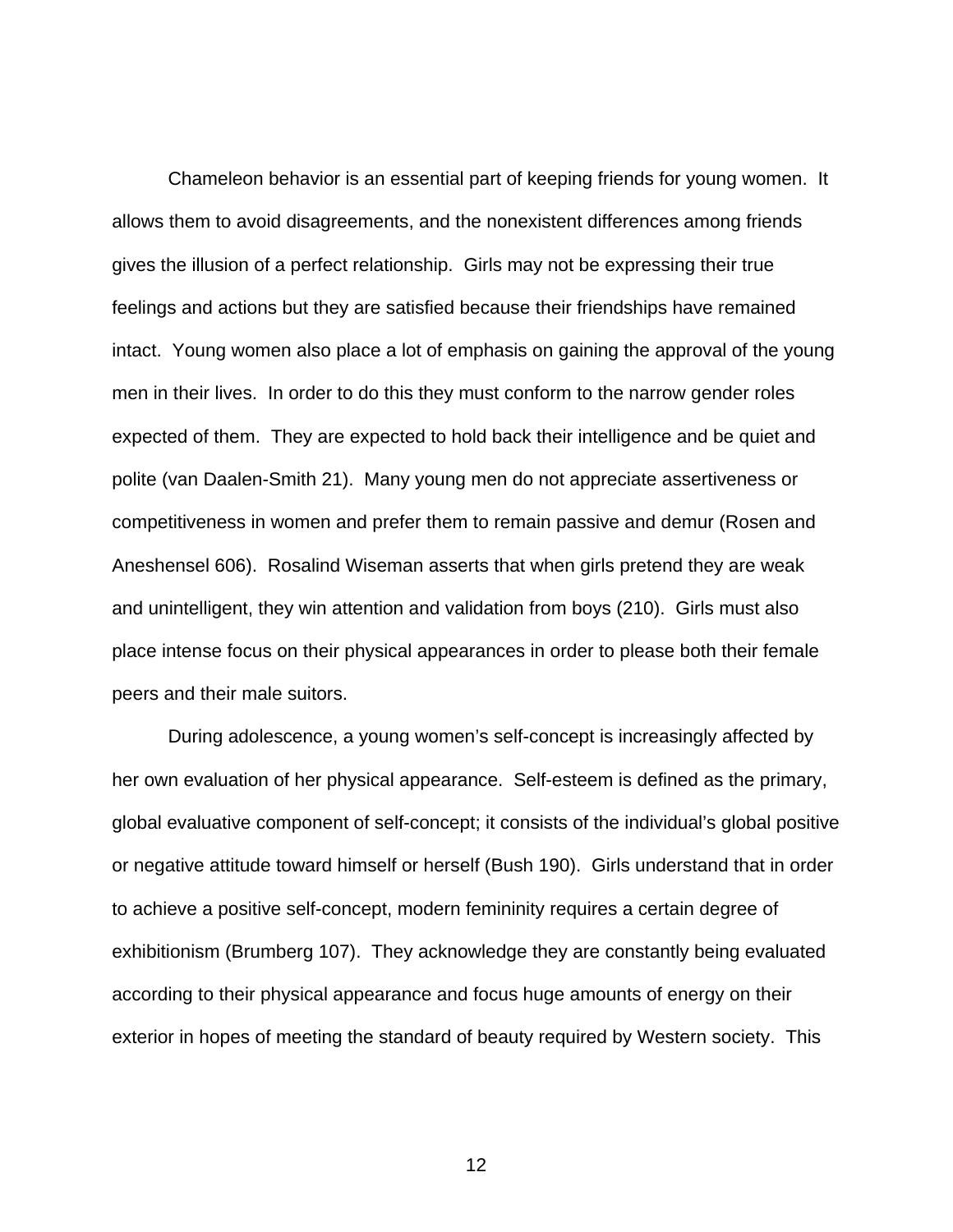Chameleon behavior is an essential part of keeping friends for young women. It allows them to avoid disagreements, and the nonexistent differences among friends gives the illusion of a perfect relationship. Girls may not be expressing their true feelings and actions but they are satisfied because their friendships have remained intact. Young women also place a lot of emphasis on gaining the approval of the young men in their lives. In order to do this they must conform to the narrow gender roles expected of them. They are expected to hold back their intelligence and be quiet and polite (van Daalen-Smith 21). Many young men do not appreciate assertiveness or competitiveness in women and prefer them to remain passive and demur (Rosen and Aneshensel 606). Rosalind Wiseman asserts that when girls pretend they are weak and unintelligent, they win attention and validation from boys (210). Girls must also place intense focus on their physical appearances in order to please both their female peers and their male suitors.

During adolescence, a young women's self-concept is increasingly affected by her own evaluation of her physical appearance. Self-esteem is defined as the primary, global evaluative component of self-concept; it consists of the individual's global positive or negative attitude toward himself or herself (Bush 190). Girls understand that in order to achieve a positive self-concept, modern femininity requires a certain degree of exhibitionism (Brumberg 107). They acknowledge they are constantly being evaluated according to their physical appearance and focus huge amounts of energy on their exterior in hopes of meeting the standard of beauty required by Western society. This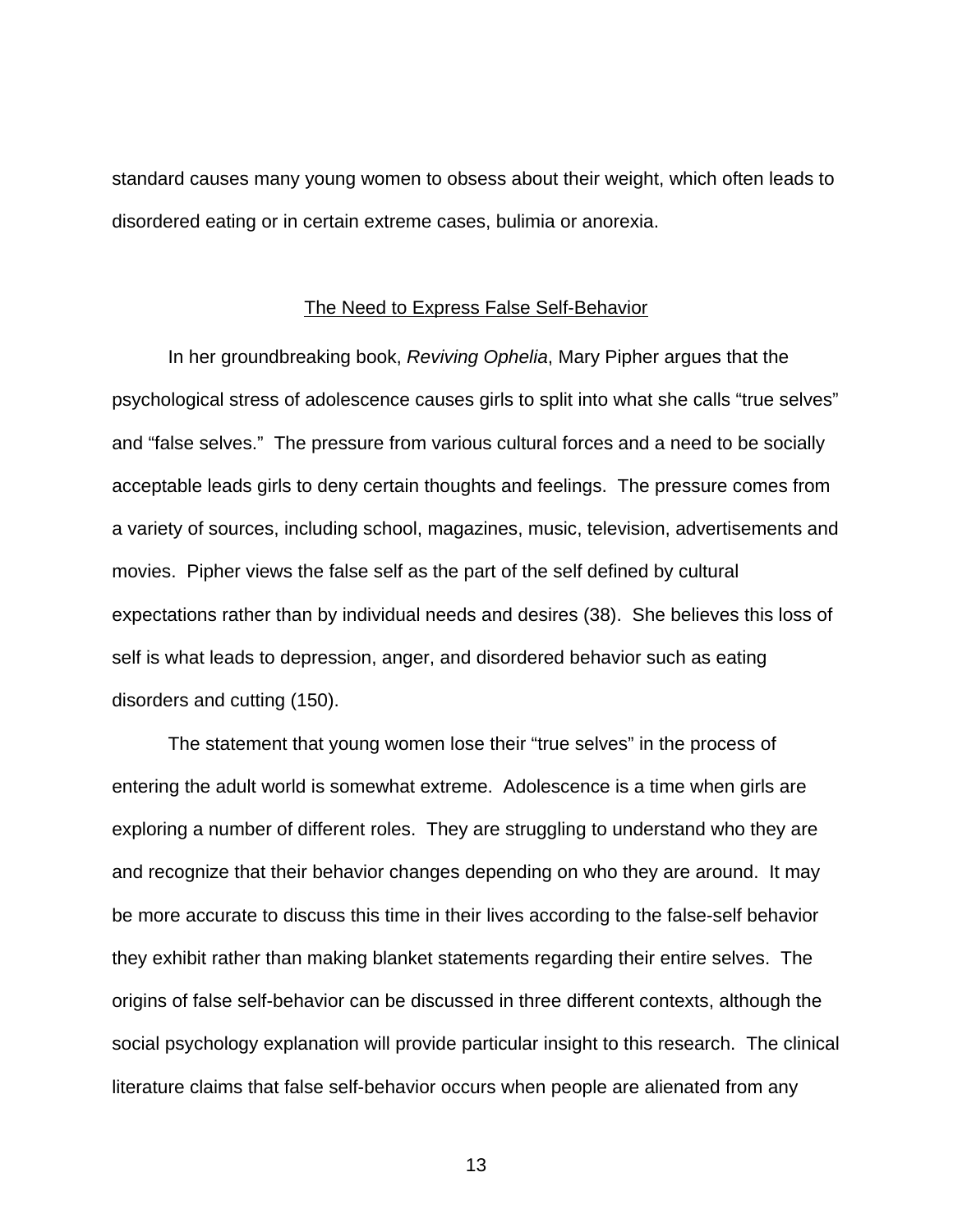standard causes many young women to obsess about their weight, which often leads to disordered eating or in certain extreme cases, bulimia or anorexia.

## The Need to Express False Self-Behavior

In her groundbreaking book, *Reviving Ophelia*, Mary Pipher argues that the psychological stress of adolescence causes girls to split into what she calls "true selves" and "false selves." The pressure from various cultural forces and a need to be socially acceptable leads girls to deny certain thoughts and feelings. The pressure comes from a variety of sources, including school, magazines, music, television, advertisements and movies. Pipher views the false self as the part of the self defined by cultural expectations rather than by individual needs and desires (38). She believes this loss of self is what leads to depression, anger, and disordered behavior such as eating disorders and cutting (150).

The statement that young women lose their "true selves" in the process of entering the adult world is somewhat extreme. Adolescence is a time when girls are exploring a number of different roles. They are struggling to understand who they are and recognize that their behavior changes depending on who they are around. It may be more accurate to discuss this time in their lives according to the false-self behavior they exhibit rather than making blanket statements regarding their entire selves. The origins of false self-behavior can be discussed in three different contexts, although the social psychology explanation will provide particular insight to this research. The clinical literature claims that false self-behavior occurs when people are alienated from any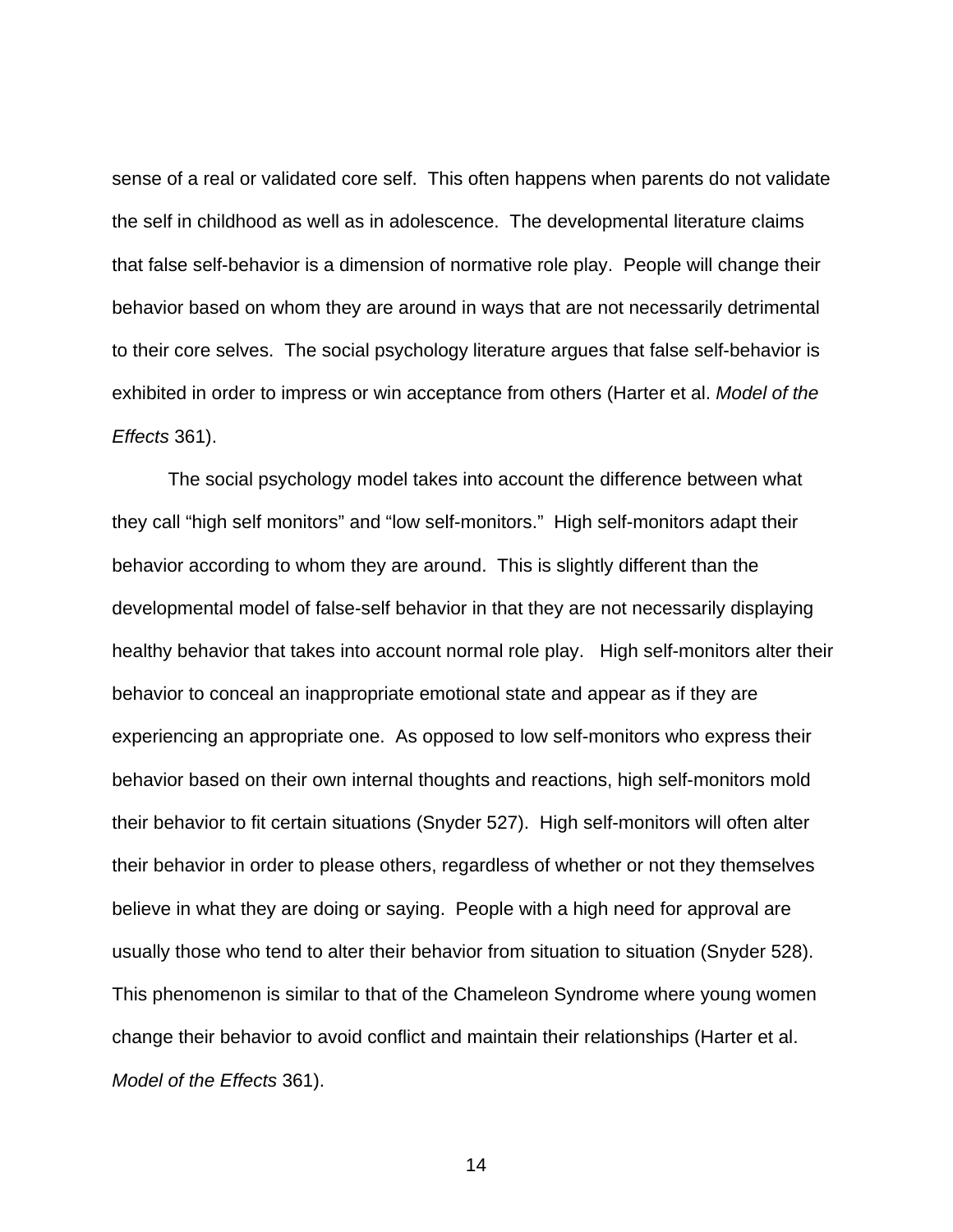sense of a real or validated core self.  This often happens when parents do not validate the self in childhood as well as in adolescence.  The developmental literature claims that false self-behavior is a dimension of normative role play.  People will change their behavior based on whom they are around in ways that are not necessarily detrimental to their core selves.  The social psychology literature argues that false self-behavior is exhibited in order to impress or win acceptance from others (Harter et al. *Model of the Effects* 361).

The social psychology model takes into account the difference between what they call "high self monitors" and "low self-monitors."  High self-monitors adapt their behavior according to whom they are around.  This is slightly different than the developmental model of false-self behavior in that they are not necessarily displaying healthy behavior that takes into account normal role play.   High self-monitors alter their behavior to conceal an inappropriate emotional state and appear as if they are experiencing an appropriate one.  As opposed to low self-monitors who express their behavior based on their own internal thoughts and reactions, high self-monitors mold their behavior to fit certain situations (Snyder 527).  High self-monitors will often alter their behavior in order to please others, regardless of whether or not they themselves believe in what they are doing or saying.  People with a high need for approval are usually those who tend to alter their behavior from situation to situation (Snyder 528).  This phenomenon is similar to that of the Chameleon Syndrome where young women change their behavior to avoid conflict and maintain their relationships (Harter et al. *Model of the Effects* 361).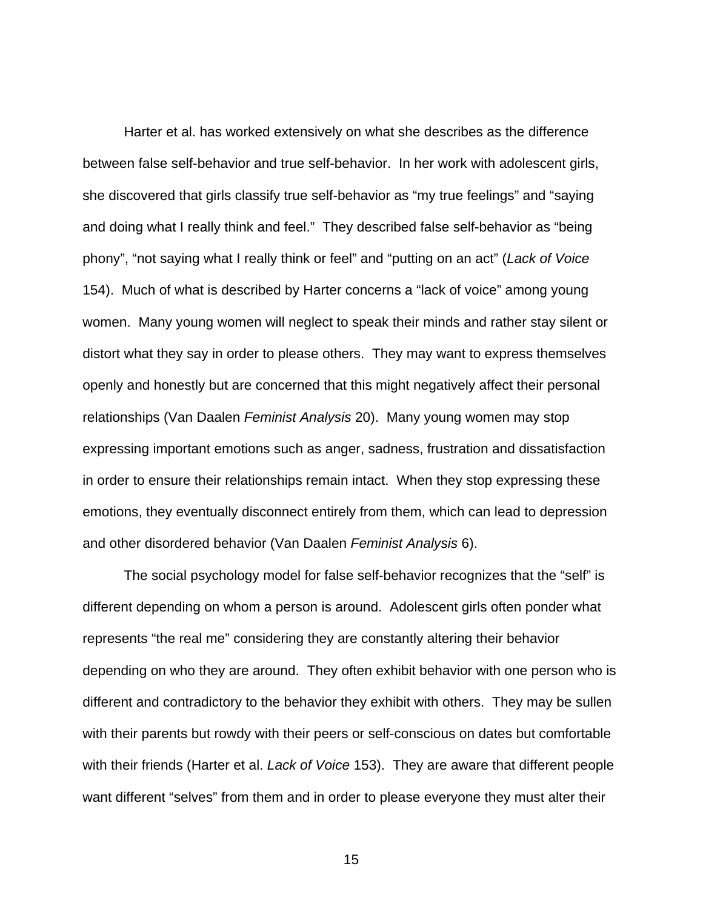Harter et al. has worked extensively on what she describes as the difference between false self-behavior and true self-behavior. In her work with adolescent girls, she discovered that girls classify true self-behavior as "my true feelings" and "saying and doing what I really think and feel." They described false self-behavior as "being phony", "not saying what I really think or feel" and "putting on an act" (*Lack of Voice* 154). Much of what is described by Harter concerns a "lack of voice" among young women. Many young women will neglect to speak their minds and rather stay silent or distort what they say in order to please others. They may want to express themselves openly and honestly but are concerned that this might negatively affect their personal relationships (Van Daalen *Feminist Analysis* 20). Many young women may stop expressing important emotions such as anger, sadness, frustration and dissatisfaction in order to ensure their relationships remain intact. When they stop expressing these emotions, they eventually disconnect entirely from them, which can lead to depression and other disordered behavior (Van Daalen *Feminist Analysis* 6).

The social psychology model for false self-behavior recognizes that the "self" is different depending on whom a person is around. Adolescent girls often ponder what represents "the real me" considering they are constantly altering their behavior depending on who they are around. They often exhibit behavior with one person who is different and contradictory to the behavior they exhibit with others. They may be sullen with their parents but rowdy with their peers or self-conscious on dates but comfortable with their friends (Harter et al. *Lack of Voice* 153). They are aware that different people want different "selves" from them and in order to please everyone they must alter their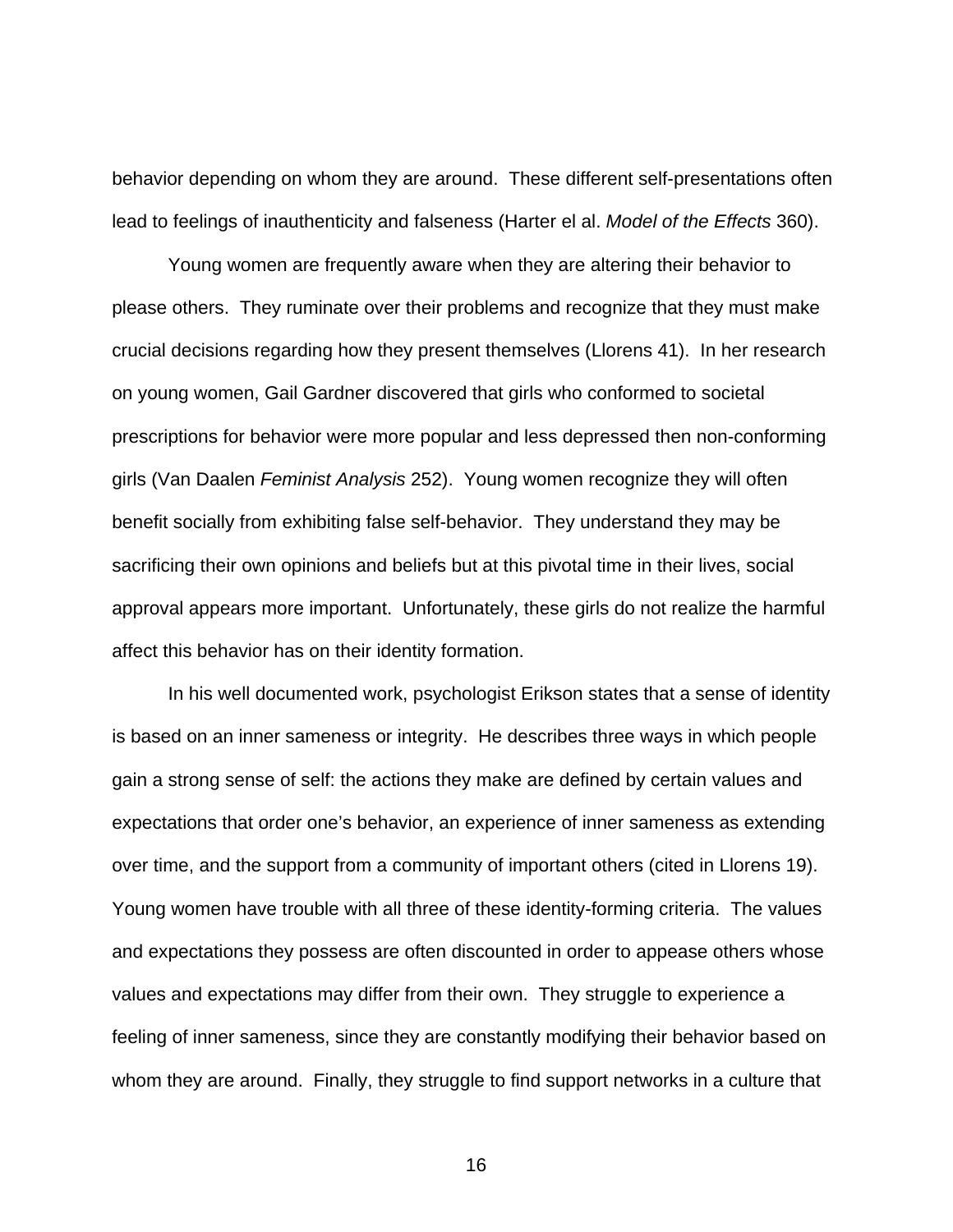behavior depending on whom they are around.  These different self-presentations often lead to feelings of inauthenticity and falseness (Harter el al. *Model of the Effects* 360).

Young women are frequently aware when they are altering their behavior to please others.  They ruminate over their problems and recognize that they must make crucial decisions regarding how they present themselves (Llorens 41).  In her research on young women, Gail Gardner discovered that girls who conformed to societal prescriptions for behavior were more popular and less depressed then non-conforming girls (Van Daalen *Feminist Analysis* 252).  Young women recognize they will often benefit socially from exhibiting false self-behavior.  They understand they may be sacrificing their own opinions and beliefs but at this pivotal time in their lives, social approval appears more important.  Unfortunately, these girls do not realize the harmful affect this behavior has on their identity formation.

In his well documented work, psychologist Erikson states that a sense of identity is based on an inner sameness or integrity.  He describes three ways in which people gain a strong sense of self: the actions they make are defined by certain values and expectations that order one's behavior, an experience of inner sameness as extending over time, and the support from a community of important others (cited in Llorens 19). Young women have trouble with all three of these identity-forming criteria.  The values and expectations they possess are often discounted in order to appease others whose values and expectations may differ from their own.  They struggle to experience a feeling of inner sameness, since they are constantly modifying their behavior based on whom they are around.  Finally, they struggle to find support networks in a culture that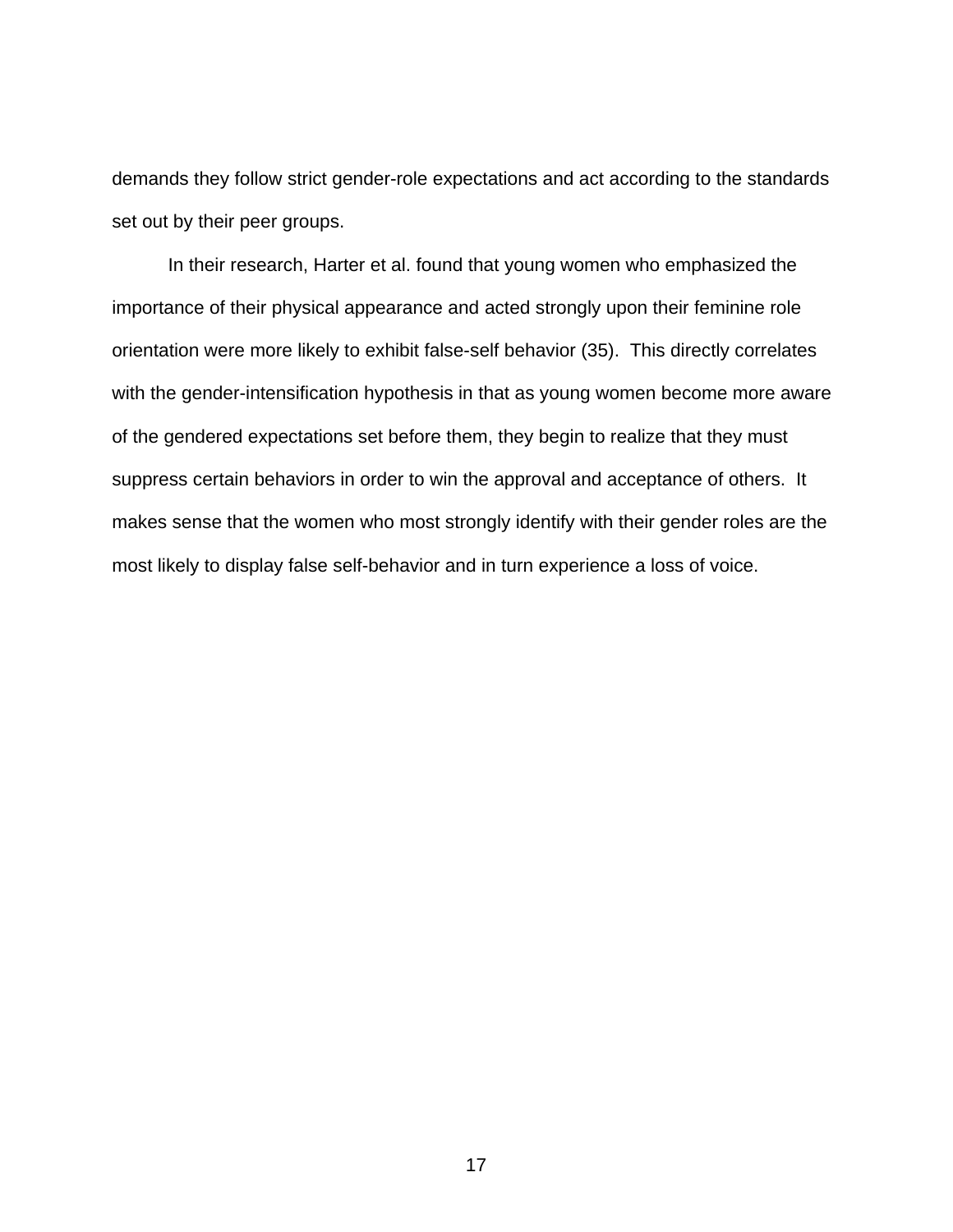demands they follow strict gender-role expectations and act according to the standards set out by their peer groups.

In their research, Harter et al. found that young women who emphasized the importance of their physical appearance and acted strongly upon their feminine role orientation were more likely to exhibit false-self behavior (35). This directly correlates with the gender-intensification hypothesis in that as young women become more aware of the gendered expectations set before them, they begin to realize that they must suppress certain behaviors in order to win the approval and acceptance of others. It makes sense that the women who most strongly identify with their gender roles are the most likely to display false self-behavior and in turn experience a loss of voice.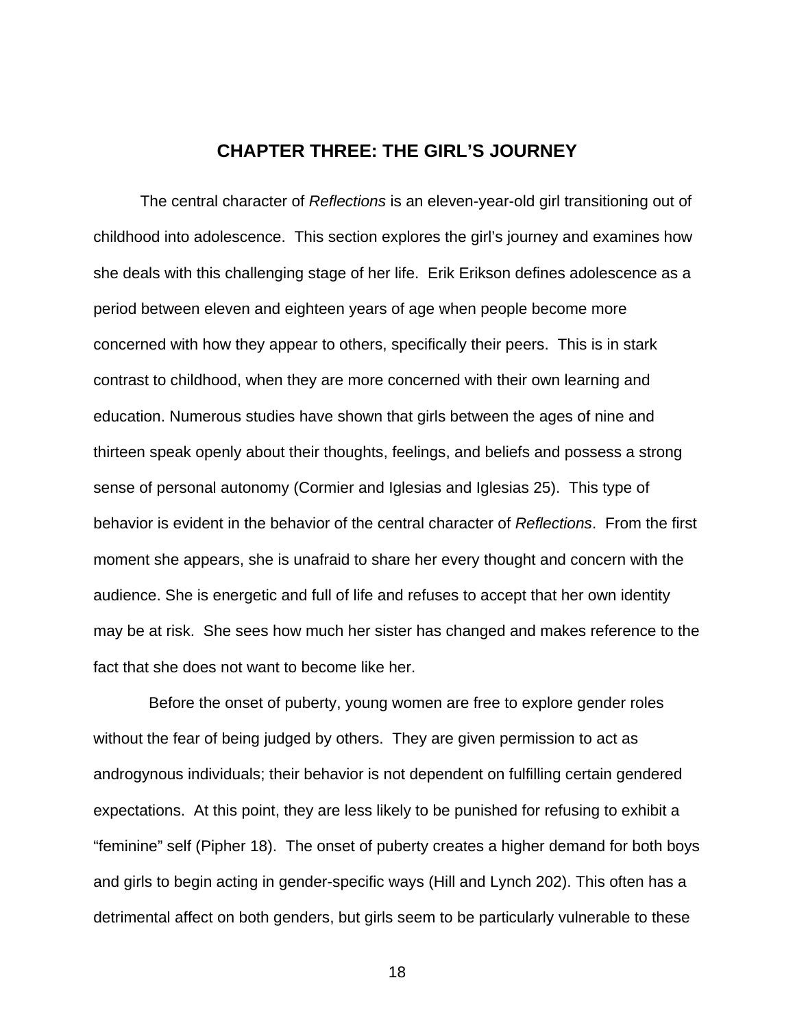## CHAPTER THREE: THE GIRL'S JOURNEY

The central character of *Reflections* is an eleven-year-old girl transitioning out of childhood into adolescence. This section explores the girl's journey and examines how she deals with this challenging stage of her life. Erik Erikson defines adolescence as a period between eleven and eighteen years of age when people become more concerned with how they appear to others, specifically their peers. This is in stark contrast to childhood, when they are more concerned with their own learning and education. Numerous studies have shown that girls between the ages of nine and thirteen speak openly about their thoughts, feelings, and beliefs and possess a strong sense of personal autonomy (Cormier and Iglesias and Iglesias 25). This type of behavior is evident in the behavior of the central character of *Reflections*. From the first moment she appears, she is unafraid to share her every thought and concern with the audience. She is energetic and full of life and refuses to accept that her own identity may be at risk. She sees how much her sister has changed and makes reference to the fact that she does not want to become like her.

Before the onset of puberty, young women are free to explore gender roles without the fear of being judged by others. They are given permission to act as androgynous individuals; their behavior is not dependent on fulfilling certain gendered expectations. At this point, they are less likely to be punished for refusing to exhibit a "feminine" self (Pipher 18). The onset of puberty creates a higher demand for both boys and girls to begin acting in gender-specific ways (Hill and Lynch 202). This often has a detrimental affect on both genders, but girls seem to be particularly vulnerable to these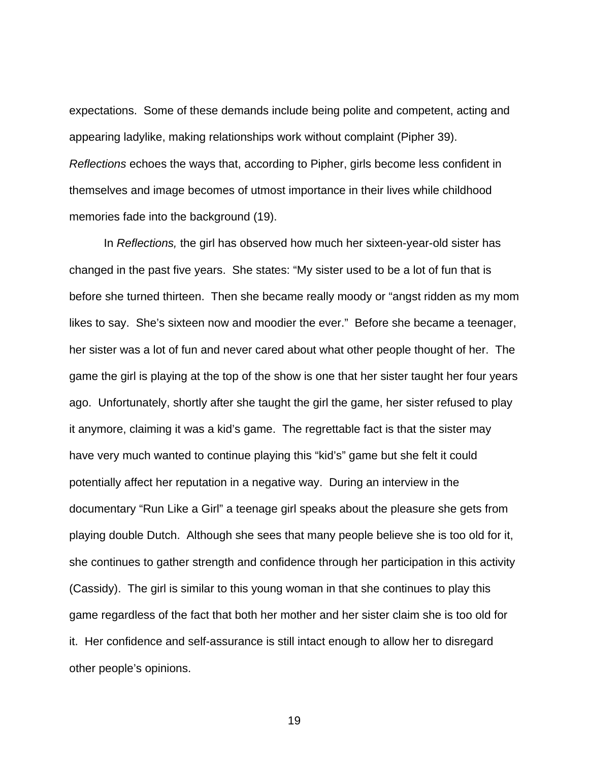expectations. Some of these demands include being polite and competent, acting and appearing ladylike, making relationships work without complaint (Pipher 39). *Reflections* echoes the ways that, according to Pipher, girls become less confident in themselves and image becomes of utmost importance in their lives while childhood memories fade into the background (19).

In *Reflections,* the girl has observed how much her sixteen-year-old sister has changed in the past five years. She states: "My sister used to be a lot of fun that is before she turned thirteen. Then she became really moody or "angst ridden as my mom likes to say. She's sixteen now and moodier the ever." Before she became a teenager, her sister was a lot of fun and never cared about what other people thought of her. The game the girl is playing at the top of the show is one that her sister taught her four years ago. Unfortunately, shortly after she taught the girl the game, her sister refused to play it anymore, claiming it was a kid's game. The regrettable fact is that the sister may have very much wanted to continue playing this "kid's" game but she felt it could potentially affect her reputation in a negative way. During an interview in the documentary "Run Like a Girl" a teenage girl speaks about the pleasure she gets from playing double Dutch. Although she sees that many people believe she is too old for it, she continues to gather strength and confidence through her participation in this activity (Cassidy). The girl is similar to this young woman in that she continues to play this game regardless of the fact that both her mother and her sister claim she is too old for it. Her confidence and self-assurance is still intact enough to allow her to disregard other people's opinions.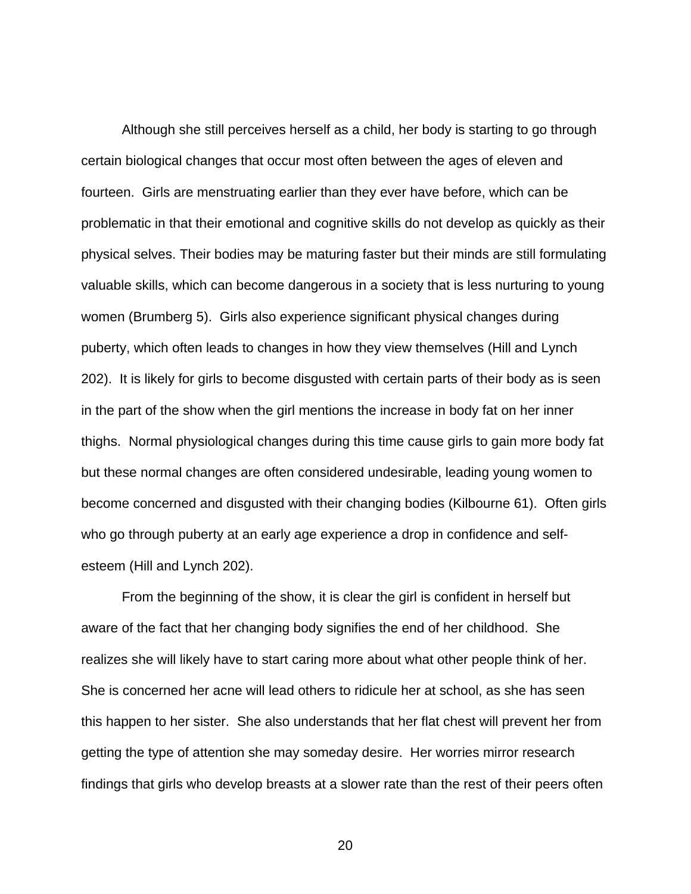Although she still perceives herself as a child, her body is starting to go through certain biological changes that occur most often between the ages of eleven and fourteen. Girls are menstruating earlier than they ever have before, which can be problematic in that their emotional and cognitive skills do not develop as quickly as their physical selves. Their bodies may be maturing faster but their minds are still formulating valuable skills, which can become dangerous in a society that is less nurturing to young women (Brumberg 5). Girls also experience significant physical changes during puberty, which often leads to changes in how they view themselves (Hill and Lynch 202). It is likely for girls to become disgusted with certain parts of their body as is seen in the part of the show when the girl mentions the increase in body fat on her inner thighs. Normal physiological changes during this time cause girls to gain more body fat but these normal changes are often considered undesirable, leading young women to become concerned and disgusted with their changing bodies (Kilbourne 61). Often girls who go through puberty at an early age experience a drop in confidence and self-esteem (Hill and Lynch 202).

From the beginning of the show, it is clear the girl is confident in herself but aware of the fact that her changing body signifies the end of her childhood. She realizes she will likely have to start caring more about what other people think of her. She is concerned her acne will lead others to ridicule her at school, as she has seen this happen to her sister. She also understands that her flat chest will prevent her from getting the type of attention she may someday desire. Her worries mirror research findings that girls who develop breasts at a slower rate than the rest of their peers often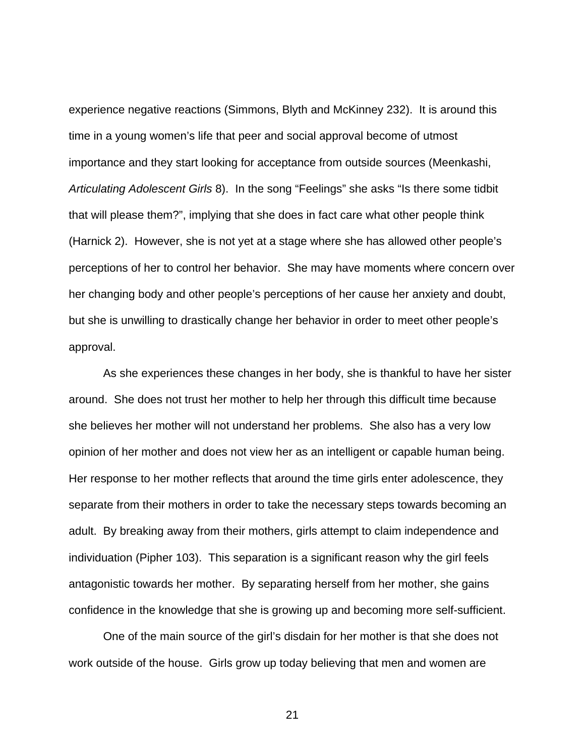experience negative reactions (Simmons, Blyth and McKinney 232). It is around this time in a young women's life that peer and social approval become of utmost importance and they start looking for acceptance from outside sources (Meenkashi, *Articulating Adolescent Girls* 8). In the song "Feelings" she asks "Is there some tidbit that will please them?", implying that she does in fact care what other people think (Harnick 2). However, she is not yet at a stage where she has allowed other people's perceptions of her to control her behavior. She may have moments where concern over her changing body and other people's perceptions of her cause her anxiety and doubt, but she is unwilling to drastically change her behavior in order to meet other people's approval.

As she experiences these changes in her body, she is thankful to have her sister around. She does not trust her mother to help her through this difficult time because she believes her mother will not understand her problems. She also has a very low opinion of her mother and does not view her as an intelligent or capable human being. Her response to her mother reflects that around the time girls enter adolescence, they separate from their mothers in order to take the necessary steps towards becoming an adult. By breaking away from their mothers, girls attempt to claim independence and individuation (Pipher 103). This separation is a significant reason why the girl feels antagonistic towards her mother. By separating herself from her mother, she gains confidence in the knowledge that she is growing up and becoming more self-sufficient.

One of the main source of the girl's disdain for her mother is that she does not work outside of the house. Girls grow up today believing that men and women are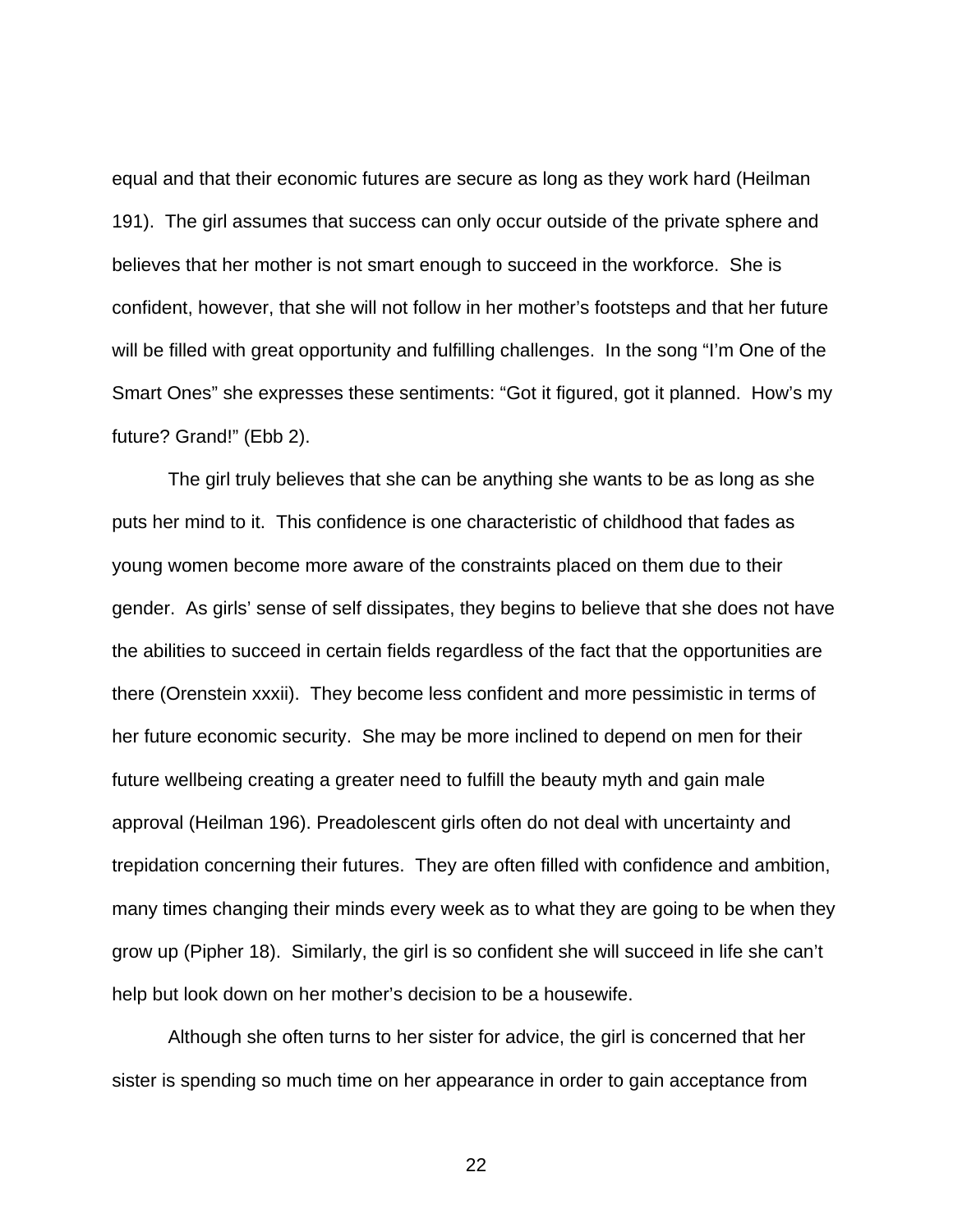equal and that their economic futures are secure as long as they work hard (Heilman 191). The girl assumes that success can only occur outside of the private sphere and believes that her mother is not smart enough to succeed in the workforce. She is confident, however, that she will not follow in her mother's footsteps and that her future will be filled with great opportunity and fulfilling challenges. In the song "I'm One of the Smart Ones" she expresses these sentiments: "Got it figured, got it planned. How's my future? Grand!" (Ebb 2).

The girl truly believes that she can be anything she wants to be as long as she puts her mind to it. This confidence is one characteristic of childhood that fades as young women become more aware of the constraints placed on them due to their gender. As girls' sense of self dissipates, they begins to believe that she does not have the abilities to succeed in certain fields regardless of the fact that the opportunities are there (Orenstein xxxii). They become less confident and more pessimistic in terms of her future economic security. She may be more inclined to depend on men for their future wellbeing creating a greater need to fulfill the beauty myth and gain male approval (Heilman 196). Preadolescent girls often do not deal with uncertainty and trepidation concerning their futures. They are often filled with confidence and ambition, many times changing their minds every week as to what they are going to be when they grow up (Pipher 18). Similarly, the girl is so confident she will succeed in life she can't help but look down on her mother's decision to be a housewife.

Although she often turns to her sister for advice, the girl is concerned that her sister is spending so much time on her appearance in order to gain acceptance from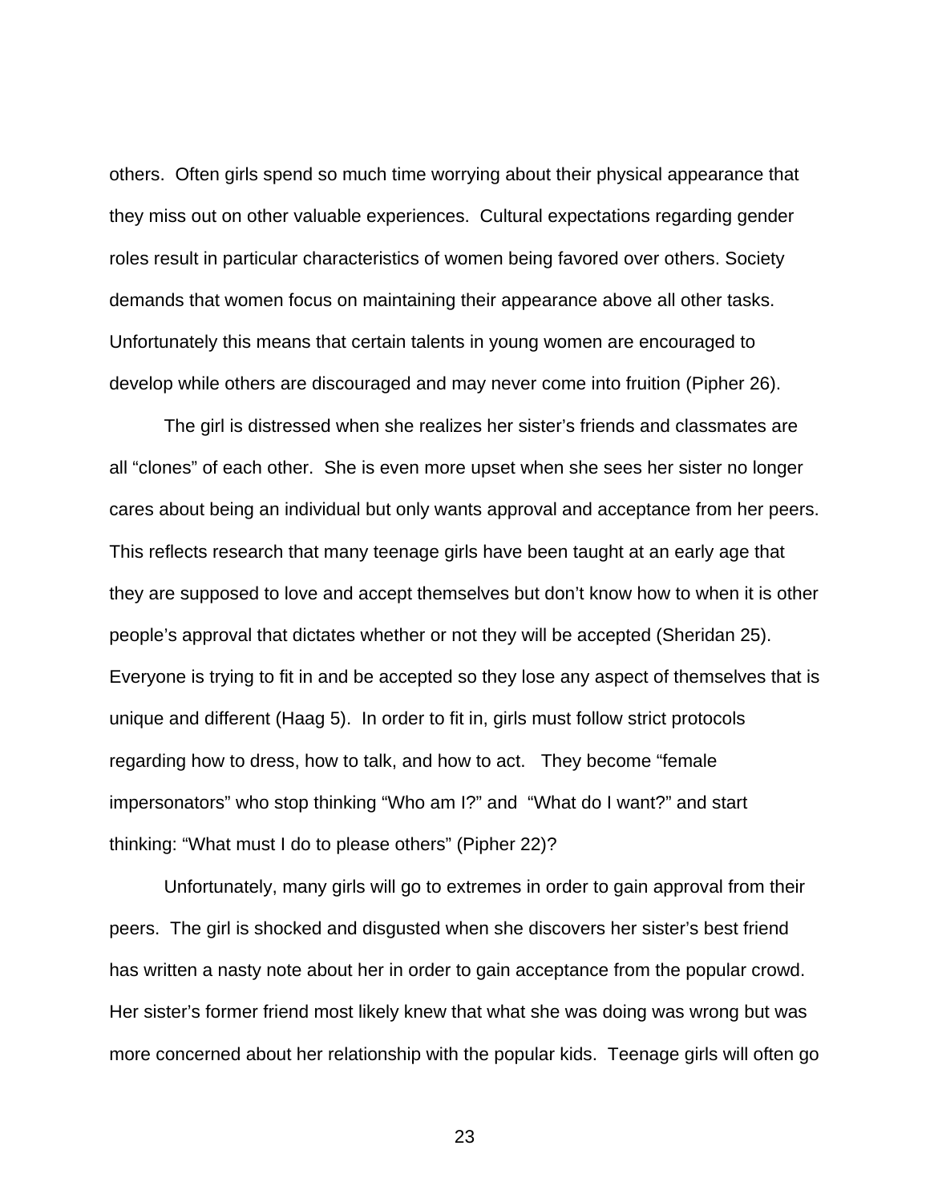others.  Often girls spend so much time worrying about their physical appearance that they miss out on other valuable experiences.  Cultural expectations regarding gender roles result in particular characteristics of women being favored over others. Society demands that women focus on maintaining their appearance above all other tasks. Unfortunately this means that certain talents in young women are encouraged to develop while others are discouraged and may never come into fruition (Pipher 26).

The girl is distressed when she realizes her sister's friends and classmates are all "clones" of each other.  She is even more upset when she sees her sister no longer cares about being an individual but only wants approval and acceptance from her peers. This reflects research that many teenage girls have been taught at an early age that they are supposed to love and accept themselves but don't know how to when it is other people's approval that dictates whether or not they will be accepted (Sheridan 25). Everyone is trying to fit in and be accepted so they lose any aspect of themselves that is unique and different (Haag 5).  In order to fit in, girls must follow strict protocols regarding how to dress, how to talk, and how to act.   They become "female impersonators" who stop thinking "Who am I?" and  "What do I want?" and start thinking: "What must I do to please others" (Pipher 22)?

Unfortunately, many girls will go to extremes in order to gain approval from their peers.  The girl is shocked and disgusted when she discovers her sister's best friend has written a nasty note about her in order to gain acceptance from the popular crowd. Her sister's former friend most likely knew that what she was doing was wrong but was more concerned about her relationship with the popular kids.  Teenage girls will often go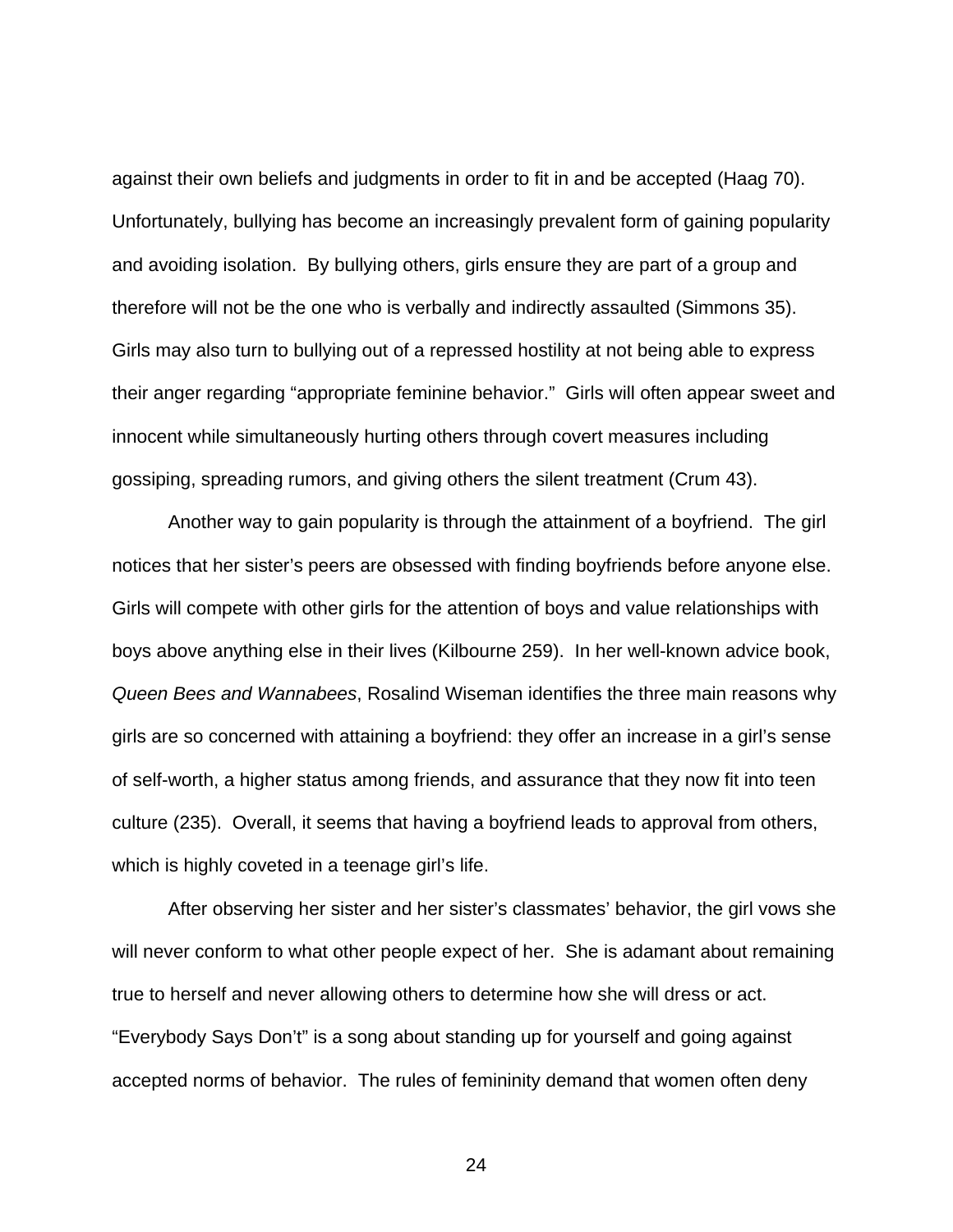against their own beliefs and judgments in order to fit in and be accepted (Haag 70). Unfortunately, bullying has become an increasingly prevalent form of gaining popularity and avoiding isolation. By bullying others, girls ensure they are part of a group and therefore will not be the one who is verbally and indirectly assaulted (Simmons 35). Girls may also turn to bullying out of a repressed hostility at not being able to express their anger regarding "appropriate feminine behavior." Girls will often appear sweet and innocent while simultaneously hurting others through covert measures including gossiping, spreading rumors, and giving others the silent treatment (Crum 43).

Another way to gain popularity is through the attainment of a boyfriend. The girl notices that her sister's peers are obsessed with finding boyfriends before anyone else. Girls will compete with other girls for the attention of boys and value relationships with boys above anything else in their lives (Kilbourne 259). In her well-known advice book, *Queen Bees and Wannabees*, Rosalind Wiseman identifies the three main reasons why girls are so concerned with attaining a boyfriend: they offer an increase in a girl's sense of self-worth, a higher status among friends, and assurance that they now fit into teen culture (235). Overall, it seems that having a boyfriend leads to approval from others, which is highly coveted in a teenage girl's life.

After observing her sister and her sister's classmates' behavior, the girl vows she will never conform to what other people expect of her. She is adamant about remaining true to herself and never allowing others to determine how she will dress or act. "Everybody Says Don't" is a song about standing up for yourself and going against accepted norms of behavior. The rules of femininity demand that women often deny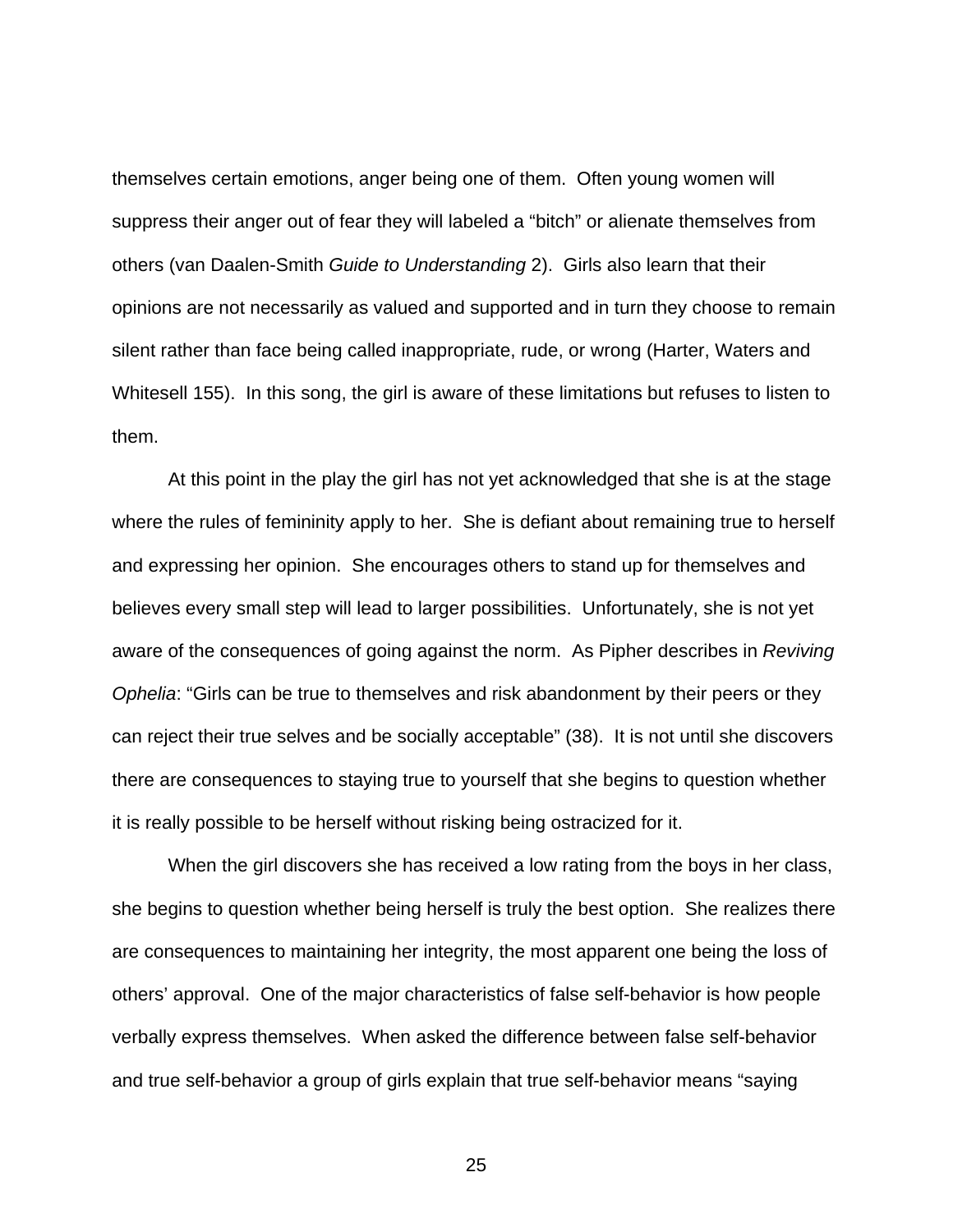themselves certain emotions, anger being one of them. Often young women will suppress their anger out of fear they will labeled a "bitch" or alienate themselves from others (van Daalen-Smith *Guide to Understanding* 2). Girls also learn that their opinions are not necessarily as valued and supported and in turn they choose to remain silent rather than face being called inappropriate, rude, or wrong (Harter, Waters and Whitesell 155). In this song, the girl is aware of these limitations but refuses to listen to them.

At this point in the play the girl has not yet acknowledged that she is at the stage where the rules of femininity apply to her. She is defiant about remaining true to herself and expressing her opinion. She encourages others to stand up for themselves and believes every small step will lead to larger possibilities. Unfortunately, she is not yet aware of the consequences of going against the norm. As Pipher describes in *Reviving Ophelia*: "Girls can be true to themselves and risk abandonment by their peers or they can reject their true selves and be socially acceptable" (38). It is not until she discovers there are consequences to staying true to yourself that she begins to question whether it is really possible to be herself without risking being ostracized for it.

When the girl discovers she has received a low rating from the boys in her class, she begins to question whether being herself is truly the best option. She realizes there are consequences to maintaining her integrity, the most apparent one being the loss of others' approval. One of the major characteristics of false self-behavior is how people verbally express themselves. When asked the difference between false self-behavior and true self-behavior a group of girls explain that true self-behavior means "saying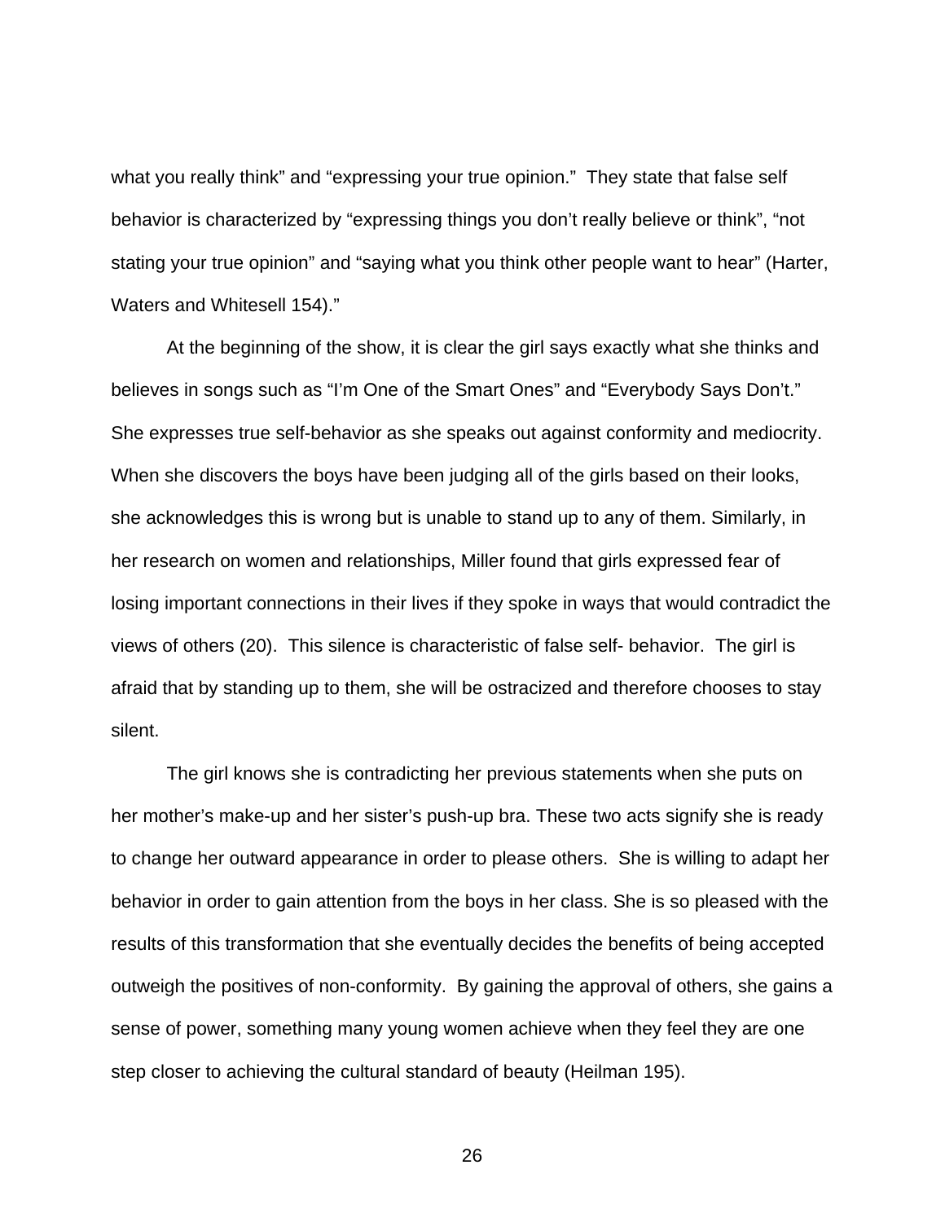what you really think" and "expressing your true opinion." They state that false self behavior is characterized by "expressing things you don't really believe or think", "not stating your true opinion" and "saying what you think other people want to hear" (Harter, Waters and Whitesell 154)."

At the beginning of the show, it is clear the girl says exactly what she thinks and believes in songs such as "I'm One of the Smart Ones" and "Everybody Says Don't." She expresses true self-behavior as she speaks out against conformity and mediocrity. When she discovers the boys have been judging all of the girls based on their looks, she acknowledges this is wrong but is unable to stand up to any of them. Similarly, in her research on women and relationships, Miller found that girls expressed fear of losing important connections in their lives if they spoke in ways that would contradict the views of others (20). This silence is characteristic of false self- behavior. The girl is afraid that by standing up to them, she will be ostracized and therefore chooses to stay silent.

The girl knows she is contradicting her previous statements when she puts on her mother's make-up and her sister's push-up bra. These two acts signify she is ready to change her outward appearance in order to please others. She is willing to adapt her behavior in order to gain attention from the boys in her class. She is so pleased with the results of this transformation that she eventually decides the benefits of being accepted outweigh the positives of non-conformity. By gaining the approval of others, she gains a sense of power, something many young women achieve when they feel they are one step closer to achieving the cultural standard of beauty (Heilman 195).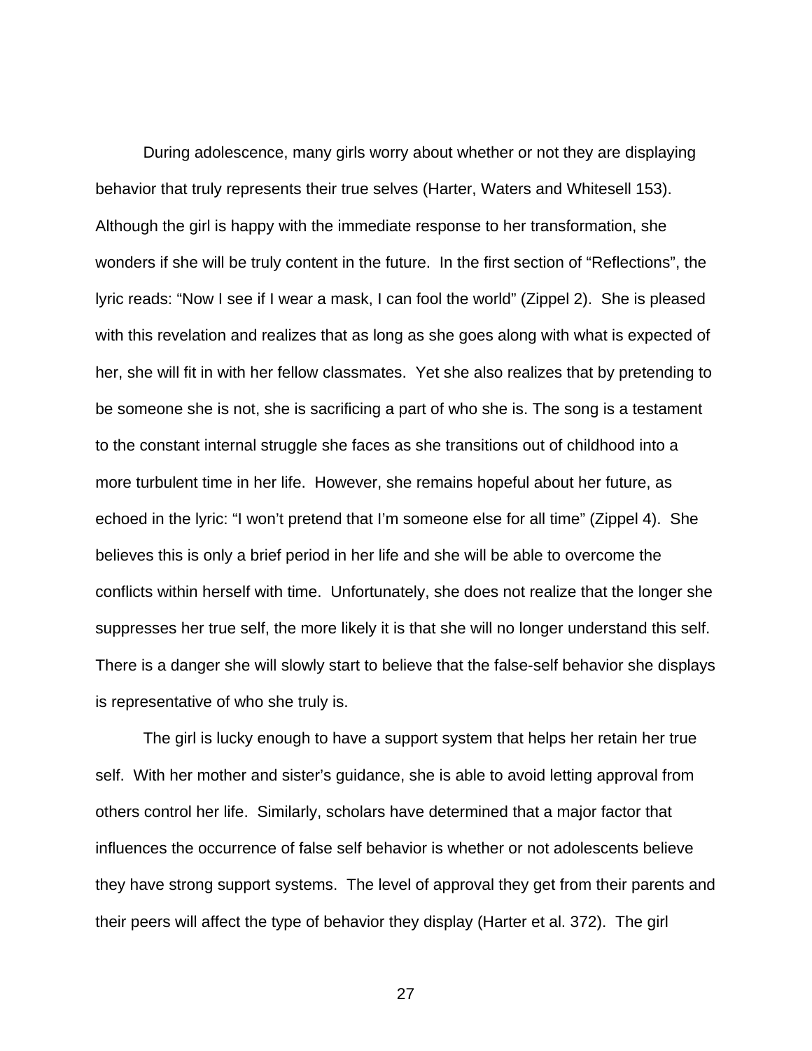During adolescence, many girls worry about whether or not they are displaying behavior that truly represents their true selves (Harter, Waters and Whitesell 153). Although the girl is happy with the immediate response to her transformation, she wonders if she will be truly content in the future. In the first section of "Reflections", the lyric reads: "Now I see if I wear a mask, I can fool the world" (Zippel 2). She is pleased with this revelation and realizes that as long as she goes along with what is expected of her, she will fit in with her fellow classmates. Yet she also realizes that by pretending to be someone she is not, she is sacrificing a part of who she is. The song is a testament to the constant internal struggle she faces as she transitions out of childhood into a more turbulent time in her life. However, she remains hopeful about her future, as echoed in the lyric: "I won't pretend that I'm someone else for all time" (Zippel 4). She believes this is only a brief period in her life and she will be able to overcome the conflicts within herself with time. Unfortunately, she does not realize that the longer she suppresses her true self, the more likely it is that she will no longer understand this self. There is a danger she will slowly start to believe that the false-self behavior she displays is representative of who she truly is.

The girl is lucky enough to have a support system that helps her retain her true self. With her mother and sister's guidance, she is able to avoid letting approval from others control her life. Similarly, scholars have determined that a major factor that influences the occurrence of false self behavior is whether or not adolescents believe they have strong support systems. The level of approval they get from their parents and their peers will affect the type of behavior they display (Harter et al. 372). The girl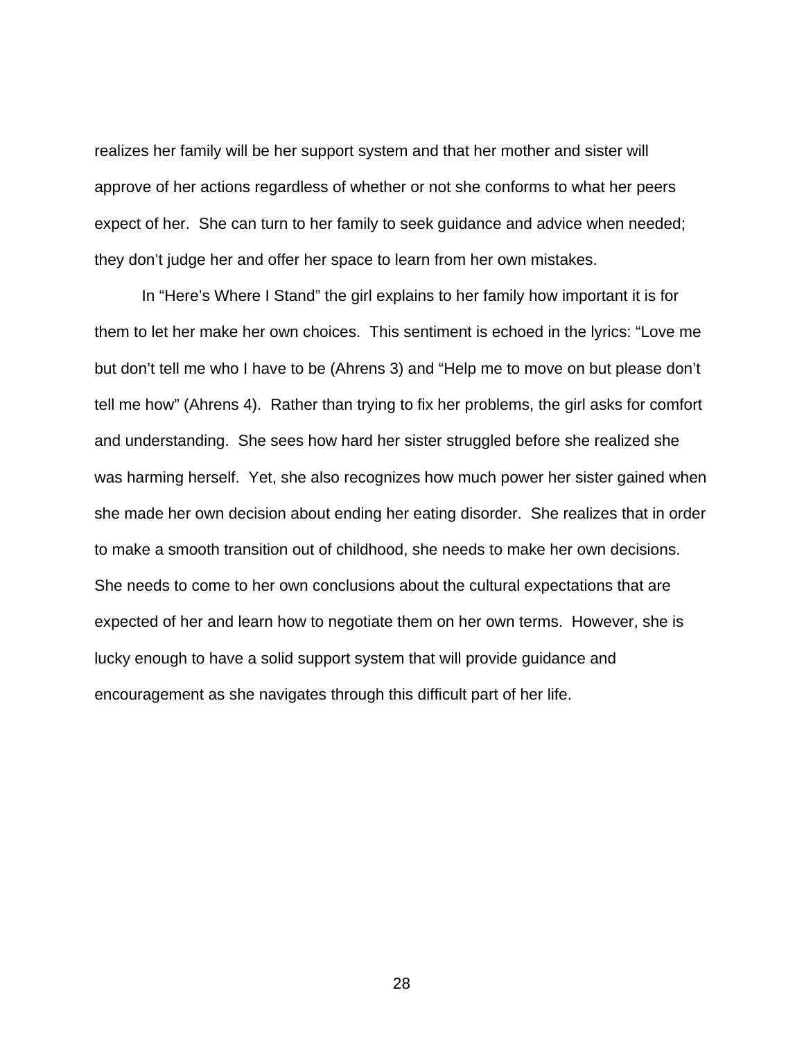realizes her family will be her support system and that her mother and sister will approve of her actions regardless of whether or not she conforms to what her peers expect of her. She can turn to her family to seek guidance and advice when needed; they don't judge her and offer her space to learn from her own mistakes.

In "Here's Where I Stand" the girl explains to her family how important it is for them to let her make her own choices. This sentiment is echoed in the lyrics: "Love me but don't tell me who I have to be (Ahrens 3) and "Help me to move on but please don't tell me how" (Ahrens 4). Rather than trying to fix her problems, the girl asks for comfort and understanding. She sees how hard her sister struggled before she realized she was harming herself. Yet, she also recognizes how much power her sister gained when she made her own decision about ending her eating disorder. She realizes that in order to make a smooth transition out of childhood, she needs to make her own decisions. She needs to come to her own conclusions about the cultural expectations that are expected of her and learn how to negotiate them on her own terms. However, she is lucky enough to have a solid support system that will provide guidance and encouragement as she navigates through this difficult part of her life.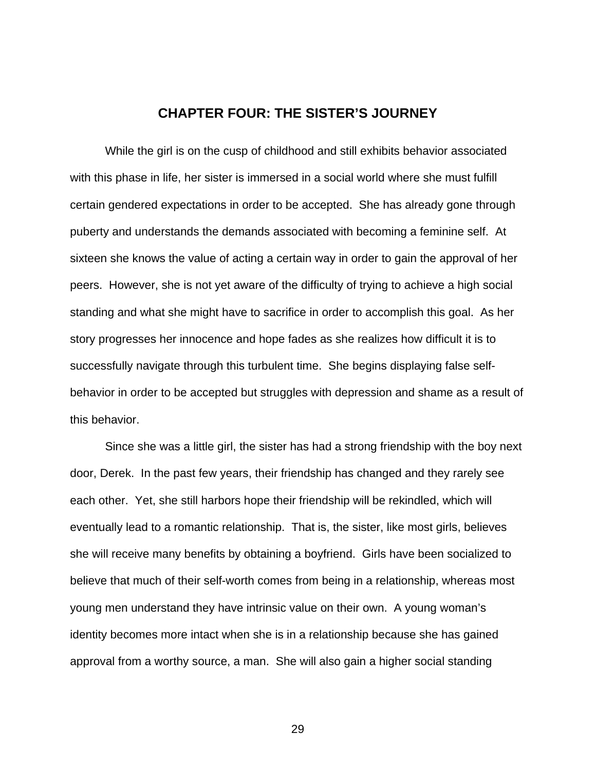# CHAPTER FOUR: THE SISTER'S JOURNEY

While the girl is on the cusp of childhood and still exhibits behavior associated with this phase in life, her sister is immersed in a social world where she must fulfill certain gendered expectations in order to be accepted. She has already gone through puberty and understands the demands associated with becoming a feminine self. At sixteen she knows the value of acting a certain way in order to gain the approval of her peers. However, she is not yet aware of the difficulty of trying to achieve a high social standing and what she might have to sacrifice in order to accomplish this goal. As her story progresses her innocence and hope fades as she realizes how difficult it is to successfully navigate through this turbulent time. She begins displaying false self-behavior in order to be accepted but struggles with depression and shame as a result of this behavior.

Since she was a little girl, the sister has had a strong friendship with the boy next door, Derek. In the past few years, their friendship has changed and they rarely see each other. Yet, she still harbors hope their friendship will be rekindled, which will eventually lead to a romantic relationship. That is, the sister, like most girls, believes she will receive many benefits by obtaining a boyfriend. Girls have been socialized to believe that much of their self-worth comes from being in a relationship, whereas most young men understand they have intrinsic value on their own. A young woman's identity becomes more intact when she is in a relationship because she has gained approval from a worthy source, a man. She will also gain a higher social standing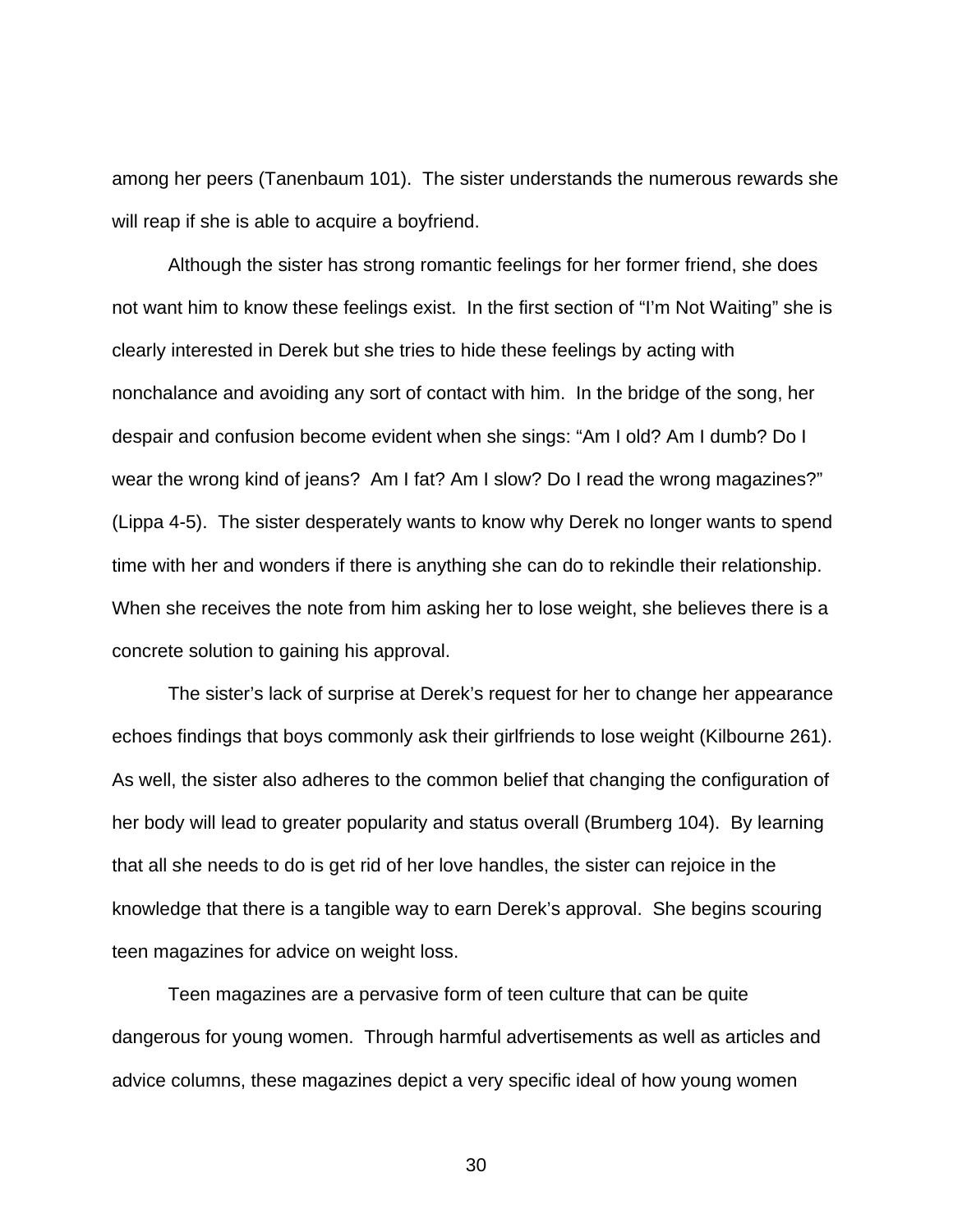among her peers (Tanenbaum 101). The sister understands the numerous rewards she will reap if she is able to acquire a boyfriend.

Although the sister has strong romantic feelings for her former friend, she does not want him to know these feelings exist. In the first section of "I'm Not Waiting" she is clearly interested in Derek but she tries to hide these feelings by acting with nonchalance and avoiding any sort of contact with him. In the bridge of the song, her despair and confusion become evident when she sings: "Am I old? Am I dumb? Do I wear the wrong kind of jeans? Am I fat? Am I slow? Do I read the wrong magazines?" (Lippa 4-5). The sister desperately wants to know why Derek no longer wants to spend time with her and wonders if there is anything she can do to rekindle their relationship. When she receives the note from him asking her to lose weight, she believes there is a concrete solution to gaining his approval.

The sister's lack of surprise at Derek's request for her to change her appearance echoes findings that boys commonly ask their girlfriends to lose weight (Kilbourne 261). As well, the sister also adheres to the common belief that changing the configuration of her body will lead to greater popularity and status overall (Brumberg 104). By learning that all she needs to do is get rid of her love handles, the sister can rejoice in the knowledge that there is a tangible way to earn Derek's approval. She begins scouring teen magazines for advice on weight loss.

Teen magazines are a pervasive form of teen culture that can be quite dangerous for young women. Through harmful advertisements as well as articles and advice columns, these magazines depict a very specific ideal of how young women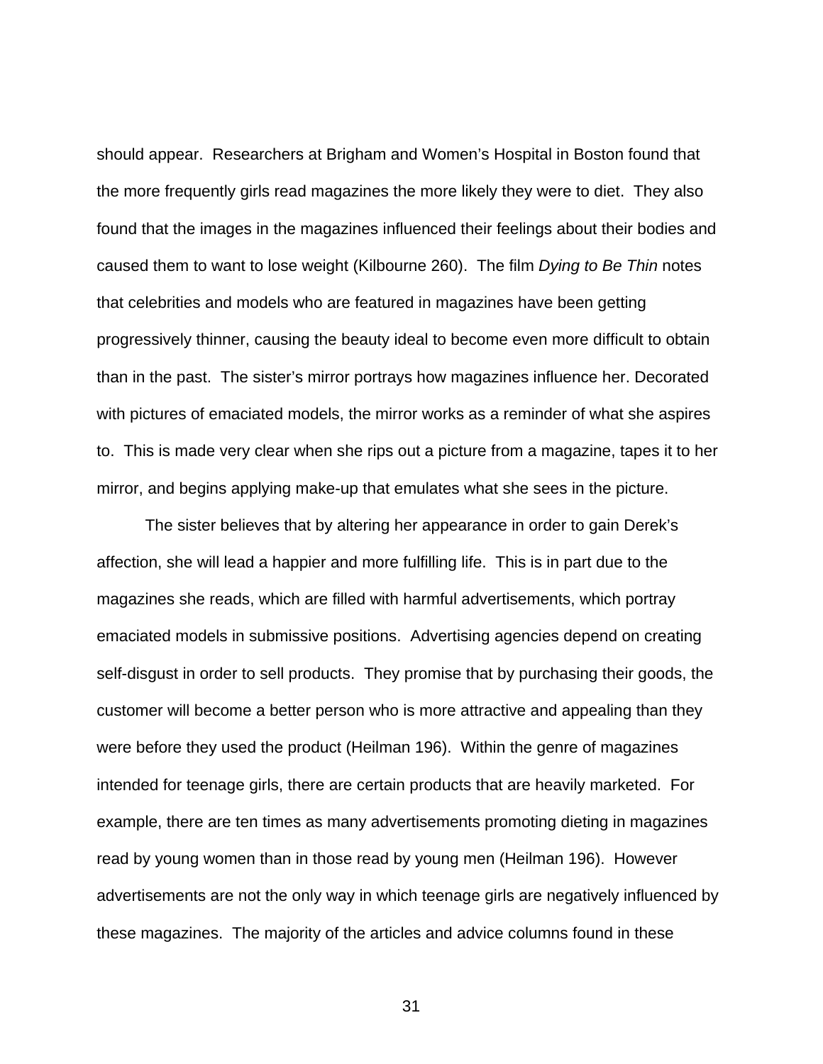should appear. Researchers at Brigham and Women's Hospital in Boston found that the more frequently girls read magazines the more likely they were to diet. They also found that the images in the magazines influenced their feelings about their bodies and caused them to want to lose weight (Kilbourne 260). The film *Dying to Be Thin* notes that celebrities and models who are featured in magazines have been getting progressively thinner, causing the beauty ideal to become even more difficult to obtain than in the past. The sister's mirror portrays how magazines influence her. Decorated with pictures of emaciated models, the mirror works as a reminder of what she aspires to. This is made very clear when she rips out a picture from a magazine, tapes it to her mirror, and begins applying make-up that emulates what she sees in the picture.

The sister believes that by altering her appearance in order to gain Derek's affection, she will lead a happier and more fulfilling life. This is in part due to the magazines she reads, which are filled with harmful advertisements, which portray emaciated models in submissive positions. Advertising agencies depend on creating self-disgust in order to sell products. They promise that by purchasing their goods, the customer will become a better person who is more attractive and appealing than they were before they used the product (Heilman 196). Within the genre of magazines intended for teenage girls, there are certain products that are heavily marketed. For example, there are ten times as many advertisements promoting dieting in magazines read by young women than in those read by young men (Heilman 196). However advertisements are not the only way in which teenage girls are negatively influenced by these magazines. The majority of the articles and advice columns found in these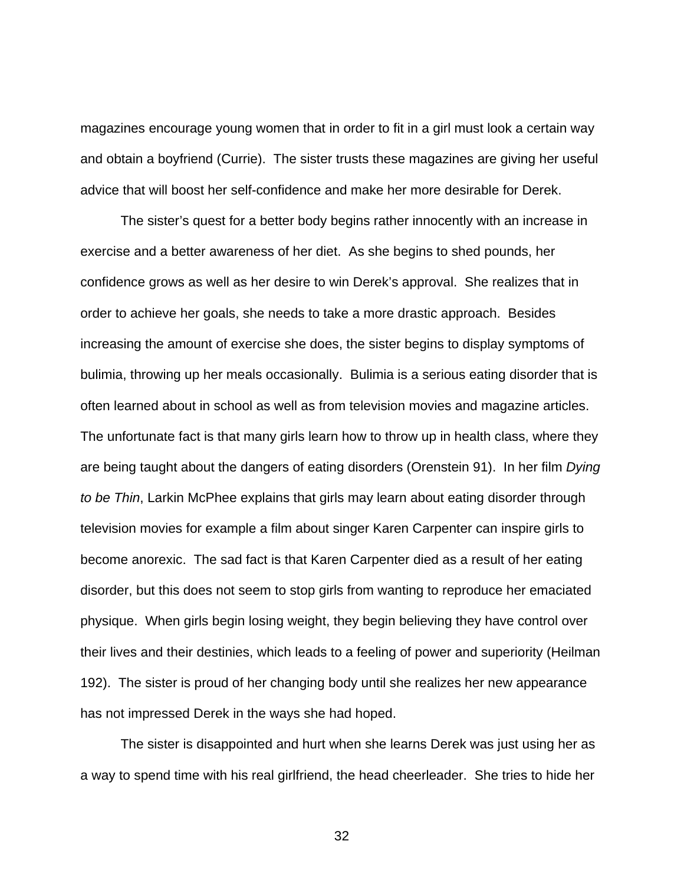magazines encourage young women that in order to fit in a girl must look a certain way and obtain a boyfriend (Currie). The sister trusts these magazines are giving her useful advice that will boost her self-confidence and make her more desirable for Derek.

The sister's quest for a better body begins rather innocently with an increase in exercise and a better awareness of her diet. As she begins to shed pounds, her confidence grows as well as her desire to win Derek's approval. She realizes that in order to achieve her goals, she needs to take a more drastic approach. Besides increasing the amount of exercise she does, the sister begins to display symptoms of bulimia, throwing up her meals occasionally. Bulimia is a serious eating disorder that is often learned about in school as well as from television movies and magazine articles. The unfortunate fact is that many girls learn how to throw up in health class, where they are being taught about the dangers of eating disorders (Orenstein 91). In her film *Dying to be Thin*, Larkin McPhee explains that girls may learn about eating disorder through television movies for example a film about singer Karen Carpenter can inspire girls to become anorexic. The sad fact is that Karen Carpenter died as a result of her eating disorder, but this does not seem to stop girls from wanting to reproduce her emaciated physique. When girls begin losing weight, they begin believing they have control over their lives and their destinies, which leads to a feeling of power and superiority (Heilman 192). The sister is proud of her changing body until she realizes her new appearance has not impressed Derek in the ways she had hoped.

The sister is disappointed and hurt when she learns Derek was just using her as a way to spend time with his real girlfriend, the head cheerleader. She tries to hide her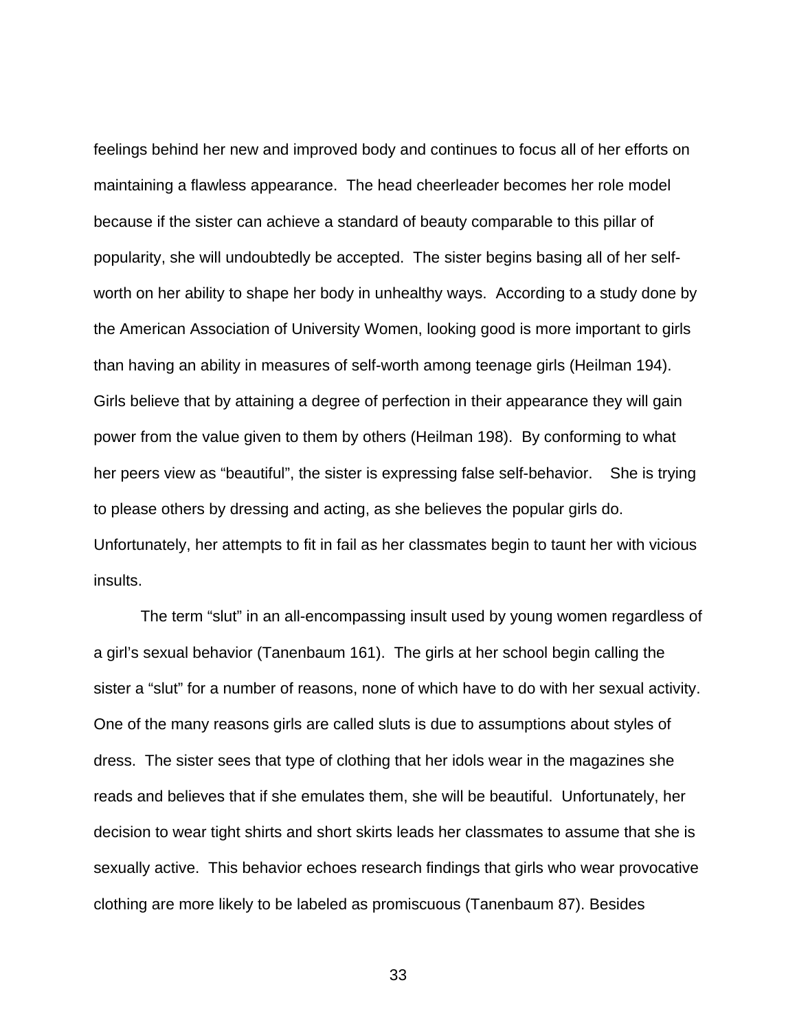feelings behind her new and improved body and continues to focus all of her efforts on maintaining a flawless appearance.  The head cheerleader becomes her role model because if the sister can achieve a standard of beauty comparable to this pillar of popularity, she will undoubtedly be accepted.  The sister begins basing all of her self-worth on her ability to shape her body in unhealthy ways.  According to a study done by the American Association of University Women, looking good is more important to girls than having an ability in measures of self-worth among teenage girls (Heilman 194). Girls believe that by attaining a degree of perfection in their appearance they will gain power from the value given to them by others (Heilman 198).  By conforming to what her peers view as “beautiful”, the sister is expressing false self-behavior.    She is trying to please others by dressing and acting, as she believes the popular girls do. Unfortunately, her attempts to fit in fail as her classmates begin to taunt her with vicious insults.

The term “slut” in an all-encompassing insult used by young women regardless of a girl’s sexual behavior (Tanenbaum 161).  The girls at her school begin calling the sister a “slut” for a number of reasons, none of which have to do with her sexual activity. One of the many reasons girls are called sluts is due to assumptions about styles of dress.  The sister sees that type of clothing that her idols wear in the magazines she reads and believes that if she emulates them, she will be beautiful.  Unfortunately, her decision to wear tight shirts and short skirts leads her classmates to assume that she is sexually active.  This behavior echoes research findings that girls who wear provocative clothing are more likely to be labeled as promiscuous (Tanenbaum 87). Besides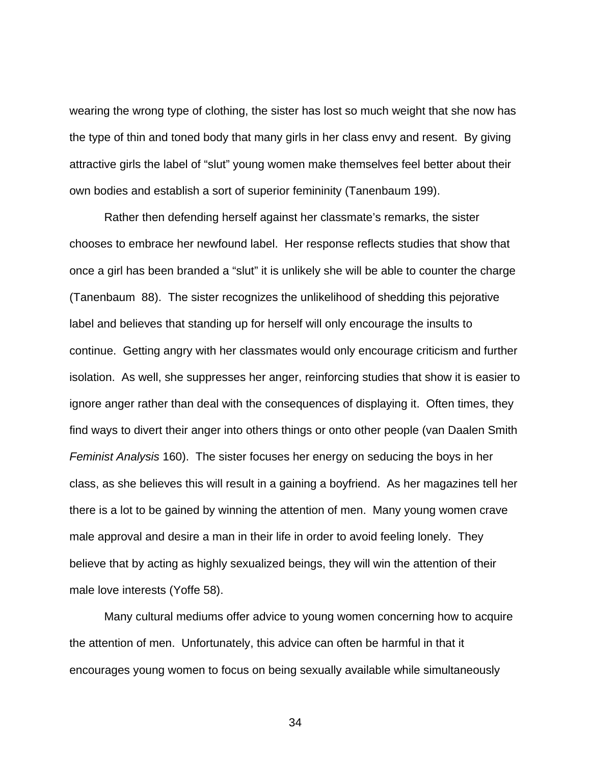wearing the wrong type of clothing, the sister has lost so much weight that she now has the type of thin and toned body that many girls in her class envy and resent. By giving attractive girls the label of “slut” young women make themselves feel better about their own bodies and establish a sort of superior femininity (Tanenbaum 199).

Rather then defending herself against her classmate’s remarks, the sister chooses to embrace her newfound label. Her response reflects studies that show that once a girl has been branded a “slut” it is unlikely she will be able to counter the charge (Tanenbaum 88). The sister recognizes the unlikelihood of shedding this pejorative label and believes that standing up for herself will only encourage the insults to continue. Getting angry with her classmates would only encourage criticism and further isolation. As well, she suppresses her anger, reinforcing studies that show it is easier to ignore anger rather than deal with the consequences of displaying it. Often times, they find ways to divert their anger into others things or onto other people (van Daalen Smith *Feminist Analysis* 160). The sister focuses her energy on seducing the boys in her class, as she believes this will result in a gaining a boyfriend. As her magazines tell her there is a lot to be gained by winning the attention of men. Many young women crave male approval and desire a man in their life in order to avoid feeling lonely. They believe that by acting as highly sexualized beings, they will win the attention of their male love interests (Yoffe 58).

Many cultural mediums offer advice to young women concerning how to acquire the attention of men. Unfortunately, this advice can often be harmful in that it encourages young women to focus on being sexually available while simultaneously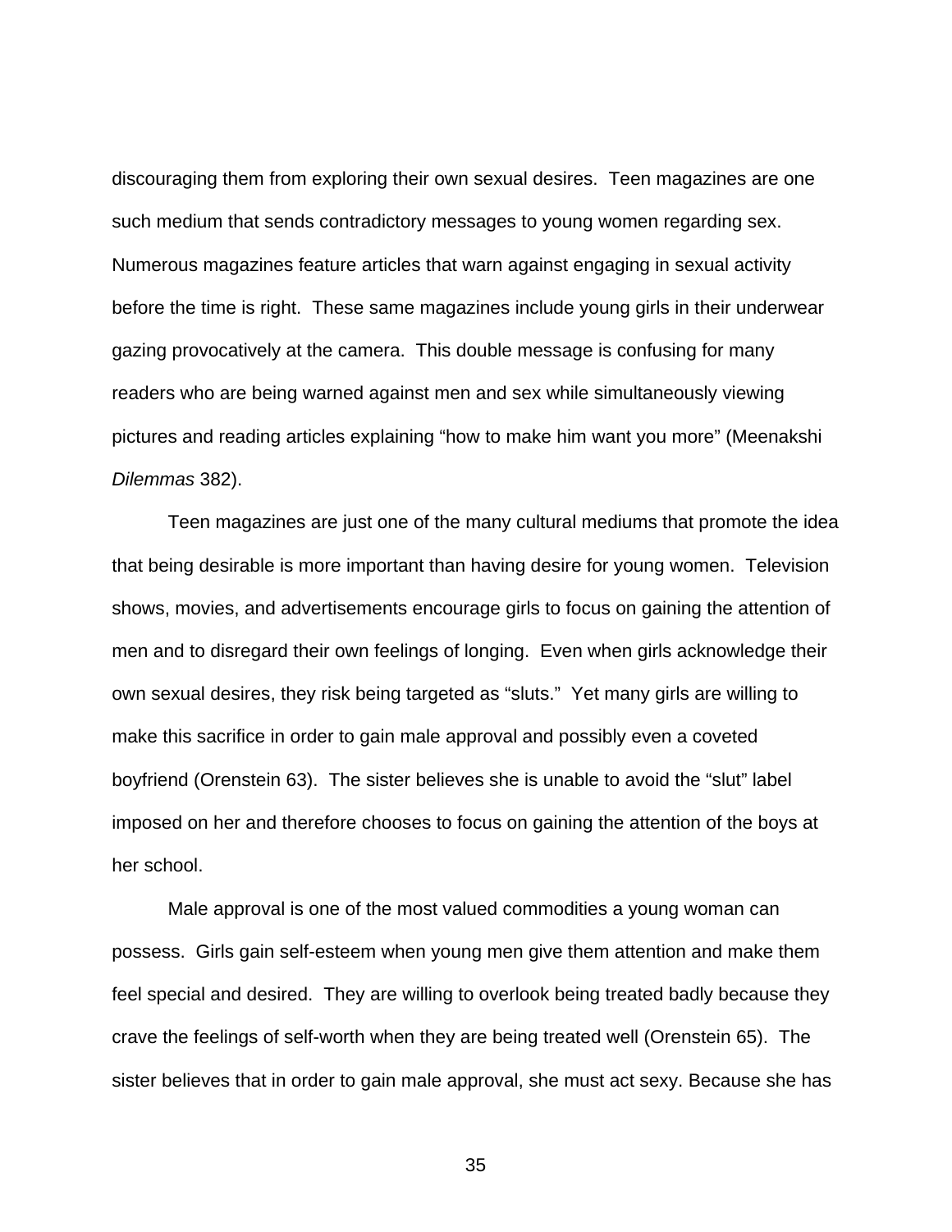discouraging them from exploring their own sexual desires. Teen magazines are one such medium that sends contradictory messages to young women regarding sex. Numerous magazines feature articles that warn against engaging in sexual activity before the time is right. These same magazines include young girls in their underwear gazing provocatively at the camera. This double message is confusing for many readers who are being warned against men and sex while simultaneously viewing pictures and reading articles explaining "how to make him want you more" (Meenakshi *Dilemmas* 382).

Teen magazines are just one of the many cultural mediums that promote the idea that being desirable is more important than having desire for young women. Television shows, movies, and advertisements encourage girls to focus on gaining the attention of men and to disregard their own feelings of longing. Even when girls acknowledge their own sexual desires, they risk being targeted as "sluts." Yet many girls are willing to make this sacrifice in order to gain male approval and possibly even a coveted boyfriend (Orenstein 63). The sister believes she is unable to avoid the "slut" label imposed on her and therefore chooses to focus on gaining the attention of the boys at her school.

Male approval is one of the most valued commodities a young woman can possess. Girls gain self-esteem when young men give them attention and make them feel special and desired. They are willing to overlook being treated badly because they crave the feelings of self-worth when they are being treated well (Orenstein 65). The sister believes that in order to gain male approval, she must act sexy. Because she has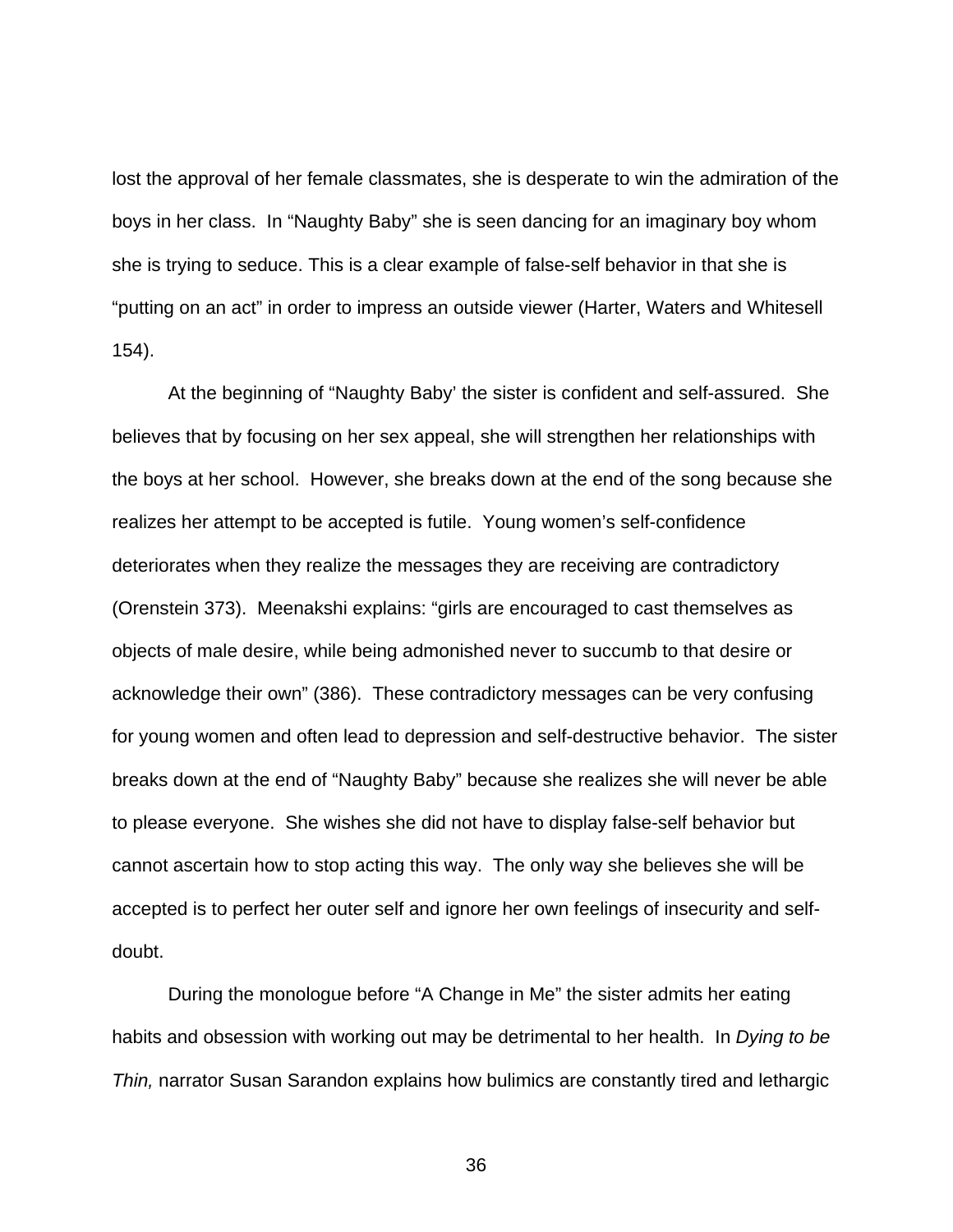lost the approval of her female classmates, she is desperate to win the admiration of the boys in her class. In "Naughty Baby" she is seen dancing for an imaginary boy whom she is trying to seduce. This is a clear example of false-self behavior in that she is "putting on an act" in order to impress an outside viewer (Harter, Waters and Whitesell 154).

At the beginning of "Naughty Baby' the sister is confident and self-assured. She believes that by focusing on her sex appeal, she will strengthen her relationships with the boys at her school. However, she breaks down at the end of the song because she realizes her attempt to be accepted is futile. Young women's self-confidence deteriorates when they realize the messages they are receiving are contradictory (Orenstein 373). Meenakshi explains: "girls are encouraged to cast themselves as objects of male desire, while being admonished never to succumb to that desire or acknowledge their own" (386). These contradictory messages can be very confusing for young women and often lead to depression and self-destructive behavior. The sister breaks down at the end of "Naughty Baby" because she realizes she will never be able to please everyone. She wishes she did not have to display false-self behavior but cannot ascertain how to stop acting this way. The only way she believes she will be accepted is to perfect her outer self and ignore her own feelings of insecurity and self-doubt.

During the monologue before "A Change in Me" the sister admits her eating habits and obsession with working out may be detrimental to her health. In *Dying to be Thin,* narrator Susan Sarandon explains how bulimics are constantly tired and lethargic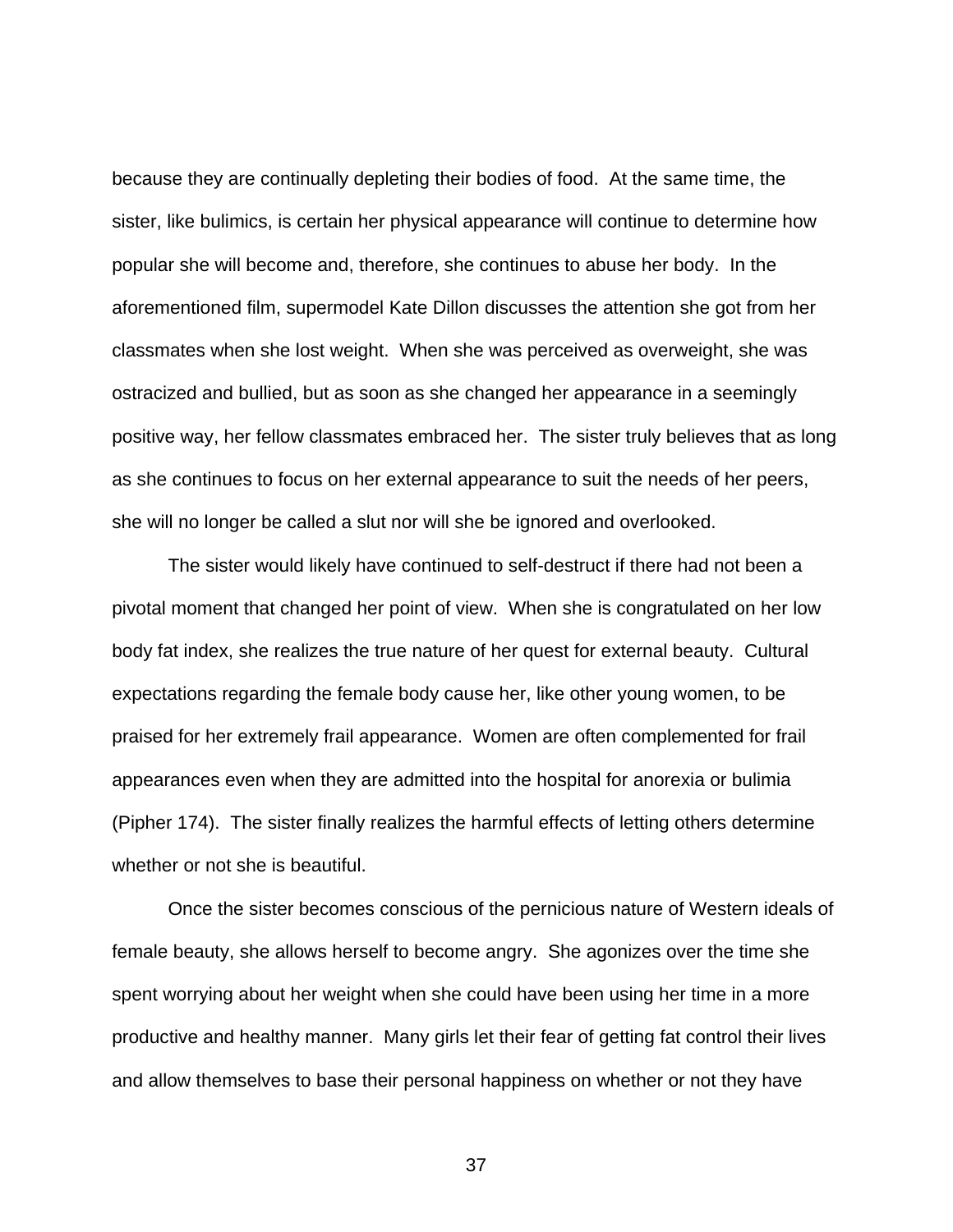because they are continually depleting their bodies of food.  At the same time, the sister, like bulimics, is certain her physical appearance will continue to determine how popular she will become and, therefore, she continues to abuse her body.  In the aforementioned film, supermodel Kate Dillon discusses the attention she got from her classmates when she lost weight.  When she was perceived as overweight, she was ostracized and bullied, but as soon as she changed her appearance in a seemingly positive way, her fellow classmates embraced her.  The sister truly believes that as long as she continues to focus on her external appearance to suit the needs of her peers, she will no longer be called a slut nor will she be ignored and overlooked.

The sister would likely have continued to self-destruct if there had not been a pivotal moment that changed her point of view.  When she is congratulated on her low body fat index, she realizes the true nature of her quest for external beauty.  Cultural expectations regarding the female body cause her, like other young women, to be praised for her extremely frail appearance.  Women are often complemented for frail appearances even when they are admitted into the hospital for anorexia or bulimia (Pipher 174).  The sister finally realizes the harmful effects of letting others determine whether or not she is beautiful.

Once the sister becomes conscious of the pernicious nature of Western ideals of female beauty, she allows herself to become angry.  She agonizes over the time she spent worrying about her weight when she could have been using her time in a more productive and healthy manner.  Many girls let their fear of getting fat control their lives and allow themselves to base their personal happiness on whether or not they have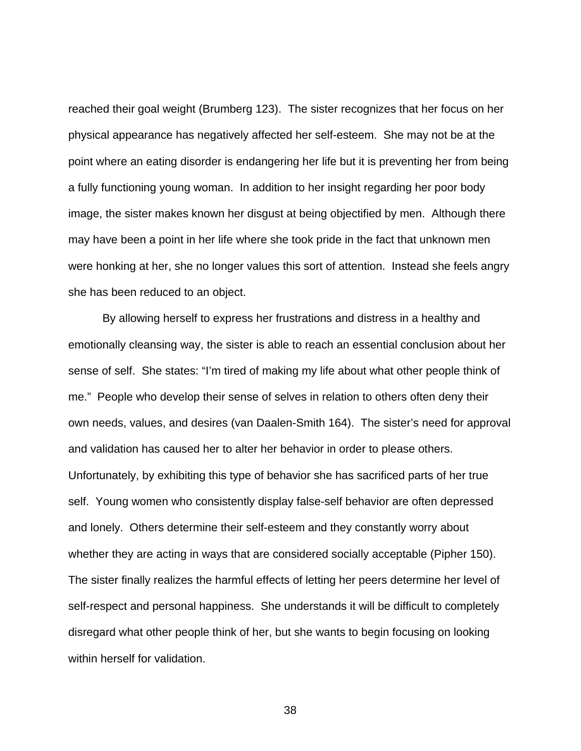reached their goal weight (Brumberg 123). The sister recognizes that her focus on her physical appearance has negatively affected her self-esteem. She may not be at the point where an eating disorder is endangering her life but it is preventing her from being a fully functioning young woman. In addition to her insight regarding her poor body image, the sister makes known her disgust at being objectified by men. Although there may have been a point in her life where she took pride in the fact that unknown men were honking at her, she no longer values this sort of attention. Instead she feels angry she has been reduced to an object.

By allowing herself to express her frustrations and distress in a healthy and emotionally cleansing way, the sister is able to reach an essential conclusion about her sense of self. She states: "I'm tired of making my life about what other people think of me." People who develop their sense of selves in relation to others often deny their own needs, values, and desires (van Daalen-Smith 164). The sister's need for approval and validation has caused her to alter her behavior in order to please others. Unfortunately, by exhibiting this type of behavior she has sacrificed parts of her true self. Young women who consistently display false-self behavior are often depressed and lonely. Others determine their self-esteem and they constantly worry about whether they are acting in ways that are considered socially acceptable (Pipher 150). The sister finally realizes the harmful effects of letting her peers determine her level of self-respect and personal happiness. She understands it will be difficult to completely disregard what other people think of her, but she wants to begin focusing on looking within herself for validation.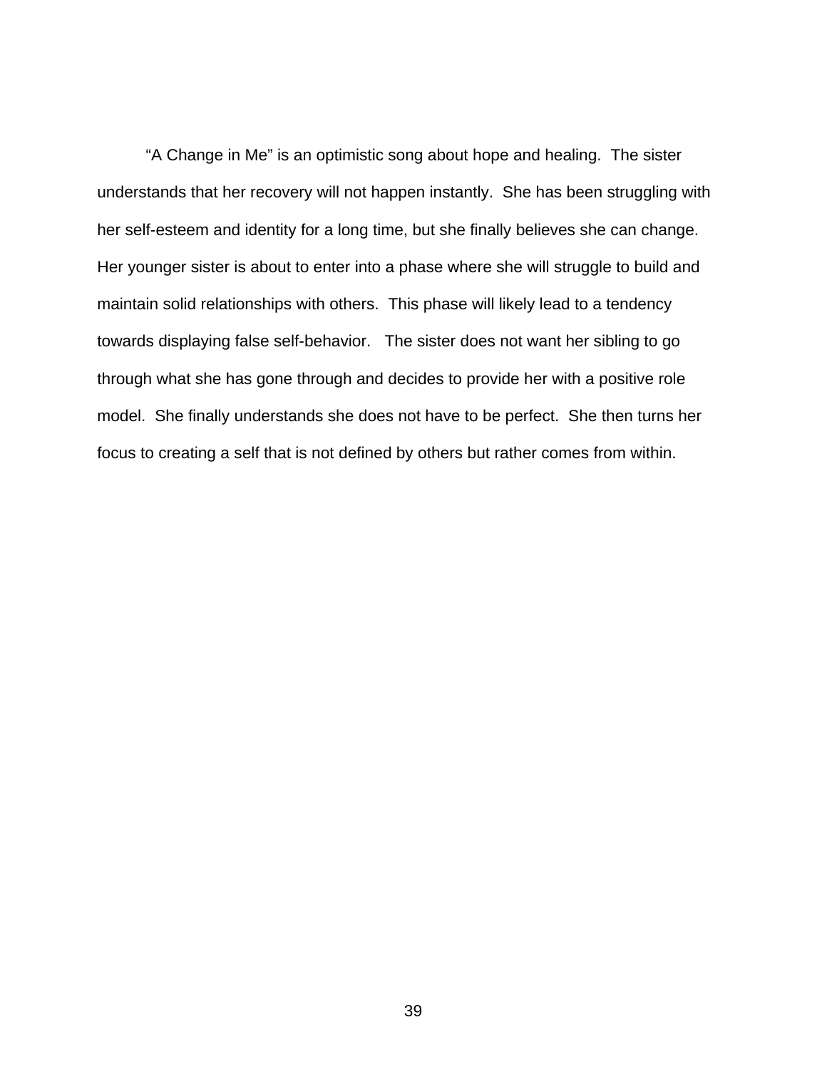“A Change in Me” is an optimistic song about hope and healing. The sister understands that her recovery will not happen instantly. She has been struggling with her self-esteem and identity for a long time, but she finally believes she can change. Her younger sister is about to enter into a phase where she will struggle to build and maintain solid relationships with others. This phase will likely lead to a tendency towards displaying false self-behavior. The sister does not want her sibling to go through what she has gone through and decides to provide her with a positive role model. She finally understands she does not have to be perfect. She then turns her focus to creating a self that is not defined by others but rather comes from within.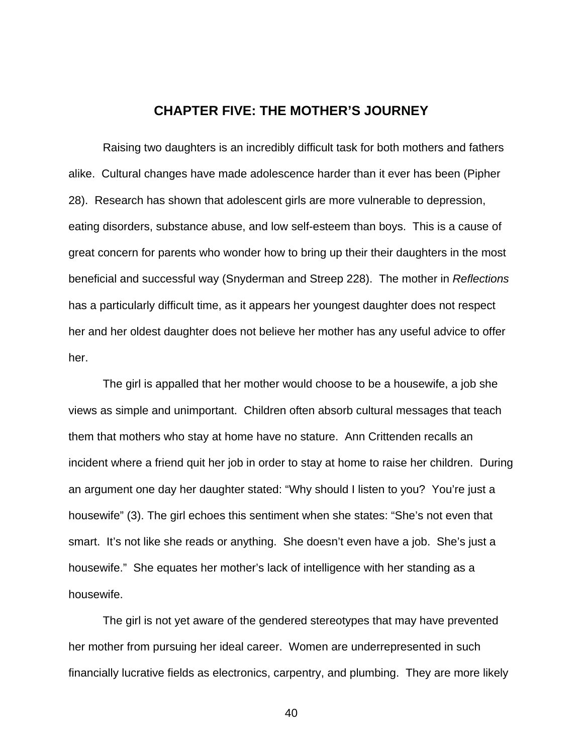## CHAPTER FIVE: THE MOTHER'S JOURNEY

Raising two daughters is an incredibly difficult task for both mothers and fathers alike. Cultural changes have made adolescence harder than it ever has been (Pipher 28). Research has shown that adolescent girls are more vulnerable to depression, eating disorders, substance abuse, and low self-esteem than boys. This is a cause of great concern for parents who wonder how to bring up their their daughters in the most beneficial and successful way (Snyderman and Streep 228). The mother in *Reflections* has a particularly difficult time, as it appears her youngest daughter does not respect her and her oldest daughter does not believe her mother has any useful advice to offer her.

The girl is appalled that her mother would choose to be a housewife, a job she views as simple and unimportant. Children often absorb cultural messages that teach them that mothers who stay at home have no stature. Ann Crittenden recalls an incident where a friend quit her job in order to stay at home to raise her children. During an argument one day her daughter stated: "Why should I listen to you? You're just a housewife" (3). The girl echoes this sentiment when she states: "She's not even that smart. It's not like she reads or anything. She doesn't even have a job. She's just a housewife." She equates her mother's lack of intelligence with her standing as a housewife.

The girl is not yet aware of the gendered stereotypes that may have prevented her mother from pursuing her ideal career. Women are underrepresented in such financially lucrative fields as electronics, carpentry, and plumbing. They are more likely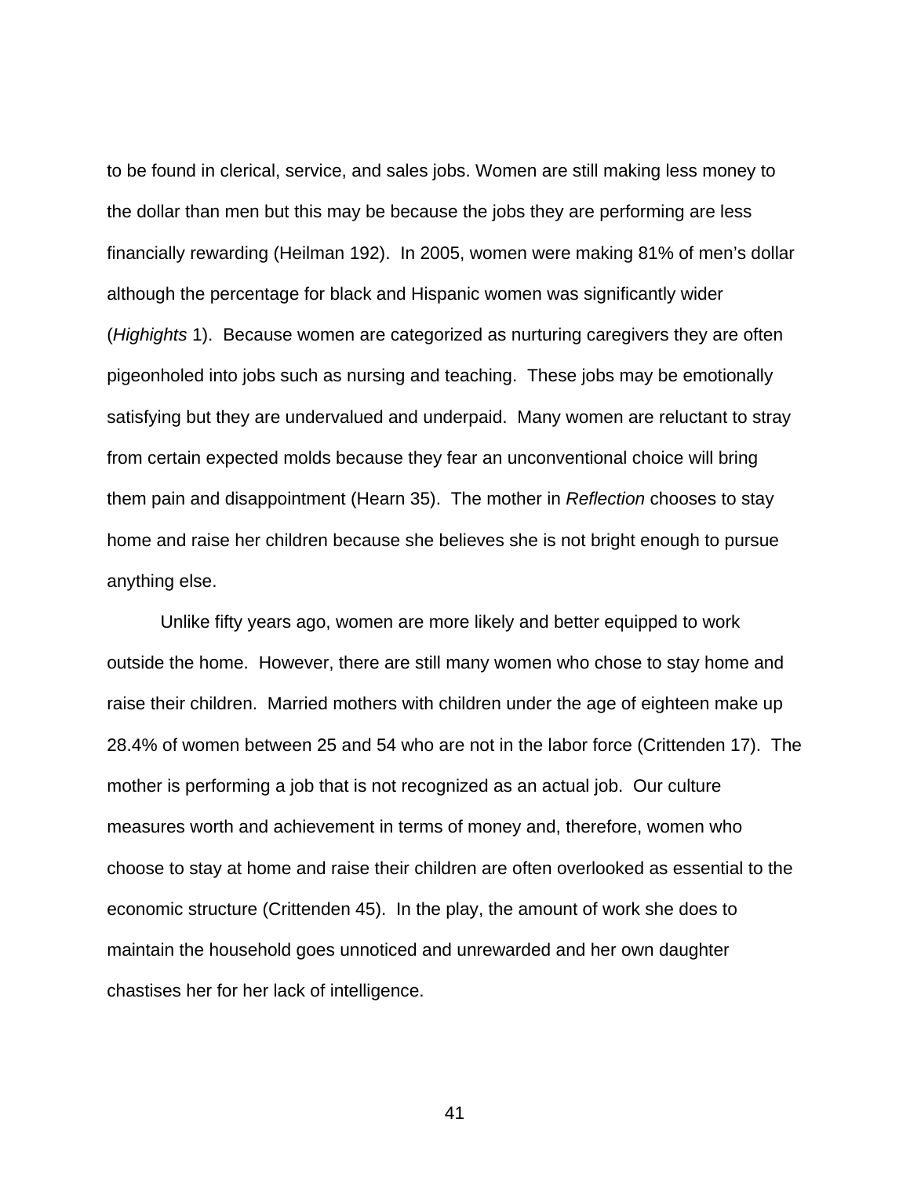to be found in clerical, service, and sales jobs. Women are still making less money to the dollar than men but this may be because the jobs they are performing are less financially rewarding (Heilman 192). In 2005, women were making 81% of men's dollar although the percentage for black and Hispanic women was significantly wider (*Highights* 1). Because women are categorized as nurturing caregivers they are often pigeonholed into jobs such as nursing and teaching. These jobs may be emotionally satisfying but they are undervalued and underpaid. Many women are reluctant to stray from certain expected molds because they fear an unconventional choice will bring them pain and disappointment (Hearn 35). The mother in *Reflection* chooses to stay home and raise her children because she believes she is not bright enough to pursue anything else.

Unlike fifty years ago, women are more likely and better equipped to work outside the home. However, there are still many women who chose to stay home and raise their children. Married mothers with children under the age of eighteen make up 28.4% of women between 25 and 54 who are not in the labor force (Crittenden 17). The mother is performing a job that is not recognized as an actual job. Our culture measures worth and achievement in terms of money and, therefore, women who choose to stay at home and raise their children are often overlooked as essential to the economic structure (Crittenden 45). In the play, the amount of work she does to maintain the household goes unnoticed and unrewarded and her own daughter chastises her for her lack of intelligence.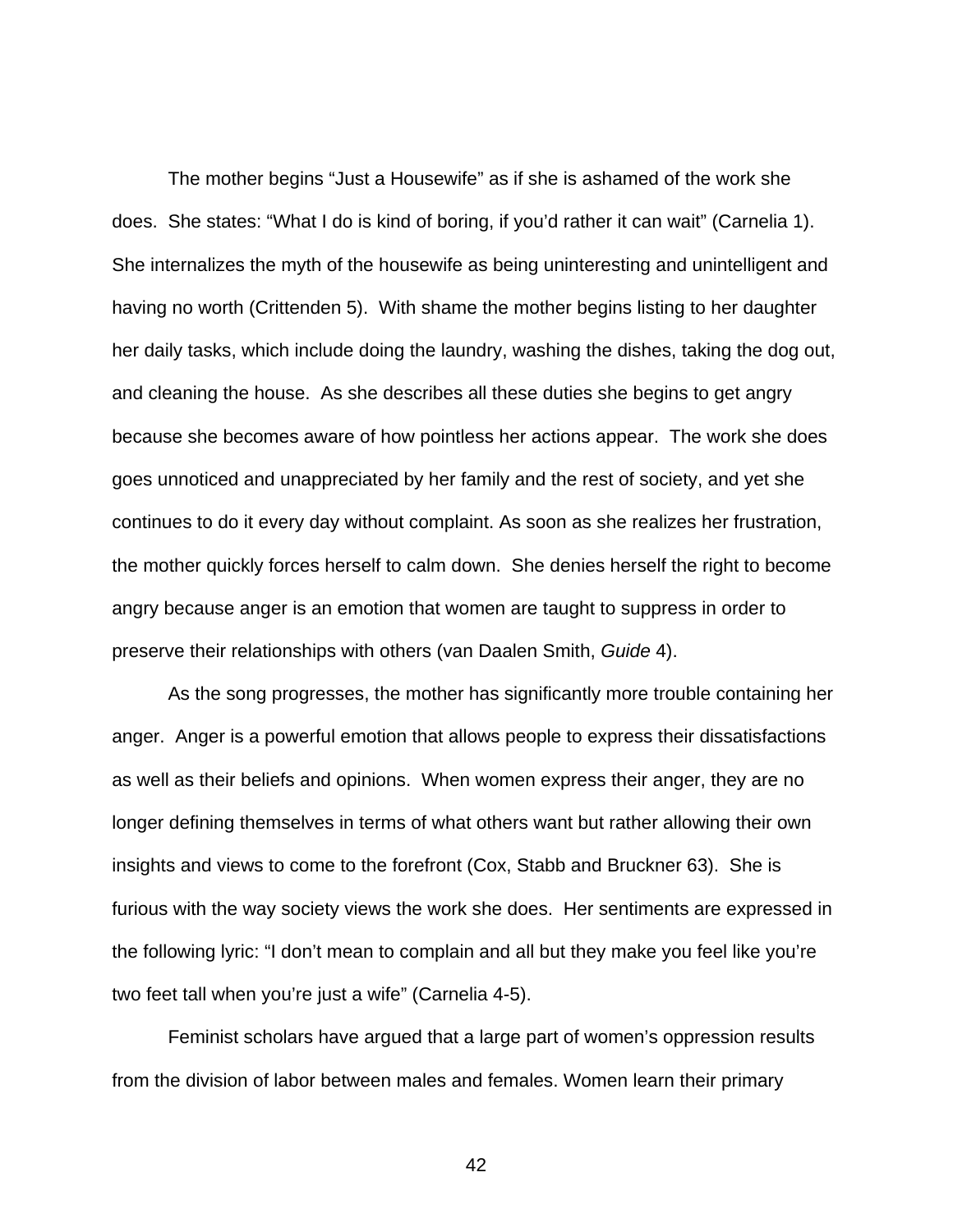The mother begins "Just a Housewife" as if she is ashamed of the work she does. She states: "What I do is kind of boring, if you'd rather it can wait" (Carnelia 1). She internalizes the myth of the housewife as being uninteresting and unintelligent and having no worth (Crittenden 5). With shame the mother begins listing to her daughter her daily tasks, which include doing the laundry, washing the dishes, taking the dog out, and cleaning the house. As she describes all these duties she begins to get angry because she becomes aware of how pointless her actions appear. The work she does goes unnoticed and unappreciated by her family and the rest of society, and yet she continues to do it every day without complaint. As soon as she realizes her frustration, the mother quickly forces herself to calm down. She denies herself the right to become angry because anger is an emotion that women are taught to suppress in order to preserve their relationships with others (van Daalen Smith, *Guide* 4).

As the song progresses, the mother has significantly more trouble containing her anger. Anger is a powerful emotion that allows people to express their dissatisfactions as well as their beliefs and opinions. When women express their anger, they are no longer defining themselves in terms of what others want but rather allowing their own insights and views to come to the forefront (Cox, Stabb and Bruckner 63). She is furious with the way society views the work she does. Her sentiments are expressed in the following lyric: "I don't mean to complain and all but they make you feel like you're two feet tall when you're just a wife" (Carnelia 4-5).

Feminist scholars have argued that a large part of women's oppression results from the division of labor between males and females. Women learn their primary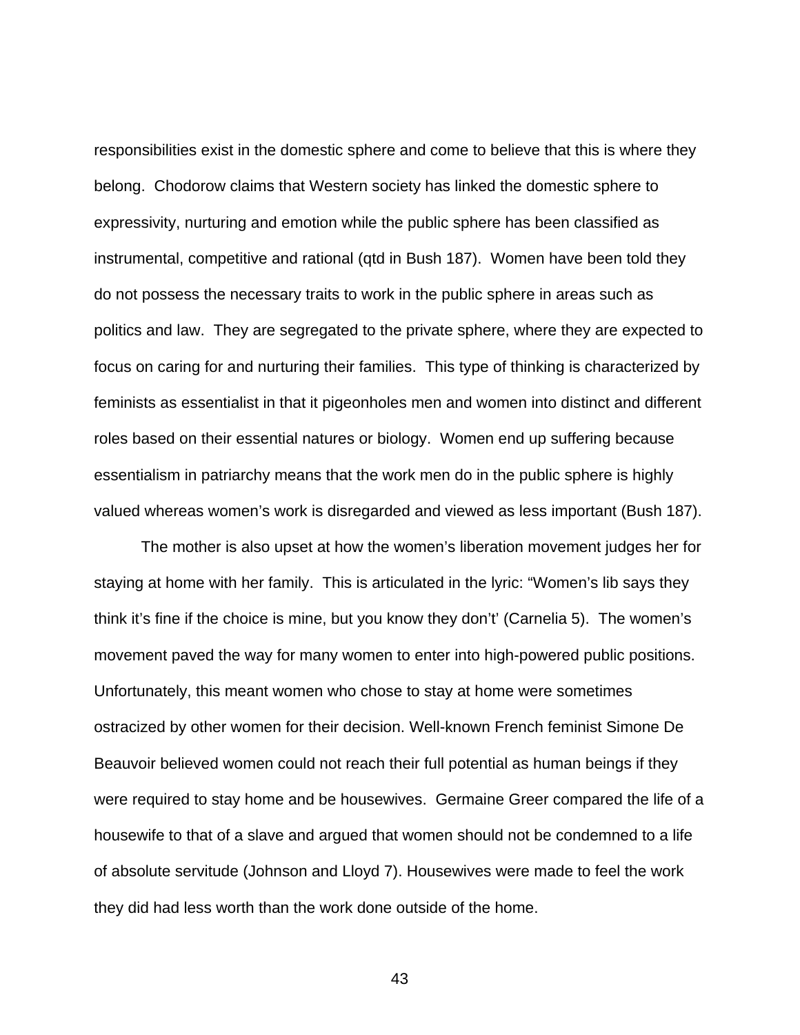responsibilities exist in the domestic sphere and come to believe that this is where they belong. Chodorow claims that Western society has linked the domestic sphere to expressivity, nurturing and emotion while the public sphere has been classified as instrumental, competitive and rational (qtd in Bush 187). Women have been told they do not possess the necessary traits to work in the public sphere in areas such as politics and law. They are segregated to the private sphere, where they are expected to focus on caring for and nurturing their families. This type of thinking is characterized by feminists as essentialist in that it pigeonholes men and women into distinct and different roles based on their essential natures or biology. Women end up suffering because essentialism in patriarchy means that the work men do in the public sphere is highly valued whereas women's work is disregarded and viewed as less important (Bush 187).

The mother is also upset at how the women's liberation movement judges her for staying at home with her family. This is articulated in the lyric: "Women's lib says they think it's fine if the choice is mine, but you know they don't' (Carnelia 5). The women's movement paved the way for many women to enter into high-powered public positions. Unfortunately, this meant women who chose to stay at home were sometimes ostracized by other women for their decision. Well-known French feminist Simone De Beauvoir believed women could not reach their full potential as human beings if they were required to stay home and be housewives. Germaine Greer compared the life of a housewife to that of a slave and argued that women should not be condemned to a life of absolute servitude (Johnson and Lloyd 7). Housewives were made to feel the work they did had less worth than the work done outside of the home.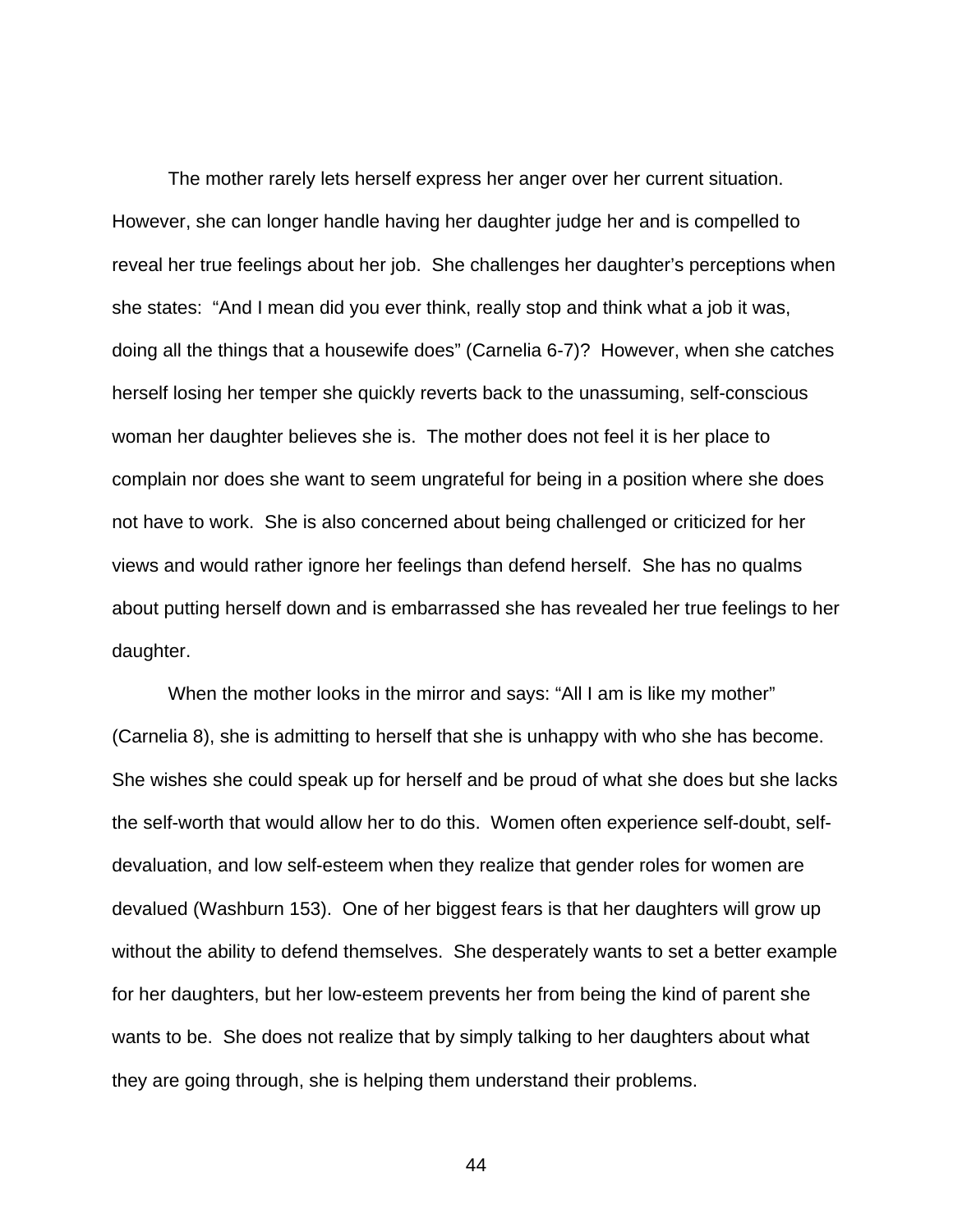The mother rarely lets herself express her anger over her current situation. However, she can longer handle having her daughter judge her and is compelled to reveal her true feelings about her job. She challenges her daughter's perceptions when she states: "And I mean did you ever think, really stop and think what a job it was, doing all the things that a housewife does" (Carnelia 6-7)? However, when she catches herself losing her temper she quickly reverts back to the unassuming, self-conscious woman her daughter believes she is. The mother does not feel it is her place to complain nor does she want to seem ungrateful for being in a position where she does not have to work. She is also concerned about being challenged or criticized for her views and would rather ignore her feelings than defend herself. She has no qualms about putting herself down and is embarrassed she has revealed her true feelings to her daughter.

When the mother looks in the mirror and says: "All I am is like my mother" (Carnelia 8), she is admitting to herself that she is unhappy with who she has become. She wishes she could speak up for herself and be proud of what she does but she lacks the self-worth that would allow her to do this. Women often experience self-doubt, self-devaluation, and low self-esteem when they realize that gender roles for women are devalued (Washburn 153). One of her biggest fears is that her daughters will grow up without the ability to defend themselves. She desperately wants to set a better example for her daughters, but her low-esteem prevents her from being the kind of parent she wants to be. She does not realize that by simply talking to her daughters about what they are going through, she is helping them understand their problems.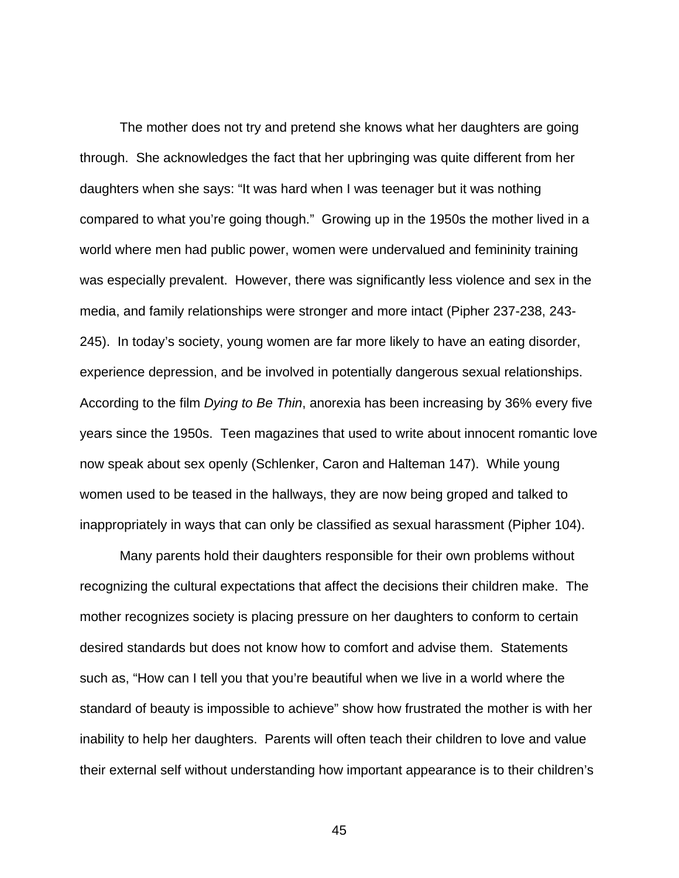The mother does not try and pretend she knows what her daughters are going through. She acknowledges the fact that her upbringing was quite different from her daughters when she says: “It was hard when I was teenager but it was nothing compared to what you’re going though.” Growing up in the 1950s the mother lived in a world where men had public power, women were undervalued and femininity training was especially prevalent. However, there was significantly less violence and sex in the media, and family relationships were stronger and more intact (Pipher 237-238, 243-245). In today’s society, young women are far more likely to have an eating disorder, experience depression, and be involved in potentially dangerous sexual relationships. According to the film *Dying to Be Thin*, anorexia has been increasing by 36% every five years since the 1950s. Teen magazines that used to write about innocent romantic love now speak about sex openly (Schlenker, Caron and Halteman 147). While young women used to be teased in the hallways, they are now being groped and talked to inappropriately in ways that can only be classified as sexual harassment (Pipher 104).

Many parents hold their daughters responsible for their own problems without recognizing the cultural expectations that affect the decisions their children make. The mother recognizes society is placing pressure on her daughters to conform to certain desired standards but does not know how to comfort and advise them. Statements such as, “How can I tell you that you’re beautiful when we live in a world where the standard of beauty is impossible to achieve” show how frustrated the mother is with her inability to help her daughters. Parents will often teach their children to love and value their external self without understanding how important appearance is to their children’s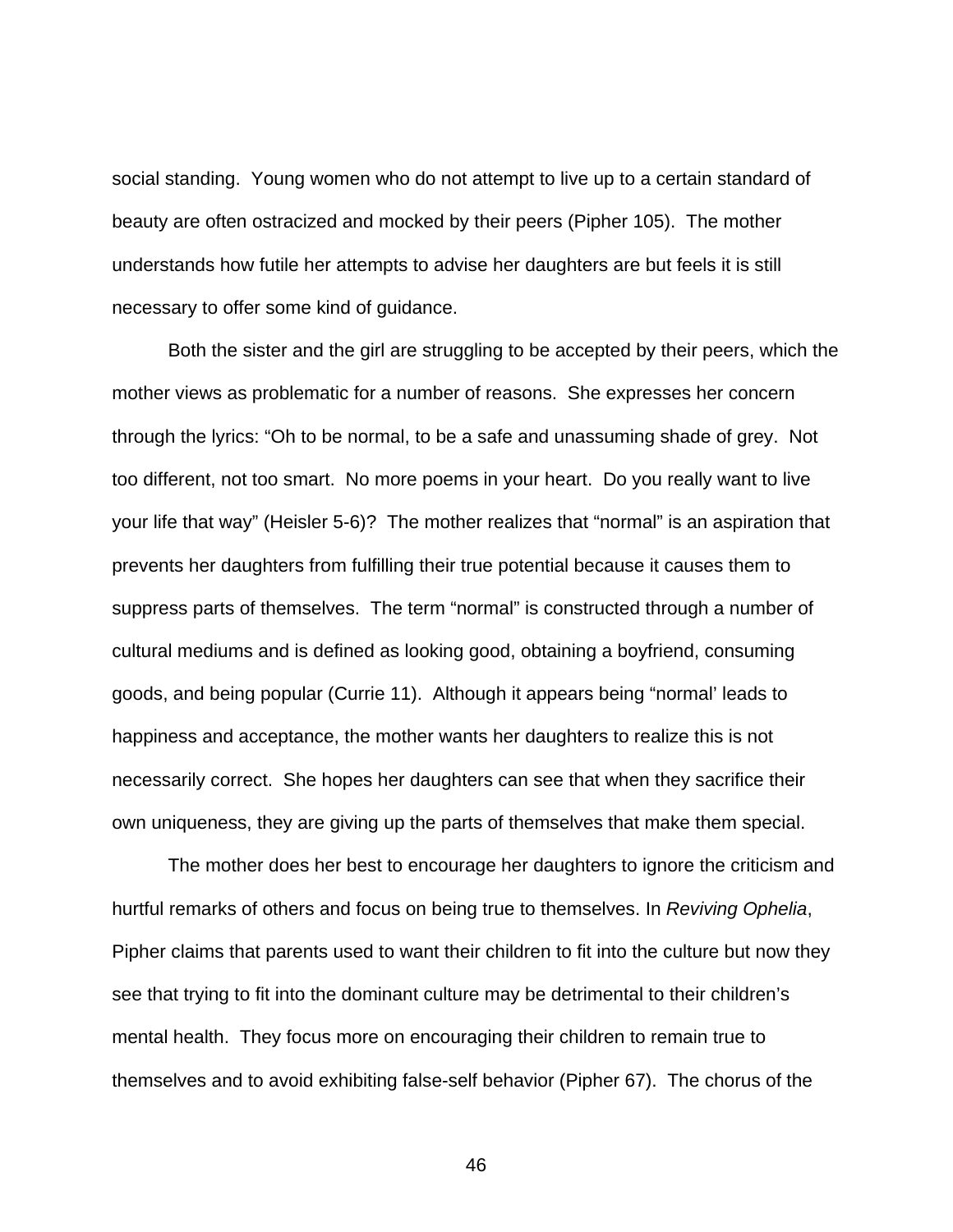social standing.  Young women who do not attempt to live up to a certain standard of beauty are often ostracized and mocked by their peers (Pipher 105).  The mother understands how futile her attempts to advise her daughters are but feels it is still necessary to offer some kind of guidance.

Both the sister and the girl are struggling to be accepted by their peers, which the mother views as problematic for a number of reasons.  She expresses her concern through the lyrics: "Oh to be normal, to be a safe and unassuming shade of grey.  Not too different, not too smart.  No more poems in your heart.  Do you really want to live your life that way" (Heisler 5-6)?  The mother realizes that "normal" is an aspiration that prevents her daughters from fulfilling their true potential because it causes them to suppress parts of themselves.  The term "normal" is constructed through a number of cultural mediums and is defined as looking good, obtaining a boyfriend, consuming goods, and being popular (Currie 11).  Although it appears being "normal' leads to happiness and acceptance, the mother wants her daughters to realize this is not necessarily correct.  She hopes her daughters can see that when they sacrifice their own uniqueness, they are giving up the parts of themselves that make them special.

The mother does her best to encourage her daughters to ignore the criticism and hurtful remarks of others and focus on being true to themselves. In *Reviving Ophelia*, Pipher claims that parents used to want their children to fit into the culture but now they see that trying to fit into the dominant culture may be detrimental to their children's mental health.  They focus more on encouraging their children to remain true to themselves and to avoid exhibiting false-self behavior (Pipher 67).  The chorus of the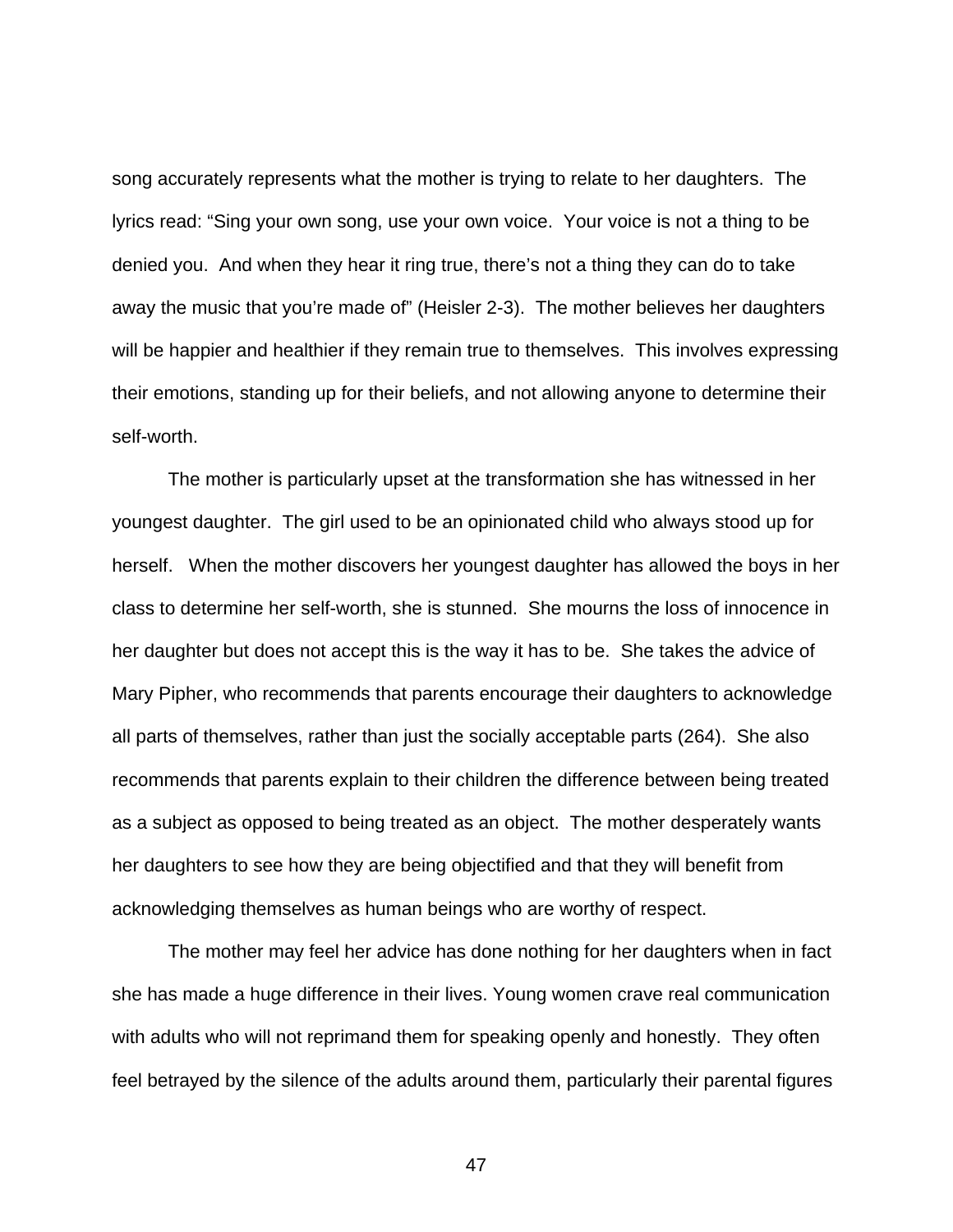song accurately represents what the mother is trying to relate to her daughters. The lyrics read: "Sing your own song, use your own voice. Your voice is not a thing to be denied you. And when they hear it ring true, there's not a thing they can do to take away the music that you're made of" (Heisler 2-3). The mother believes her daughters will be happier and healthier if they remain true to themselves. This involves expressing their emotions, standing up for their beliefs, and not allowing anyone to determine their self-worth.

The mother is particularly upset at the transformation she has witnessed in her youngest daughter. The girl used to be an opinionated child who always stood up for herself. When the mother discovers her youngest daughter has allowed the boys in her class to determine her self-worth, she is stunned. She mourns the loss of innocence in her daughter but does not accept this is the way it has to be. She takes the advice of Mary Pipher, who recommends that parents encourage their daughters to acknowledge all parts of themselves, rather than just the socially acceptable parts (264). She also recommends that parents explain to their children the difference between being treated as a subject as opposed to being treated as an object. The mother desperately wants her daughters to see how they are being objectified and that they will benefit from acknowledging themselves as human beings who are worthy of respect.

The mother may feel her advice has done nothing for her daughters when in fact she has made a huge difference in their lives. Young women crave real communication with adults who will not reprimand them for speaking openly and honestly. They often feel betrayed by the silence of the adults around them, particularly their parental figures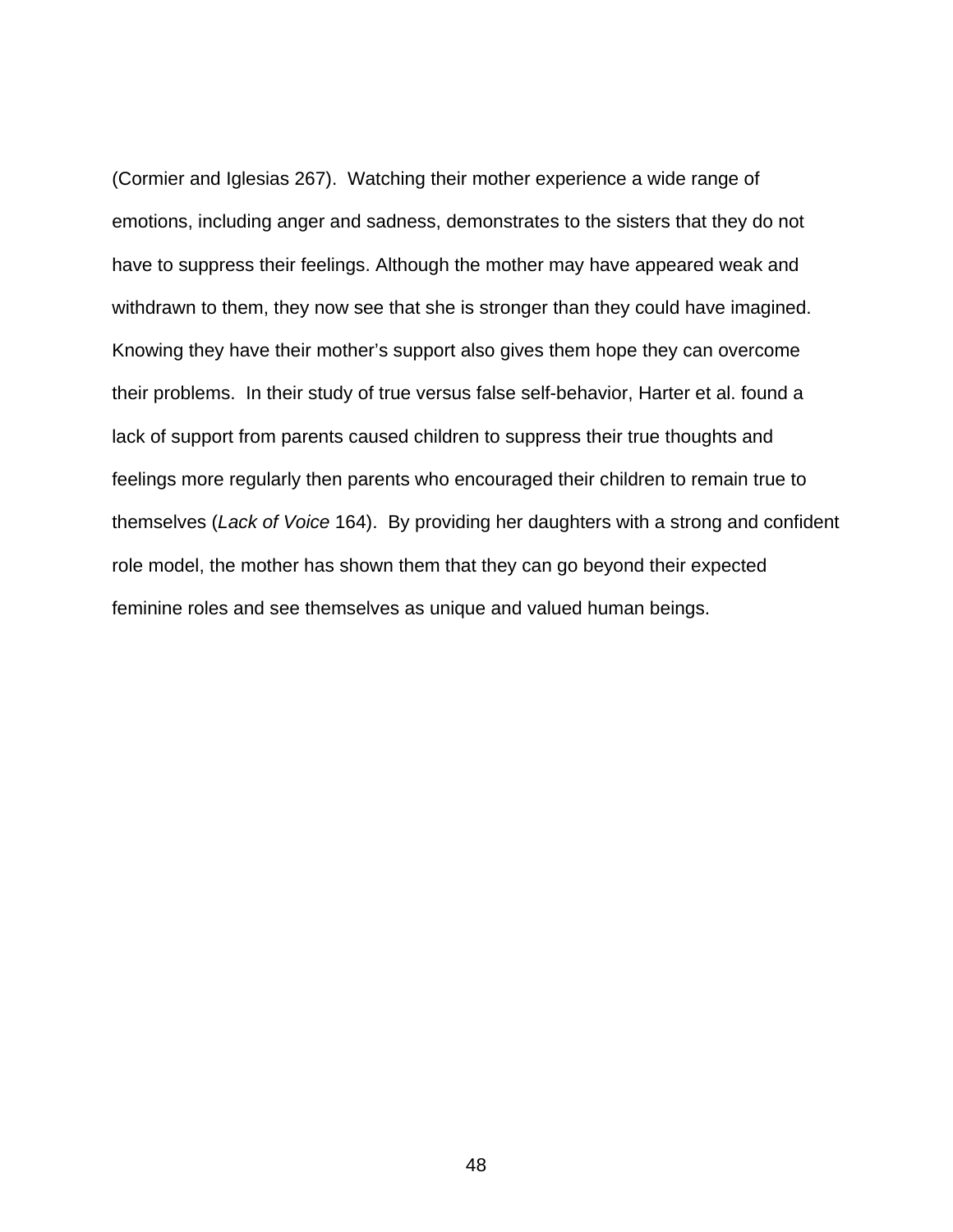(Cormier and Iglesias 267). Watching their mother experience a wide range of emotions, including anger and sadness, demonstrates to the sisters that they do not have to suppress their feelings. Although the mother may have appeared weak and withdrawn to them, they now see that she is stronger than they could have imagined. Knowing they have their mother's support also gives them hope they can overcome their problems. In their study of true versus false self-behavior, Harter et al. found a lack of support from parents caused children to suppress their true thoughts and feelings more regularly then parents who encouraged their children to remain true to themselves (*Lack of Voice* 164). By providing her daughters with a strong and confident role model, the mother has shown them that they can go beyond their expected feminine roles and see themselves as unique and valued human beings.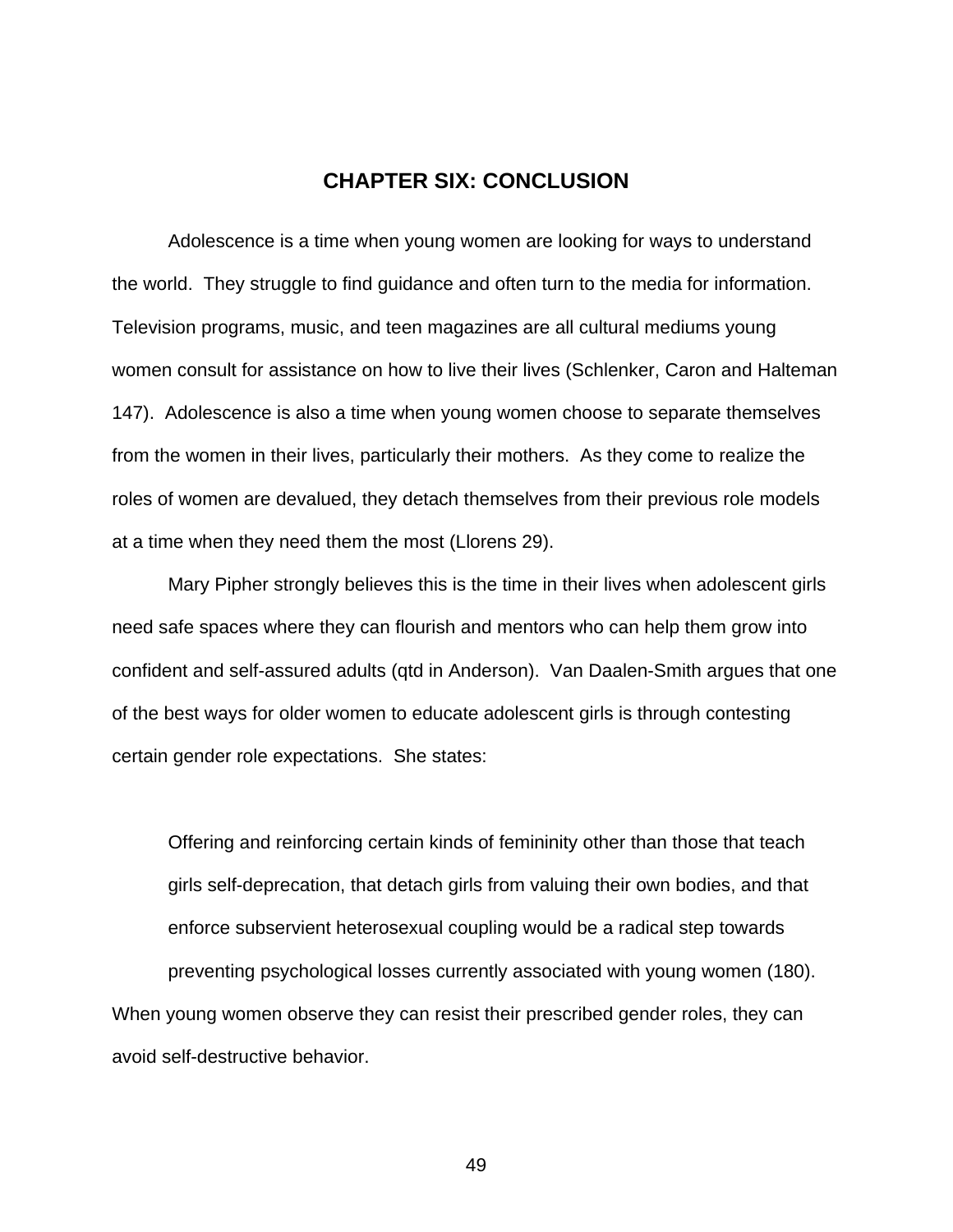# CHAPTER SIX: CONCLUSION

Adolescence is a time when young women are looking for ways to understand the world. They struggle to find guidance and often turn to the media for information. Television programs, music, and teen magazines are all cultural mediums young women consult for assistance on how to live their lives (Schlenker, Caron and Halteman 147). Adolescence is also a time when young women choose to separate themselves from the women in their lives, particularly their mothers. As they come to realize the roles of women are devalued, they detach themselves from their previous role models at a time when they need them the most (Llorens 29).

Mary Pipher strongly believes this is the time in their lives when adolescent girls need safe spaces where they can flourish and mentors who can help them grow into confident and self-assured adults (qtd in Anderson). Van Daalen-Smith argues that one of the best ways for older women to educate adolescent girls is through contesting certain gender role expectations. She states:

> Offering and reinforcing certain kinds of femininity other than those that teach girls self-deprecation, that detach girls from valuing their own bodies, and that enforce subservient heterosexual coupling would be a radical step towards preventing psychological losses currently associated with young women (180).

When young women observe they can resist their prescribed gender roles, they can avoid self-destructive behavior.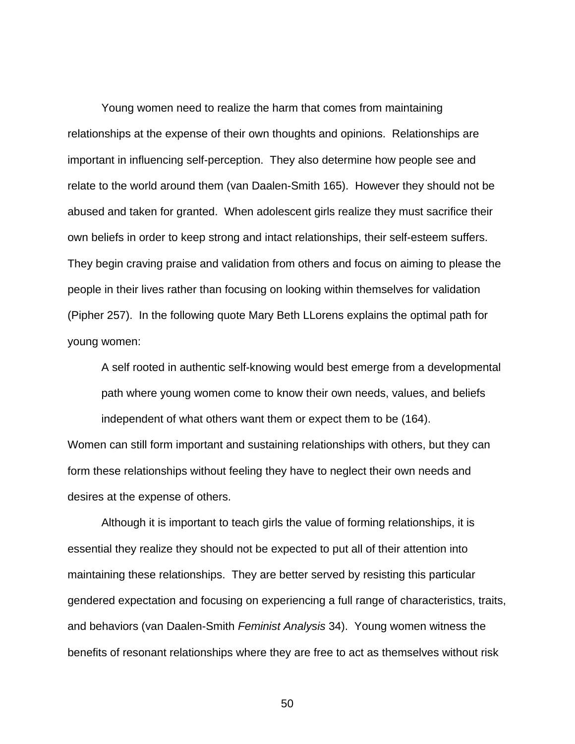Young women need to realize the harm that comes from maintaining relationships at the expense of their own thoughts and opinions. Relationships are important in influencing self-perception. They also determine how people see and relate to the world around them (van Daalen-Smith 165). However they should not be abused and taken for granted. When adolescent girls realize they must sacrifice their own beliefs in order to keep strong and intact relationships, their self-esteem suffers. They begin craving praise and validation from others and focus on aiming to please the people in their lives rather than focusing on looking within themselves for validation (Pipher 257). In the following quote Mary Beth LLorens explains the optimal path for young women:

> A self rooted in authentic self-knowing would best emerge from a developmental path where young women come to know their own needs, values, and beliefs independent of what others want them or expect them to be (164).

Women can still form important and sustaining relationships with others, but they can form these relationships without feeling they have to neglect their own needs and desires at the expense of others.

Although it is important to teach girls the value of forming relationships, it is essential they realize they should not be expected to put all of their attention into maintaining these relationships. They are better served by resisting this particular gendered expectation and focusing on experiencing a full range of characteristics, traits, and behaviors (van Daalen-Smith *Feminist Analysis* 34). Young women witness the benefits of resonant relationships where they are free to act as themselves without risk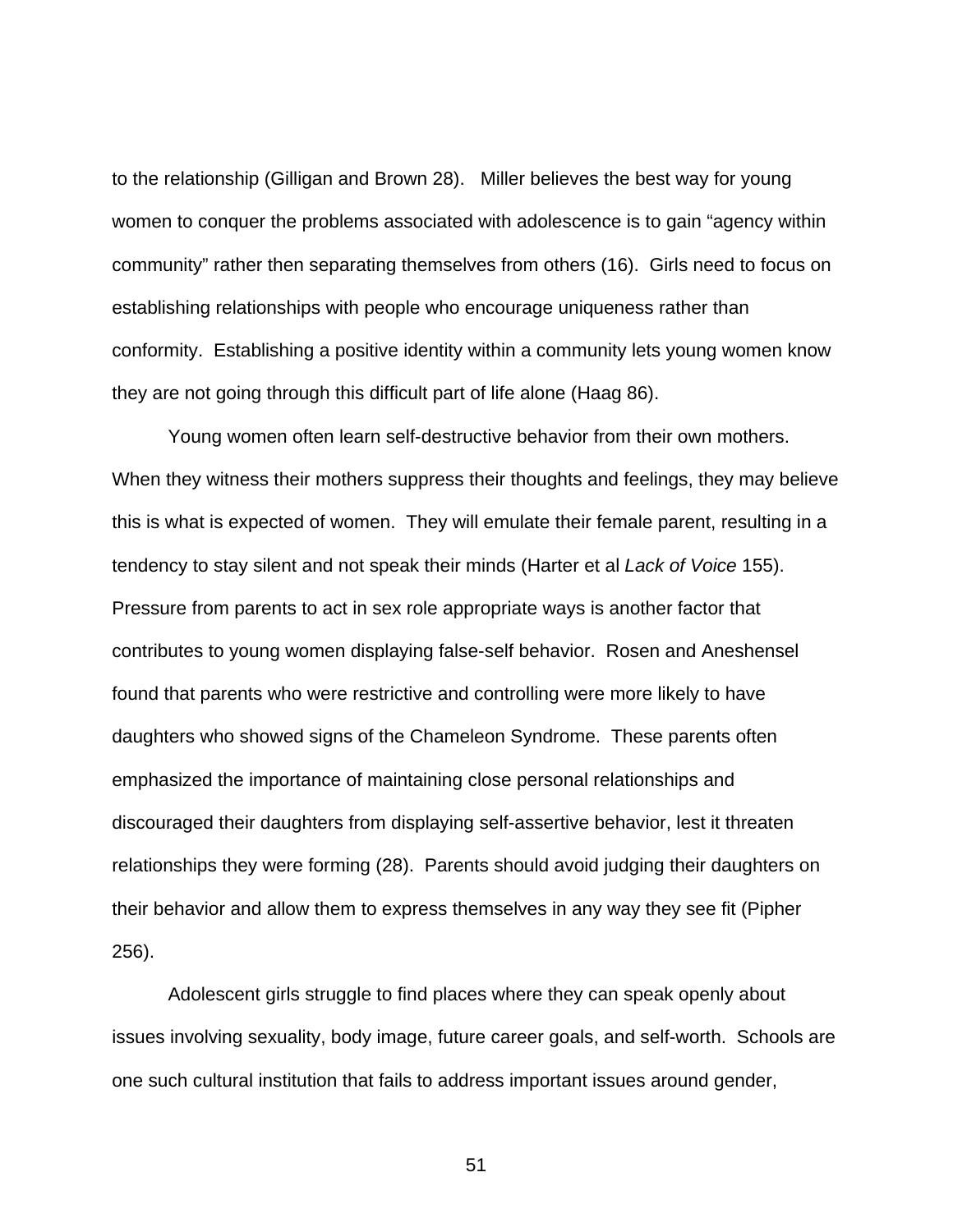to the relationship (Gilligan and Brown 28). Miller believes the best way for young women to conquer the problems associated with adolescence is to gain "agency within community" rather then separating themselves from others (16). Girls need to focus on establishing relationships with people who encourage uniqueness rather than conformity. Establishing a positive identity within a community lets young women know they are not going through this difficult part of life alone (Haag 86).

Young women often learn self-destructive behavior from their own mothers. When they witness their mothers suppress their thoughts and feelings, they may believe this is what is expected of women. They will emulate their female parent, resulting in a tendency to stay silent and not speak their minds (Harter et al *Lack of Voice* 155). Pressure from parents to act in sex role appropriate ways is another factor that contributes to young women displaying false-self behavior. Rosen and Aneshensel found that parents who were restrictive and controlling were more likely to have daughters who showed signs of the Chameleon Syndrome. These parents often emphasized the importance of maintaining close personal relationships and discouraged their daughters from displaying self-assertive behavior, lest it threaten relationships they were forming (28). Parents should avoid judging their daughters on their behavior and allow them to express themselves in any way they see fit (Pipher 256).

Adolescent girls struggle to find places where they can speak openly about issues involving sexuality, body image, future career goals, and self-worth. Schools are one such cultural institution that fails to address important issues around gender,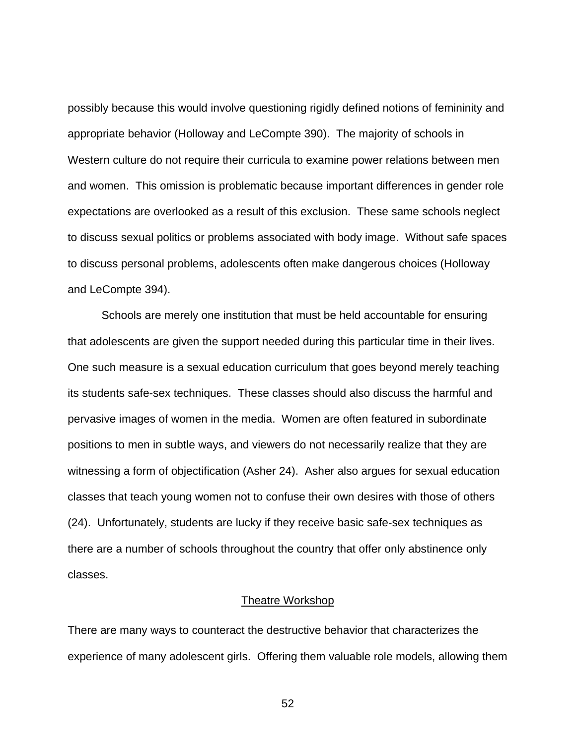possibly because this would involve questioning rigidly defined notions of femininity and appropriate behavior (Holloway and LeCompte 390). The majority of schools in Western culture do not require their curricula to examine power relations between men and women. This omission is problematic because important differences in gender role expectations are overlooked as a result of this exclusion. These same schools neglect to discuss sexual politics or problems associated with body image. Without safe spaces to discuss personal problems, adolescents often make dangerous choices (Holloway and LeCompte 394).

Schools are merely one institution that must be held accountable for ensuring that adolescents are given the support needed during this particular time in their lives. One such measure is a sexual education curriculum that goes beyond merely teaching its students safe-sex techniques. These classes should also discuss the harmful and pervasive images of women in the media. Women are often featured in subordinate positions to men in subtle ways, and viewers do not necessarily realize that they are witnessing a form of objectification (Asher 24). Asher also argues for sexual education classes that teach young women not to confuse their own desires with those of others (24). Unfortunately, students are lucky if they receive basic safe-sex techniques as there are a number of schools throughout the country that offer only abstinence only classes.

## Theatre Workshop

There are many ways to counteract the destructive behavior that characterizes the experience of many adolescent girls. Offering them valuable role models, allowing them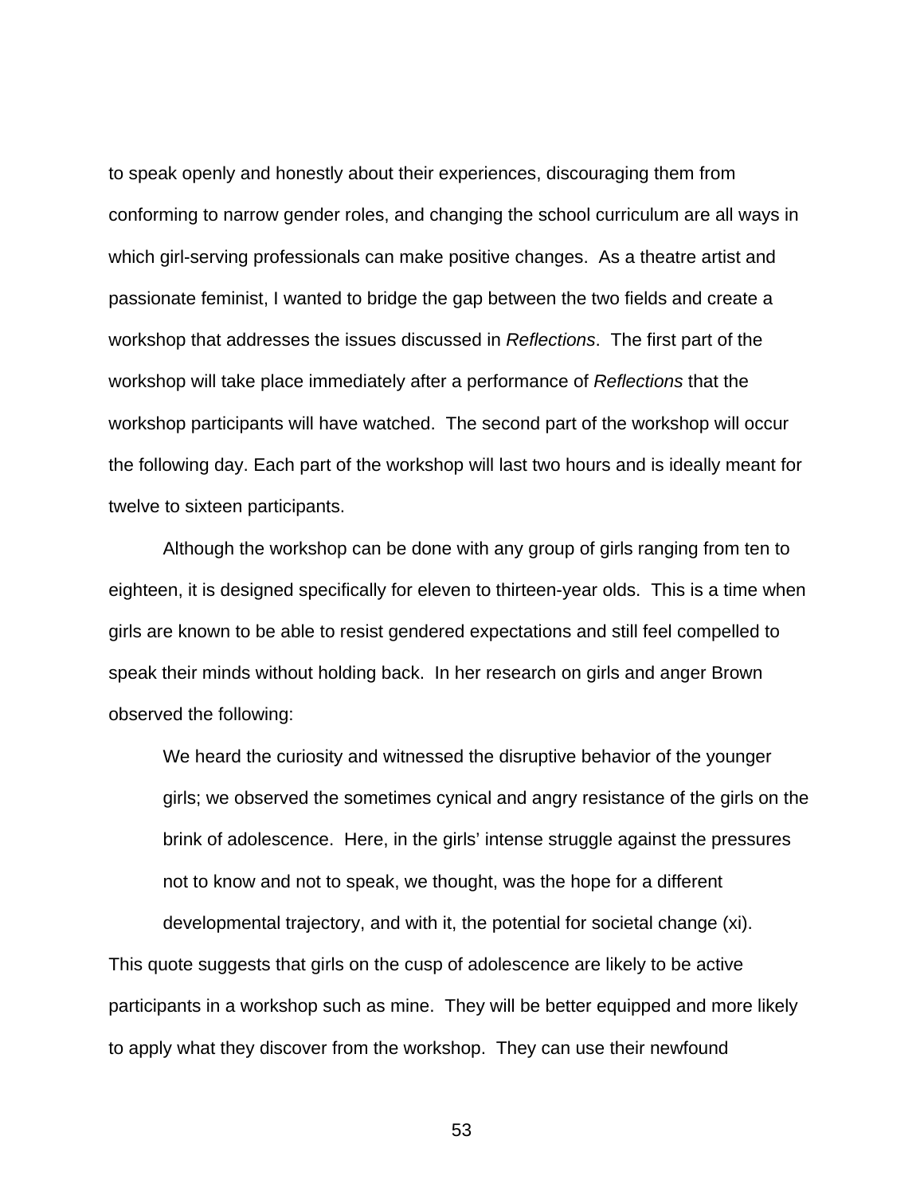to speak openly and honestly about their experiences, discouraging them from conforming to narrow gender roles, and changing the school curriculum are all ways in which girl-serving professionals can make positive changes. As a theatre artist and passionate feminist, I wanted to bridge the gap between the two fields and create a workshop that addresses the issues discussed in *Reflections*. The first part of the workshop will take place immediately after a performance of *Reflections* that the workshop participants will have watched. The second part of the workshop will occur the following day. Each part of the workshop will last two hours and is ideally meant for twelve to sixteen participants.

Although the workshop can be done with any group of girls ranging from ten to eighteen, it is designed specifically for eleven to thirteen-year olds. This is a time when girls are known to be able to resist gendered expectations and still feel compelled to speak their minds without holding back. In her research on girls and anger Brown observed the following:

> We heard the curiosity and witnessed the disruptive behavior of the younger girls; we observed the sometimes cynical and angry resistance of the girls on the brink of adolescence. Here, in the girls' intense struggle against the pressures not to know and not to speak, we thought, was the hope for a different developmental trajectory, and with it, the potential for societal change (xi).

This quote suggests that girls on the cusp of adolescence are likely to be active participants in a workshop such as mine. They will be better equipped and more likely to apply what they discover from the workshop. They can use their newfound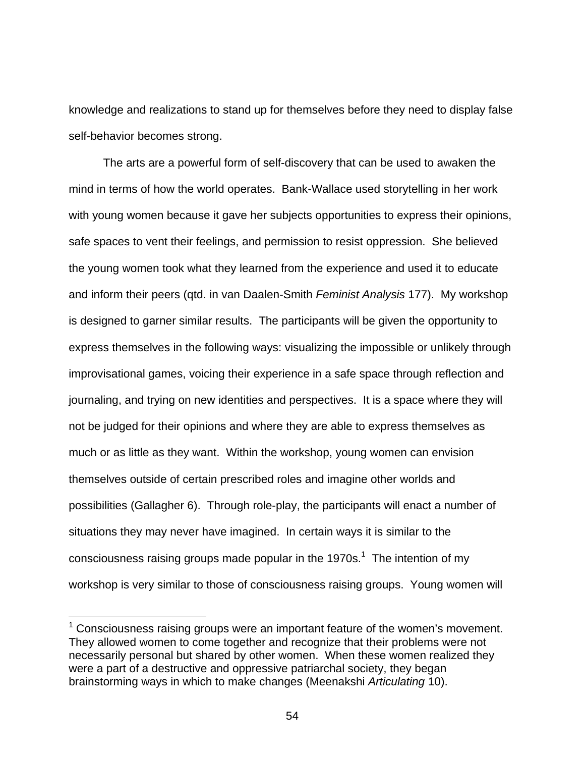knowledge and realizations to stand up for themselves before they need to display false self-behavior becomes strong.

The arts are a powerful form of self-discovery that can be used to awaken the mind in terms of how the world operates. Bank-Wallace used storytelling in her work with young women because it gave her subjects opportunities to express their opinions, safe spaces to vent their feelings, and permission to resist oppression. She believed the young women took what they learned from the experience and used it to educate and inform their peers (qtd. in van Daalen-Smith *Feminist Analysis* 177). My workshop is designed to garner similar results. The participants will be given the opportunity to express themselves in the following ways: visualizing the impossible or unlikely through improvisational games, voicing their experience in a safe space through reflection and journaling, and trying on new identities and perspectives. It is a space where they will not be judged for their opinions and where they are able to express themselves as much or as little as they want. Within the workshop, young women can envision themselves outside of certain prescribed roles and imagine other worlds and possibilities (Gallagher 6). Through role-play, the participants will enact a number of situations they may never have imagined. In certain ways it is similar to the consciousness raising groups made popular in the 1970s.[1] The intention of my workshop is very similar to those of consciousness raising groups. Young women will

---

[1] Consciousness raising groups were an important feature of the women's movement. They allowed women to come together and recognize that their problems were not necessarily personal but shared by other women. When these women realized they were a part of a destructive and oppressive patriarchal society, they began brainstorming ways in which to make changes (Meenakshi *Articulating* 10).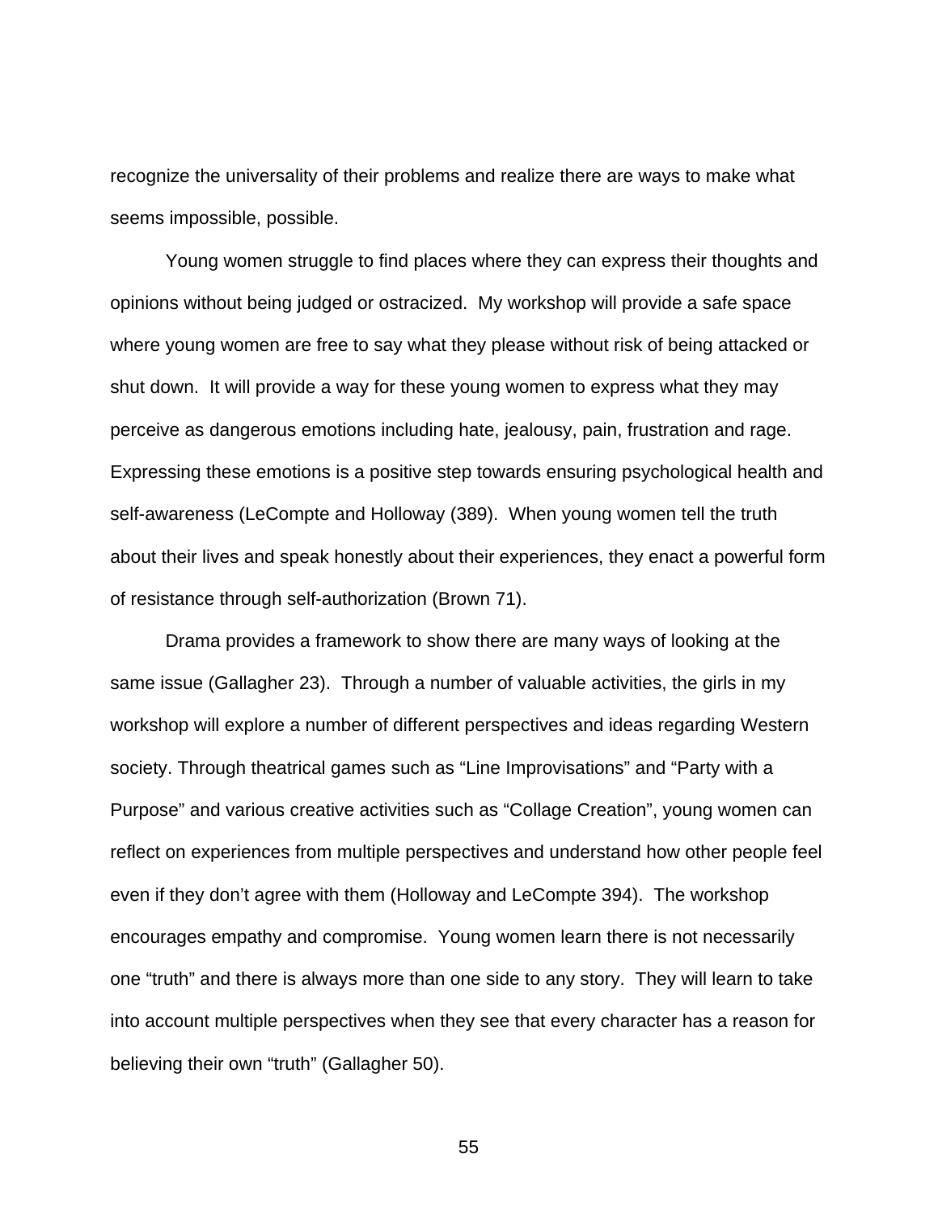recognize the universality of their problems and realize there are ways to make what seems impossible, possible.

Young women struggle to find places where they can express their thoughts and opinions without being judged or ostracized. My workshop will provide a safe space where young women are free to say what they please without risk of being attacked or shut down. It will provide a way for these young women to express what they may perceive as dangerous emotions including hate, jealousy, pain, frustration and rage. Expressing these emotions is a positive step towards ensuring psychological health and self-awareness (LeCompte and Holloway (389). When young women tell the truth about their lives and speak honestly about their experiences, they enact a powerful form of resistance through self-authorization (Brown 71).

Drama provides a framework to show there are many ways of looking at the same issue (Gallagher 23). Through a number of valuable activities, the girls in my workshop will explore a number of different perspectives and ideas regarding Western society. Through theatrical games such as "Line Improvisations" and "Party with a Purpose" and various creative activities such as "Collage Creation", young women can reflect on experiences from multiple perspectives and understand how other people feel even if they don't agree with them (Holloway and LeCompte 394). The workshop encourages empathy and compromise. Young women learn there is not necessarily one "truth" and there is always more than one side to any story. They will learn to take into account multiple perspectives when they see that every character has a reason for believing their own "truth" (Gallagher 50).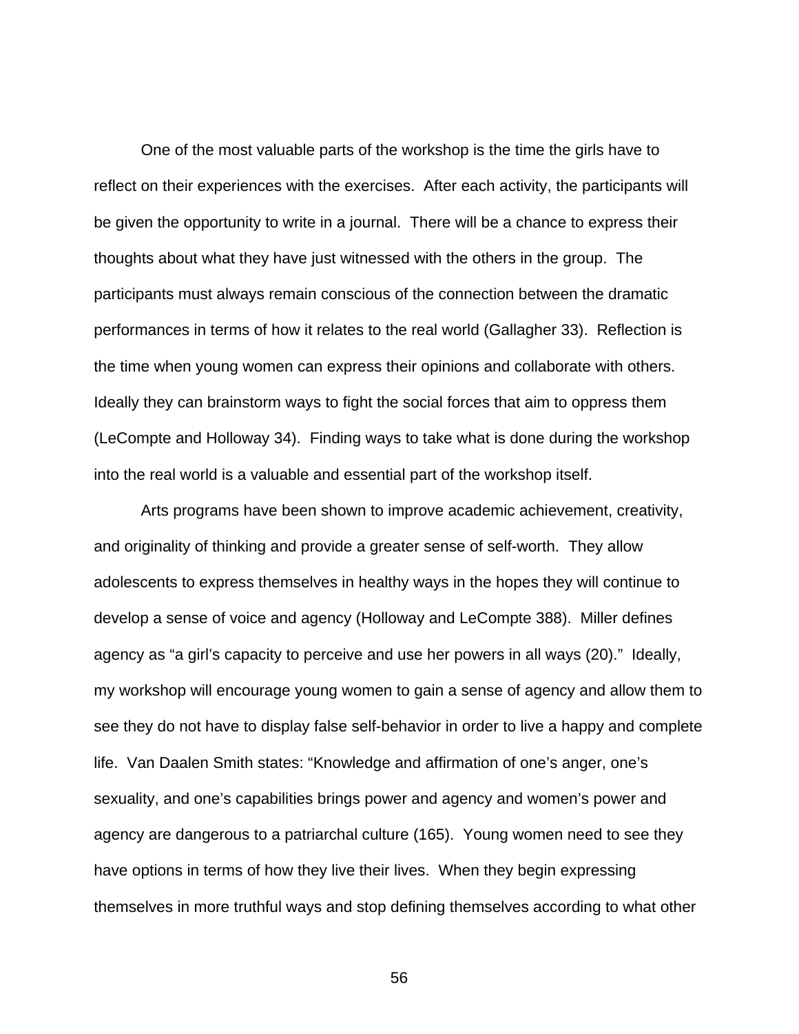One of the most valuable parts of the workshop is the time the girls have to reflect on their experiences with the exercises. After each activity, the participants will be given the opportunity to write in a journal. There will be a chance to express their thoughts about what they have just witnessed with the others in the group. The participants must always remain conscious of the connection between the dramatic performances in terms of how it relates to the real world (Gallagher 33). Reflection is the time when young women can express their opinions and collaborate with others. Ideally they can brainstorm ways to fight the social forces that aim to oppress them (LeCompte and Holloway 34). Finding ways to take what is done during the workshop into the real world is a valuable and essential part of the workshop itself.

Arts programs have been shown to improve academic achievement, creativity, and originality of thinking and provide a greater sense of self-worth. They allow adolescents to express themselves in healthy ways in the hopes they will continue to develop a sense of voice and agency (Holloway and LeCompte 388). Miller defines agency as "a girl's capacity to perceive and use her powers in all ways (20)." Ideally, my workshop will encourage young women to gain a sense of agency and allow them to see they do not have to display false self-behavior in order to live a happy and complete life. Van Daalen Smith states: "Knowledge and affirmation of one's anger, one's sexuality, and one's capabilities brings power and agency and women's power and agency are dangerous to a patriarchal culture (165). Young women need to see they have options in terms of how they live their lives. When they begin expressing themselves in more truthful ways and stop defining themselves according to what other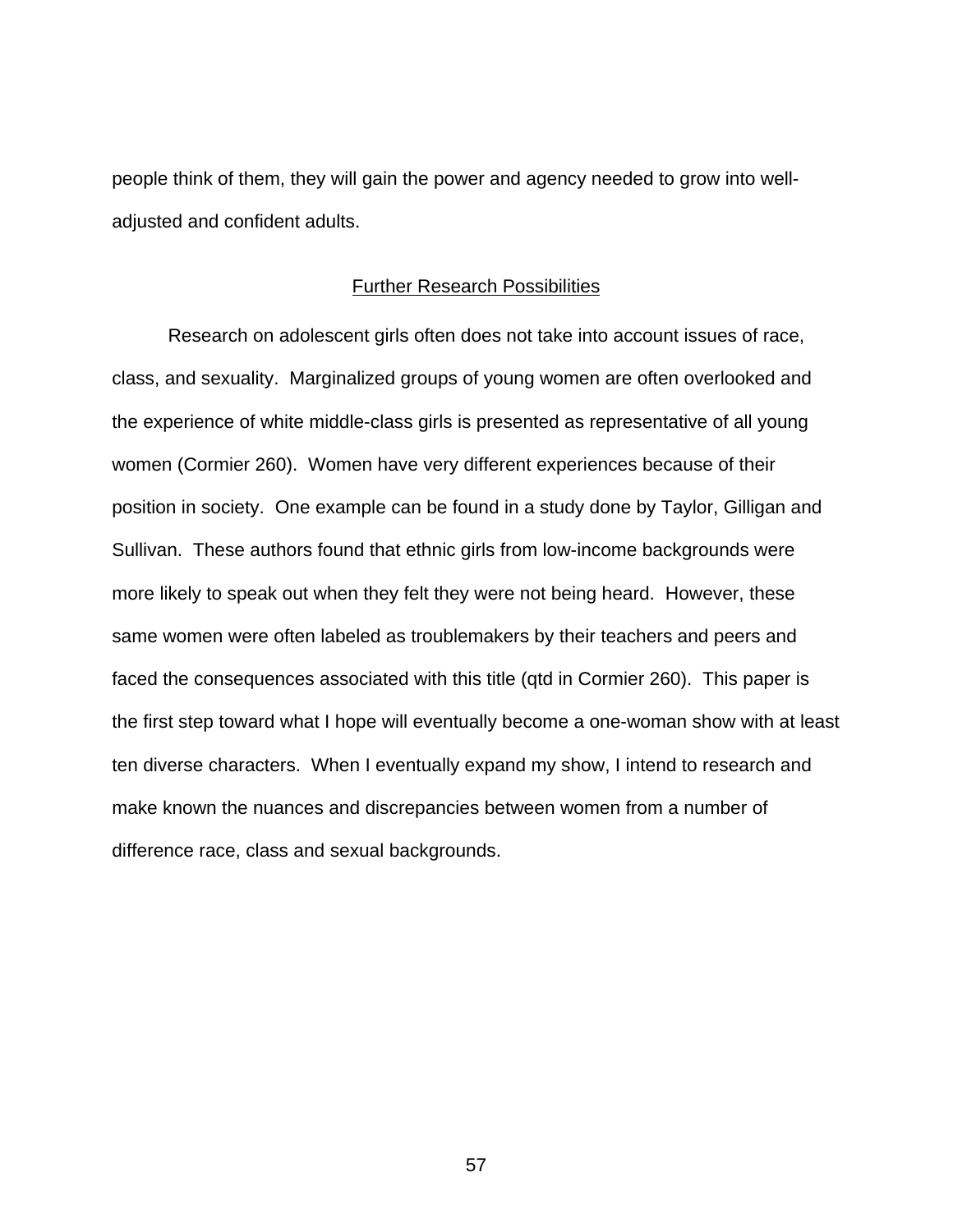people think of them, they will gain the power and agency needed to grow into well-adjusted and confident adults.

## Further Research Possibilities

Research on adolescent girls often does not take into account issues of race, class, and sexuality. Marginalized groups of young women are often overlooked and the experience of white middle-class girls is presented as representative of all young women (Cormier 260). Women have very different experiences because of their position in society. One example can be found in a study done by Taylor, Gilligan and Sullivan. These authors found that ethnic girls from low-income backgrounds were more likely to speak out when they felt they were not being heard. However, these same women were often labeled as troublemakers by their teachers and peers and faced the consequences associated with this title (qtd in Cormier 260). This paper is the first step toward what I hope will eventually become a one-woman show with at least ten diverse characters. When I eventually expand my show, I intend to research and make known the nuances and discrepancies between women from a number of difference race, class and sexual backgrounds.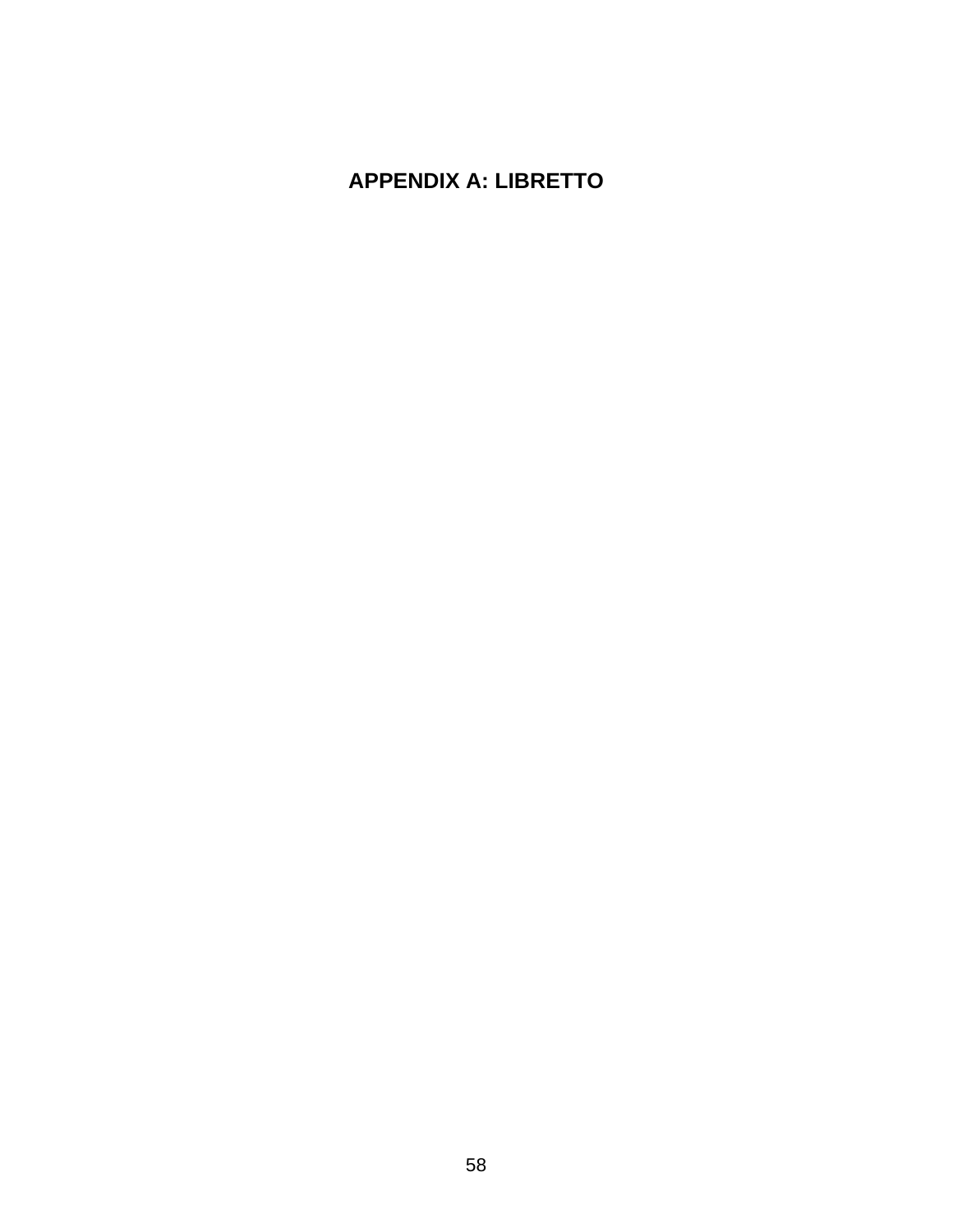# APPENDIX A: LIBRETTO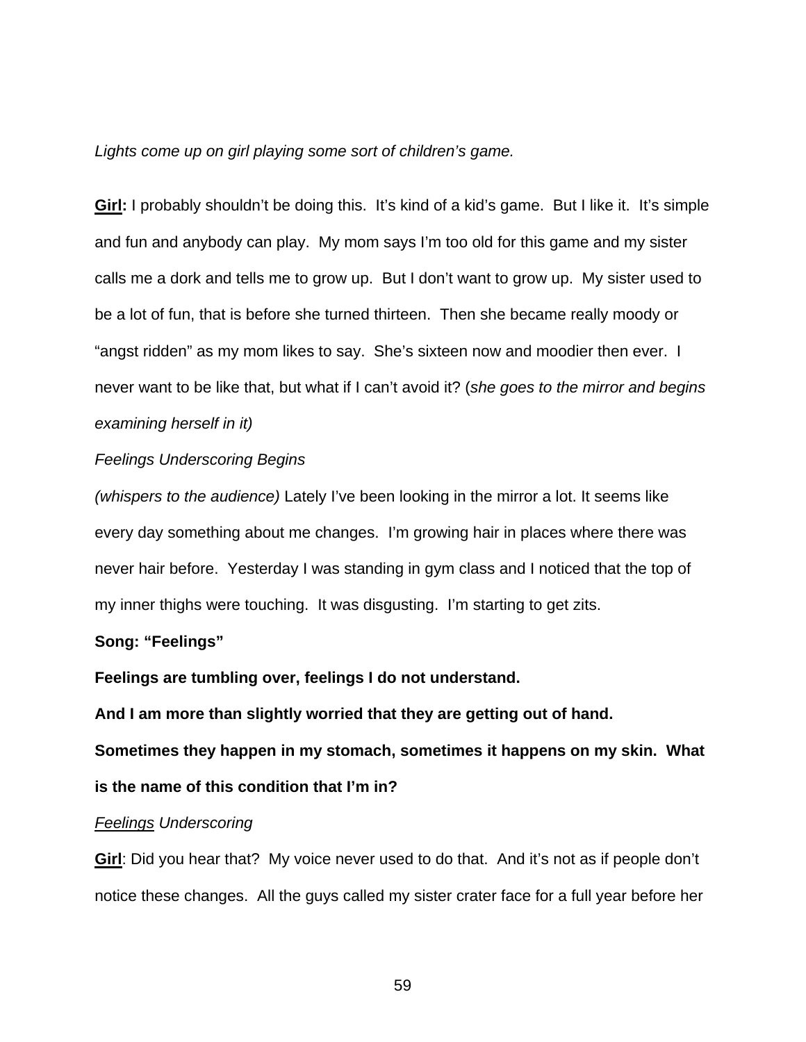*Lights come up on girl playing some sort of children's game.*

**<u>Girl</u>:** I probably shouldn't be doing this. It's kind of a kid's game. But I like it. It's simple and fun and anybody can play. My mom says I'm too old for this game and my sister calls me a dork and tells me to grow up. But I don't want to grow up. My sister used to be a lot of fun, that is before she turned thirteen. Then she became really moody or "angst ridden" as my mom likes to say. She's sixteen now and moodier then ever. I never want to be like that, but what if I can't avoid it? (*she goes to the mirror and begins examining herself in it)*

*Feelings Underscoring Begins*

*(whispers to the audience)* Lately I've been looking in the mirror a lot. It seems like every day something about me changes. I'm growing hair in places where there was never hair before. Yesterday I was standing in gym class and I noticed that the top of my inner thighs were touching. It was disgusting. I'm starting to get zits.

**Song: "Feelings"**

**Feelings are tumbling over, feelings I do not understand.**

**And I am more than slightly worried that they are getting out of hand.**

**Sometimes they happen in my stomach, sometimes it happens on my skin. What is the name of this condition that I'm in?**

*<u>Feelings</u> Underscoring*

**<u>Girl</u>**: Did you hear that? My voice never used to do that. And it's not as if people don't notice these changes. All the guys called my sister crater face for a full year before her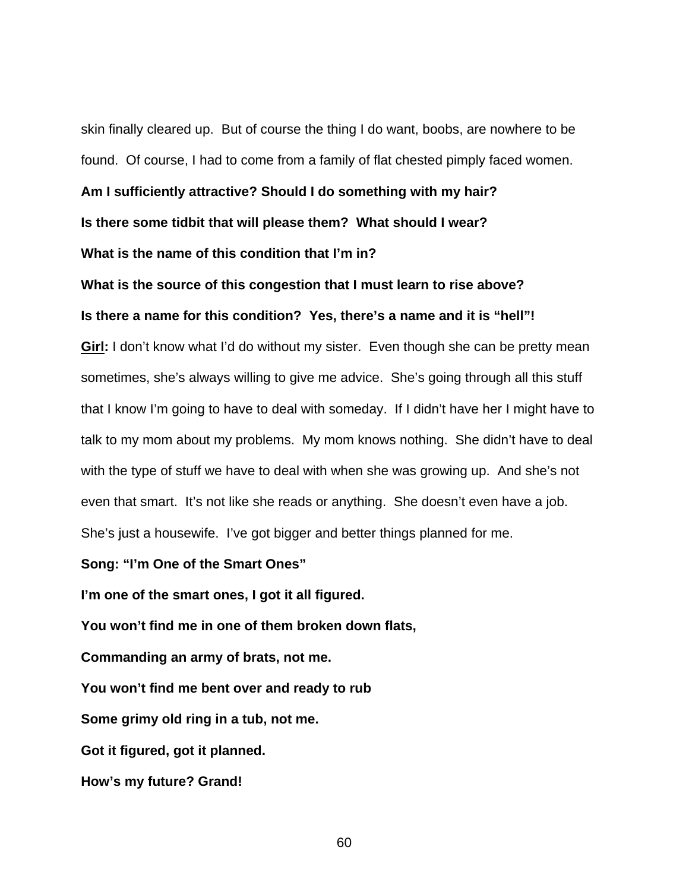skin finally cleared up.  But of course the thing I do want, boobs, are nowhere to be found.  Of course, I had to come from a family of flat chested pimply faced women.

**Am I sufficiently attractive? Should I do something with my hair?**

**Is there some tidbit that will please them?  What should I wear?**

**What is the name of this condition that I'm in?**

**What is the source of this congestion that I must learn to rise above?**

**Is there a name for this condition?  Yes, there's a name and it is "hell"!**

**<u>Girl</u>:** I don't know what I'd do without my sister.  Even though she can be pretty mean sometimes, she's always willing to give me advice.  She's going through all this stuff that I know I'm going to have to deal with someday.  If I didn't have her I might have to talk to my mom about my problems.  My mom knows nothing.  She didn't have to deal with the type of stuff we have to deal with when she was growing up.  And she's not even that smart.  It's not like she reads or anything.  She doesn't even have a job.  She's just a housewife.  I've got bigger and better things planned for me.

**Song: "I'm One of the Smart Ones"**

**I'm one of the smart ones, I got it all figured.**

**You won't find me in one of them broken down flats,**

**Commanding an army of brats, not me.**

**You won't find me bent over and ready to rub**

**Some grimy old ring in a tub, not me.**

**Got it figured, got it planned.**

**How's my future? Grand!**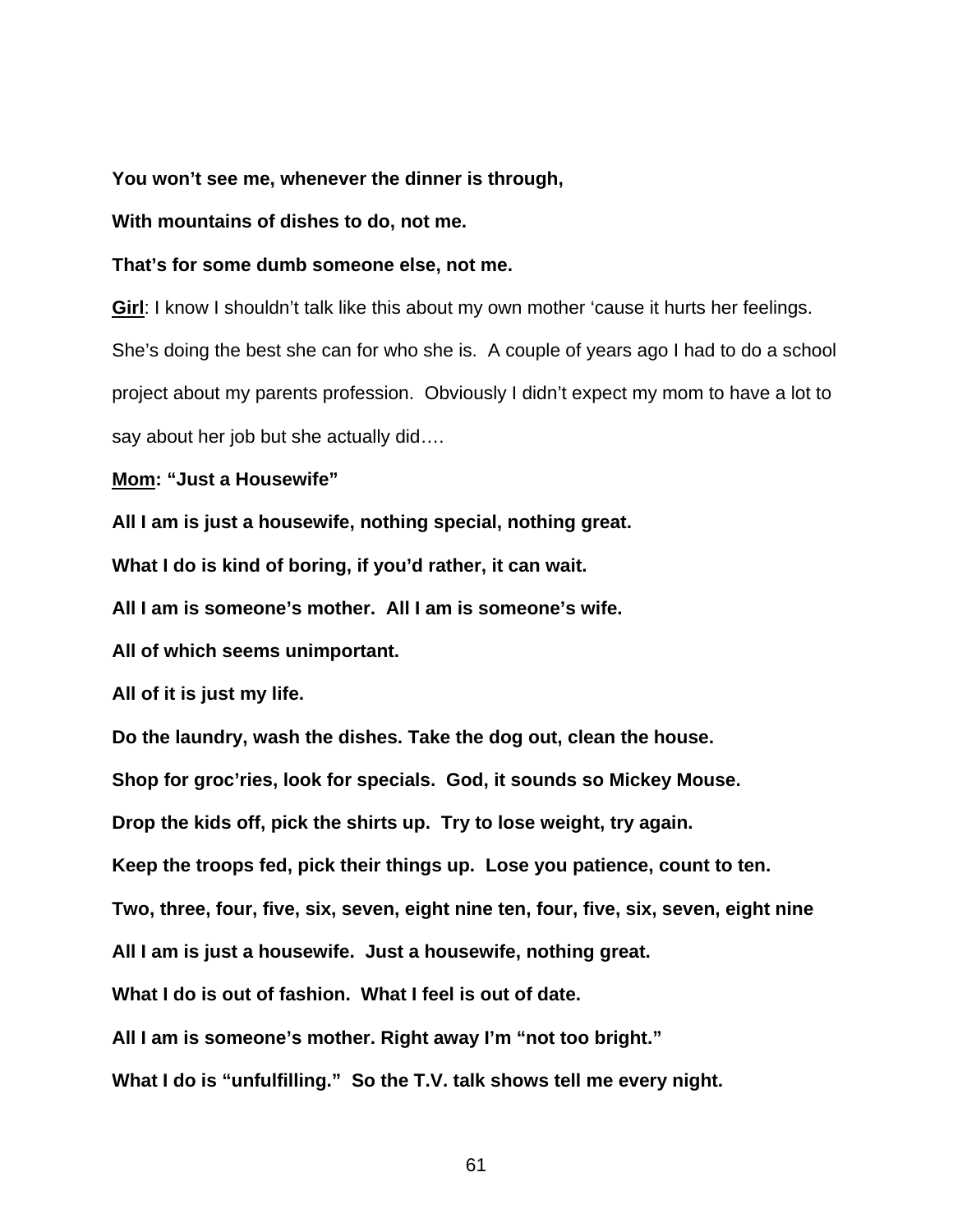**You won't see me, whenever the dinner is through,**

**With mountains of dishes to do, not me.**

**That's for some dumb someone else, not me.**

**Girl**: I know I shouldn't talk like this about my own mother 'cause it hurts her feelings. She's doing the best she can for who she is. A couple of years ago I had to do a school project about my parents profession. Obviously I didn't expect my mom to have a lot to say about her job but she actually did….

**Mom: "Just a Housewife"**

**All I am is just a housewife, nothing special, nothing great.**

**What I do is kind of boring, if you'd rather, it can wait.**

**All I am is someone's mother. All I am is someone's wife.**

**All of which seems unimportant.**

**All of it is just my life.**

**Do the laundry, wash the dishes. Take the dog out, clean the house.**

**Shop for groc'ries, look for specials. God, it sounds so Mickey Mouse.**

**Drop the kids off, pick the shirts up. Try to lose weight, try again.**

**Keep the troops fed, pick their things up. Lose you patience, count to ten.**

**Two, three, four, five, six, seven, eight nine ten, four, five, six, seven, eight nine**

**All I am is just a housewife. Just a housewife, nothing great.**

**What I do is out of fashion. What I feel is out of date.**

**All I am is someone's mother. Right away I'm "not too bright."**

**What I do is "unfulfilling." So the T.V. talk shows tell me every night.**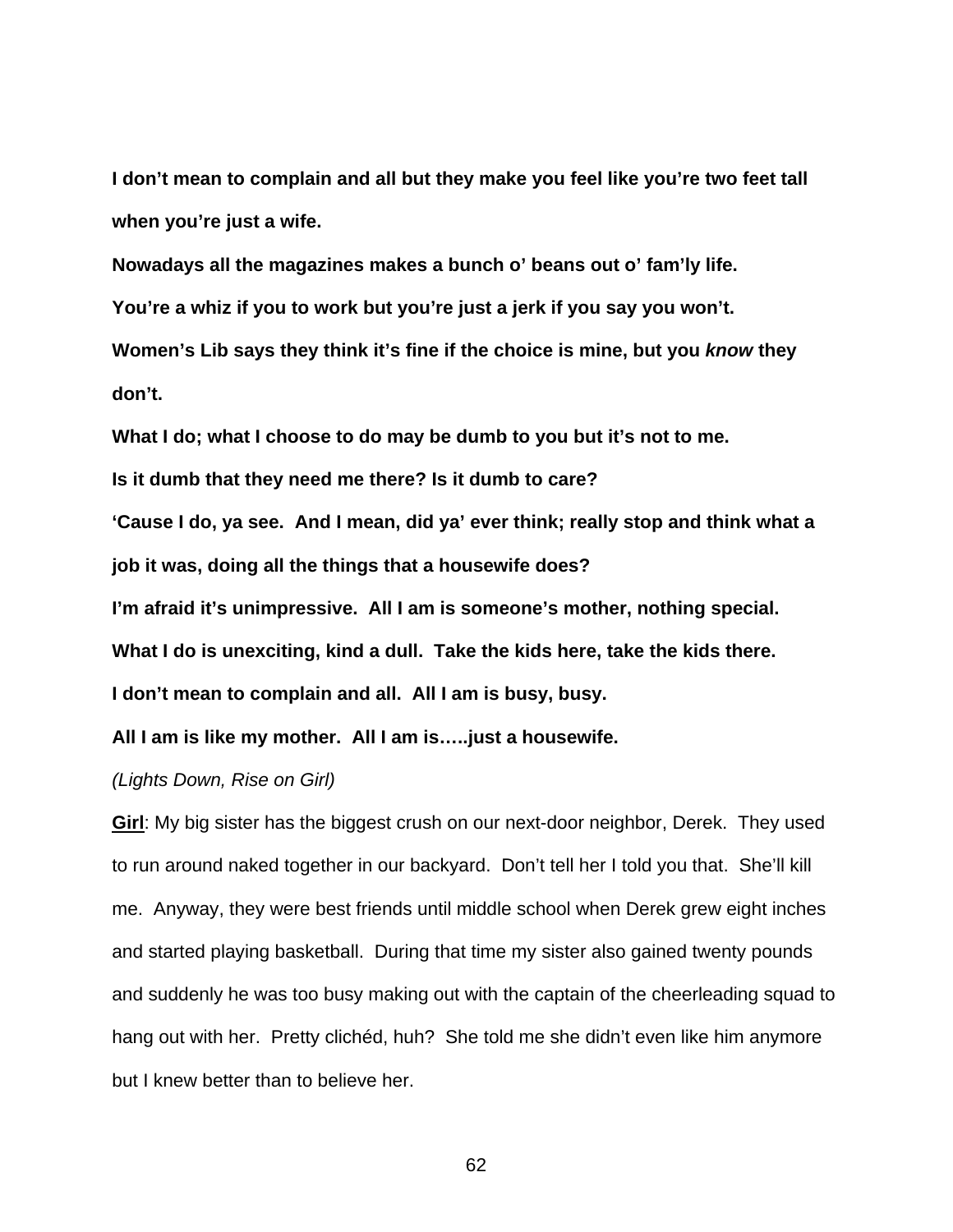**I don't mean to complain and all but they make you feel like you're two feet tall when you're just a wife.**

**Nowadays all the magazines makes a bunch o' beans out o' fam'ly life.**

**You're a whiz if you to work but you're just a jerk if you say you won't.**

**Women's Lib says they think it's fine if the choice is mine, but you *know* they don't.**

**What I do; what I choose to do may be dumb to you but it's not to me.**

**Is it dumb that they need me there? Is it dumb to care?**

**'Cause I do, ya see. And I mean, did ya' ever think; really stop and think what a job it was, doing all the things that a housewife does?**

**I'm afraid it's unimpressive. All I am is someone's mother, nothing special.**

**What I do is unexciting, kind a dull. Take the kids here, take the kids there.**

**I don't mean to complain and all. All I am is busy, busy.**

**All I am is like my mother. All I am is…..just a housewife.**

*(Lights Down, Rise on Girl)*

**Girl**: My big sister has the biggest crush on our next-door neighbor, Derek. They used to run around naked together in our backyard. Don't tell her I told you that. She'll kill me. Anyway, they were best friends until middle school when Derek grew eight inches and started playing basketball. During that time my sister also gained twenty pounds and suddenly he was too busy making out with the captain of the cheerleading squad to hang out with her. Pretty clichéd, huh? She told me she didn't even like him anymore but I knew better than to believe her.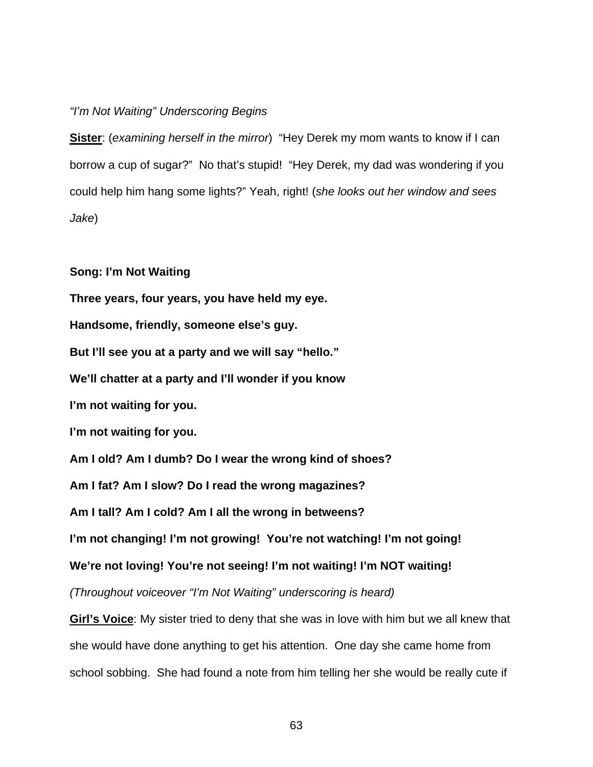*"I'm Not Waiting" Underscoring Begins*

**Sister**: (*examining herself in the mirror*) "Hey Derek my mom wants to know if I can borrow a cup of sugar?" No that's stupid! "Hey Derek, my dad was wondering if you could help him hang some lights?" Yeah, right! (*she looks out her window and sees Jake*)

**Song: I'm Not Waiting**

**Three years, four years, you have held my eye.**

**Handsome, friendly, someone else's guy.**

**But I'll see you at a party and we will say "hello."**

**We'll chatter at a party and I'll wonder if you know**

**I'm not waiting for you.**

**I'm not waiting for you.**

**Am I old? Am I dumb? Do I wear the wrong kind of shoes?**

**Am I fat? Am I slow? Do I read the wrong magazines?**

**Am I tall? Am I cold? Am I all the wrong in betweens?**

**I'm not changing! I'm not growing! You're not watching! I'm not going!**

**We're not loving! You're not seeing! I'm not waiting! I'm NOT waiting!**

*(Throughout voiceover "I'm Not Waiting" underscoring is heard)*

**Girl's Voice**: My sister tried to deny that she was in love with him but we all knew that she would have done anything to get his attention. One day she came home from school sobbing. She had found a note from him telling her she would be really cute if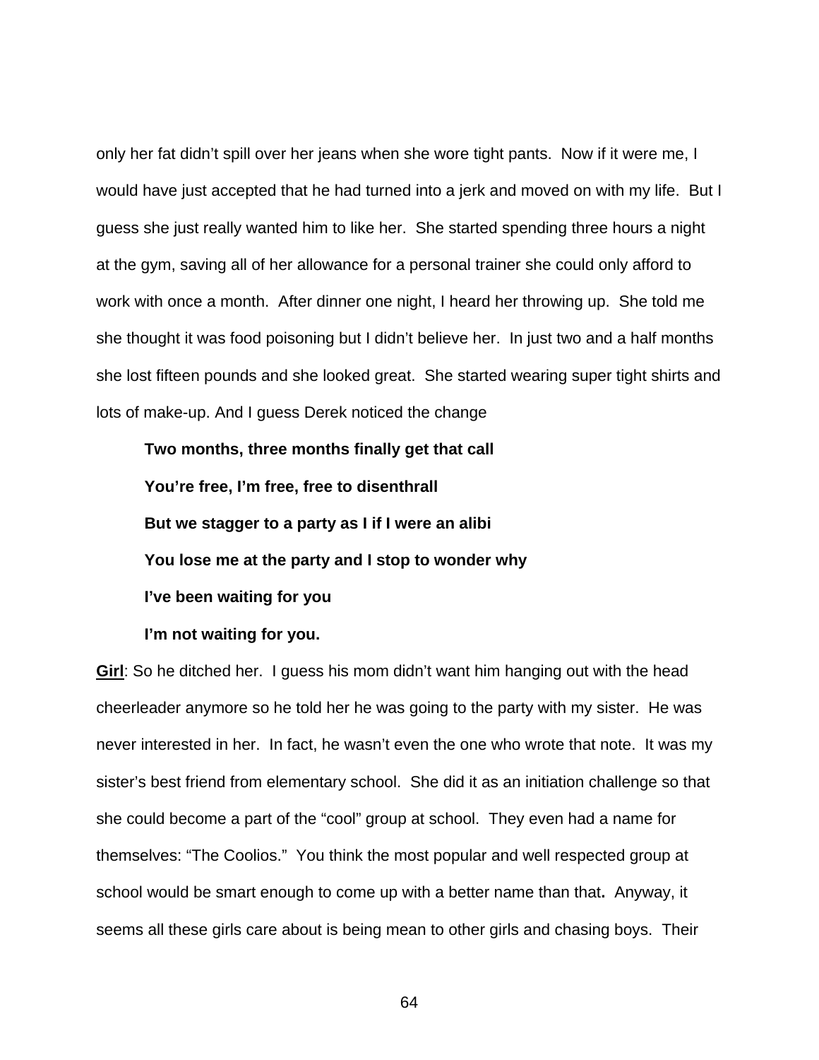only her fat didn't spill over her jeans when she wore tight pants. Now if it were me, I would have just accepted that he had turned into a jerk and moved on with my life. But I guess she just really wanted him to like her. She started spending three hours a night at the gym, saving all of her allowance for a personal trainer she could only afford to work with once a month. After dinner one night, I heard her throwing up. She told me she thought it was food poisoning but I didn't believe her. In just two and a half months she lost fifteen pounds and she looked great. She started wearing super tight shirts and lots of make-up. And I guess Derek noticed the change

> **Two months, three months finally get that call**
>
> **You're free, I'm free, free to disenthrall**
>
> **But we stagger to a party as I if I were an alibi**
>
> **You lose me at the party and I stop to wonder why**
>
> **I've been waiting for you**
>
> **I'm not waiting for you.**

**Girl**: So he ditched her. I guess his mom didn't want him hanging out with the head cheerleader anymore so he told her he was going to the party with my sister. He was never interested in her. In fact, he wasn't even the one who wrote that note. It was my sister's best friend from elementary school. She did it as an initiation challenge so that she could become a part of the "cool" group at school. They even had a name for themselves: "The Coolios." You think the most popular and well respected group at school would be smart enough to come up with a better name than that**.** Anyway, it seems all these girls care about is being mean to other girls and chasing boys. Their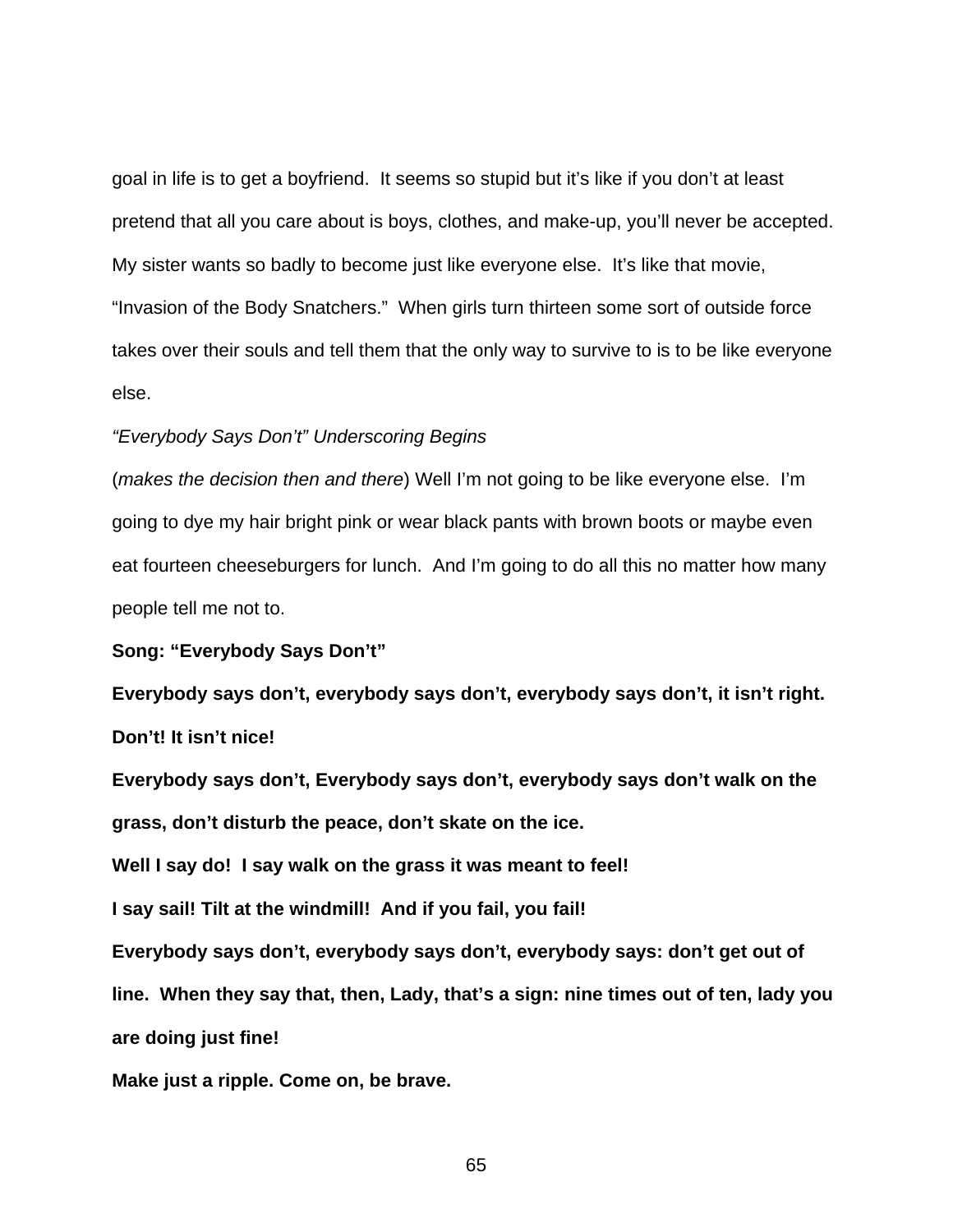goal in life is to get a boyfriend.  It seems so stupid but it's like if you don't at least pretend that all you care about is boys, clothes, and make-up, you'll never be accepted.  My sister wants so badly to become just like everyone else.  It's like that movie, "Invasion of the Body Snatchers."  When girls turn thirteen some sort of outside force takes over their souls and tell them that the only way to survive to is to be like everyone else.

*"Everybody Says Don't" Underscoring Begins*

(*makes the decision then and there*) Well I'm not going to be like everyone else.  I'm going to dye my hair bright pink or wear black pants with brown boots or maybe even eat fourteen cheeseburgers for lunch.  And I'm going to do all this no matter how many people tell me not to.

**Song: "Everybody Says Don't"**

**Everybody says don't, everybody says don't, everybody says don't, it isn't right. Don't! It isn't nice!**

**Everybody says don't, Everybody says don't, everybody says don't walk on the grass, don't disturb the peace, don't skate on the ice.**

**Well I say do!  I say walk on the grass it was meant to feel!**

**I say sail! Tilt at the windmill!  And if you fail, you fail!**

**Everybody says don't, everybody says don't, everybody says: don't get out of line.  When they say that, then, Lady, that's a sign: nine times out of ten, lady you are doing just fine!**

**Make just a ripple. Come on, be brave.**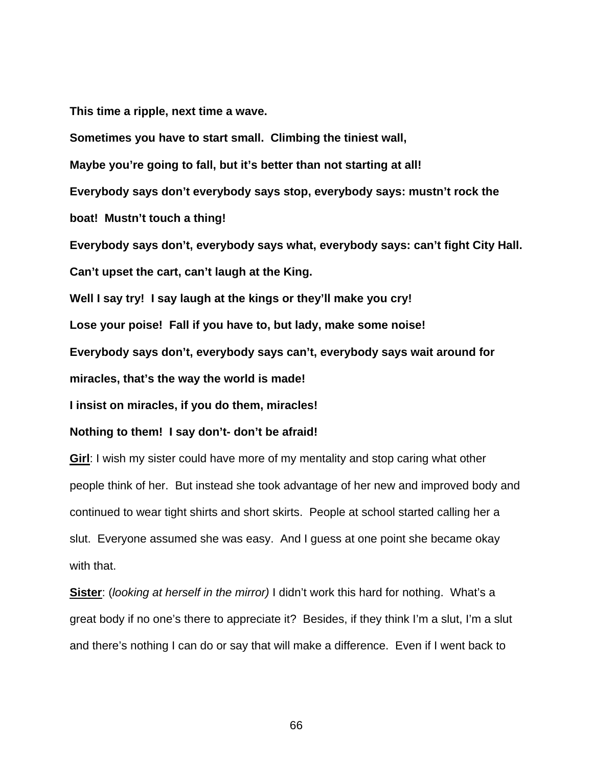**This time a ripple, next time a wave.**

**Sometimes you have to start small. Climbing the tiniest wall,**

**Maybe you're going to fall, but it's better than not starting at all!**

**Everybody says don't everybody says stop, everybody says: mustn't rock the boat! Mustn't touch a thing!**

**Everybody says don't, everybody says what, everybody says: can't fight City Hall. Can't upset the cart, can't laugh at the King.**

**Well I say try! I say laugh at the kings or they'll make you cry!**

**Lose your poise! Fall if you have to, but lady, make some noise!**

**Everybody says don't, everybody says can't, everybody says wait around for miracles, that's the way the world is made!**

**I insist on miracles, if you do them, miracles!**

**Nothing to them! I say don't- don't be afraid!**

**Girl**: I wish my sister could have more of my mentality and stop caring what other people think of her. But instead she took advantage of her new and improved body and continued to wear tight shirts and short skirts. People at school started calling her a slut. Everyone assumed she was easy. And I guess at one point she became okay with that.

**Sister**: (*looking at herself in the mirror)* I didn't work this hard for nothing. What's a great body if no one's there to appreciate it? Besides, if they think I'm a slut, I'm a slut and there's nothing I can do or say that will make a difference. Even if I went back to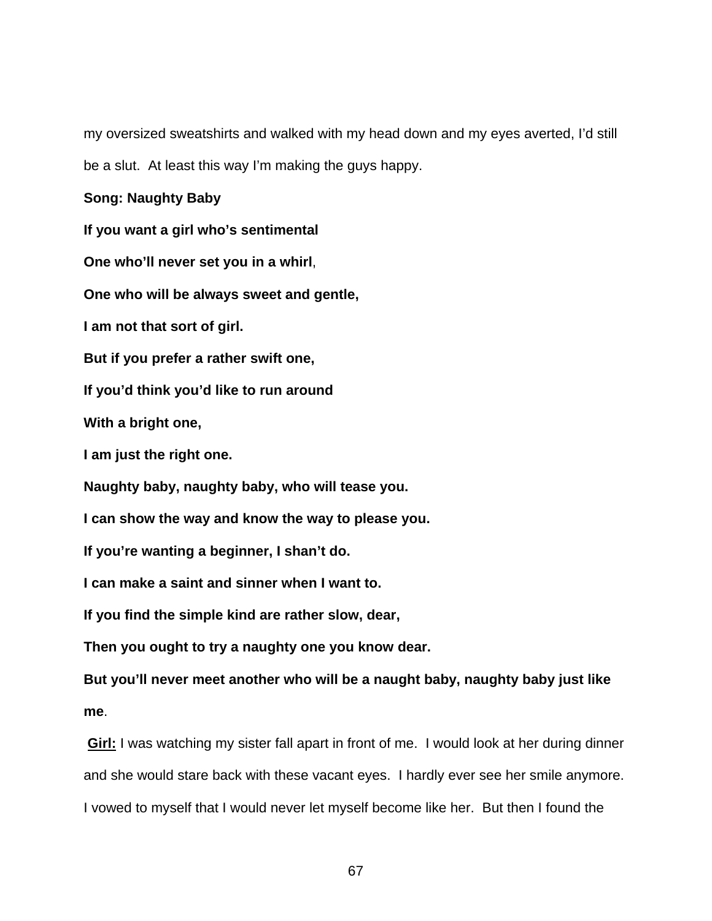my oversized sweatshirts and walked with my head down and my eyes averted, I'd still be a slut. At least this way I'm making the guys happy.

**Song: Naughty Baby**

**If you want a girl who's sentimental**

**One who'll never set you in a whirl**,

**One who will be always sweet and gentle,**

**I am not that sort of girl.**

**But if you prefer a rather swift one,**

**If you'd think you'd like to run around**

**With a bright one,**

**I am just the right one.**

**Naughty baby, naughty baby, who will tease you.**

**I can show the way and know the way to please you.**

**If you're wanting a beginner, I shan't do.**

**I can make a saint and sinner when I want to.**

**If you find the simple kind are rather slow, dear,**

**Then you ought to try a naughty one you know dear.**

**But you'll never meet another who will be a naught baby, naughty baby just like me**.

**<u>Girl:</u>** I was watching my sister fall apart in front of me. I would look at her during dinner and she would stare back with these vacant eyes. I hardly ever see her smile anymore. I vowed to myself that I would never let myself become like her. But then I found the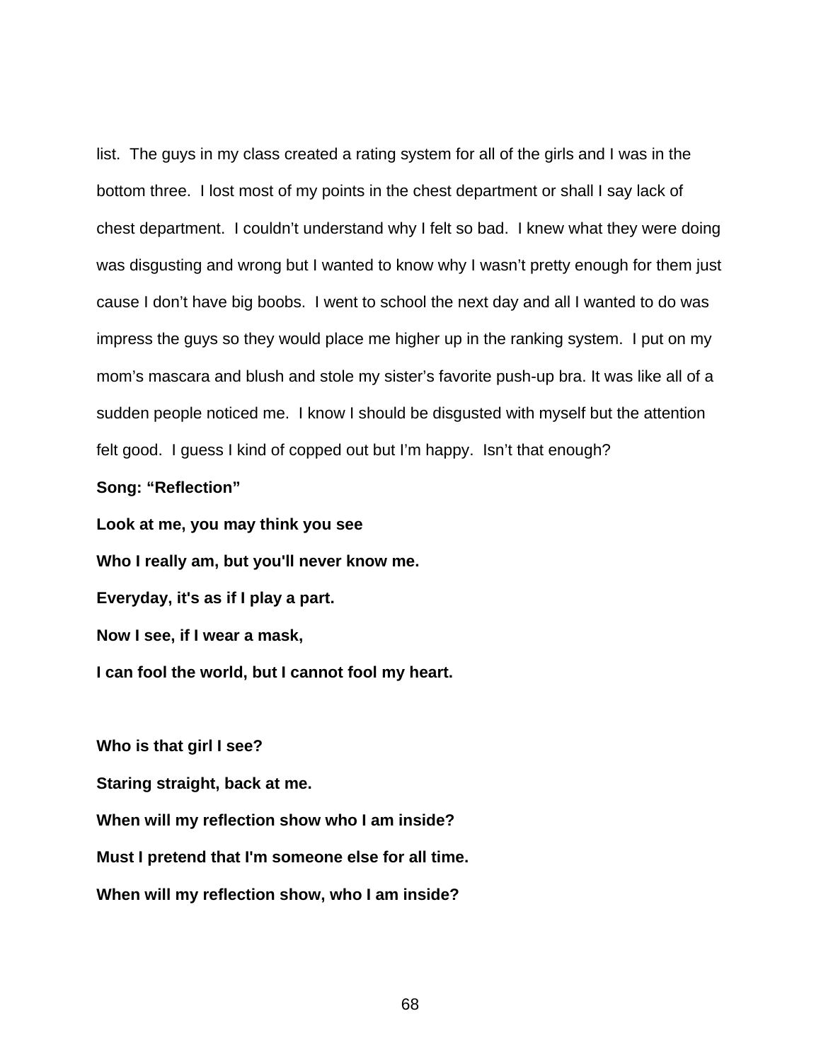list. The guys in my class created a rating system for all of the girls and I was in the bottom three. I lost most of my points in the chest department or shall I say lack of chest department. I couldn't understand why I felt so bad. I knew what they were doing was disgusting and wrong but I wanted to know why I wasn't pretty enough for them just cause I don't have big boobs. I went to school the next day and all I wanted to do was impress the guys so they would place me higher up in the ranking system. I put on my mom's mascara and blush and stole my sister's favorite push-up bra. It was like all of a sudden people noticed me. I know I should be disgusted with myself but the attention felt good. I guess I kind of copped out but I'm happy. Isn't that enough?

**Song: "Reflection"**

**Look at me, you may think you see**

**Who I really am, but you'll never know me.**

**Everyday, it's as if I play a part.**

**Now I see, if I wear a mask,**

**I can fool the world, but I cannot fool my heart.**

**Who is that girl I see?**

**Staring straight, back at me.**

**When will my reflection show who I am inside?**

**Must I pretend that I'm someone else for all time.**

**When will my reflection show, who I am inside?**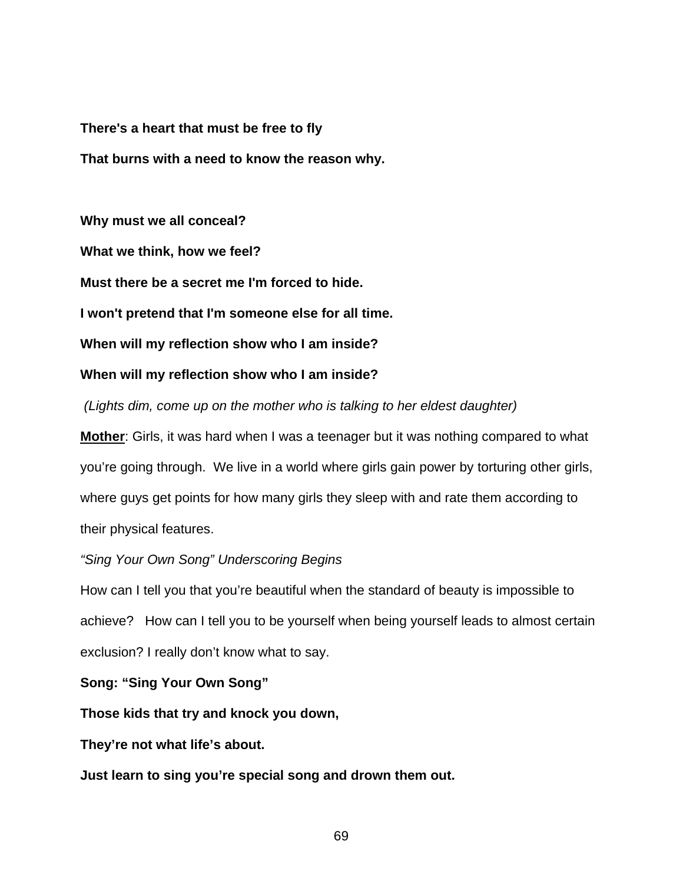**There's a heart that must be free to fly**

**That burns with a need to know the reason why.**

**Why must we all conceal?**

**What we think, how we feel?**

**Must there be a secret me I'm forced to hide.**

**I won't pretend that I'm someone else for all time.**

**When will my reflection show who I am inside?**

**When will my reflection show who I am inside?**

*(Lights dim, come up on the mother who is talking to her eldest daughter)*

**Mother**: Girls, it was hard when I was a teenager but it was nothing compared to what you're going through. We live in a world where girls gain power by torturing other girls, where guys get points for how many girls they sleep with and rate them according to their physical features.

*"Sing Your Own Song" Underscoring Begins*

How can I tell you that you're beautiful when the standard of beauty is impossible to achieve? How can I tell you to be yourself when being yourself leads to almost certain exclusion? I really don't know what to say.

**Song: "Sing Your Own Song"**

**Those kids that try and knock you down,**

**They're not what life's about.**

**Just learn to sing you're special song and drown them out.**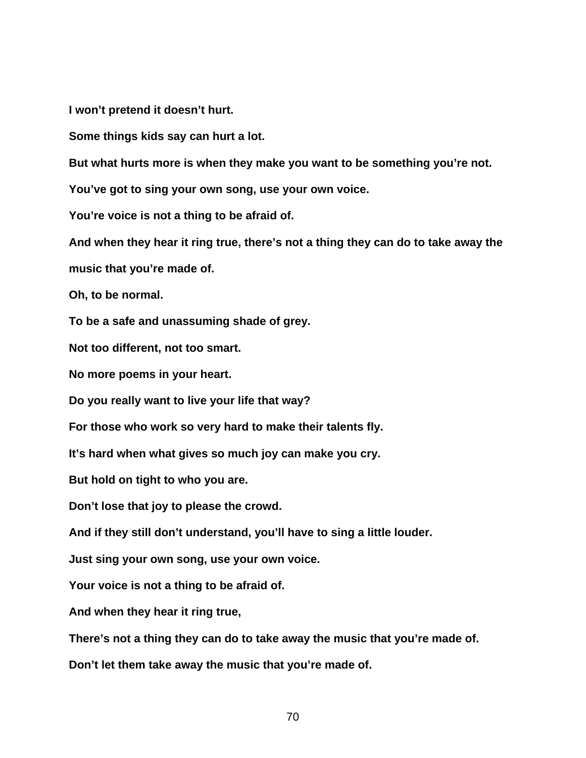**I won't pretend it doesn't hurt.**

**Some things kids say can hurt a lot.**

**But what hurts more is when they make you want to be something you're not.**

**You've got to sing your own song, use your own voice.**

**You're voice is not a thing to be afraid of.**

**And when they hear it ring true, there's not a thing they can do to take away the music that you're made of.**

**Oh, to be normal.**

**To be a safe and unassuming shade of grey.**

**Not too different, not too smart.**

**No more poems in your heart.**

**Do you really want to live your life that way?**

**For those who work so very hard to make their talents fly.**

**It's hard when what gives so much joy can make you cry.**

**But hold on tight to who you are.**

**Don't lose that joy to please the crowd.**

**And if they still don't understand, you'll have to sing a little louder.**

**Just sing your own song, use your own voice.**

**Your voice is not a thing to be afraid of.**

**And when they hear it ring true,**

**There's not a thing they can do to take away the music that you're made of.**

**Don't let them take away the music that you're made of.**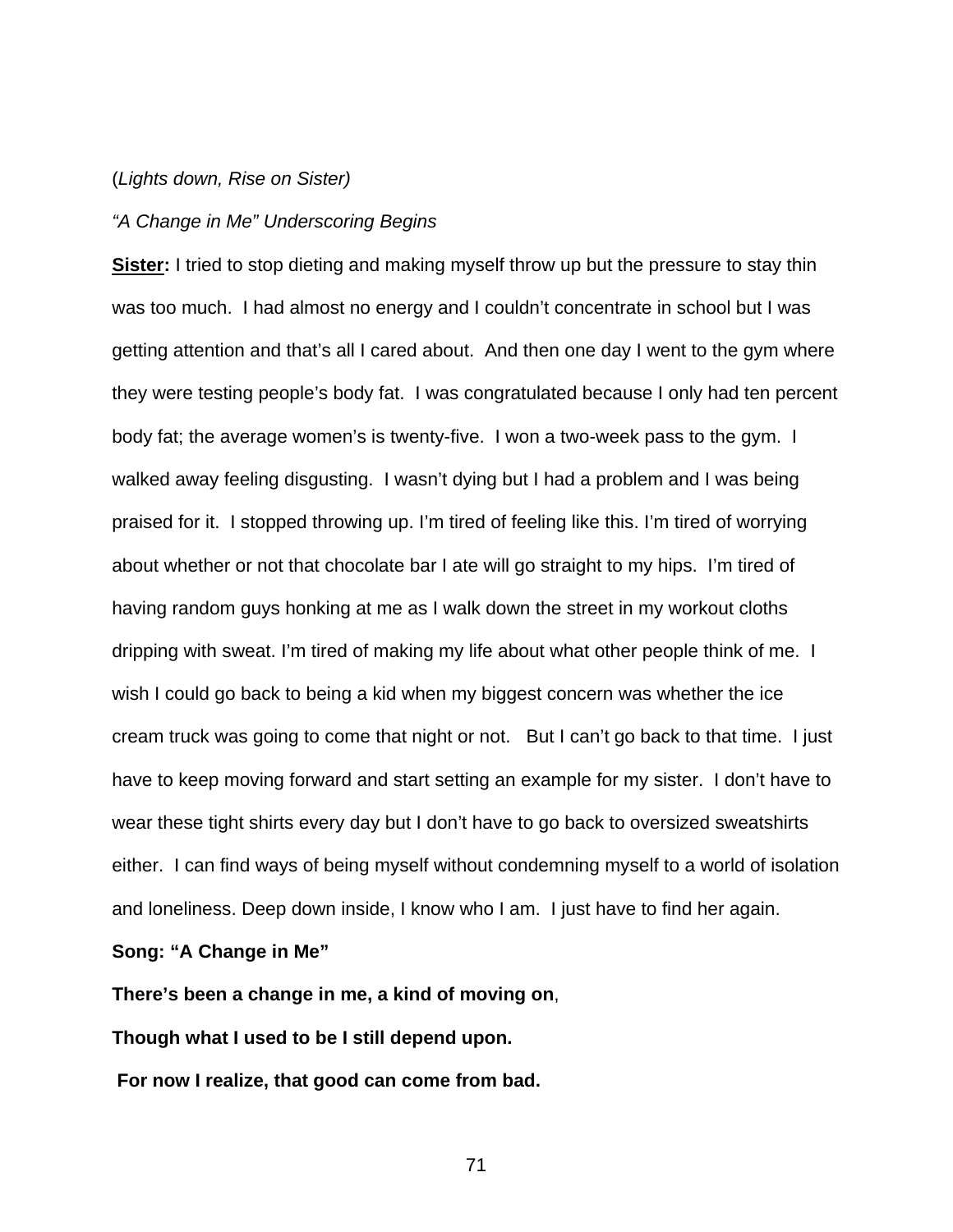(*Lights down, Rise on Sister)*

*"A Change in Me" Underscoring Begins*

**Sister:** I tried to stop dieting and making myself throw up but the pressure to stay thin was too much. I had almost no energy and I couldn't concentrate in school but I was getting attention and that's all I cared about. And then one day I went to the gym where they were testing people's body fat. I was congratulated because I only had ten percent body fat; the average women's is twenty-five. I won a two-week pass to the gym. I walked away feeling disgusting. I wasn't dying but I had a problem and I was being praised for it. I stopped throwing up. I'm tired of feeling like this. I'm tired of worrying about whether or not that chocolate bar I ate will go straight to my hips. I'm tired of having random guys honking at me as I walk down the street in my workout cloths dripping with sweat. I'm tired of making my life about what other people think of me. I wish I could go back to being a kid when my biggest concern was whether the ice cream truck was going to come that night or not. But I can't go back to that time. I just have to keep moving forward and start setting an example for my sister. I don't have to wear these tight shirts every day but I don't have to go back to oversized sweatshirts either. I can find ways of being myself without condemning myself to a world of isolation and loneliness. Deep down inside, I know who I am. I just have to find her again.

**Song: "A Change in Me"**

**There's been a change in me, a kind of moving on**,

**Though what I used to be I still depend upon.**

**For now I realize, that good can come from bad.**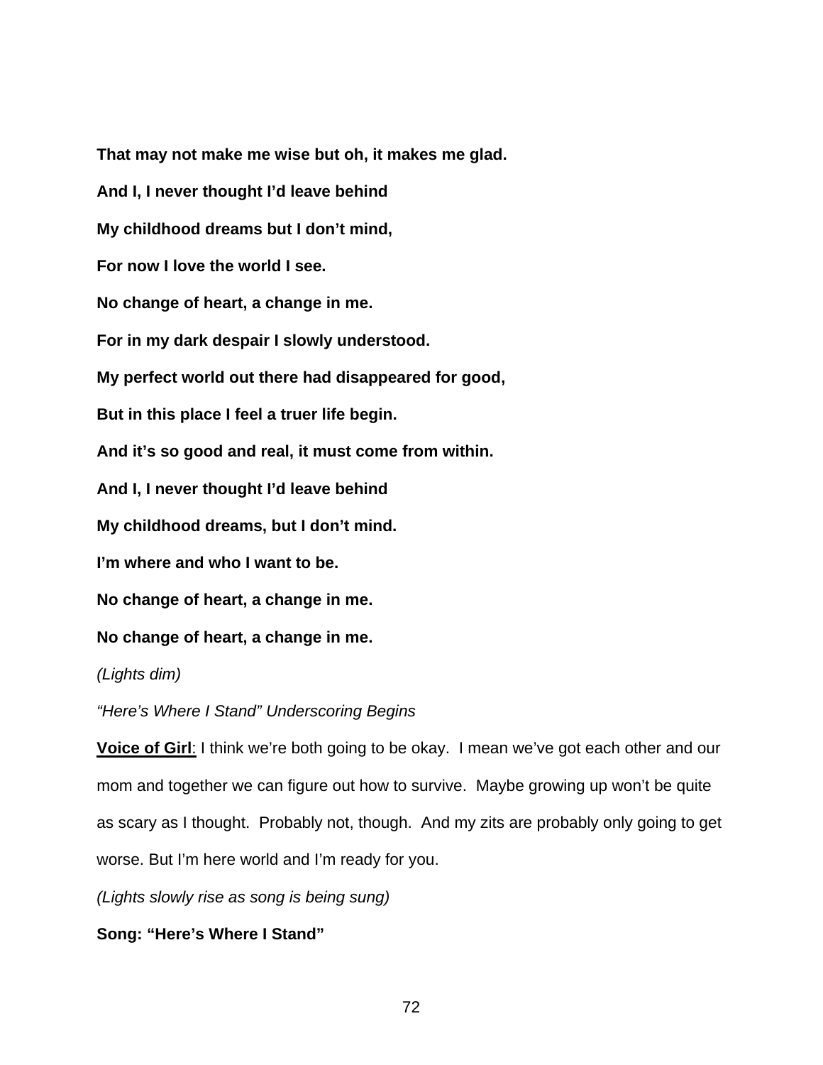**That may not make me wise but oh, it makes me glad.**

**And I, I never thought I'd leave behind**

**My childhood dreams but I don't mind,**

**For now I love the world I see.**

**No change of heart, a change in me.**

**For in my dark despair I slowly understood.**

**My perfect world out there had disappeared for good,**

**But in this place I feel a truer life begin.**

**And it's so good and real, it must come from within.**

**And I, I never thought I'd leave behind**

**My childhood dreams, but I don't mind.**

**I'm where and who I want to be.**

**No change of heart, a change in me.**

**No change of heart, a change in me.**

*(Lights dim)*

*"Here's Where I Stand" Underscoring Begins*

**Voice of Girl**: I think we're both going to be okay. I mean we've got each other and our mom and together we can figure out how to survive. Maybe growing up won't be quite as scary as I thought. Probably not, though. And my zits are probably only going to get worse. But I'm here world and I'm ready for you.

*(Lights slowly rise as song is being sung)*

**Song: "Here's Where I Stand"**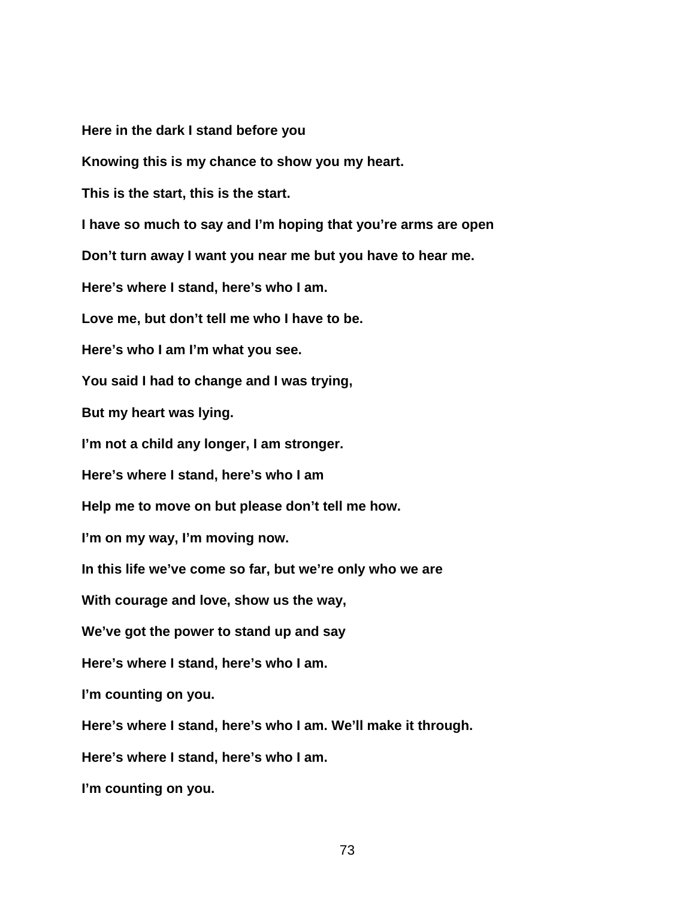**Here in the dark I stand before you**

**Knowing this is my chance to show you my heart.**

**This is the start, this is the start.**

**I have so much to say and I'm hoping that you're arms are open**

**Don't turn away I want you near me but you have to hear me.**

**Here's where I stand, here's who I am.**

**Love me, but don't tell me who I have to be.**

**Here's who I am I'm what you see.**

**You said I had to change and I was trying,**

**But my heart was lying.**

**I'm not a child any longer, I am stronger.**

**Here's where I stand, here's who I am**

**Help me to move on but please don't tell me how.**

**I'm on my way, I'm moving now.**

**In this life we've come so far, but we're only who we are**

**With courage and love, show us the way,**

**We've got the power to stand up and say**

**Here's where I stand, here's who I am.**

**I'm counting on you.**

**Here's where I stand, here's who I am. We'll make it through.**

**Here's where I stand, here's who I am.**

**I'm counting on you.**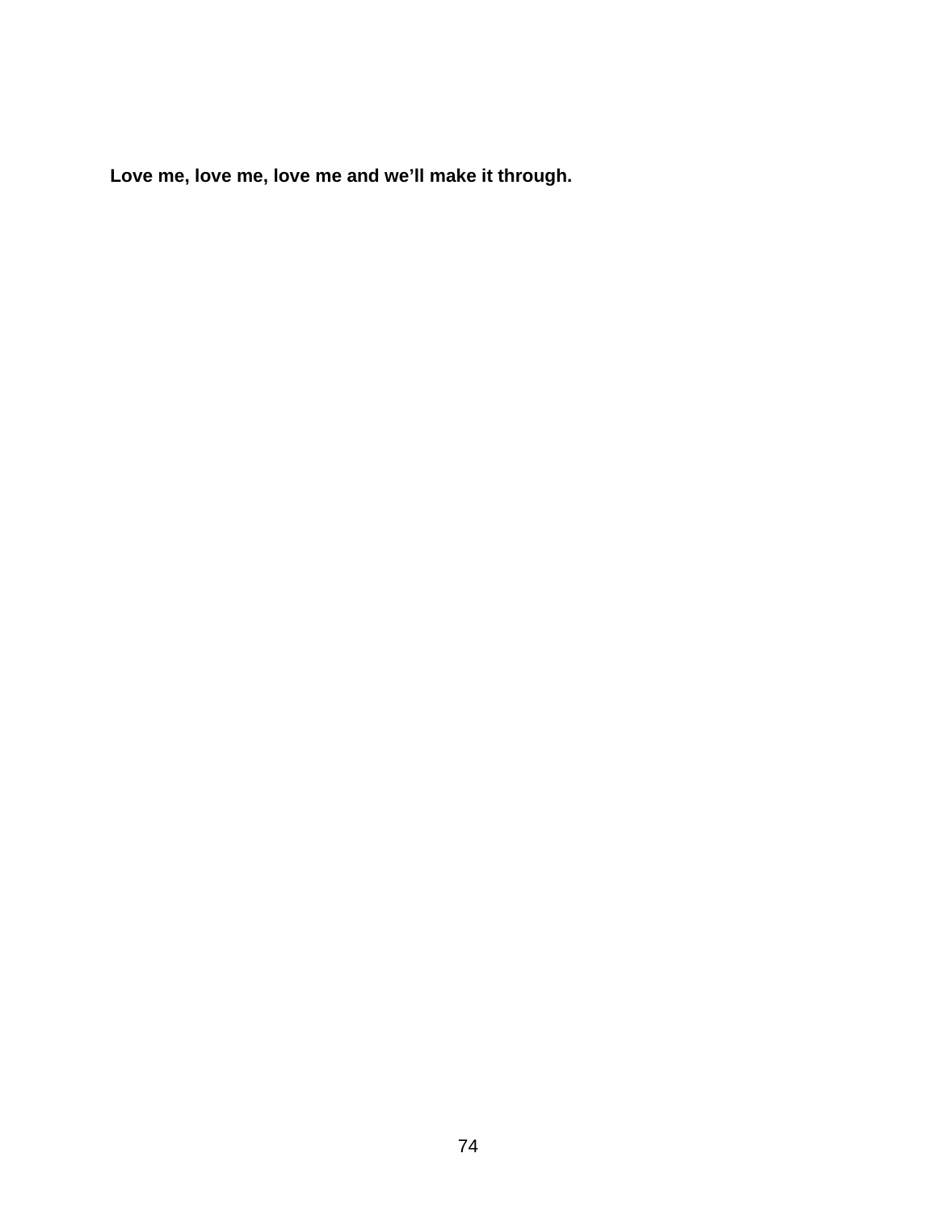**Love me, love me, love me and we’ll make it through.**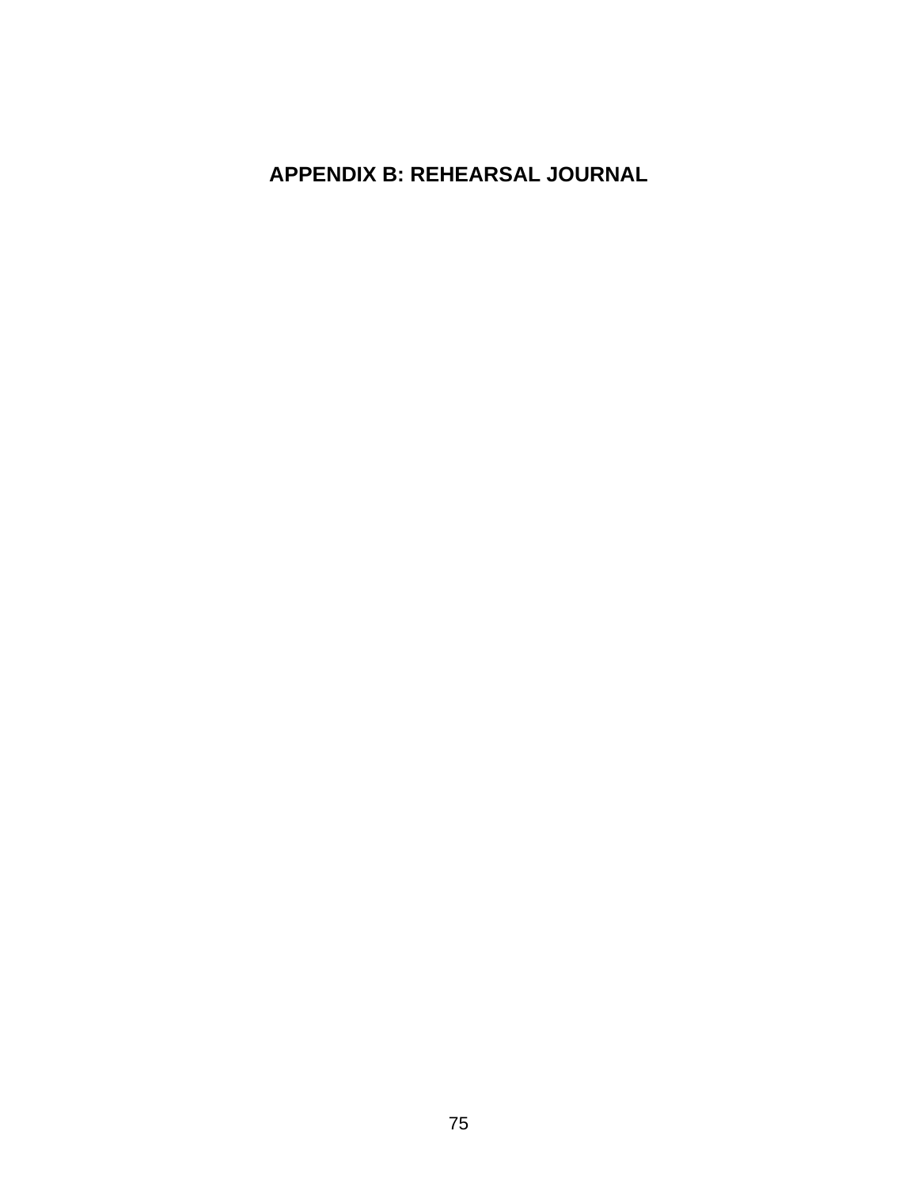# APPENDIX B: REHEARSAL JOURNAL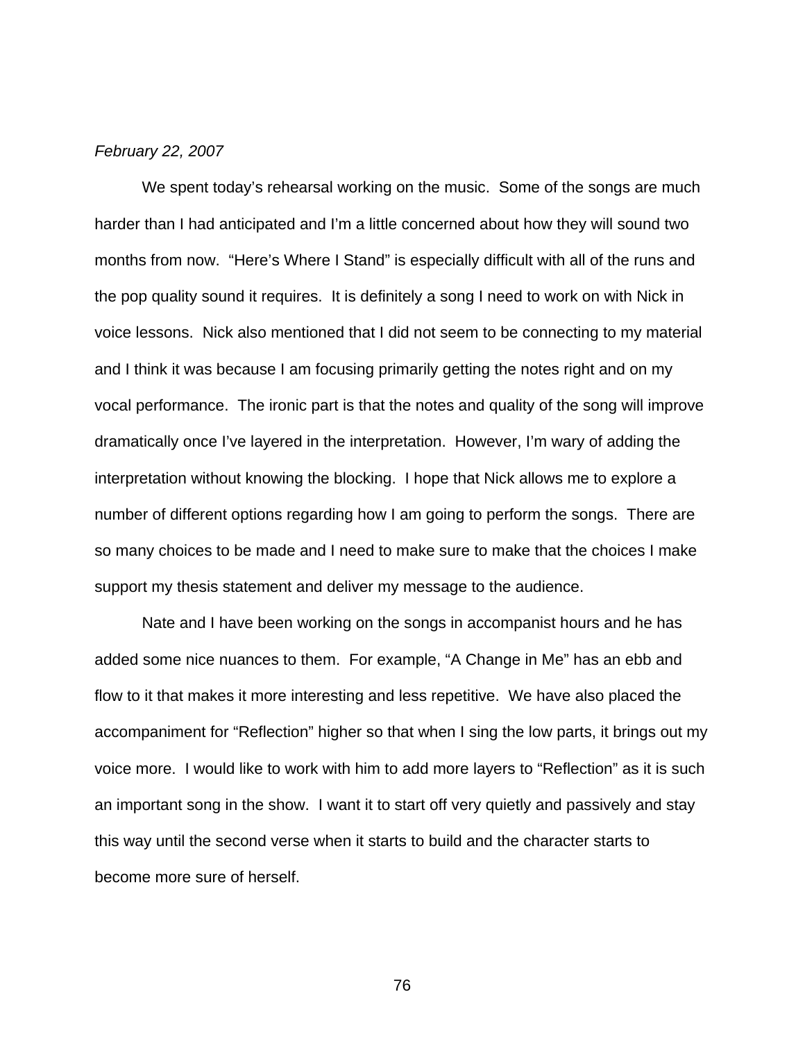*February 22, 2007*

We spent today's rehearsal working on the music. Some of the songs are much harder than I had anticipated and I'm a little concerned about how they will sound two months from now. "Here's Where I Stand" is especially difficult with all of the runs and the pop quality sound it requires. It is definitely a song I need to work on with Nick in voice lessons. Nick also mentioned that I did not seem to be connecting to my material and I think it was because I am focusing primarily getting the notes right and on my vocal performance. The ironic part is that the notes and quality of the song will improve dramatically once I've layered in the interpretation. However, I'm wary of adding the interpretation without knowing the blocking. I hope that Nick allows me to explore a number of different options regarding how I am going to perform the songs. There are so many choices to be made and I need to make sure to make that the choices I make support my thesis statement and deliver my message to the audience.

Nate and I have been working on the songs in accompanist hours and he has added some nice nuances to them. For example, "A Change in Me" has an ebb and flow to it that makes it more interesting and less repetitive. We have also placed the accompaniment for "Reflection" higher so that when I sing the low parts, it brings out my voice more. I would like to work with him to add more layers to "Reflection" as it is such an important song in the show. I want it to start off very quietly and passively and stay this way until the second verse when it starts to build and the character starts to become more sure of herself.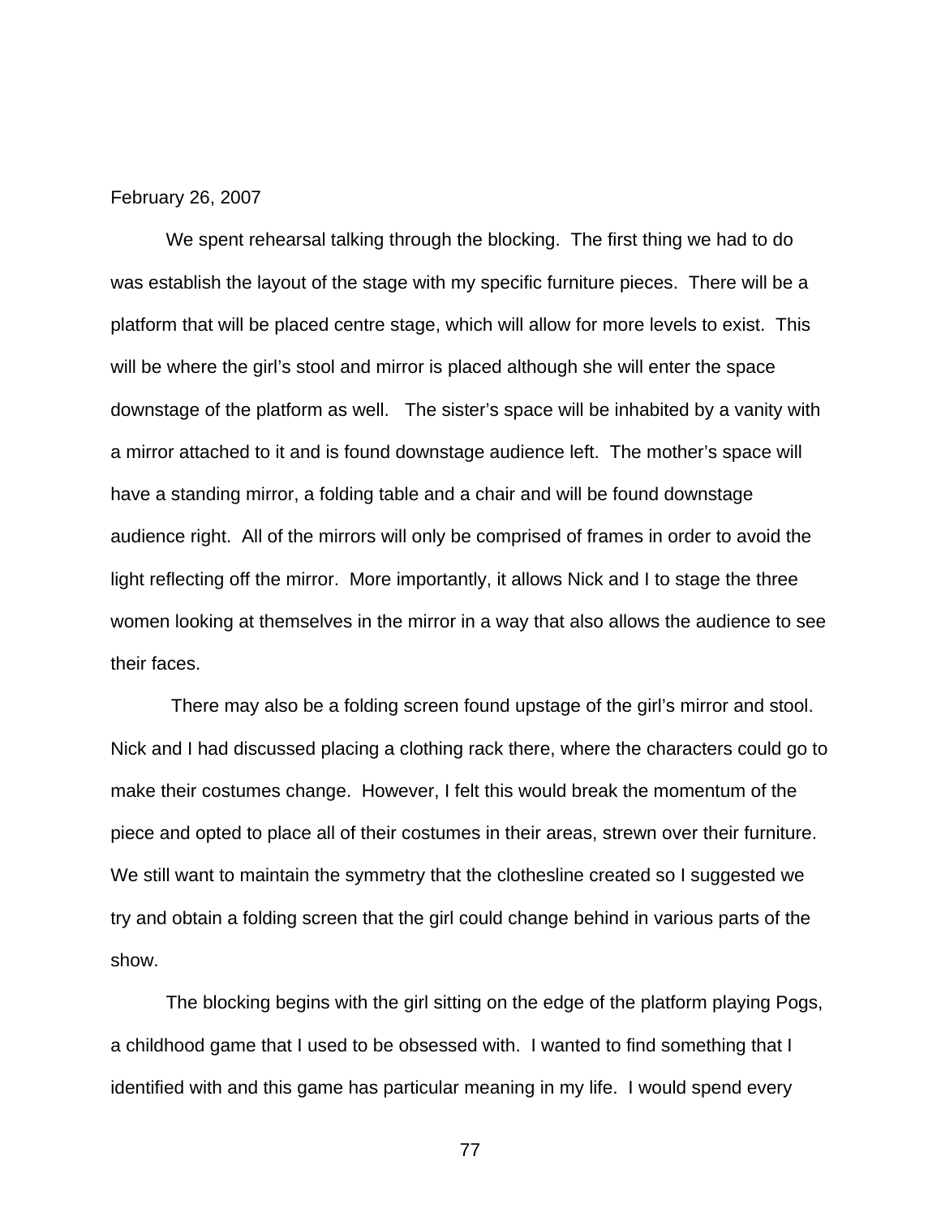February 26, 2007

We spent rehearsal talking through the blocking. The first thing we had to do was establish the layout of the stage with my specific furniture pieces. There will be a platform that will be placed centre stage, which will allow for more levels to exist. This will be where the girl's stool and mirror is placed although she will enter the space downstage of the platform as well. The sister's space will be inhabited by a vanity with a mirror attached to it and is found downstage audience left. The mother's space will have a standing mirror, a folding table and a chair and will be found downstage audience right. All of the mirrors will only be comprised of frames in order to avoid the light reflecting off the mirror. More importantly, it allows Nick and I to stage the three women looking at themselves in the mirror in a way that also allows the audience to see their faces.

There may also be a folding screen found upstage of the girl's mirror and stool. Nick and I had discussed placing a clothing rack there, where the characters could go to make their costumes change. However, I felt this would break the momentum of the piece and opted to place all of their costumes in their areas, strewn over their furniture. We still want to maintain the symmetry that the clothesline created so I suggested we try and obtain a folding screen that the girl could change behind in various parts of the show.

The blocking begins with the girl sitting on the edge of the platform playing Pogs, a childhood game that I used to be obsessed with. I wanted to find something that I identified with and this game has particular meaning in my life. I would spend every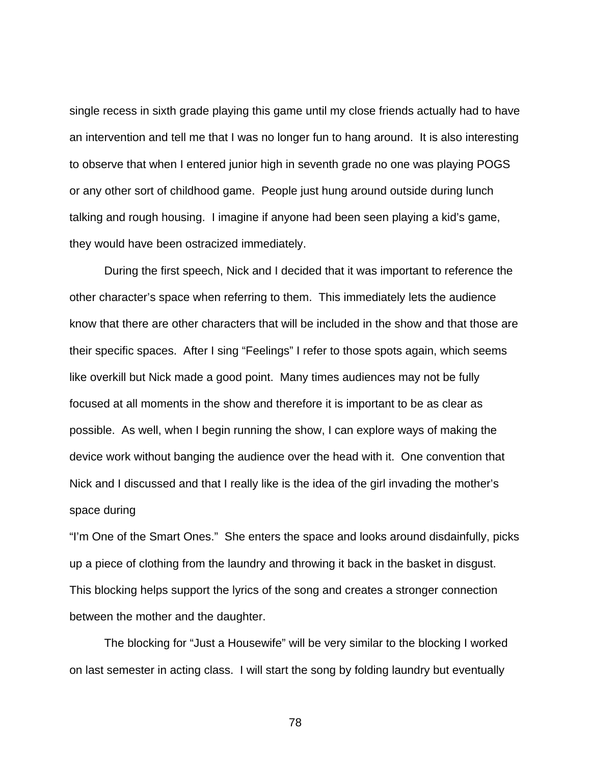single recess in sixth grade playing this game until my close friends actually had to have an intervention and tell me that I was no longer fun to hang around. It is also interesting to observe that when I entered junior high in seventh grade no one was playing POGS or any other sort of childhood game. People just hung around outside during lunch talking and rough housing. I imagine if anyone had been seen playing a kid's game, they would have been ostracized immediately.

During the first speech, Nick and I decided that it was important to reference the other character's space when referring to them. This immediately lets the audience know that there are other characters that will be included in the show and that those are their specific spaces. After I sing "Feelings" I refer to those spots again, which seems like overkill but Nick made a good point. Many times audiences may not be fully focused at all moments in the show and therefore it is important to be as clear as possible. As well, when I begin running the show, I can explore ways of making the device work without banging the audience over the head with it. One convention that Nick and I discussed and that I really like is the idea of the girl invading the mother's space during "I'm One of the Smart Ones." She enters the space and looks around disdainfully, picks up a piece of clothing from the laundry and throwing it back in the basket in disgust. This blocking helps support the lyrics of the song and creates a stronger connection between the mother and the daughter.

The blocking for "Just a Housewife" will be very similar to the blocking I worked on last semester in acting class. I will start the song by folding laundry but eventually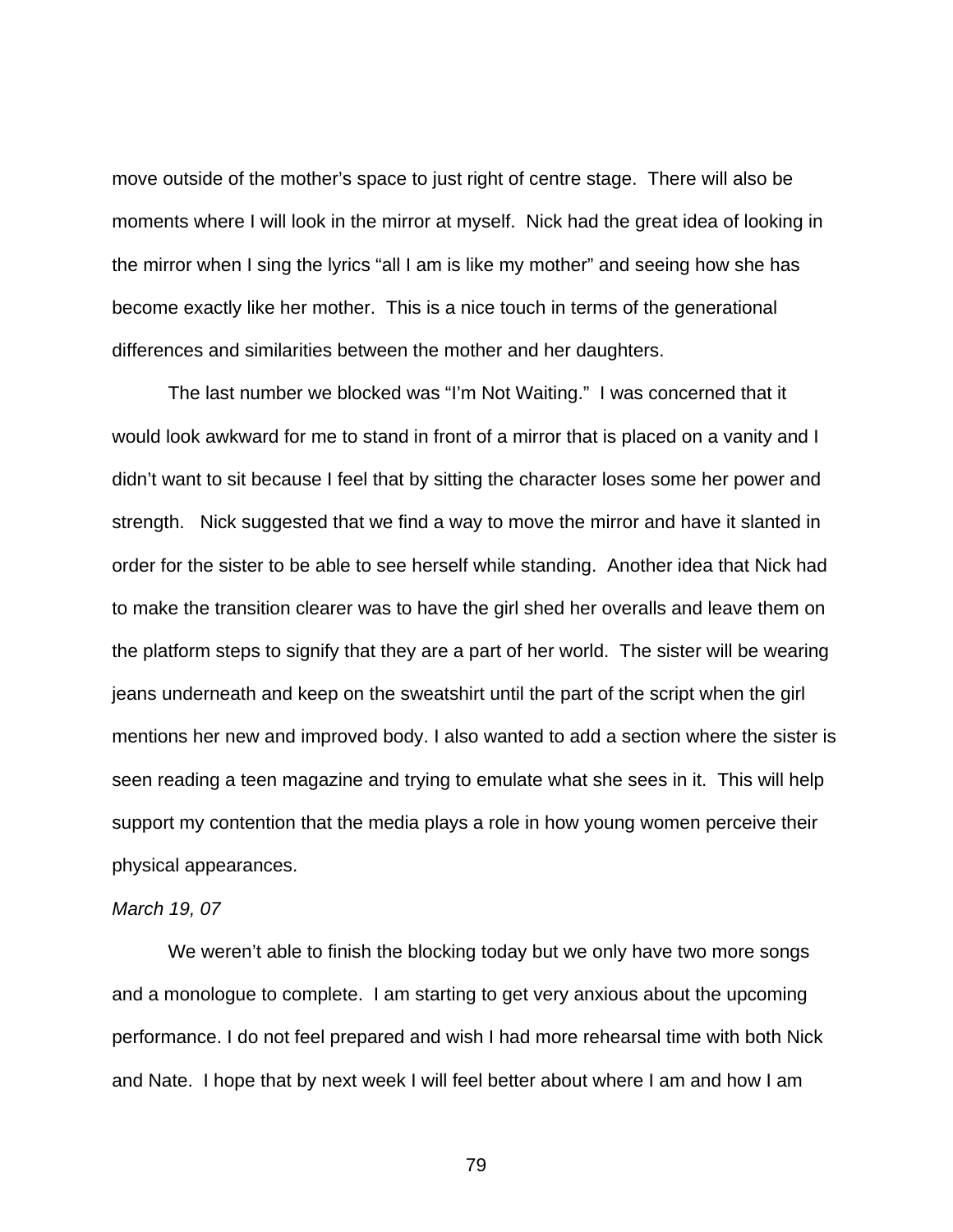move outside of the mother's space to just right of centre stage. There will also be moments where I will look in the mirror at myself. Nick had the great idea of looking in the mirror when I sing the lyrics "all I am is like my mother" and seeing how she has become exactly like her mother. This is a nice touch in terms of the generational differences and similarities between the mother and her daughters.

The last number we blocked was "I'm Not Waiting." I was concerned that it would look awkward for me to stand in front of a mirror that is placed on a vanity and I didn't want to sit because I feel that by sitting the character loses some her power and strength. Nick suggested that we find a way to move the mirror and have it slanted in order for the sister to be able to see herself while standing. Another idea that Nick had to make the transition clearer was to have the girl shed her overalls and leave them on the platform steps to signify that they are a part of her world. The sister will be wearing jeans underneath and keep on the sweatshirt until the part of the script when the girl mentions her new and improved body. I also wanted to add a section where the sister is seen reading a teen magazine and trying to emulate what she sees in it. This will help support my contention that the media plays a role in how young women perceive their physical appearances.

*March 19, 07*

We weren't able to finish the blocking today but we only have two more songs and a monologue to complete. I am starting to get very anxious about the upcoming performance. I do not feel prepared and wish I had more rehearsal time with both Nick and Nate. I hope that by next week I will feel better about where I am and how I am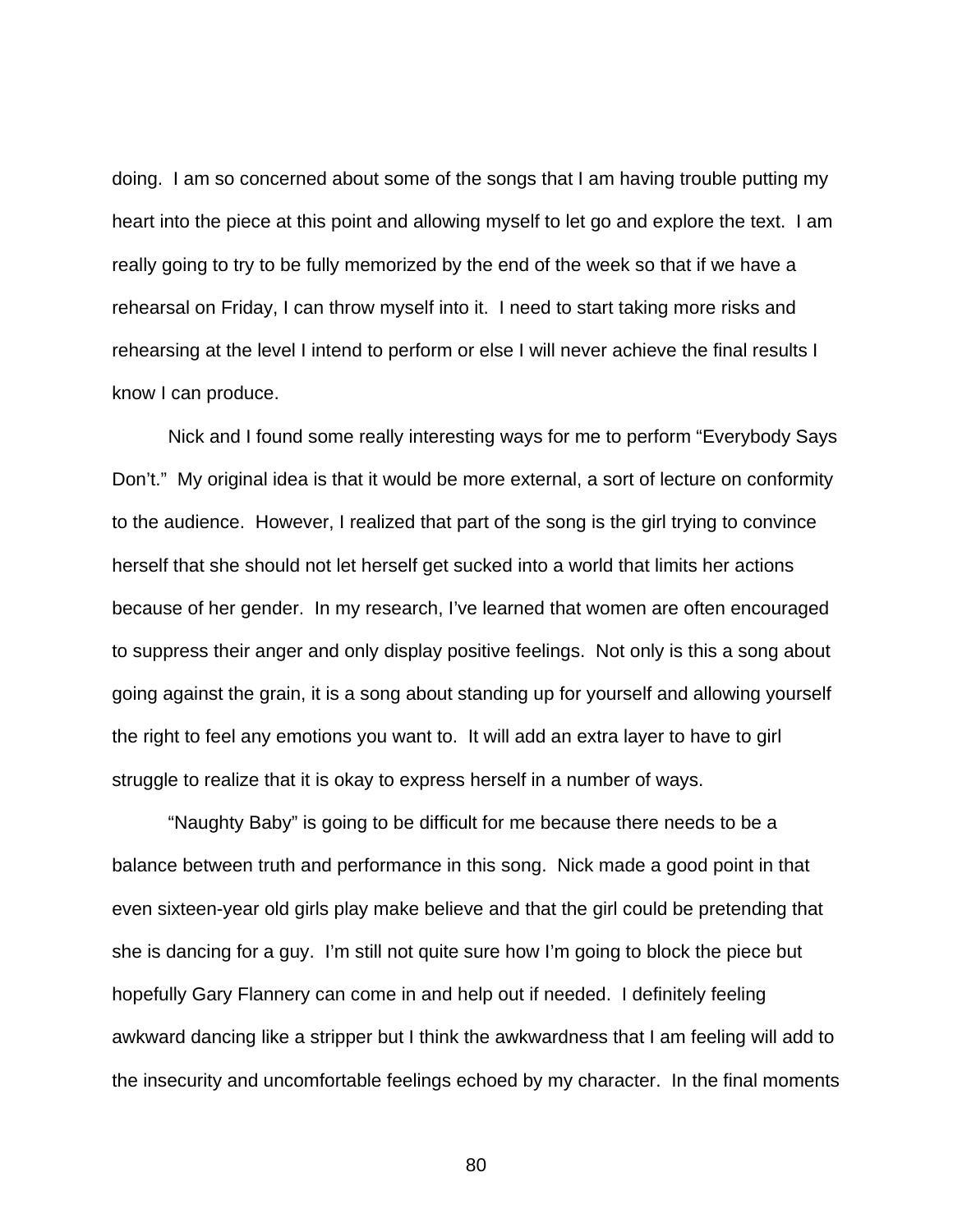doing. I am so concerned about some of the songs that I am having trouble putting my heart into the piece at this point and allowing myself to let go and explore the text. I am really going to try to be fully memorized by the end of the week so that if we have a rehearsal on Friday, I can throw myself into it. I need to start taking more risks and rehearsing at the level I intend to perform or else I will never achieve the final results I know I can produce.

Nick and I found some really interesting ways for me to perform "Everybody Says Don't." My original idea is that it would be more external, a sort of lecture on conformity to the audience. However, I realized that part of the song is the girl trying to convince herself that she should not let herself get sucked into a world that limits her actions because of her gender. In my research, I've learned that women are often encouraged to suppress their anger and only display positive feelings. Not only is this a song about going against the grain, it is a song about standing up for yourself and allowing yourself the right to feel any emotions you want to. It will add an extra layer to have to girl struggle to realize that it is okay to express herself in a number of ways.

"Naughty Baby" is going to be difficult for me because there needs to be a balance between truth and performance in this song. Nick made a good point in that even sixteen-year old girls play make believe and that the girl could be pretending that she is dancing for a guy. I'm still not quite sure how I'm going to block the piece but hopefully Gary Flannery can come in and help out if needed. I definitely feeling awkward dancing like a stripper but I think the awkwardness that I am feeling will add to the insecurity and uncomfortable feelings echoed by my character. In the final moments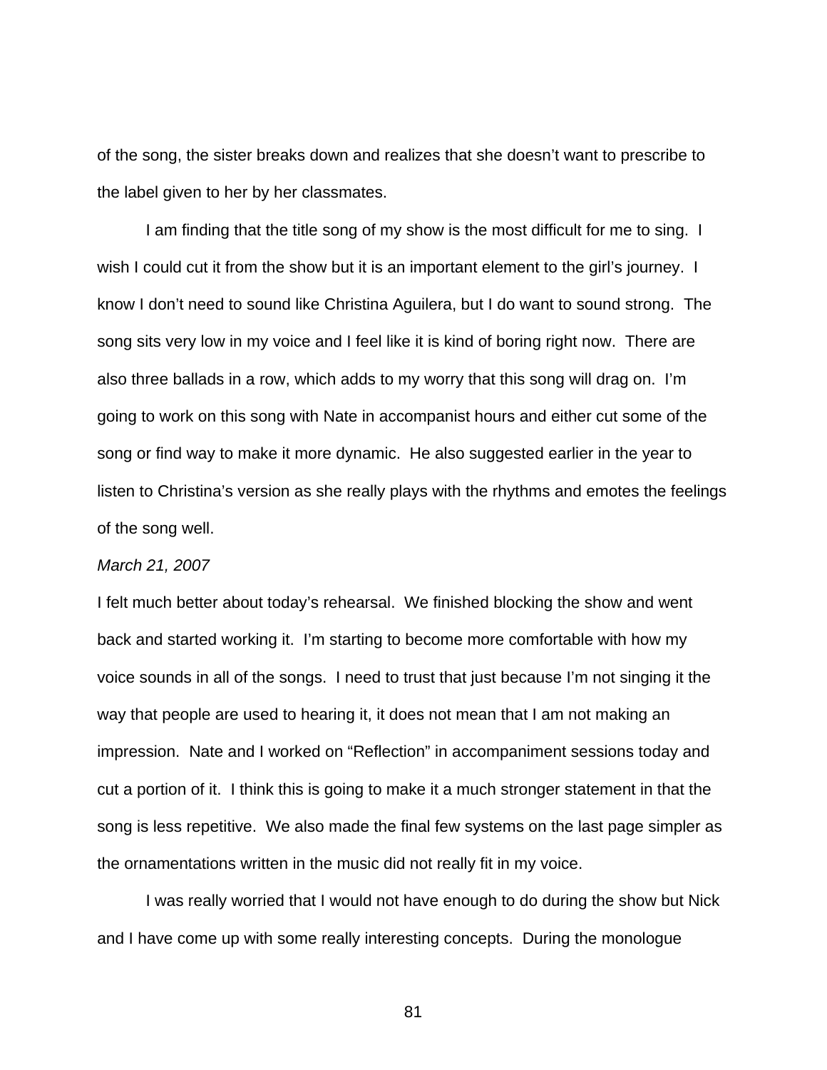of the song, the sister breaks down and realizes that she doesn't want to prescribe to the label given to her by her classmates.

I am finding that the title song of my show is the most difficult for me to sing. I wish I could cut it from the show but it is an important element to the girl's journey. I know I don't need to sound like Christina Aguilera, but I do want to sound strong. The song sits very low in my voice and I feel like it is kind of boring right now. There are also three ballads in a row, which adds to my worry that this song will drag on. I'm going to work on this song with Nate in accompanist hours and either cut some of the song or find way to make it more dynamic. He also suggested earlier in the year to listen to Christina's version as she really plays with the rhythms and emotes the feelings of the song well.

*March 21, 2007*

I felt much better about today's rehearsal. We finished blocking the show and went back and started working it. I'm starting to become more comfortable with how my voice sounds in all of the songs. I need to trust that just because I'm not singing it the way that people are used to hearing it, it does not mean that I am not making an impression. Nate and I worked on "Reflection" in accompaniment sessions today and cut a portion of it. I think this is going to make it a much stronger statement in that the song is less repetitive. We also made the final few systems on the last page simpler as the ornamentations written in the music did not really fit in my voice.

I was really worried that I would not have enough to do during the show but Nick and I have come up with some really interesting concepts. During the monologue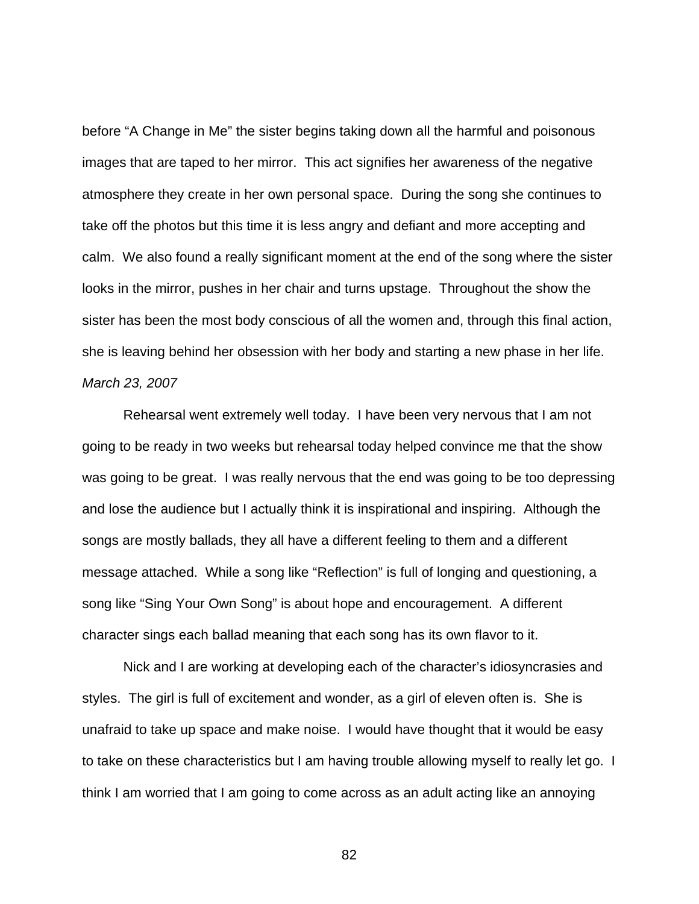before “A Change in Me” the sister begins taking down all the harmful and poisonous images that are taped to her mirror. This act signifies her awareness of the negative atmosphere they create in her own personal space. During the song she continues to take off the photos but this time it is less angry and defiant and more accepting and calm. We also found a really significant moment at the end of the song where the sister looks in the mirror, pushes in her chair and turns upstage. Throughout the show the sister has been the most body conscious of all the women and, through this final action, she is leaving behind her obsession with her body and starting a new phase in her life.

*March 23, 2007*

Rehearsal went extremely well today. I have been very nervous that I am not going to be ready in two weeks but rehearsal today helped convince me that the show was going to be great. I was really nervous that the end was going to be too depressing and lose the audience but I actually think it is inspirational and inspiring. Although the songs are mostly ballads, they all have a different feeling to them and a different message attached. While a song like “Reflection” is full of longing and questioning, a song like “Sing Your Own Song” is about hope and encouragement. A different character sings each ballad meaning that each song has its own flavor to it.

Nick and I are working at developing each of the character’s idiosyncrasies and styles. The girl is full of excitement and wonder, as a girl of eleven often is. She is unafraid to take up space and make noise. I would have thought that it would be easy to take on these characteristics but I am having trouble allowing myself to really let go. I think I am worried that I am going to come across as an adult acting like an annoying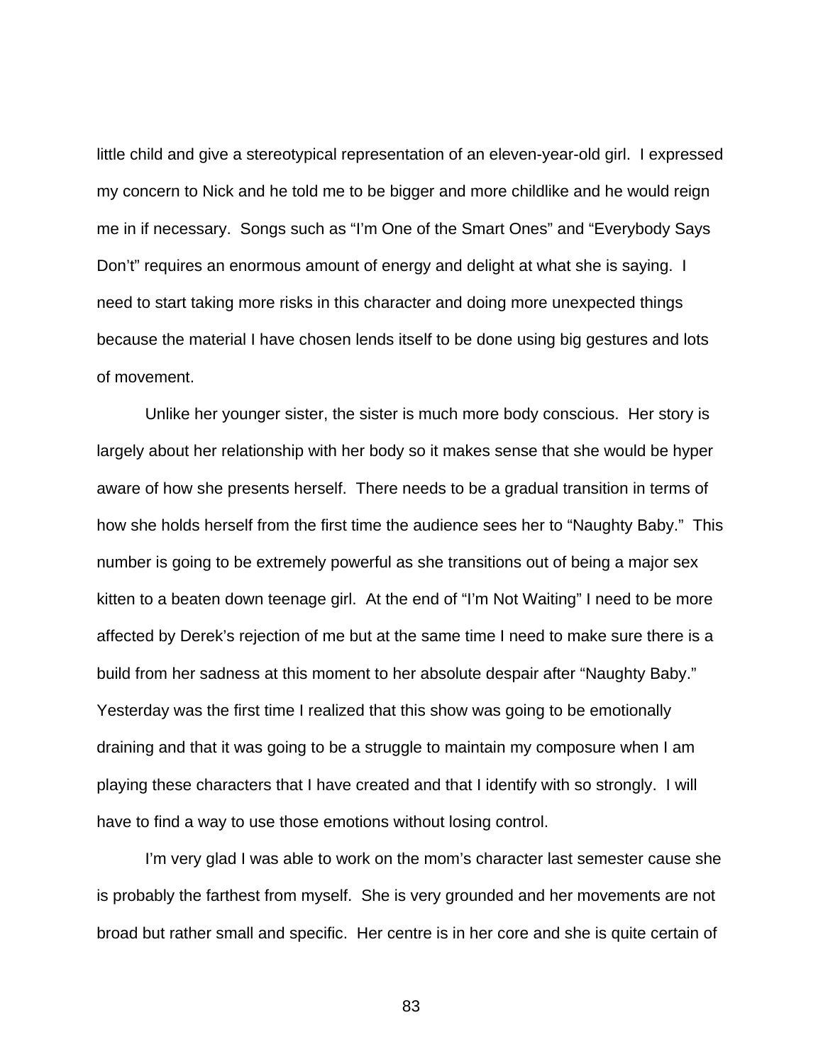little child and give a stereotypical representation of an eleven-year-old girl. I expressed my concern to Nick and he told me to be bigger and more childlike and he would reign me in if necessary. Songs such as “I’m One of the Smart Ones” and “Everybody Says Don’t” requires an enormous amount of energy and delight at what she is saying. I need to start taking more risks in this character and doing more unexpected things because the material I have chosen lends itself to be done using big gestures and lots of movement.

Unlike her younger sister, the sister is much more body conscious. Her story is largely about her relationship with her body so it makes sense that she would be hyper aware of how she presents herself. There needs to be a gradual transition in terms of how she holds herself from the first time the audience sees her to “Naughty Baby.” This number is going to be extremely powerful as she transitions out of being a major sex kitten to a beaten down teenage girl. At the end of “I’m Not Waiting” I need to be more affected by Derek’s rejection of me but at the same time I need to make sure there is a build from her sadness at this moment to her absolute despair after “Naughty Baby.” Yesterday was the first time I realized that this show was going to be emotionally draining and that it was going to be a struggle to maintain my composure when I am playing these characters that I have created and that I identify with so strongly. I will have to find a way to use those emotions without losing control.

I’m very glad I was able to work on the mom’s character last semester cause she is probably the farthest from myself. She is very grounded and her movements are not broad but rather small and specific. Her centre is in her core and she is quite certain of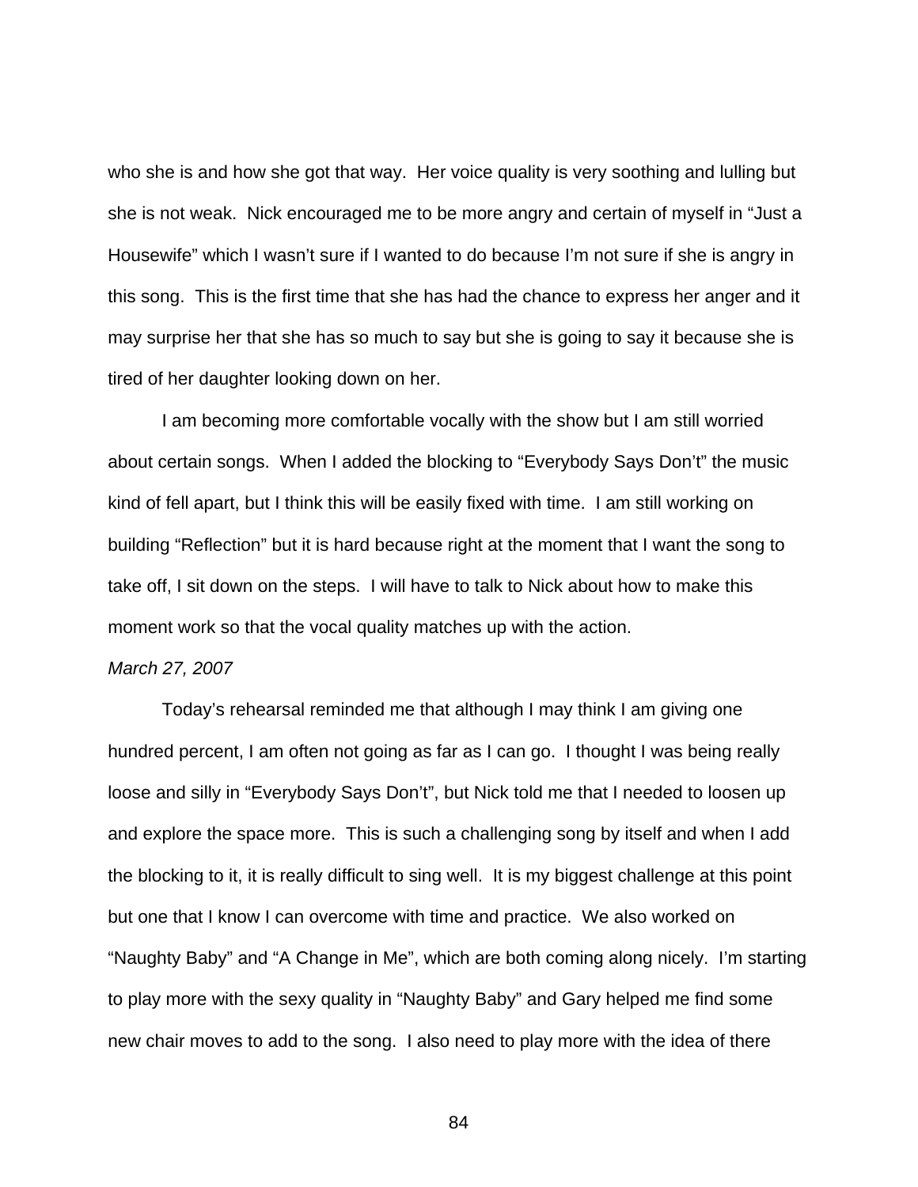who she is and how she got that way. Her voice quality is very soothing and lulling but she is not weak. Nick encouraged me to be more angry and certain of myself in "Just a Housewife" which I wasn't sure if I wanted to do because I'm not sure if she is angry in this song. This is the first time that she has had the chance to express her anger and it may surprise her that she has so much to say but she is going to say it because she is tired of her daughter looking down on her.

I am becoming more comfortable vocally with the show but I am still worried about certain songs. When I added the blocking to "Everybody Says Don't" the music kind of fell apart, but I think this will be easily fixed with time. I am still working on building "Reflection" but it is hard because right at the moment that I want the song to take off, I sit down on the steps. I will have to talk to Nick about how to make this moment work so that the vocal quality matches up with the action.

*March 27, 2007*

Today's rehearsal reminded me that although I may think I am giving one hundred percent, I am often not going as far as I can go. I thought I was being really loose and silly in "Everybody Says Don't", but Nick told me that I needed to loosen up and explore the space more. This is such a challenging song by itself and when I add the blocking to it, it is really difficult to sing well. It is my biggest challenge at this point but one that I know I can overcome with time and practice. We also worked on "Naughty Baby" and "A Change in Me", which are both coming along nicely. I'm starting to play more with the sexy quality in "Naughty Baby" and Gary helped me find some new chair moves to add to the song. I also need to play more with the idea of there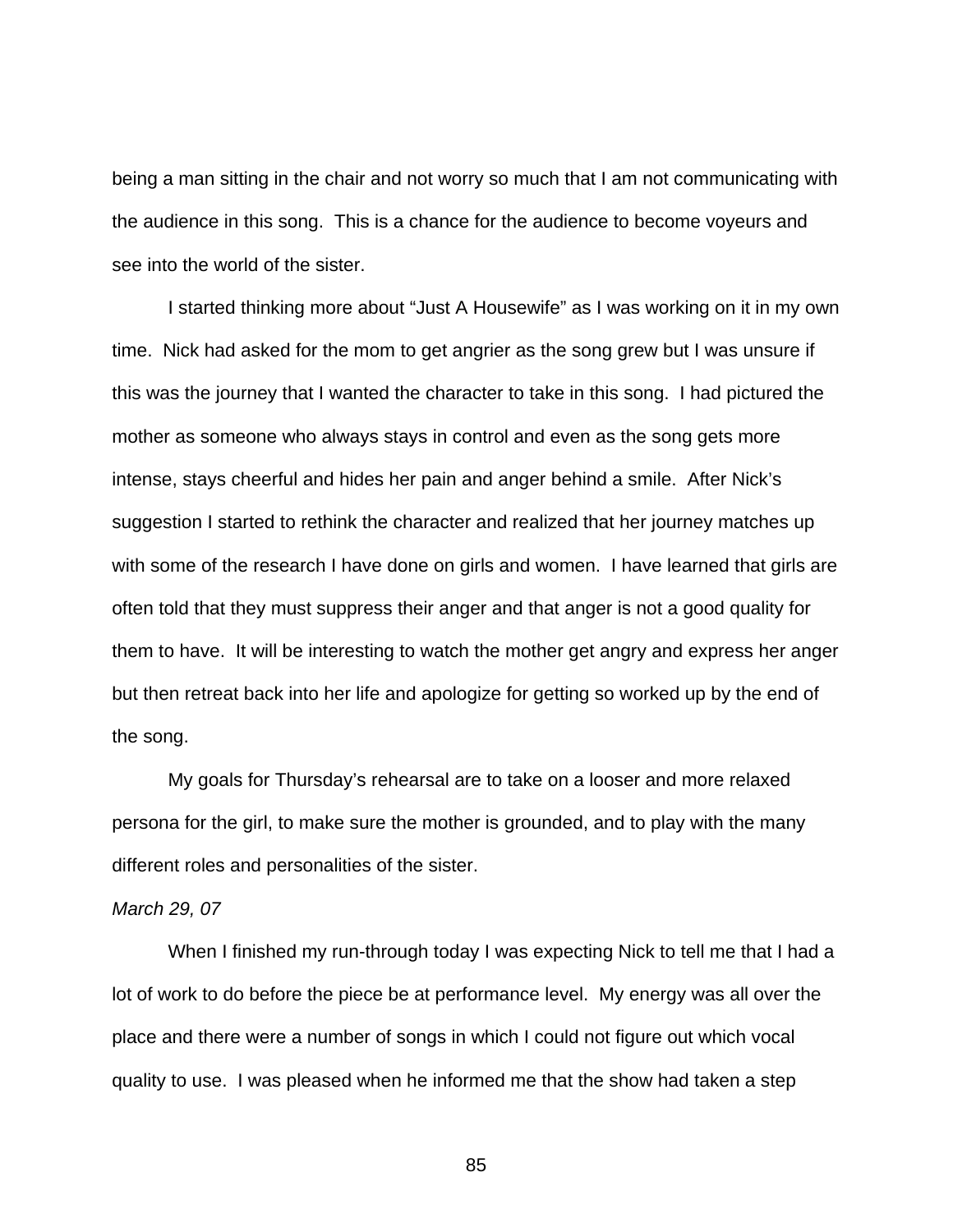being a man sitting in the chair and not worry so much that I am not communicating with the audience in this song. This is a chance for the audience to become voyeurs and see into the world of the sister.

I started thinking more about "Just A Housewife" as I was working on it in my own time. Nick had asked for the mom to get angrier as the song grew but I was unsure if this was the journey that I wanted the character to take in this song. I had pictured the mother as someone who always stays in control and even as the song gets more intense, stays cheerful and hides her pain and anger behind a smile. After Nick's suggestion I started to rethink the character and realized that her journey matches up with some of the research I have done on girls and women. I have learned that girls are often told that they must suppress their anger and that anger is not a good quality for them to have. It will be interesting to watch the mother get angry and express her anger but then retreat back into her life and apologize for getting so worked up by the end of the song.

My goals for Thursday's rehearsal are to take on a looser and more relaxed persona for the girl, to make sure the mother is grounded, and to play with the many different roles and personalities of the sister.

*March 29, 07*

When I finished my run-through today I was expecting Nick to tell me that I had a lot of work to do before the piece be at performance level. My energy was all over the place and there were a number of songs in which I could not figure out which vocal quality to use. I was pleased when he informed me that the show had taken a step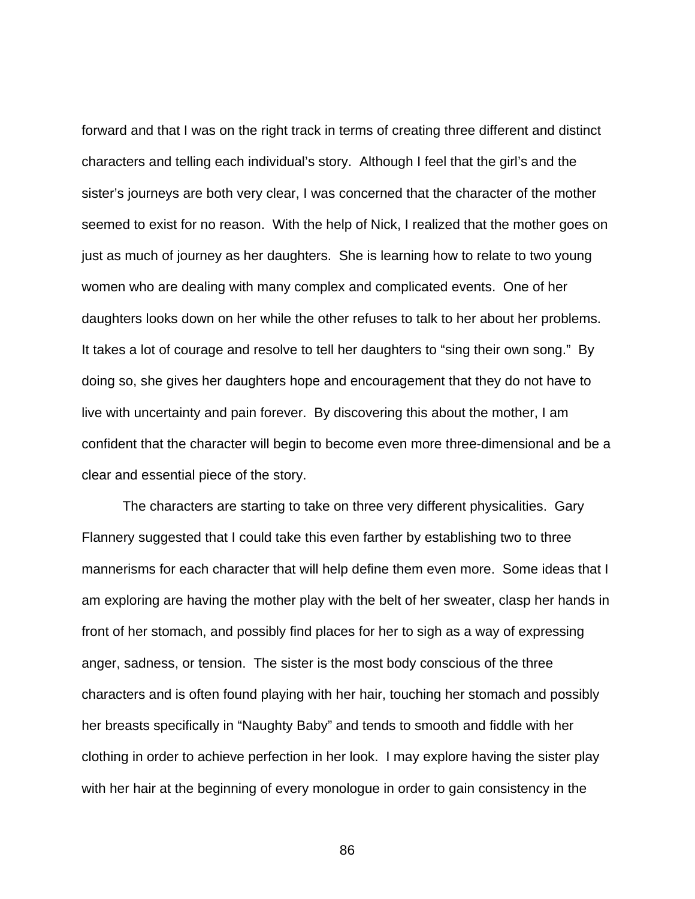forward and that I was on the right track in terms of creating three different and distinct characters and telling each individual's story. Although I feel that the girl's and the sister's journeys are both very clear, I was concerned that the character of the mother seemed to exist for no reason. With the help of Nick, I realized that the mother goes on just as much of journey as her daughters. She is learning how to relate to two young women who are dealing with many complex and complicated events. One of her daughters looks down on her while the other refuses to talk to her about her problems. It takes a lot of courage and resolve to tell her daughters to "sing their own song." By doing so, she gives her daughters hope and encouragement that they do not have to live with uncertainty and pain forever. By discovering this about the mother, I am confident that the character will begin to become even more three-dimensional and be a clear and essential piece of the story.

The characters are starting to take on three very different physicalities. Gary Flannery suggested that I could take this even farther by establishing two to three mannerisms for each character that will help define them even more. Some ideas that I am exploring are having the mother play with the belt of her sweater, clasp her hands in front of her stomach, and possibly find places for her to sigh as a way of expressing anger, sadness, or tension. The sister is the most body conscious of the three characters and is often found playing with her hair, touching her stomach and possibly her breasts specifically in "Naughty Baby" and tends to smooth and fiddle with her clothing in order to achieve perfection in her look. I may explore having the sister play with her hair at the beginning of every monologue in order to gain consistency in the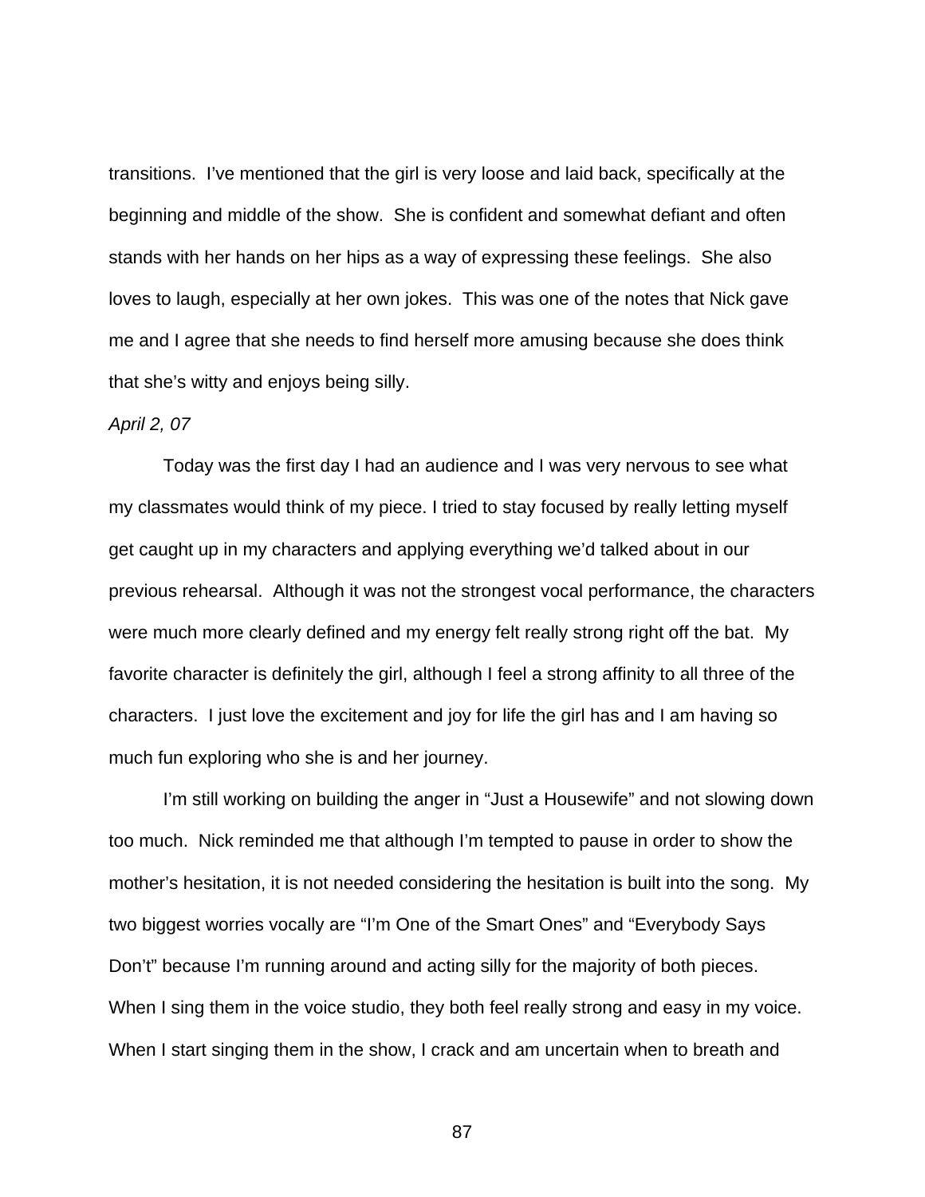transitions. I've mentioned that the girl is very loose and laid back, specifically at the beginning and middle of the show. She is confident and somewhat defiant and often stands with her hands on her hips as a way of expressing these feelings. She also loves to laugh, especially at her own jokes. This was one of the notes that Nick gave me and I agree that she needs to find herself more amusing because she does think that she's witty and enjoys being silly.

*April 2, 07*

Today was the first day I had an audience and I was very nervous to see what my classmates would think of my piece. I tried to stay focused by really letting myself get caught up in my characters and applying everything we'd talked about in our previous rehearsal. Although it was not the strongest vocal performance, the characters were much more clearly defined and my energy felt really strong right off the bat. My favorite character is definitely the girl, although I feel a strong affinity to all three of the characters. I just love the excitement and joy for life the girl has and I am having so much fun exploring who she is and her journey.

I'm still working on building the anger in "Just a Housewife" and not slowing down too much. Nick reminded me that although I'm tempted to pause in order to show the mother's hesitation, it is not needed considering the hesitation is built into the song. My two biggest worries vocally are "I'm One of the Smart Ones" and "Everybody Says Don't" because I'm running around and acting silly for the majority of both pieces. When I sing them in the voice studio, they both feel really strong and easy in my voice. When I start singing them in the show, I crack and am uncertain when to breath and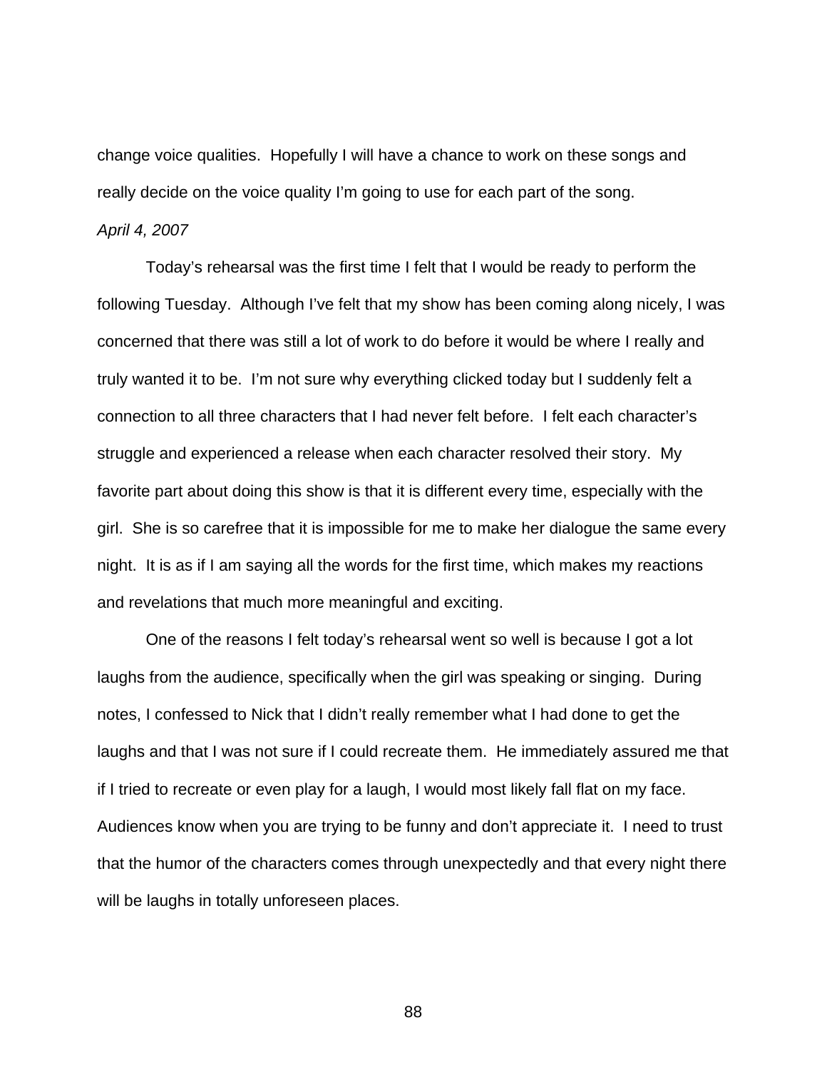change voice qualities. Hopefully I will have a chance to work on these songs and really decide on the voice quality I'm going to use for each part of the song.

*April 4, 2007*

Today's rehearsal was the first time I felt that I would be ready to perform the following Tuesday. Although I've felt that my show has been coming along nicely, I was concerned that there was still a lot of work to do before it would be where I really and truly wanted it to be. I'm not sure why everything clicked today but I suddenly felt a connection to all three characters that I had never felt before. I felt each character's struggle and experienced a release when each character resolved their story. My favorite part about doing this show is that it is different every time, especially with the girl. She is so carefree that it is impossible for me to make her dialogue the same every night. It is as if I am saying all the words for the first time, which makes my reactions and revelations that much more meaningful and exciting.

One of the reasons I felt today's rehearsal went so well is because I got a lot laughs from the audience, specifically when the girl was speaking or singing. During notes, I confessed to Nick that I didn't really remember what I had done to get the laughs and that I was not sure if I could recreate them. He immediately assured me that if I tried to recreate or even play for a laugh, I would most likely fall flat on my face. Audiences know when you are trying to be funny and don't appreciate it. I need to trust that the humor of the characters comes through unexpectedly and that every night there will be laughs in totally unforeseen places.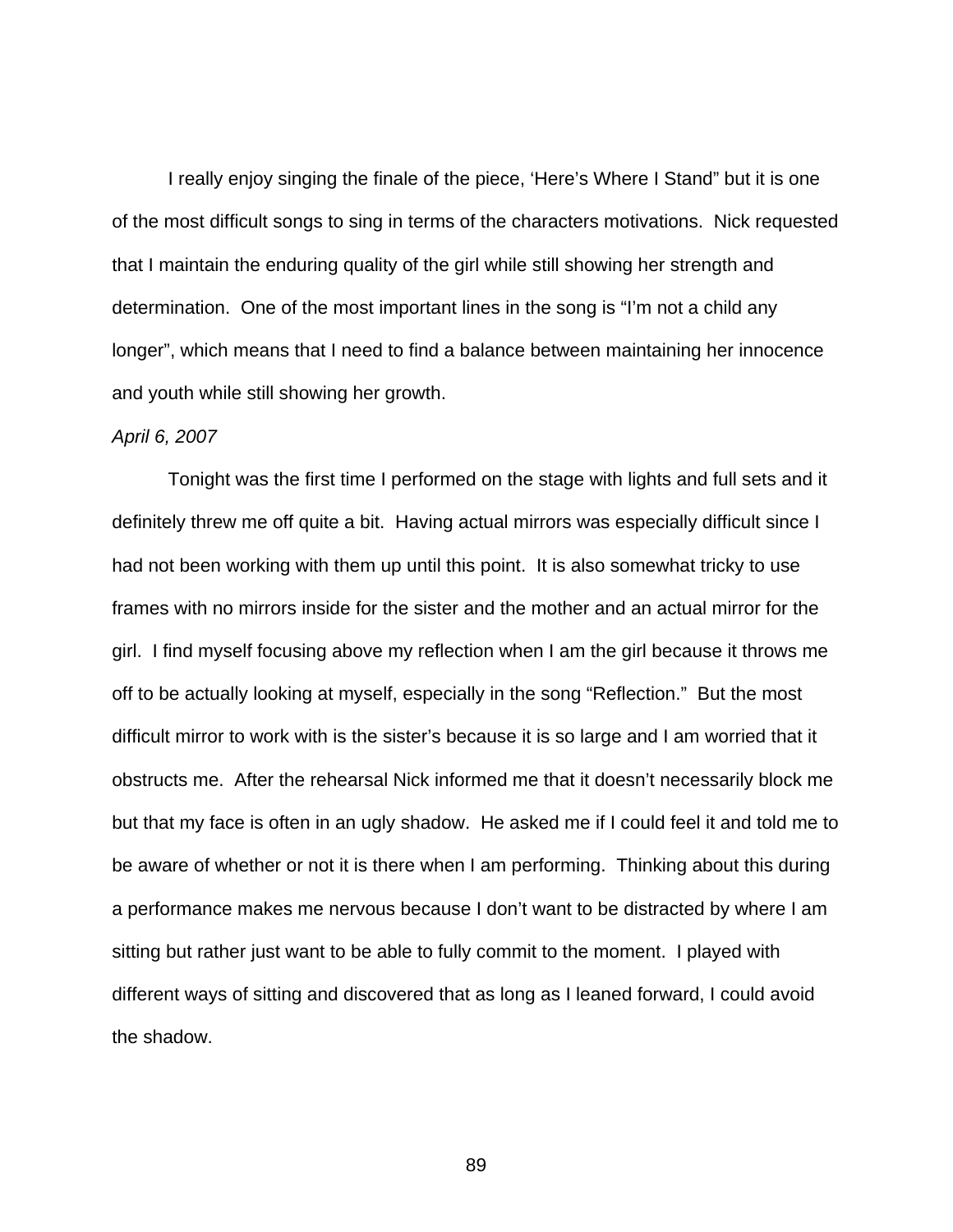I really enjoy singing the finale of the piece, 'Here's Where I Stand" but it is one of the most difficult songs to sing in terms of the characters motivations. Nick requested that I maintain the enduring quality of the girl while still showing her strength and determination. One of the most important lines in the song is "I'm not a child any longer", which means that I need to find a balance between maintaining her innocence and youth while still showing her growth.

*April 6, 2007*

Tonight was the first time I performed on the stage with lights and full sets and it definitely threw me off quite a bit. Having actual mirrors was especially difficult since I had not been working with them up until this point. It is also somewhat tricky to use frames with no mirrors inside for the sister and the mother and an actual mirror for the girl. I find myself focusing above my reflection when I am the girl because it throws me off to be actually looking at myself, especially in the song "Reflection." But the most difficult mirror to work with is the sister's because it is so large and I am worried that it obstructs me. After the rehearsal Nick informed me that it doesn't necessarily block me but that my face is often in an ugly shadow. He asked me if I could feel it and told me to be aware of whether or not it is there when I am performing. Thinking about this during a performance makes me nervous because I don't want to be distracted by where I am sitting but rather just want to be able to fully commit to the moment. I played with different ways of sitting and discovered that as long as I leaned forward, I could avoid the shadow.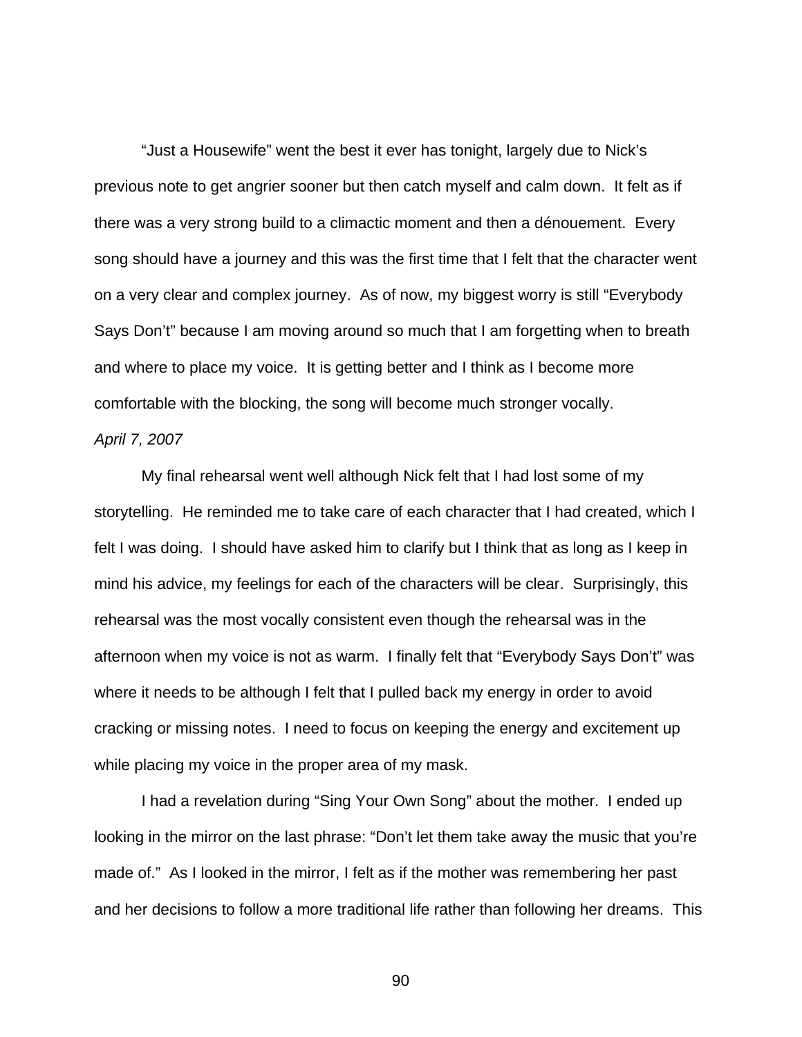“Just a Housewife” went the best it ever has tonight, largely due to Nick’s previous note to get angrier sooner but then catch myself and calm down. It felt as if there was a very strong build to a climactic moment and then a dénouement. Every song should have a journey and this was the first time that I felt that the character went on a very clear and complex journey. As of now, my biggest worry is still “Everybody Says Don’t” because I am moving around so much that I am forgetting when to breath and where to place my voice. It is getting better and I think as I become more comfortable with the blocking, the song will become much stronger vocally.

*April 7, 2007*

My final rehearsal went well although Nick felt that I had lost some of my storytelling. He reminded me to take care of each character that I had created, which I felt I was doing. I should have asked him to clarify but I think that as long as I keep in mind his advice, my feelings for each of the characters will be clear. Surprisingly, this rehearsal was the most vocally consistent even though the rehearsal was in the afternoon when my voice is not as warm. I finally felt that “Everybody Says Don’t” was where it needs to be although I felt that I pulled back my energy in order to avoid cracking or missing notes. I need to focus on keeping the energy and excitement up while placing my voice in the proper area of my mask.

I had a revelation during “Sing Your Own Song” about the mother. I ended up looking in the mirror on the last phrase: “Don’t let them take away the music that you’re made of.” As I looked in the mirror, I felt as if the mother was remembering her past and her decisions to follow a more traditional life rather than following her dreams. This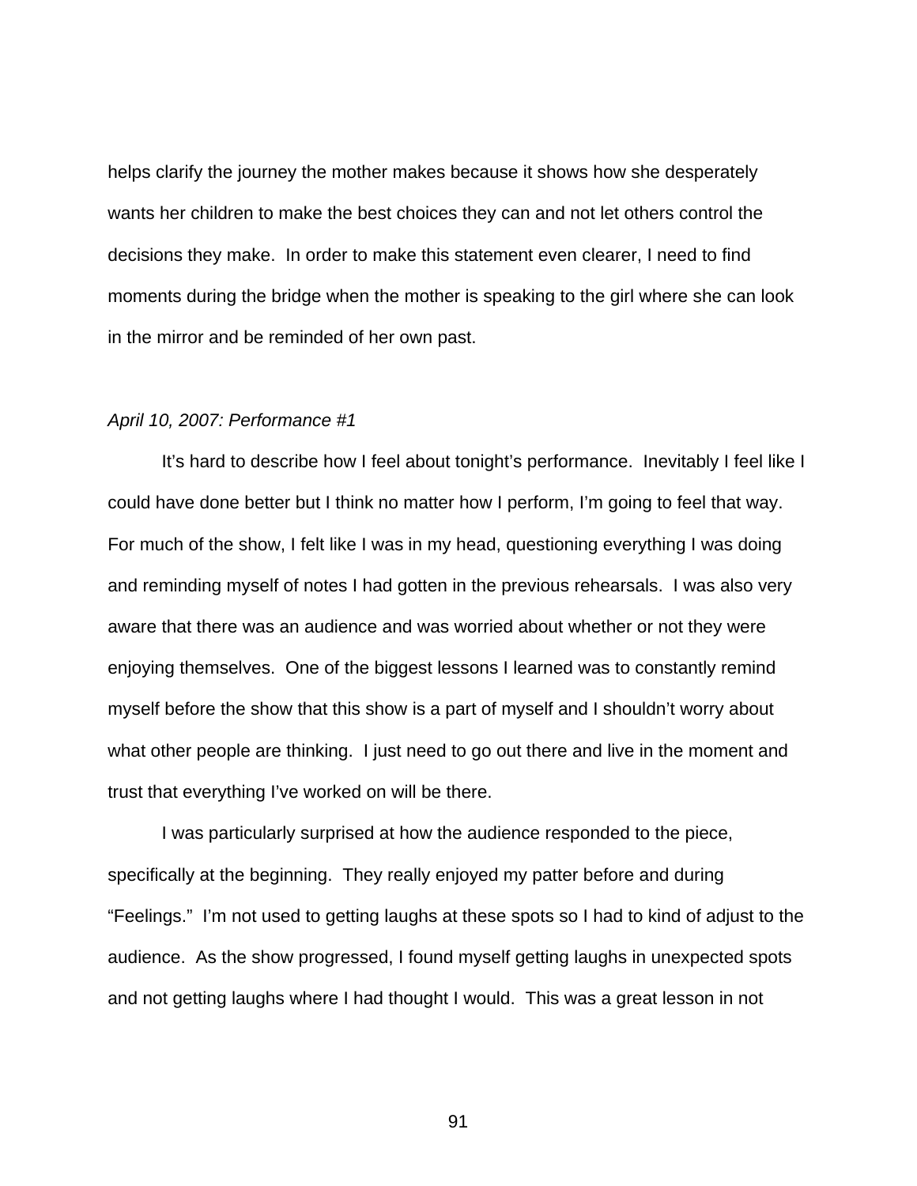helps clarify the journey the mother makes because it shows how she desperately wants her children to make the best choices they can and not let others control the decisions they make. In order to make this statement even clearer, I need to find moments during the bridge when the mother is speaking to the girl where she can look in the mirror and be reminded of her own past.

*April 10, 2007: Performance #1*

It's hard to describe how I feel about tonight's performance. Inevitably I feel like I could have done better but I think no matter how I perform, I'm going to feel that way. For much of the show, I felt like I was in my head, questioning everything I was doing and reminding myself of notes I had gotten in the previous rehearsals. I was also very aware that there was an audience and was worried about whether or not they were enjoying themselves. One of the biggest lessons I learned was to constantly remind myself before the show that this show is a part of myself and I shouldn't worry about what other people are thinking. I just need to go out there and live in the moment and trust that everything I've worked on will be there.

I was particularly surprised at how the audience responded to the piece, specifically at the beginning. They really enjoyed my patter before and during "Feelings." I'm not used to getting laughs at these spots so I had to kind of adjust to the audience. As the show progressed, I found myself getting laughs in unexpected spots and not getting laughs where I had thought I would. This was a great lesson in not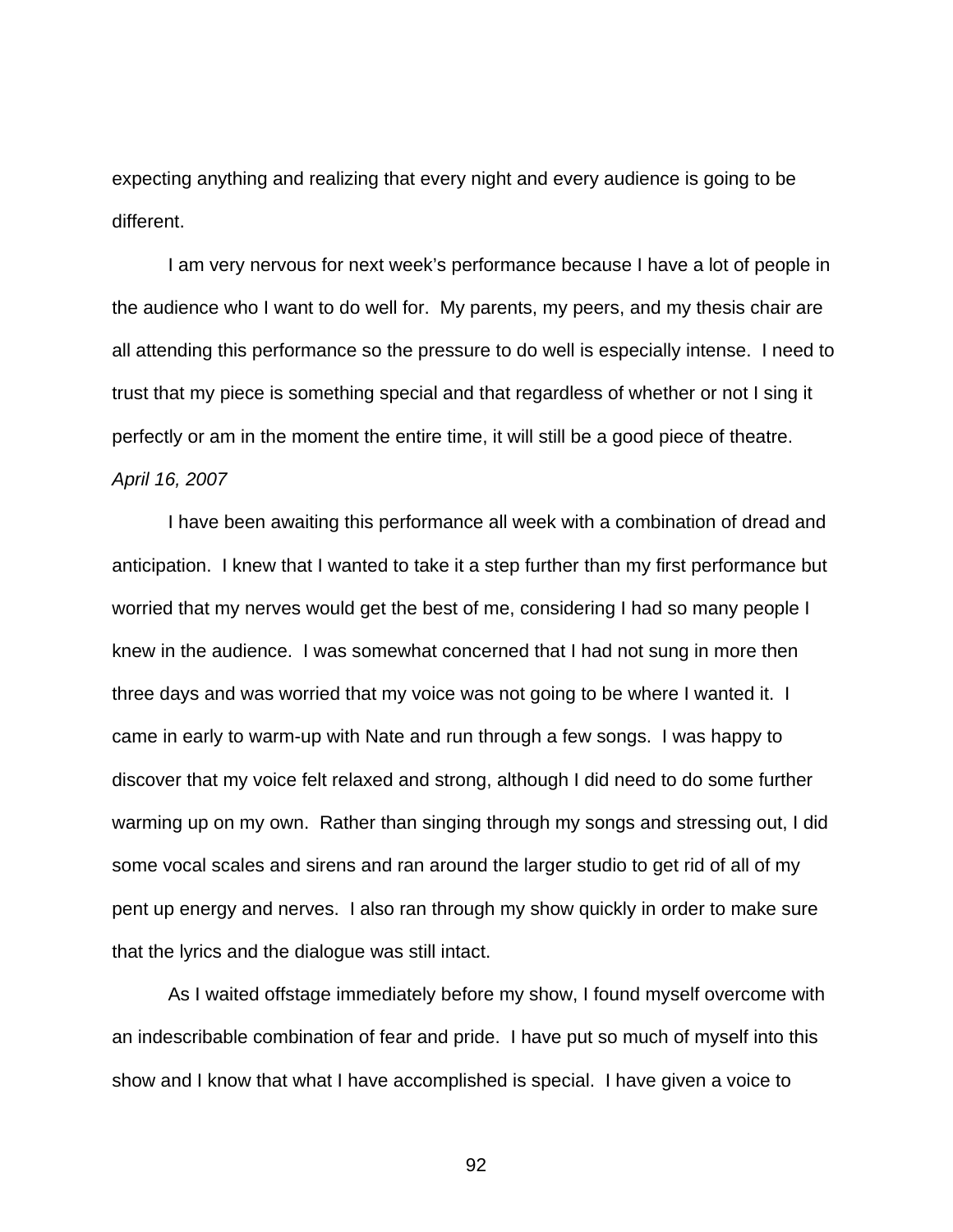expecting anything and realizing that every night and every audience is going to be different.

I am very nervous for next week's performance because I have a lot of people in the audience who I want to do well for. My parents, my peers, and my thesis chair are all attending this performance so the pressure to do well is especially intense. I need to trust that my piece is something special and that regardless of whether or not I sing it perfectly or am in the moment the entire time, it will still be a good piece of theatre.

*April 16, 2007*

I have been awaiting this performance all week with a combination of dread and anticipation. I knew that I wanted to take it a step further than my first performance but worried that my nerves would get the best of me, considering I had so many people I knew in the audience. I was somewhat concerned that I had not sung in more then three days and was worried that my voice was not going to be where I wanted it. I came in early to warm-up with Nate and run through a few songs. I was happy to discover that my voice felt relaxed and strong, although I did need to do some further warming up on my own. Rather than singing through my songs and stressing out, I did some vocal scales and sirens and ran around the larger studio to get rid of all of my pent up energy and nerves. I also ran through my show quickly in order to make sure that the lyrics and the dialogue was still intact.

As I waited offstage immediately before my show, I found myself overcome with an indescribable combination of fear and pride. I have put so much of myself into this show and I know that what I have accomplished is special. I have given a voice to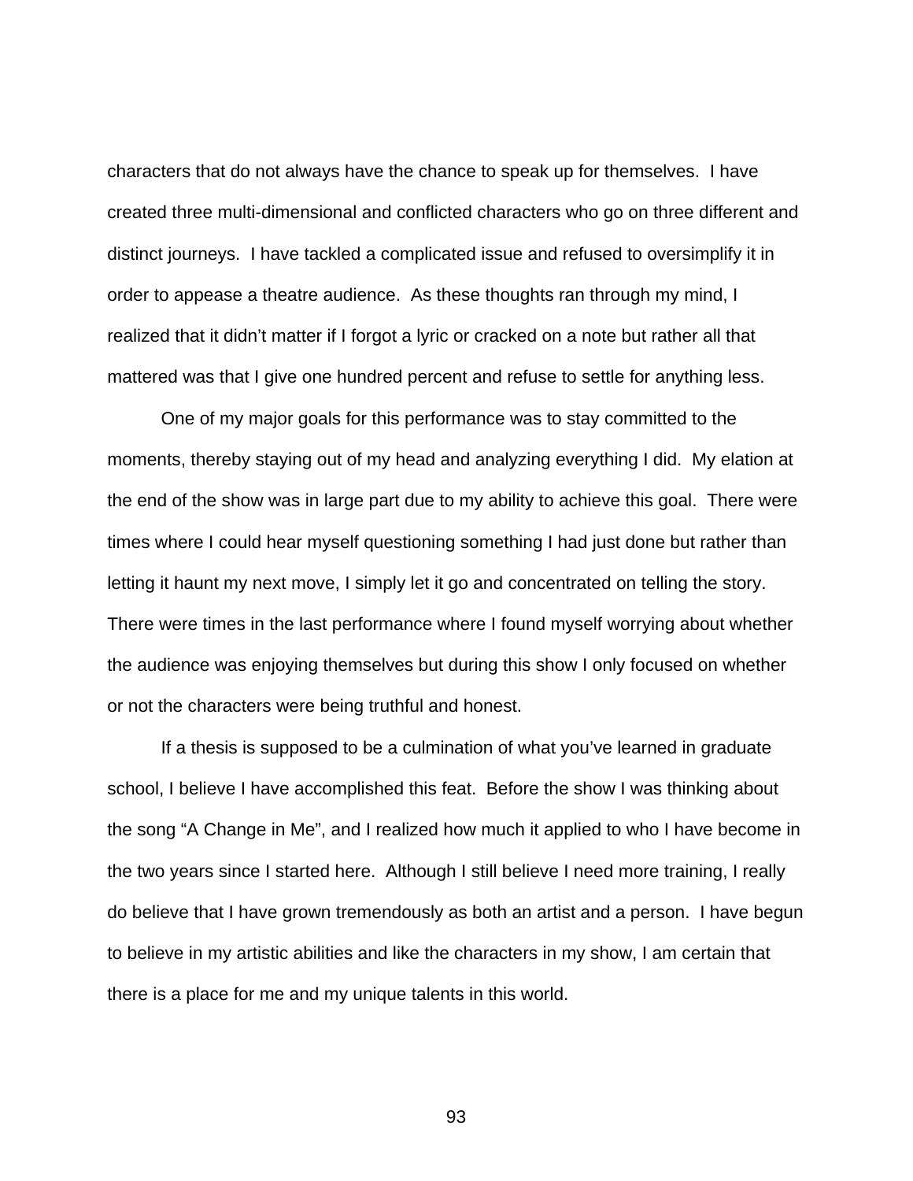characters that do not always have the chance to speak up for themselves. I have created three multi-dimensional and conflicted characters who go on three different and distinct journeys. I have tackled a complicated issue and refused to oversimplify it in order to appease a theatre audience. As these thoughts ran through my mind, I realized that it didn't matter if I forgot a lyric or cracked on a note but rather all that mattered was that I give one hundred percent and refuse to settle for anything less.

One of my major goals for this performance was to stay committed to the moments, thereby staying out of my head and analyzing everything I did. My elation at the end of the show was in large part due to my ability to achieve this goal. There were times where I could hear myself questioning something I had just done but rather than letting it haunt my next move, I simply let it go and concentrated on telling the story. There were times in the last performance where I found myself worrying about whether the audience was enjoying themselves but during this show I only focused on whether or not the characters were being truthful and honest.

If a thesis is supposed to be a culmination of what you've learned in graduate school, I believe I have accomplished this feat. Before the show I was thinking about the song "A Change in Me", and I realized how much it applied to who I have become in the two years since I started here. Although I still believe I need more training, I really do believe that I have grown tremendously as both an artist and a person. I have begun to believe in my artistic abilities and like the characters in my show, I am certain that there is a place for me and my unique talents in this world.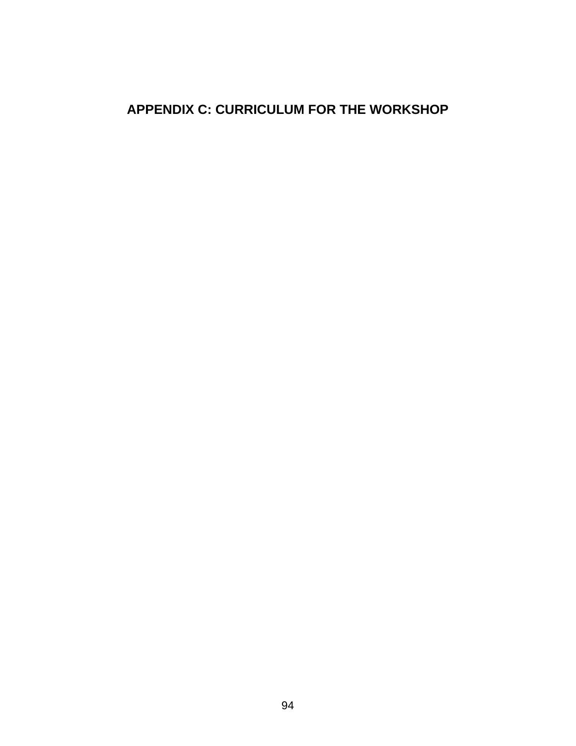# APPENDIX C: CURRICULUM FOR THE WORKSHOP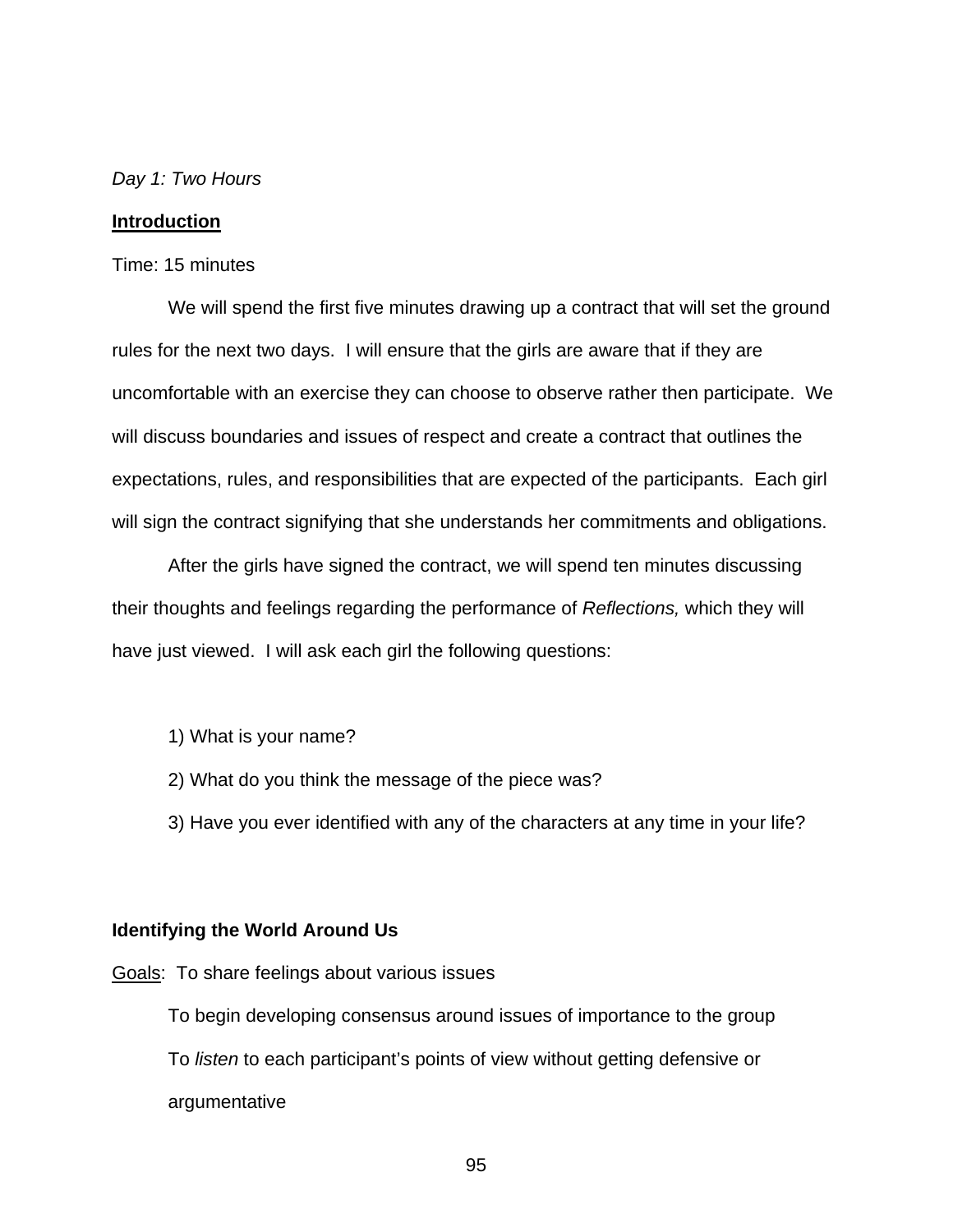*Day 1: Two Hours*

**Introduction**

Time: 15 minutes

We will spend the first five minutes drawing up a contract that will set the ground rules for the next two days. I will ensure that the girls are aware that if they are uncomfortable with an exercise they can choose to observe rather then participate. We will discuss boundaries and issues of respect and create a contract that outlines the expectations, rules, and responsibilities that are expected of the participants. Each girl will sign the contract signifying that she understands her commitments and obligations.

After the girls have signed the contract, we will spend ten minutes discussing their thoughts and feelings regarding the performance of *Reflections,* which they will have just viewed. I will ask each girl the following questions:

1) What is your name?

2) What do you think the message of the piece was?

3) Have you ever identified with any of the characters at any time in your life?

**Identifying the World Around Us**

Goals: To share feelings about various issues

To begin developing consensus around issues of importance to the group

To *listen* to each participant's points of view without getting defensive or argumentative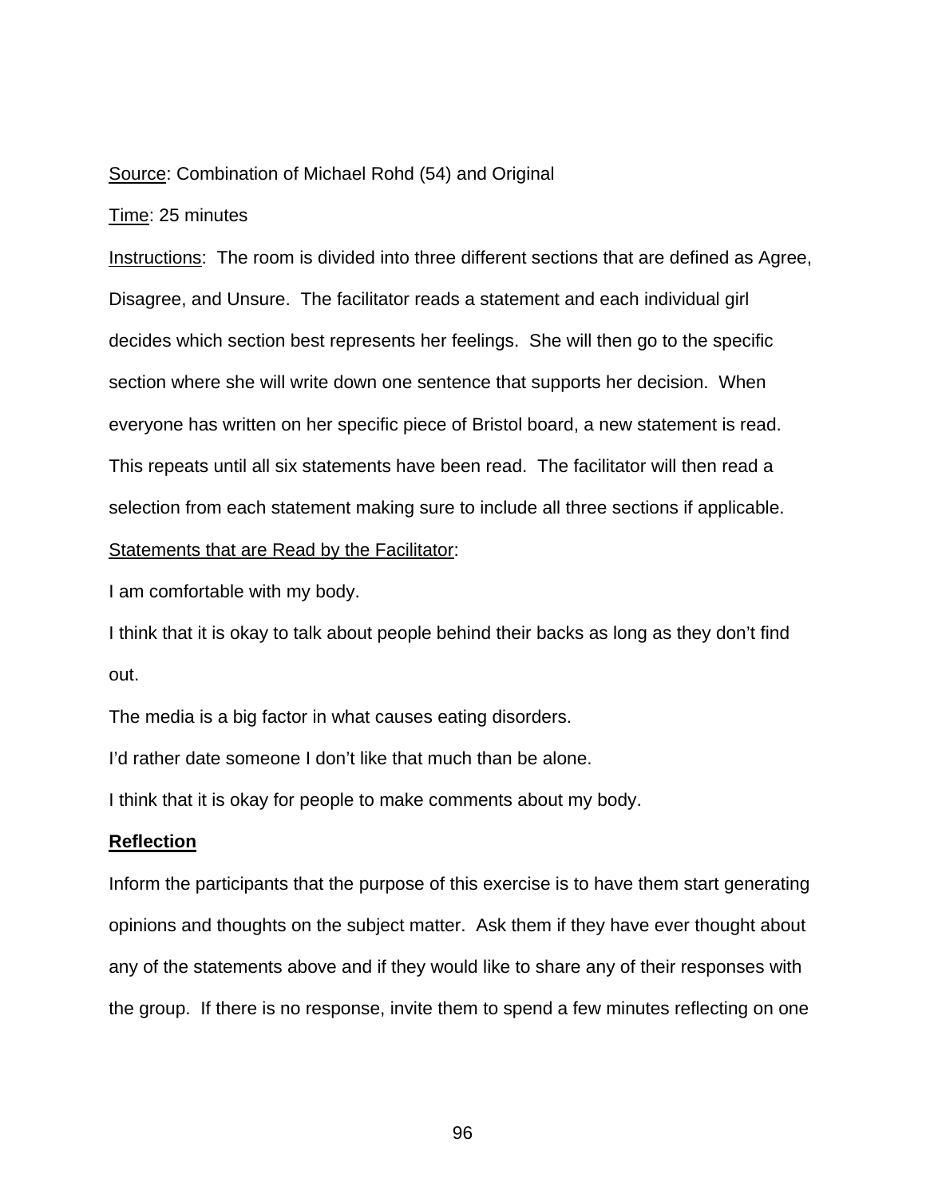Source: Combination of Michael Rohd (54) and Original

Time: 25 minutes

Instructions: The room is divided into three different sections that are defined as Agree, Disagree, and Unsure. The facilitator reads a statement and each individual girl decides which section best represents her feelings. She will then go to the specific section where she will write down one sentence that supports her decision. When everyone has written on her specific piece of Bristol board, a new statement is read. This repeats until all six statements have been read. The facilitator will then read a selection from each statement making sure to include all three sections if applicable.

Statements that are Read by the Facilitator:

I am comfortable with my body.

I think that it is okay to talk about people behind their backs as long as they don't find out.

The media is a big factor in what causes eating disorders.

I'd rather date someone I don't like that much than be alone.

I think that it is okay for people to make comments about my body.

**Reflection**

Inform the participants that the purpose of this exercise is to have them start generating opinions and thoughts on the subject matter. Ask them if they have ever thought about any of the statements above and if they would like to share any of their responses with the group. If there is no response, invite them to spend a few minutes reflecting on one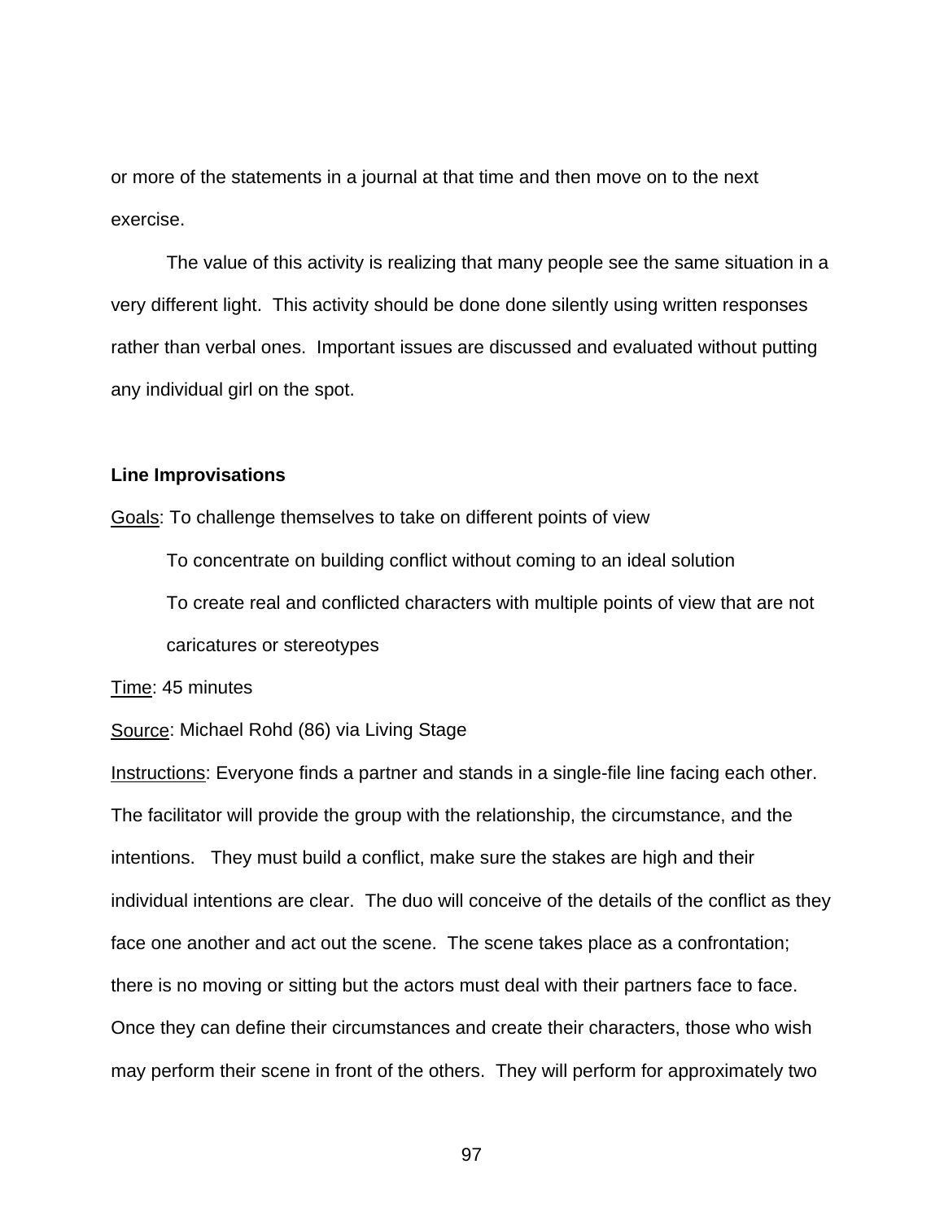or more of the statements in a journal at that time and then move on to the next exercise.

The value of this activity is realizing that many people see the same situation in a very different light. This activity should be done done silently using written responses rather than verbal ones. Important issues are discussed and evaluated without putting any individual girl on the spot.

**Line Improvisations**

Goals: To challenge themselves to take on different points of view

To concentrate on building conflict without coming to an ideal solution

To create real and conflicted characters with multiple points of view that are not caricatures or stereotypes

Time: 45 minutes

Source: Michael Rohd (86) via Living Stage

Instructions: Everyone finds a partner and stands in a single-file line facing each other. The facilitator will provide the group with the relationship, the circumstance, and the intentions. They must build a conflict, make sure the stakes are high and their individual intentions are clear. The duo will conceive of the details of the conflict as they face one another and act out the scene. The scene takes place as a confrontation; there is no moving or sitting but the actors must deal with their partners face to face. Once they can define their circumstances and create their characters, those who wish may perform their scene in front of the others. They will perform for approximately two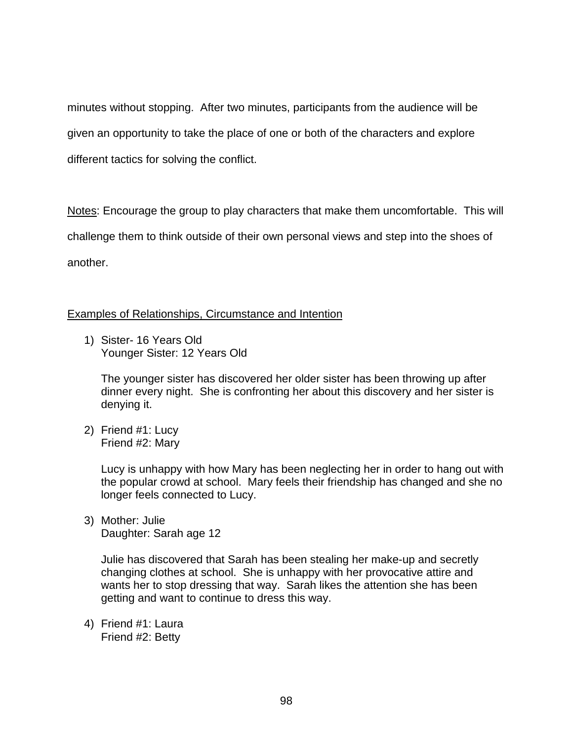minutes without stopping. After two minutes, participants from the audience will be given an opportunity to take the place of one or both of the characters and explore different tactics for solving the conflict.

<u>Notes</u>: Encourage the group to play characters that make them uncomfortable. This will challenge them to think outside of their own personal views and step into the shoes of another.

<u>Examples of Relationships, Circumstance and Intention</u>

1) Sister- 16 Years Old  
   Younger Sister: 12 Years Old

   The younger sister has discovered her older sister has been throwing up after dinner every night. She is confronting her about this discovery and her sister is denying it.

2) Friend #1: Lucy  
   Friend #2: Mary

   Lucy is unhappy with how Mary has been neglecting her in order to hang out with the popular crowd at school. Mary feels their friendship has changed and she no longer feels connected to Lucy.

3) Mother: Julie  
   Daughter: Sarah age 12

   Julie has discovered that Sarah has been stealing her make-up and secretly changing clothes at school. She is unhappy with her provocative attire and wants her to stop dressing that way. Sarah likes the attention she has been getting and want to continue to dress this way.

4) Friend #1: Laura  
   Friend #2: Betty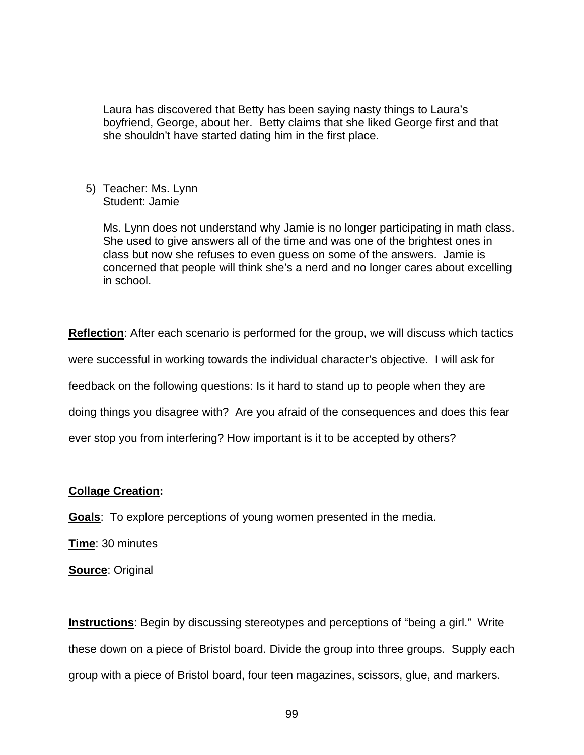Laura has discovered that Betty has been saying nasty things to Laura's boyfriend, George, about her. Betty claims that she liked George first and that she shouldn't have started dating him in the first place.

5) Teacher: Ms. Lynn
   Student: Jamie

   Ms. Lynn does not understand why Jamie is no longer participating in math class. She used to give answers all of the time and was one of the brightest ones in class but now she refuses to even guess on some of the answers. Jamie is concerned that people will think she's a nerd and no longer cares about excelling in school.

**Reflection**: After each scenario is performed for the group, we will discuss which tactics were successful in working towards the individual character's objective. I will ask for feedback on the following questions: Is it hard to stand up to people when they are doing things you disagree with? Are you afraid of the consequences and does this fear ever stop you from interfering? How important is it to be accepted by others?

**Collage Creation:**

**Goals**: To explore perceptions of young women presented in the media.

**Time**: 30 minutes

**Source**: Original

**Instructions**: Begin by discussing stereotypes and perceptions of "being a girl." Write these down on a piece of Bristol board. Divide the group into three groups. Supply each group with a piece of Bristol board, four teen magazines, scissors, glue, and markers.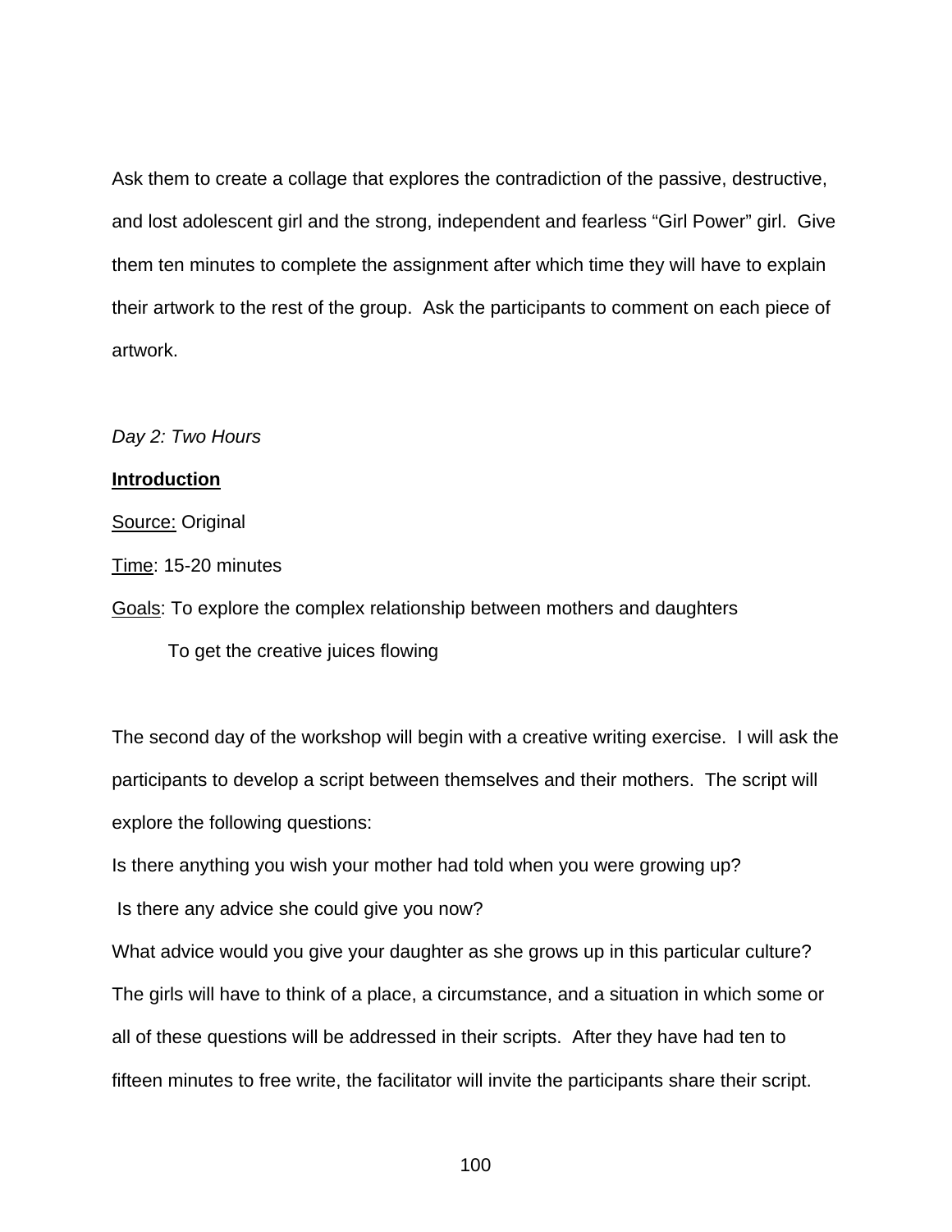Ask them to create a collage that explores the contradiction of the passive, destructive, and lost adolescent girl and the strong, independent and fearless "Girl Power" girl. Give them ten minutes to complete the assignment after which time they will have to explain their artwork to the rest of the group. Ask the participants to comment on each piece of artwork.

*Day 2: Two Hours*

**Introduction**

Source: Original

Time: 15-20 minutes

Goals: To explore the complex relationship between mothers and daughters

To get the creative juices flowing

The second day of the workshop will begin with a creative writing exercise. I will ask the participants to develop a script between themselves and their mothers. The script will explore the following questions:

Is there anything you wish your mother had told when you were growing up?

Is there any advice she could give you now?

What advice would you give your daughter as she grows up in this particular culture?

The girls will have to think of a place, a circumstance, and a situation in which some or all of these questions will be addressed in their scripts. After they have had ten to fifteen minutes to free write, the facilitator will invite the participants share their script.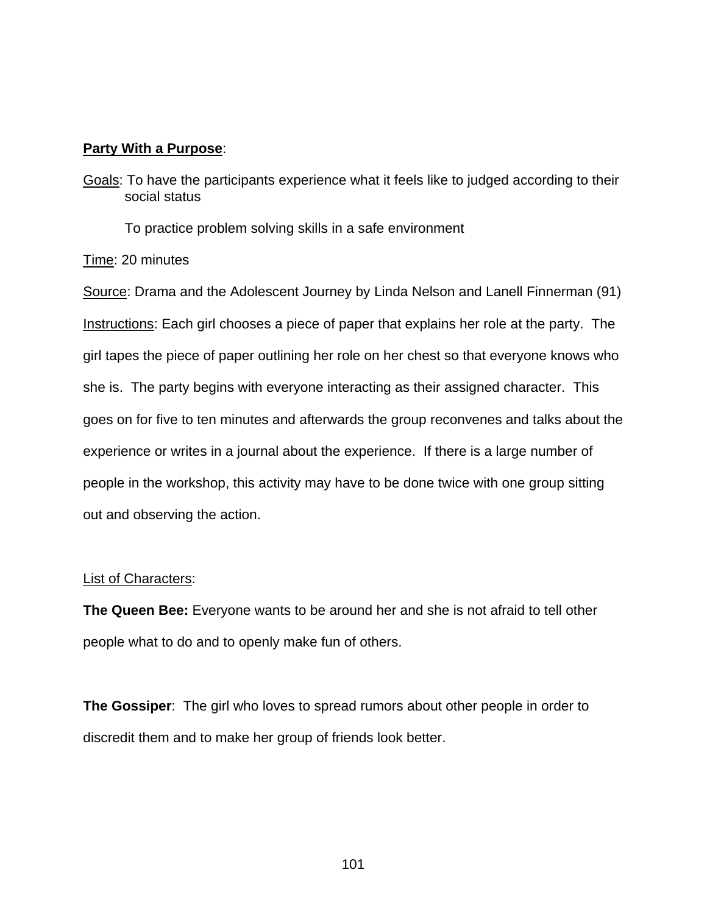**Party With a Purpose**:

Goals: To have the participants experience what it feels like to judged according to their social status

To practice problem solving skills in a safe environment

Time: 20 minutes

Source: Drama and the Adolescent Journey by Linda Nelson and Lanell Finnerman (91)

Instructions: Each girl chooses a piece of paper that explains her role at the party. The girl tapes the piece of paper outlining her role on her chest so that everyone knows who she is. The party begins with everyone interacting as their assigned character. This goes on for five to ten minutes and afterwards the group reconvenes and talks about the experience or writes in a journal about the experience. If there is a large number of people in the workshop, this activity may have to be done twice with one group sitting out and observing the action.

List of Characters:

**The Queen Bee:** Everyone wants to be around her and she is not afraid to tell other people what to do and to openly make fun of others.

**The Gossiper**: The girl who loves to spread rumors about other people in order to discredit them and to make her group of friends look better.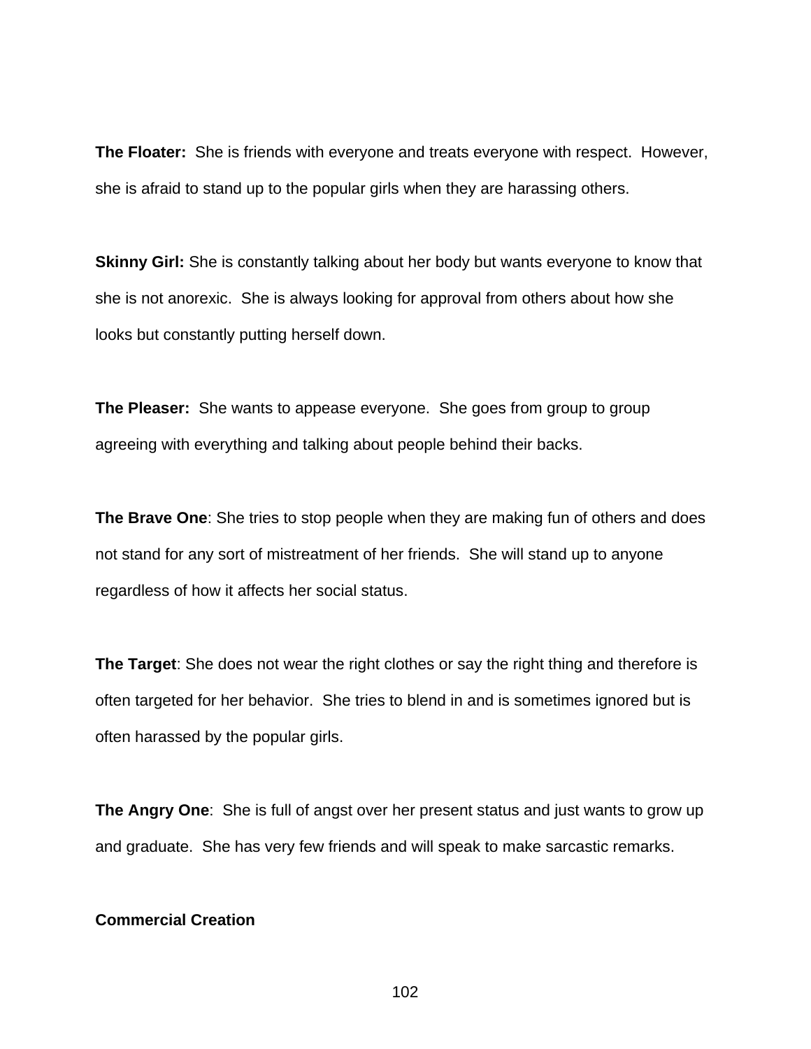**The Floater:** She is friends with everyone and treats everyone with respect. However, she is afraid to stand up to the popular girls when they are harassing others.

**Skinny Girl:** She is constantly talking about her body but wants everyone to know that she is not anorexic. She is always looking for approval from others about how she looks but constantly putting herself down.

**The Pleaser:** She wants to appease everyone. She goes from group to group agreeing with everything and talking about people behind their backs.

**The Brave One**: She tries to stop people when they are making fun of others and does not stand for any sort of mistreatment of her friends. She will stand up to anyone regardless of how it affects her social status.

**The Target**: She does not wear the right clothes or say the right thing and therefore is often targeted for her behavior. She tries to blend in and is sometimes ignored but is often harassed by the popular girls.

**The Angry One**: She is full of angst over her present status and just wants to grow up and graduate. She has very few friends and will speak to make sarcastic remarks.

**Commercial Creation**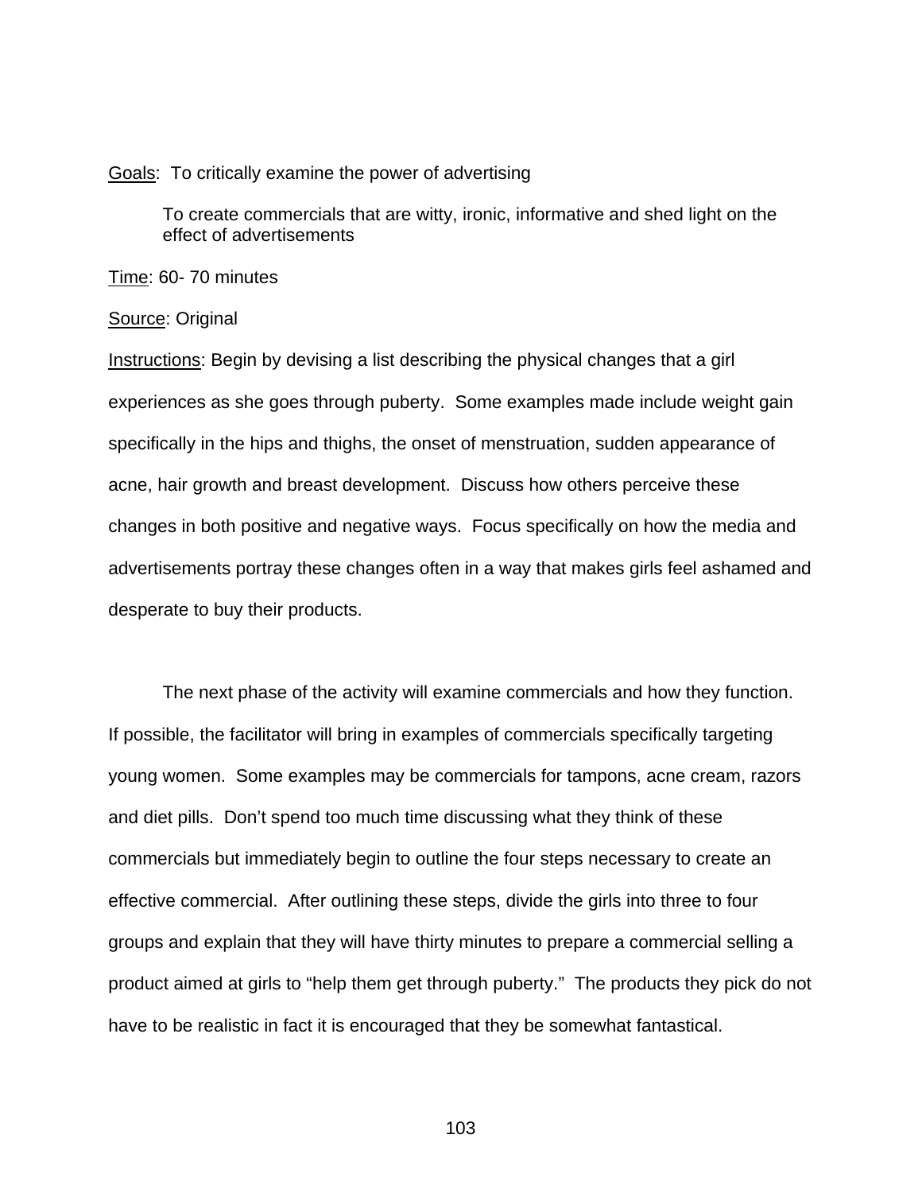Goals: To critically examine the power of advertising

To create commercials that are witty, ironic, informative and shed light on the effect of advertisements

Time: 60- 70 minutes

Source: Original

Instructions: Begin by devising a list describing the physical changes that a girl experiences as she goes through puberty. Some examples made include weight gain specifically in the hips and thighs, the onset of menstruation, sudden appearance of acne, hair growth and breast development. Discuss how others perceive these changes in both positive and negative ways. Focus specifically on how the media and advertisements portray these changes often in a way that makes girls feel ashamed and desperate to buy their products.

The next phase of the activity will examine commercials and how they function. If possible, the facilitator will bring in examples of commercials specifically targeting young women. Some examples may be commercials for tampons, acne cream, razors and diet pills. Don't spend too much time discussing what they think of these commercials but immediately begin to outline the four steps necessary to create an effective commercial. After outlining these steps, divide the girls into three to four groups and explain that they will have thirty minutes to prepare a commercial selling a product aimed at girls to "help them get through puberty." The products they pick do not have to be realistic in fact it is encouraged that they be somewhat fantastical.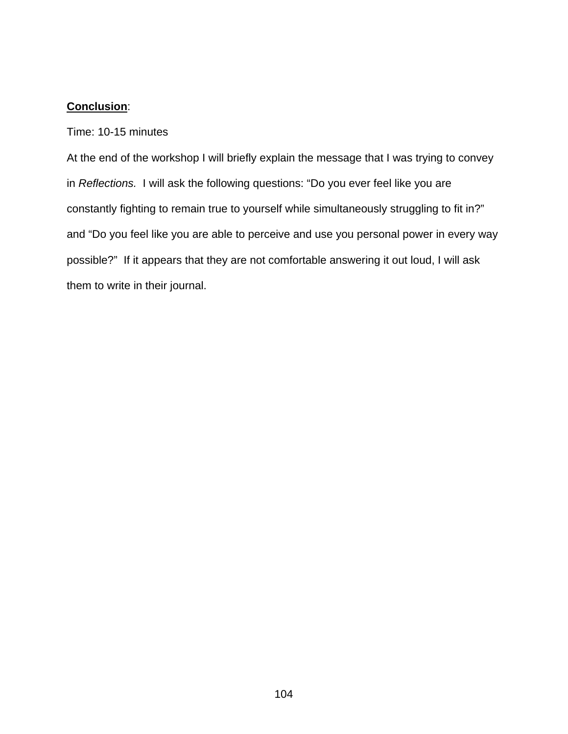**Conclusion**:

Time: 10-15 minutes

At the end of the workshop I will briefly explain the message that I was trying to convey in *Reflections.* I will ask the following questions: "Do you ever feel like you are constantly fighting to remain true to yourself while simultaneously struggling to fit in?" and "Do you feel like you are able to perceive and use you personal power in every way possible?" If it appears that they are not comfortable answering it out loud, I will ask them to write in their journal.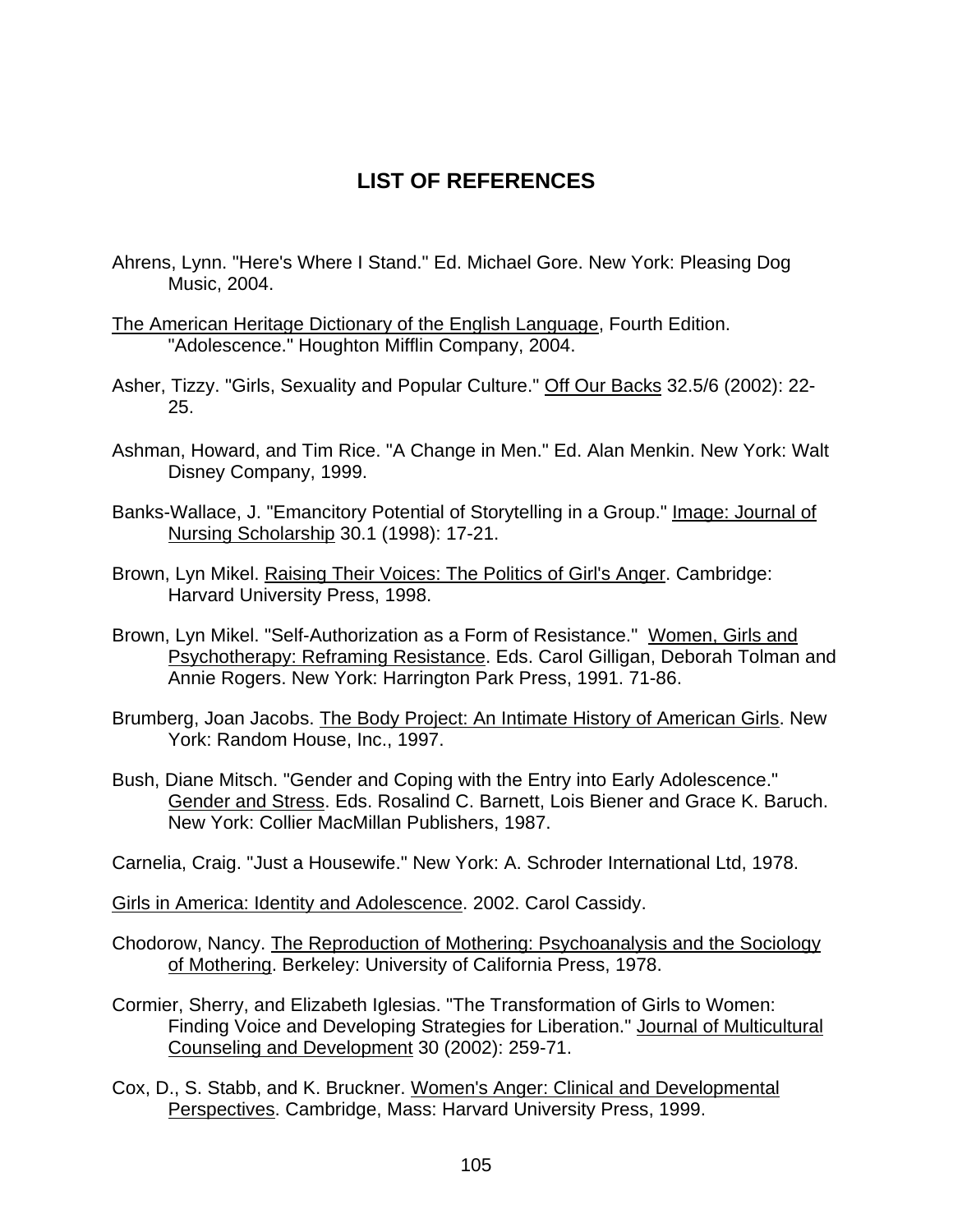# LIST OF REFERENCES

Ahrens, Lynn. "Here's Where I Stand." Ed. Michael Gore. New York: Pleasing Dog Music, 2004.

The American Heritage Dictionary of the English Language, Fourth Edition. "Adolescence." Houghton Mifflin Company, 2004.

Asher, Tizzy. "Girls, Sexuality and Popular Culture." Off Our Backs 32.5/6 (2002): 22-25.

Ashman, Howard, and Tim Rice. "A Change in Men." Ed. Alan Menkin. New York: Walt Disney Company, 1999.

Banks-Wallace, J. "Emancitory Potential of Storytelling in a Group." Image: Journal of Nursing Scholarship 30.1 (1998): 17-21.

Brown, Lyn Mikel. Raising Their Voices: The Politics of Girl's Anger. Cambridge: Harvard University Press, 1998.

Brown, Lyn Mikel. "Self-Authorization as a Form of Resistance." Women, Girls and Psychotherapy: Reframing Resistance. Eds. Carol Gilligan, Deborah Tolman and Annie Rogers. New York: Harrington Park Press, 1991. 71-86.

Brumberg, Joan Jacobs. The Body Project: An Intimate History of American Girls. New York: Random House, Inc., 1997.

Bush, Diane Mitsch. "Gender and Coping with the Entry into Early Adolescence." Gender and Stress. Eds. Rosalind C. Barnett, Lois Biener and Grace K. Baruch. New York: Collier MacMillan Publishers, 1987.

Carnelia, Craig. "Just a Housewife." New York: A. Schroder International Ltd, 1978.

Girls in America: Identity and Adolescence. 2002. Carol Cassidy.

Chodorow, Nancy. The Reproduction of Mothering: Psychoanalysis and the Sociology of Mothering. Berkeley: University of California Press, 1978.

Cormier, Sherry, and Elizabeth Iglesias. "The Transformation of Girls to Women: Finding Voice and Developing Strategies for Liberation." Journal of Multicultural Counseling and Development 30 (2002): 259-71.

Cox, D., S. Stabb, and K. Bruckner. Women's Anger: Clinical and Developmental Perspectives. Cambridge, Mass: Harvard University Press, 1999.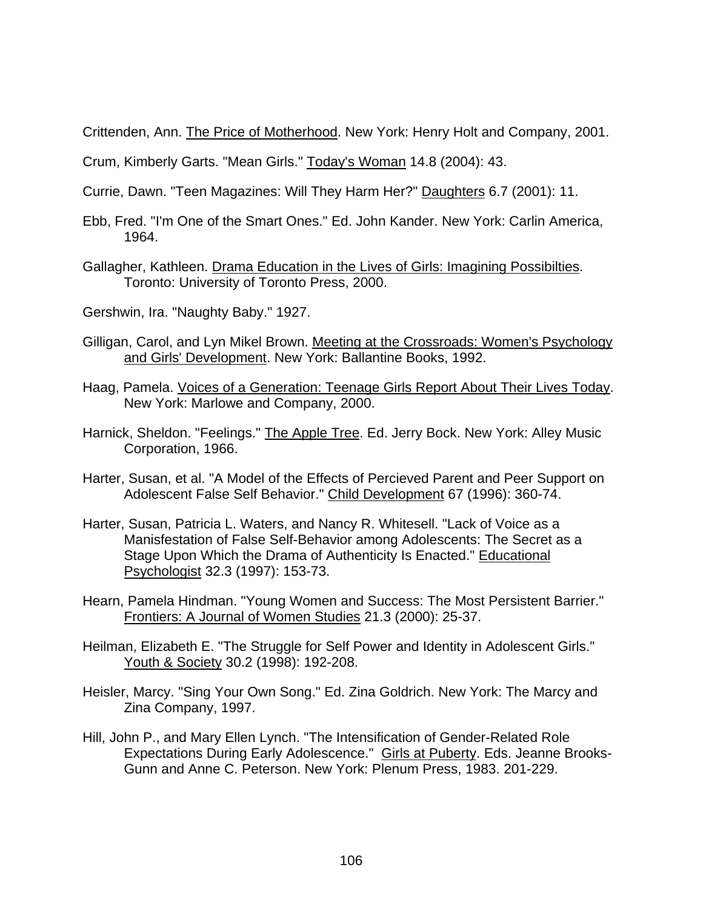Crittenden, Ann. The Price of Motherhood. New York: Henry Holt and Company, 2001.

Crum, Kimberly Garts. "Mean Girls." Today's Woman 14.8 (2004): 43.

Currie, Dawn. "Teen Magazines: Will They Harm Her?" Daughters 6.7 (2001): 11.

Ebb, Fred. "I'm One of the Smart Ones." Ed. John Kander. New York: Carlin America, 1964.

Gallagher, Kathleen. Drama Education in the Lives of Girls: Imagining Possibilties. Toronto: University of Toronto Press, 2000.

Gershwin, Ira. "Naughty Baby." 1927.

Gilligan, Carol, and Lyn Mikel Brown. Meeting at the Crossroads: Women's Psychology and Girls' Development. New York: Ballantine Books, 1992.

Haag, Pamela. Voices of a Generation: Teenage Girls Report About Their Lives Today. New York: Marlowe and Company, 2000.

Harnick, Sheldon. "Feelings." The Apple Tree. Ed. Jerry Bock. New York: Alley Music Corporation, 1966.

Harter, Susan, et al. "A Model of the Effects of Percieved Parent and Peer Support on Adolescent False Self Behavior." Child Development 67 (1996): 360-74.

Harter, Susan, Patricia L. Waters, and Nancy R. Whitesell. "Lack of Voice as a Manisfestation of False Self-Behavior among Adolescents: The Secret as a Stage Upon Which the Drama of Authenticity Is Enacted." Educational Psychologist 32.3 (1997): 153-73.

Hearn, Pamela Hindman. "Young Women and Success: The Most Persistent Barrier." Frontiers: A Journal of Women Studies 21.3 (2000): 25-37.

Heilman, Elizabeth E. "The Struggle for Self Power and Identity in Adolescent Girls." Youth & Society 30.2 (1998): 192-208.

Heisler, Marcy. "Sing Your Own Song." Ed. Zina Goldrich. New York: The Marcy and Zina Company, 1997.

Hill, John P., and Mary Ellen Lynch. "The Intensification of Gender-Related Role Expectations During Early Adolescence." Girls at Puberty. Eds. Jeanne Brooks-Gunn and Anne C. Peterson. New York: Plenum Press, 1983. 201-229.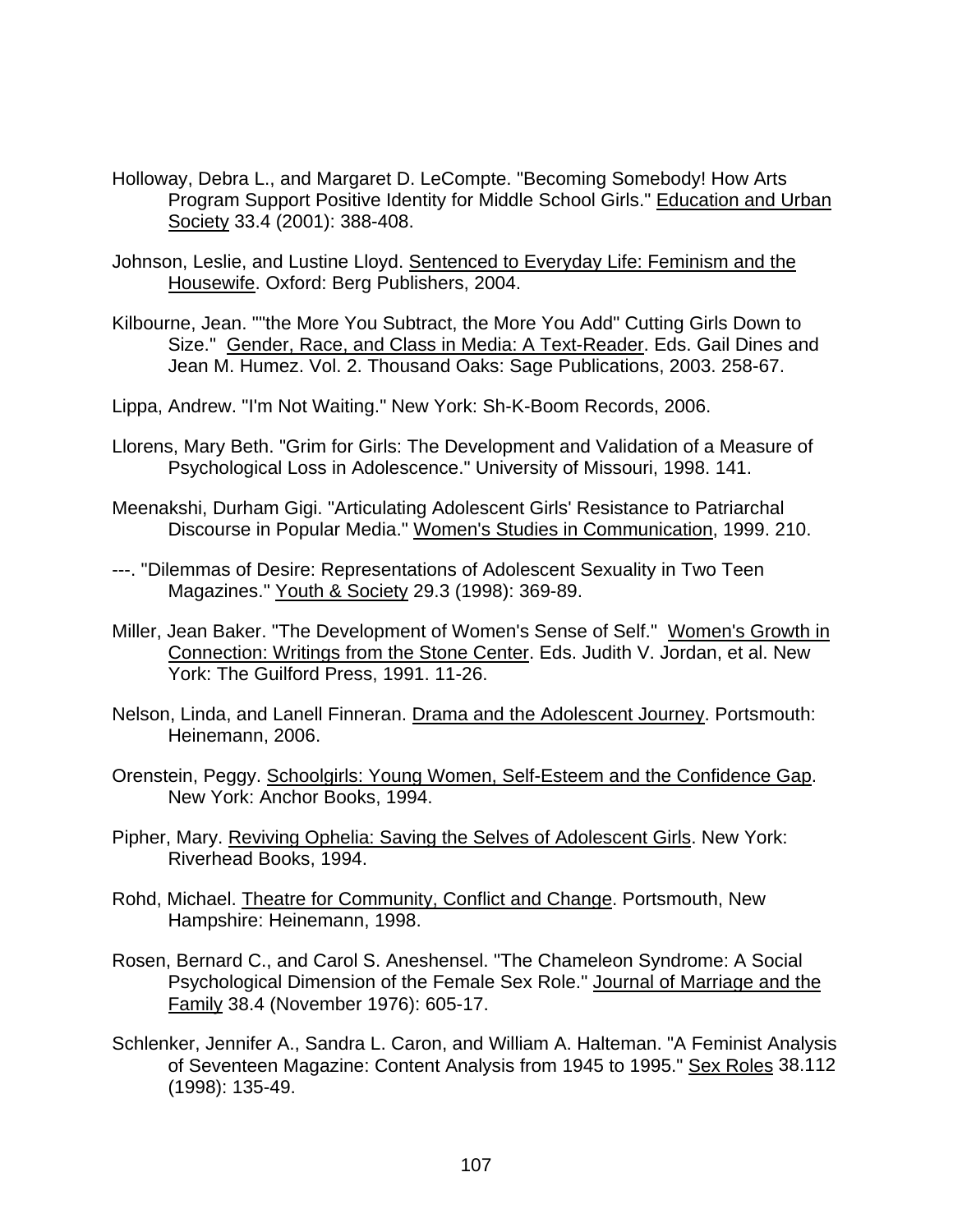Holloway, Debra L., and Margaret D. LeCompte. "Becoming Somebody! How Arts Program Support Positive Identity for Middle School Girls." Education and Urban Society 33.4 (2001): 388-408.

Johnson, Leslie, and Lustine Lloyd. Sentenced to Everyday Life: Feminism and the Housewife. Oxford: Berg Publishers, 2004.

Kilbourne, Jean. ""the More You Subtract, the More You Add" Cutting Girls Down to Size." Gender, Race, and Class in Media: A Text-Reader. Eds. Gail Dines and Jean M. Humez. Vol. 2. Thousand Oaks: Sage Publications, 2003. 258-67.

Lippa, Andrew. "I'm Not Waiting." New York: Sh-K-Boom Records, 2006.

Llorens, Mary Beth. "Grim for Girls: The Development and Validation of a Measure of Psychological Loss in Adolescence." University of Missouri, 1998. 141.

Meenakshi, Durham Gigi. "Articulating Adolescent Girls' Resistance to Patriarchal Discourse in Popular Media." Women's Studies in Communication, 1999. 210.

---. "Dilemmas of Desire: Representations of Adolescent Sexuality in Two Teen Magazines." Youth & Society 29.3 (1998): 369-89.

Miller, Jean Baker. "The Development of Women's Sense of Self." Women's Growth in Connection: Writings from the Stone Center. Eds. Judith V. Jordan, et al. New York: The Guilford Press, 1991. 11-26.

Nelson, Linda, and Lanell Finneran. Drama and the Adolescent Journey. Portsmouth: Heinemann, 2006.

Orenstein, Peggy. Schoolgirls: Young Women, Self-Esteem and the Confidence Gap. New York: Anchor Books, 1994.

Pipher, Mary. Reviving Ophelia: Saving the Selves of Adolescent Girls. New York: Riverhead Books, 1994.

Rohd, Michael. Theatre for Community, Conflict and Change. Portsmouth, New Hampshire: Heinemann, 1998.

Rosen, Bernard C., and Carol S. Aneshensel. "The Chameleon Syndrome: A Social Psychological Dimension of the Female Sex Role." Journal of Marriage and the Family 38.4 (November 1976): 605-17.

Schlenker, Jennifer A., Sandra L. Caron, and William A. Halteman. "A Feminist Analysis of Seventeen Magazine: Content Analysis from 1945 to 1995." Sex Roles 38.112 (1998): 135-49.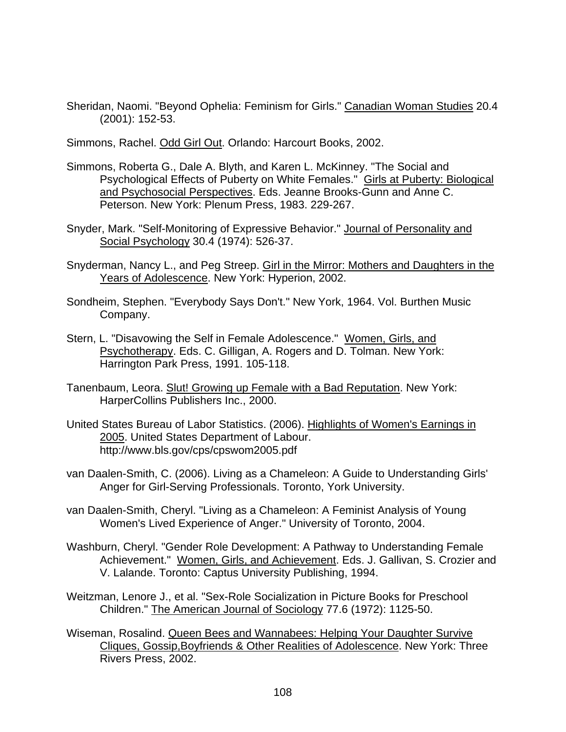Sheridan, Naomi. "Beyond Ophelia: Feminism for Girls." Canadian Woman Studies 20.4 (2001): 152-53.

Simmons, Rachel. Odd Girl Out. Orlando: Harcourt Books, 2002.

Simmons, Roberta G., Dale A. Blyth, and Karen L. McKinney. "The Social and Psychological Effects of Puberty on White Females." Girls at Puberty: Biological and Psychosocial Perspectives. Eds. Jeanne Brooks-Gunn and Anne C. Peterson. New York: Plenum Press, 1983. 229-267.

Snyder, Mark. "Self-Monitoring of Expressive Behavior." Journal of Personality and Social Psychology 30.4 (1974): 526-37.

Snyderman, Nancy L., and Peg Streep. Girl in the Mirror: Mothers and Daughters in the Years of Adolescence. New York: Hyperion, 2002.

Sondheim, Stephen. "Everybody Says Don't." New York, 1964. Vol. Burthen Music Company.

Stern, L. "Disavowing the Self in Female Adolescence." Women, Girls, and Psychotherapy. Eds. C. Gilligan, A. Rogers and D. Tolman. New York: Harrington Park Press, 1991. 105-118.

Tanenbaum, Leora. Slut! Growing up Female with a Bad Reputation. New York: HarperCollins Publishers Inc., 2000.

United States Bureau of Labor Statistics. (2006). Highlights of Women's Earnings in 2005. United States Department of Labour. http://www.bls.gov/cps/cpswom2005.pdf

van Daalen-Smith, C. (2006). Living as a Chameleon: A Guide to Understanding Girls' Anger for Girl-Serving Professionals. Toronto, York University.

van Daalen-Smith, Cheryl. "Living as a Chameleon: A Feminist Analysis of Young Women's Lived Experience of Anger." University of Toronto, 2004.

Washburn, Cheryl. "Gender Role Development: A Pathway to Understanding Female Achievement." Women, Girls, and Achievement. Eds. J. Gallivan, S. Crozier and V. Lalande. Toronto: Captus University Publishing, 1994.

Weitzman, Lenore J., et al. "Sex-Role Socialization in Picture Books for Preschool Children." The American Journal of Sociology 77.6 (1972): 1125-50.

Wiseman, Rosalind. Queen Bees and Wannabees: Helping Your Daughter Survive Cliques, Gossip,Boyfriends & Other Realities of Adolescence. New York: Three Rivers Press, 2002.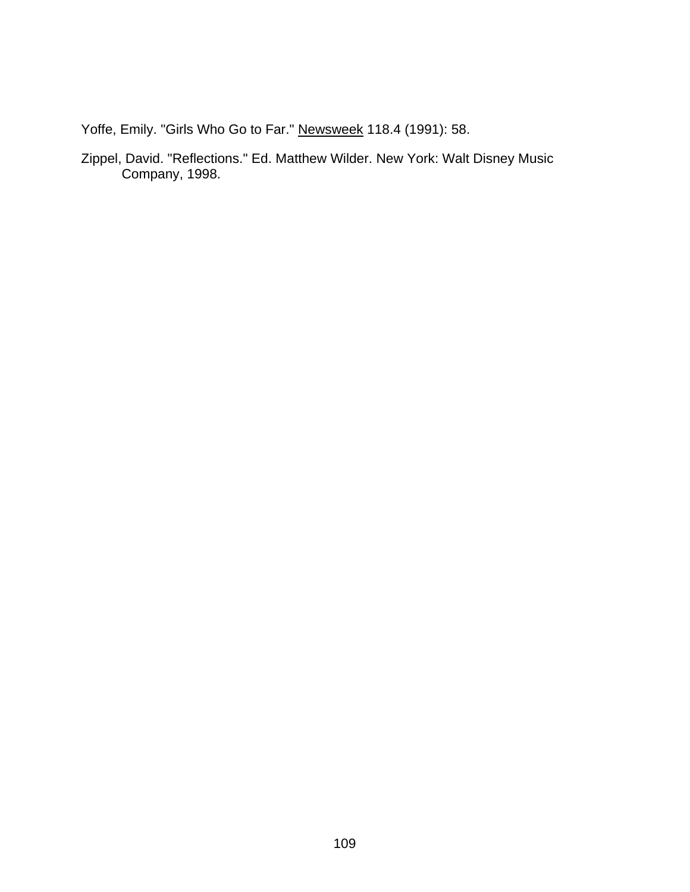Yoffe, Emily. "Girls Who Go to Far." Newsweek 118.4 (1991): 58.

Zippel, David. "Reflections." Ed. Matthew Wilder. New York: Walt Disney Music Company, 1998.